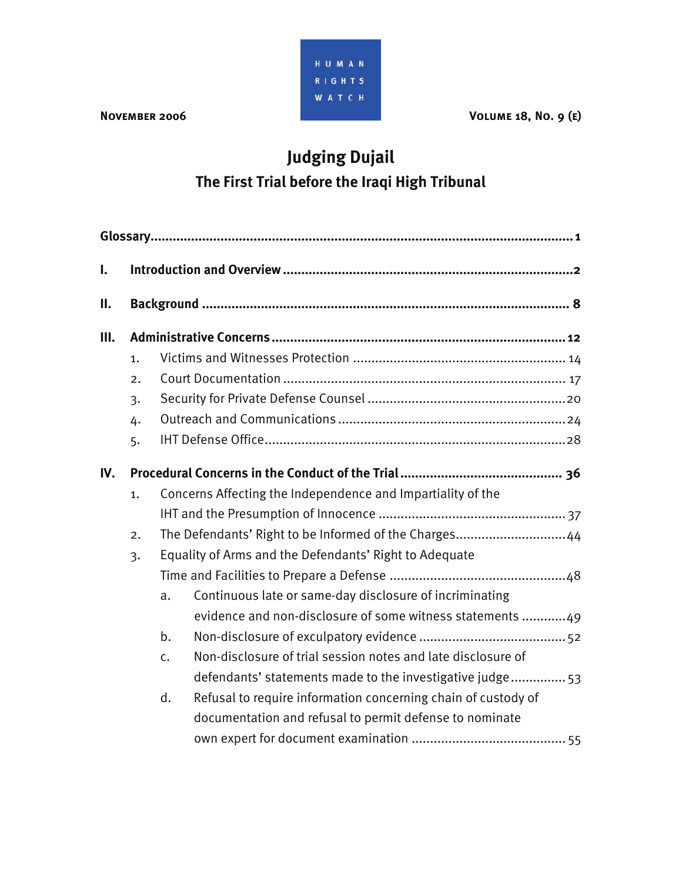HUMAN RIGHTS WATCH

November 2006 | Volume 18, No. 9 (E)

# Judging Dujail

## The First Trial before the Iraqi High Tribunal

**Glossary** .......... 1

**I. Introduction and Overview** .......... 2

**II. Background** .......... 8

**III. Administrative Concerns** .......... 12

1. Victims and Witnesses Protection .......... 14
2. Court Documentation .......... 17
3. Security for Private Defense Counsel .......... 20
4. Outreach and Communications .......... 24
5. IHT Defense Office .......... 28

**IV. Procedural Concerns in the Conduct of the Trial** .......... 36

1. Concerns Affecting the Independence and Impartiality of the IHT and the Presumption of Innocence .......... 37
2. The Defendants' Right to be Informed of the Charges .......... 44
3. Equality of Arms and the Defendants' Right to Adequate Time and Facilities to Prepare a Defense .......... 48
   a. Continuous late or same-day disclosure of incriminating evidence and non-disclosure of some witness statements .......... 49
   b. Non-disclosure of exculpatory evidence .......... 52
   c. Non-disclosure of trial session notes and late disclosure of defendants' statements made to the investigative judge .......... 53
   d. Refusal to require information concerning chain of custody of documentation and refusal to permit defense to nominate own expert for document examination .......... 55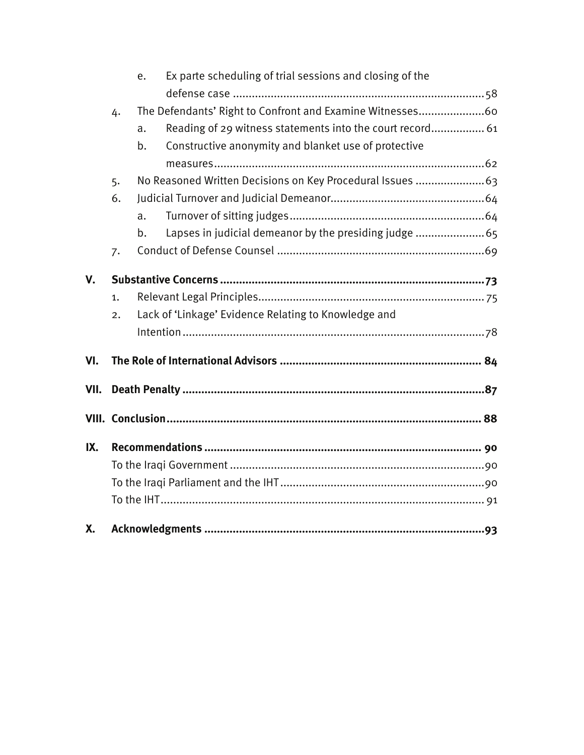e. Ex parte scheduling of trial sessions and closing of the defense case ....................58

4. The Defendants' Right to Confront and Examine Witnesses....................60
   a. Reading of 29 witness statements into the court record....................61
   b. Constructive anonymity and blanket use of protective measures....................62
5. No Reasoned Written Decisions on Key Procedural Issues ....................63
6. Judicial Turnover and Judicial Demeanor....................64
   a. Turnover of sitting judges....................64
   b. Lapses in judicial demeanor by the presiding judge ....................65
7. Conduct of Defense Counsel ....................69

**V. Substantive Concerns ....................73**

1. Relevant Legal Principles....................75
2. Lack of 'Linkage' Evidence Relating to Knowledge and Intention....................78

**VI. The Role of International Advisors ....................84**

**VII. Death Penalty ....................87**

**VIII. Conclusion....................88**

**IX. Recommendations ....................90**

To the Iraqi Government ....................90

To the Iraqi Parliament and the IHT....................90

To the IHT....................91

**X. Acknowledgments ....................93**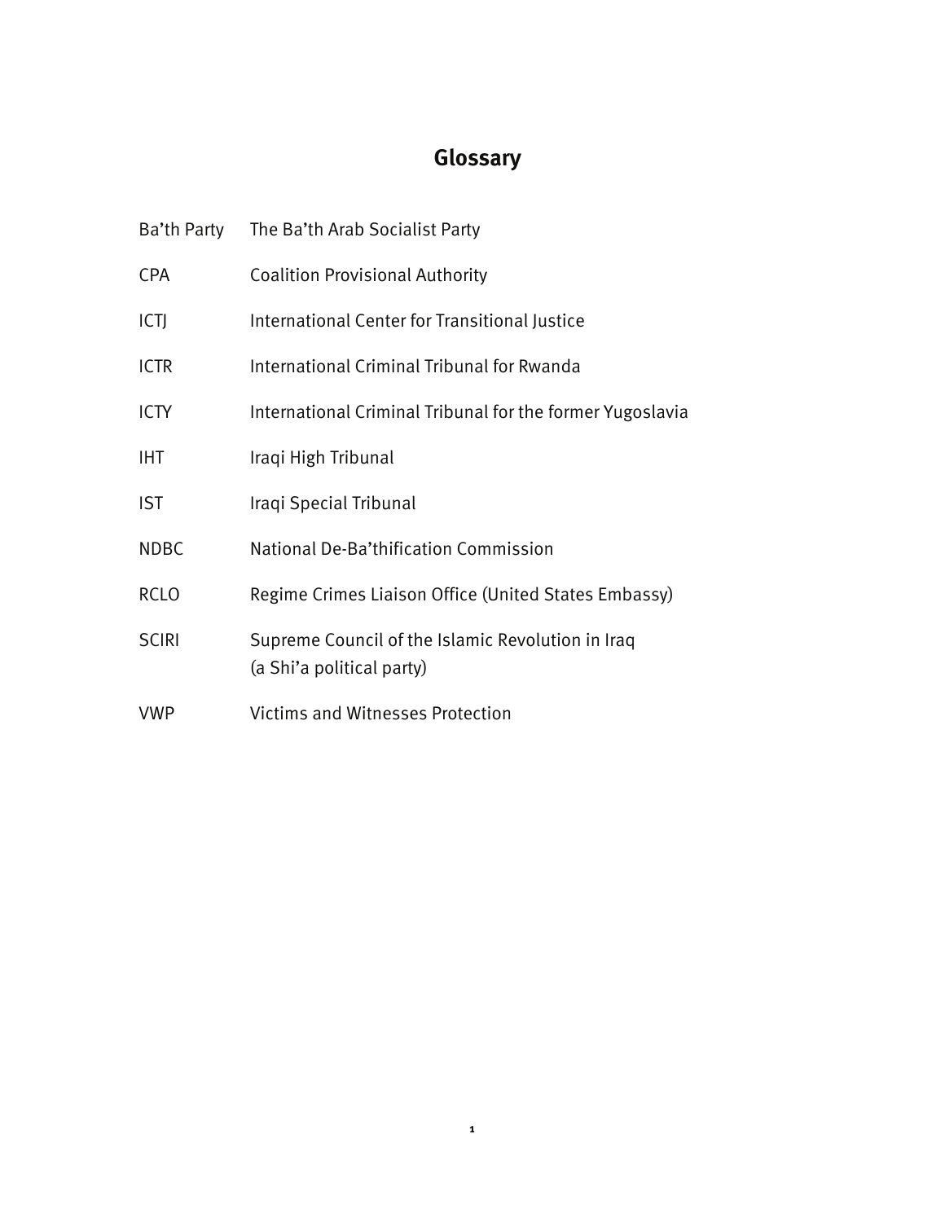# Glossary

| | |
|---|---|
| Ba'th Party | The Ba'th Arab Socialist Party |
| CPA | Coalition Provisional Authority |
| ICTJ | International Center for Transitional Justice |
| ICTR | International Criminal Tribunal for Rwanda |
| ICTY | International Criminal Tribunal for the former Yugoslavia |
| IHT | Iraqi High Tribunal |
| IST | Iraqi Special Tribunal |
| NDBC | National De-Ba'thification Commission |
| RCLO | Regime Crimes Liaison Office (United States Embassy) |
| SCIRI | Supreme Council of the Islamic Revolution in Iraq (a Shi'a political party) |
| VWP | Victims and Witnesses Protection |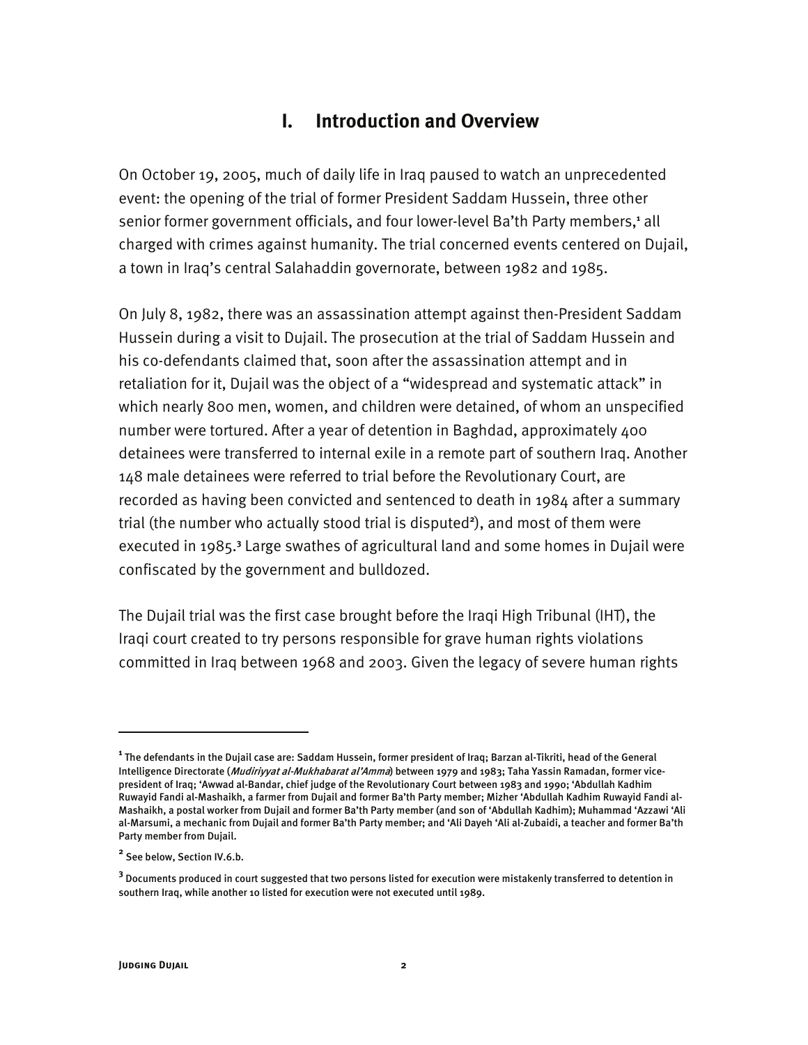# I. Introduction and Overview

On October 19, 2005, much of daily life in Iraq paused to watch an unprecedented event: the opening of the trial of former President Saddam Hussein, three other senior former government officials, and four lower-level Ba'th Party members,[1] all charged with crimes against humanity. The trial concerned events centered on Dujail, a town in Iraq's central Salahaddin governorate, between 1982 and 1985.

On July 8, 1982, there was an assassination attempt against then-President Saddam Hussein during a visit to Dujail. The prosecution at the trial of Saddam Hussein and his co-defendants claimed that, soon after the assassination attempt and in retaliation for it, Dujail was the object of a "widespread and systematic attack" in which nearly 800 men, women, and children were detained, of whom an unspecified number were tortured. After a year of detention in Baghdad, approximately 400 detainees were transferred to internal exile in a remote part of southern Iraq. Another 148 male detainees were referred to trial before the Revolutionary Court, are recorded as having been convicted and sentenced to death in 1984 after a summary trial (the number who actually stood trial is disputed[2]), and most of them were executed in 1985.[3] Large swathes of agricultural land and some homes in Dujail were confiscated by the government and bulldozed.

The Dujail trial was the first case brought before the Iraqi High Tribunal (IHT), the Iraqi court created to try persons responsible for grave human rights violations committed in Iraq between 1968 and 2003. Given the legacy of severe human rights

---

[1] The defendants in the Dujail case are: Saddam Hussein, former president of Iraq; Barzan al-Tikriti, head of the General Intelligence Directorate (*Mudiriyyat al-Mukhabarat al'Amma*) between 1979 and 1983; Taha Yassin Ramadan, former vice-president of Iraq; 'Awwad al-Bandar, chief judge of the Revolutionary Court between 1983 and 1990; 'Abdullah Kadhim Ruwayid Fandi al-Mashaikh, a farmer from Dujail and former Ba'th Party member; Mizher 'Abdullah Kadhim Ruwayid Fandi al-Mashaikh, a postal worker from Dujail and former Ba'th Party member (and son of 'Abdullah Kadhim); Muhammad 'Azzawi 'Ali al-Marsumi, a mechanic from Dujail and former Ba'th Party member; and 'Ali Dayeh 'Ali al-Zubaidi, a teacher and former Ba'th Party member from Dujail.

[2] See below, Section IV.6.b.

[3] Documents produced in court suggested that two persons listed for execution were mistakenly transferred to detention in southern Iraq, while another 10 listed for execution were not executed until 1989.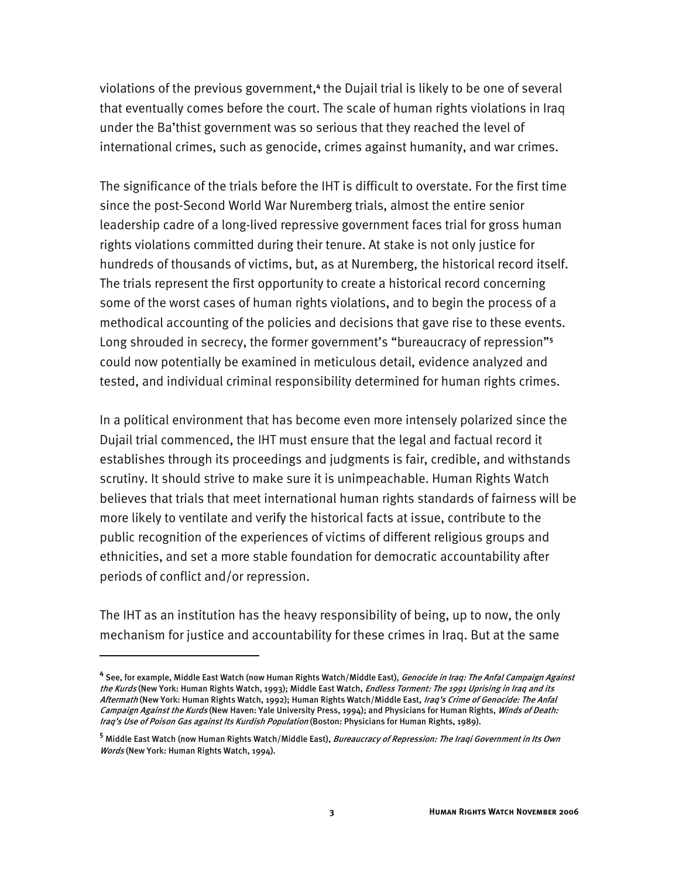violations of the previous government,[4] the Dujail trial is likely to be one of several that eventually comes before the court. The scale of human rights violations in Iraq under the Ba'thist government was so serious that they reached the level of international crimes, such as genocide, crimes against humanity, and war crimes.

The significance of the trials before the IHT is difficult to overstate. For the first time since the post-Second World War Nuremberg trials, almost the entire senior leadership cadre of a long-lived repressive government faces trial for gross human rights violations committed during their tenure. At stake is not only justice for hundreds of thousands of victims, but, as at Nuremberg, the historical record itself. The trials represent the first opportunity to create a historical record concerning some of the worst cases of human rights violations, and to begin the process of a methodical accounting of the policies and decisions that gave rise to these events. Long shrouded in secrecy, the former government's "bureaucracy of repression"[5] could now potentially be examined in meticulous detail, evidence analyzed and tested, and individual criminal responsibility determined for human rights crimes.

In a political environment that has become even more intensely polarized since the Dujail trial commenced, the IHT must ensure that the legal and factual record it establishes through its proceedings and judgments is fair, credible, and withstands scrutiny. It should strive to make sure it is unimpeachable. Human Rights Watch believes that trials that meet international human rights standards of fairness will be more likely to ventilate and verify the historical facts at issue, contribute to the public recognition of the experiences of victims of different religious groups and ethnicities, and set a more stable foundation for democratic accountability after periods of conflict and/or repression.

The IHT as an institution has the heavy responsibility of being, up to now, the only mechanism for justice and accountability for these crimes in Iraq. But at the same

---

[4] See, for example, Middle East Watch (now Human Rights Watch/Middle East), *Genocide in Iraq: The Anfal Campaign Against the Kurds* (New York: Human Rights Watch, 1993); Middle East Watch, *Endless Torment: The 1991 Uprising in Iraq and its Aftermath* (New York: Human Rights Watch, 1992); Human Rights Watch/Middle East, *Iraq's Crime of Genocide: The Anfal Campaign Against the Kurds* (New Haven: Yale University Press, 1994); and Physicians for Human Rights, *Winds of Death: Iraq's Use of Poison Gas against Its Kurdish Population* (Boston: Physicians for Human Rights, 1989).

[5] Middle East Watch (now Human Rights Watch/Middle East), *Bureaucracy of Repression: The Iraqi Government in Its Own Words* (New York: Human Rights Watch, 1994).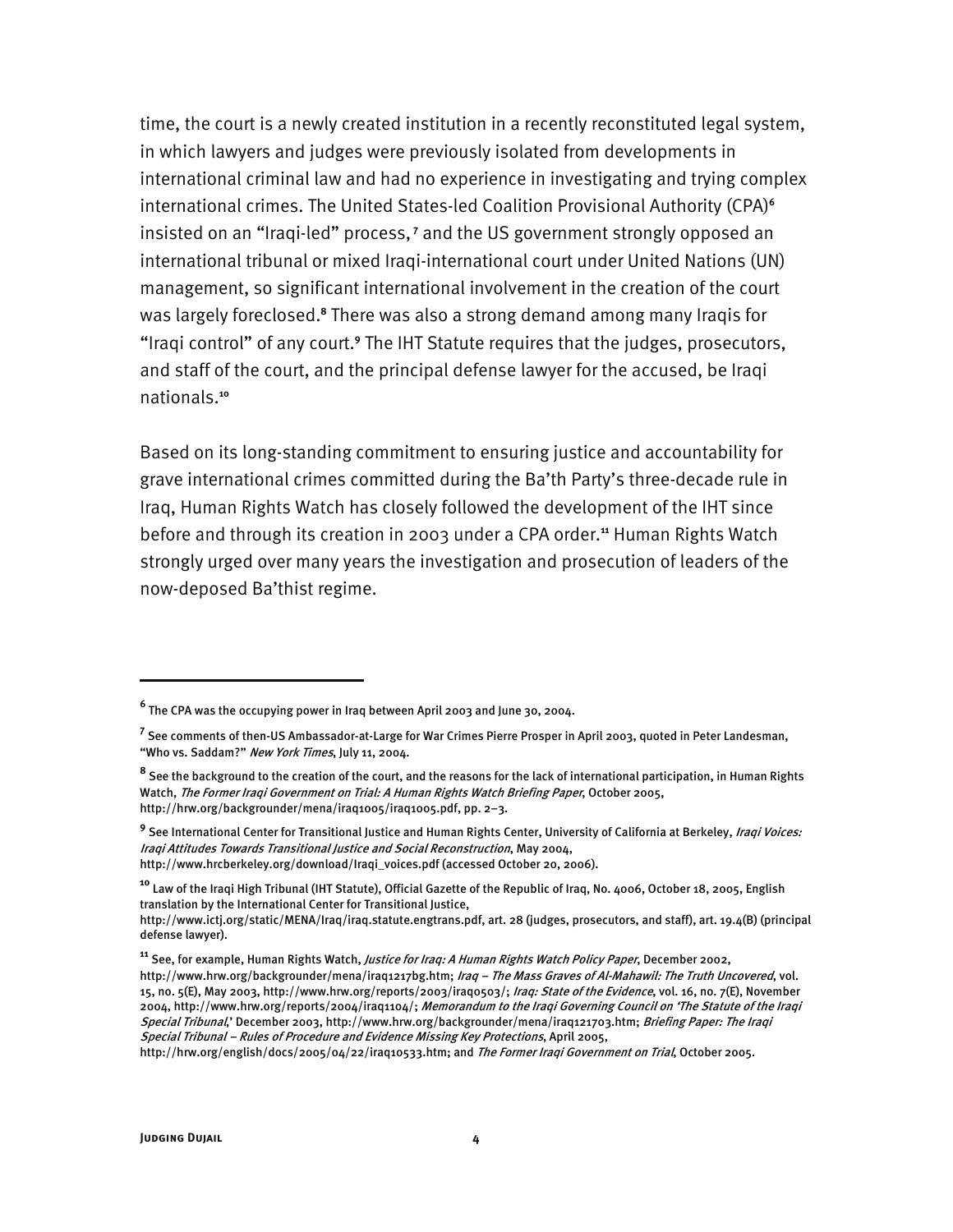time, the court is a newly created institution in a recently reconstituted legal system, in which lawyers and judges were previously isolated from developments in international criminal law and had no experience in investigating and trying complex international crimes. The United States-led Coalition Provisional Authority (CPA)[6] insisted on an "Iraqi-led" process,[7] and the US government strongly opposed an international tribunal or mixed Iraqi-international court under United Nations (UN) management, so significant international involvement in the creation of the court was largely foreclosed.[8] There was also a strong demand among many Iraqis for "Iraqi control" of any court.[9] The IHT Statute requires that the judges, prosecutors, and staff of the court, and the principal defense lawyer for the accused, be Iraqi nationals.[10]

Based on its long-standing commitment to ensuring justice and accountability for grave international crimes committed during the Ba'th Party's three-decade rule in Iraq, Human Rights Watch has closely followed the development of the IHT since before and through its creation in 2003 under a CPA order.[11] Human Rights Watch strongly urged over many years the investigation and prosecution of leaders of the now-deposed Ba'thist regime.

---

[6] The CPA was the occupying power in Iraq between April 2003 and June 30, 2004.

[7] See comments of then-US Ambassador-at-Large for War Crimes Pierre Prosper in April 2003, quoted in Peter Landesman, "Who vs. Saddam?" *New York Times*, July 11, 2004.

[8] See the background to the creation of the court, and the reasons for the lack of international participation, in Human Rights Watch, *The Former Iraqi Government on Trial: A Human Rights Watch Briefing Paper*, October 2005, http://hrw.org/backgrounder/mena/iraq1005/iraq1005.pdf, pp. 2–3.

[9] See International Center for Transitional Justice and Human Rights Center, University of California at Berkeley, *Iraqi Voices: Iraqi Attitudes Towards Transitional Justice and Social Reconstruction*, May 2004, http://www.hrcberkeley.org/download/Iraqi_voices.pdf (accessed October 20, 2006).

[10] Law of the Iraqi High Tribunal (IHT Statute), Official Gazette of the Republic of Iraq, No. 4006, October 18, 2005, English translation by the International Center for Transitional Justice, http://www.ictj.org/static/MENA/Iraq/iraq.statute.engtrans.pdf, art. 28 (judges, prosecutors, and staff), art. 19.4(B) (principal defense lawyer).

[11] See, for example, Human Rights Watch, *Justice for Iraq: A Human Rights Watch Policy Paper*, December 2002, http://www.hrw.org/backgrounder/mena/iraq1217bg.htm; *Iraq – The Mass Graves of Al-Mahawil: The Truth Uncovered*, vol. 15, no. 5(E), May 2003, http://www.hrw.org/reports/2003/iraq0503/; *Iraq: State of the Evidence*, vol. 16, no. 7(E), November 2004, http://www.hrw.org/reports/2004/iraq1104/; *Memorandum to the Iraqi Governing Council on 'The Statute of the Iraqi Special Tribunal*,' December 2003, http://www.hrw.org/backgrounder/mena/iraq121703.htm; *Briefing Paper: The Iraqi Special Tribunal – Rules of Procedure and Evidence Missing Key Protections*, April 2005, http://hrw.org/english/docs/2005/04/22/iraq10533.htm; and *The Former Iraqi Government on Trial*, October 2005.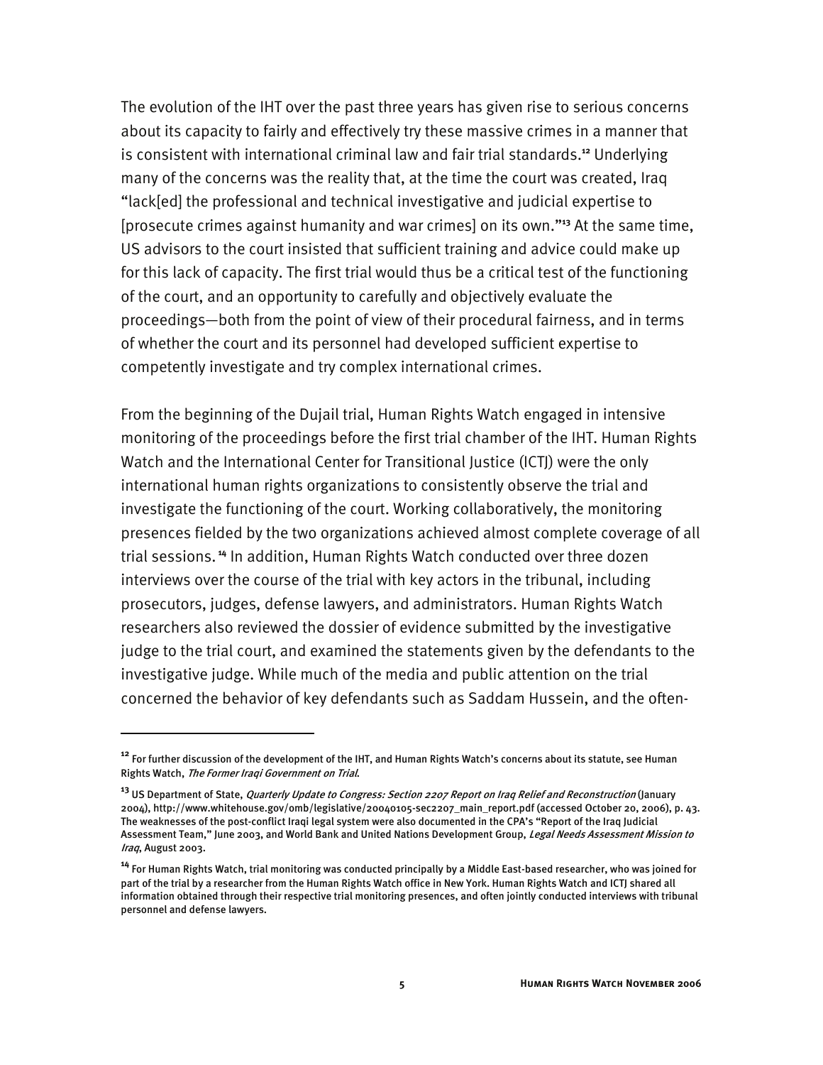The evolution of the IHT over the past three years has given rise to serious concerns about its capacity to fairly and effectively try these massive crimes in a manner that is consistent with international criminal law and fair trial standards.[12] Underlying many of the concerns was the reality that, at the time the court was created, Iraq "lack[ed] the professional and technical investigative and judicial expertise to [prosecute crimes against humanity and war crimes] on its own."[13] At the same time, US advisors to the court insisted that sufficient training and advice could make up for this lack of capacity. The first trial would thus be a critical test of the functioning of the court, and an opportunity to carefully and objectively evaluate the proceedings—both from the point of view of their procedural fairness, and in terms of whether the court and its personnel had developed sufficient expertise to competently investigate and try complex international crimes.

From the beginning of the Dujail trial, Human Rights Watch engaged in intensive monitoring of the proceedings before the first trial chamber of the IHT. Human Rights Watch and the International Center for Transitional Justice (ICTJ) were the only international human rights organizations to consistently observe the trial and investigate the functioning of the court. Working collaboratively, the monitoring presences fielded by the two organizations achieved almost complete coverage of all trial sessions.[14] In addition, Human Rights Watch conducted over three dozen interviews over the course of the trial with key actors in the tribunal, including prosecutors, judges, defense lawyers, and administrators. Human Rights Watch researchers also reviewed the dossier of evidence submitted by the investigative judge to the trial court, and examined the statements given by the defendants to the investigative judge. While much of the media and public attention on the trial concerned the behavior of key defendants such as Saddam Hussein, and the often-

---

[12] For further discussion of the development of the IHT, and Human Rights Watch's concerns about its statute, see Human Rights Watch, *The Former Iraqi Government on Trial*.

[13] US Department of State, *Quarterly Update to Congress: Section 2207 Report on Iraq Relief and Reconstruction* (January 2004), http://www.whitehouse.gov/omb/legislative/20040105-sec2207_main_report.pdf (accessed October 20, 2006), p. 43. The weaknesses of the post-conflict Iraqi legal system were also documented in the CPA's "Report of the Iraq Judicial Assessment Team," June 2003, and World Bank and United Nations Development Group, *Legal Needs Assessment Mission to Iraq*, August 2003.

[14] For Human Rights Watch, trial monitoring was conducted principally by a Middle East-based researcher, who was joined for part of the trial by a researcher from the Human Rights Watch office in New York. Human Rights Watch and ICTJ shared all information obtained through their respective trial monitoring presences, and often jointly conducted interviews with tribunal personnel and defense lawyers.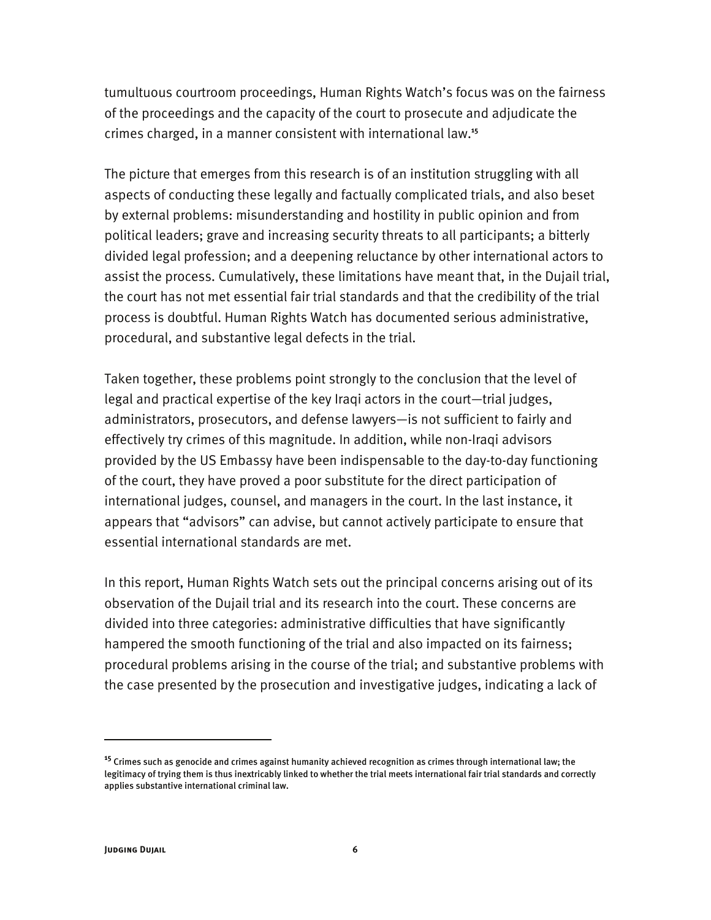tumultuous courtroom proceedings, Human Rights Watch's focus was on the fairness of the proceedings and the capacity of the court to prosecute and adjudicate the crimes charged, in a manner consistent with international law.[15]

The picture that emerges from this research is of an institution struggling with all aspects of conducting these legally and factually complicated trials, and also beset by external problems: misunderstanding and hostility in public opinion and from political leaders; grave and increasing security threats to all participants; a bitterly divided legal profession; and a deepening reluctance by other international actors to assist the process. Cumulatively, these limitations have meant that, in the Dujail trial, the court has not met essential fair trial standards and that the credibility of the trial process is doubtful. Human Rights Watch has documented serious administrative, procedural, and substantive legal defects in the trial.

Taken together, these problems point strongly to the conclusion that the level of legal and practical expertise of the key Iraqi actors in the court—trial judges, administrators, prosecutors, and defense lawyers—is not sufficient to fairly and effectively try crimes of this magnitude. In addition, while non-Iraqi advisors provided by the US Embassy have been indispensable to the day-to-day functioning of the court, they have proved a poor substitute for the direct participation of international judges, counsel, and managers in the court. In the last instance, it appears that "advisors" can advise, but cannot actively participate to ensure that essential international standards are met.

In this report, Human Rights Watch sets out the principal concerns arising out of its observation of the Dujail trial and its research into the court. These concerns are divided into three categories: administrative difficulties that have significantly hampered the smooth functioning of the trial and also impacted on its fairness; procedural problems arising in the course of the trial; and substantive problems with the case presented by the prosecution and investigative judges, indicating a lack of

---

[15] Crimes such as genocide and crimes against humanity achieved recognition as crimes through international law; the legitimacy of trying them is thus inextricably linked to whether the trial meets international fair trial standards and correctly applies substantive international criminal law.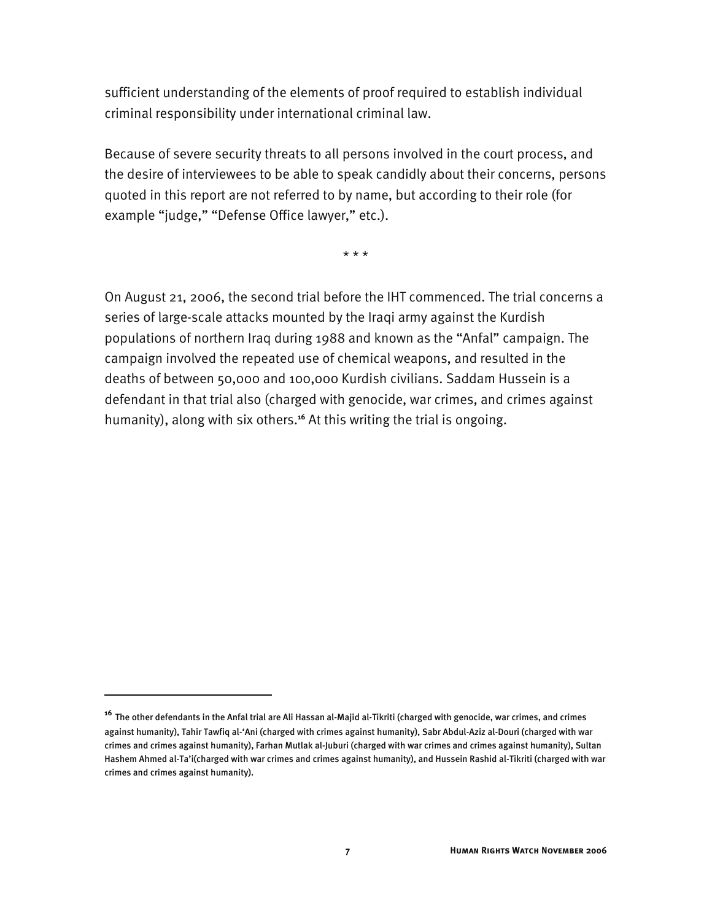sufficient understanding of the elements of proof required to establish individual criminal responsibility under international criminal law.

Because of severe security threats to all persons involved in the court process, and the desire of interviewees to be able to speak candidly about their concerns, persons quoted in this report are not referred to by name, but according to their role (for example "judge," "Defense Office lawyer," etc.).

* * *

On August 21, 2006, the second trial before the IHT commenced. The trial concerns a series of large-scale attacks mounted by the Iraqi army against the Kurdish populations of northern Iraq during 1988 and known as the "Anfal" campaign. The campaign involved the repeated use of chemical weapons, and resulted in the deaths of between 50,000 and 100,000 Kurdish civilians. Saddam Hussein is a defendant in that trial also (charged with genocide, war crimes, and crimes against humanity), along with six others.[16] At this writing the trial is ongoing.

---

[16] The other defendants in the Anfal trial are Ali Hassan al-Majid al-Tikriti (charged with genocide, war crimes, and crimes against humanity), Tahir Tawfiq al-'Ani (charged with crimes against humanity), Sabr Abdul-Aziz al-Douri (charged with war crimes and crimes against humanity), Farhan Mutlak al-Juburi (charged with war crimes and crimes against humanity), Sultan Hashem Ahmed al-Ta'i(charged with war crimes and crimes against humanity), and Hussein Rashid al-Tikriti (charged with war crimes and crimes against humanity).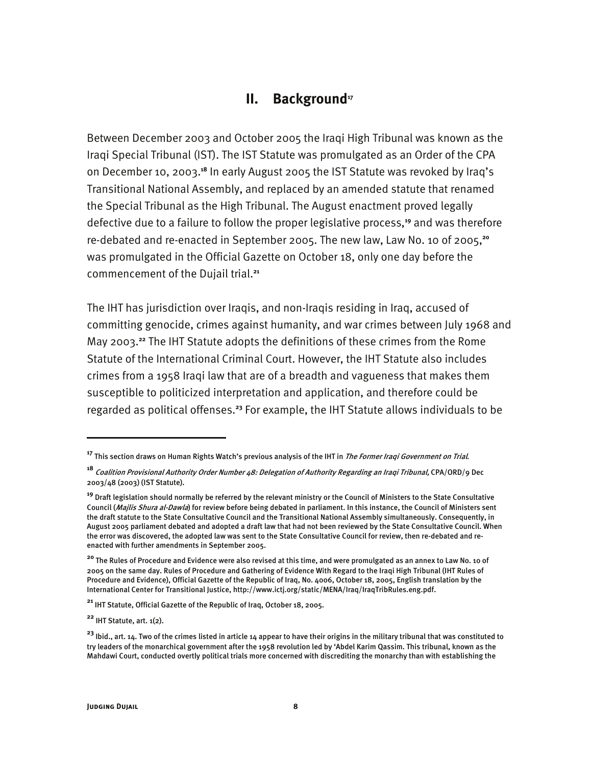## II. Background[17]

Between December 2003 and October 2005 the Iraqi High Tribunal was known as the Iraqi Special Tribunal (IST). The IST Statute was promulgated as an Order of the CPA on December 10, 2003.[18] In early August 2005 the IST Statute was revoked by Iraq's Transitional National Assembly, and replaced by an amended statute that renamed the Special Tribunal as the High Tribunal. The August enactment proved legally defective due to a failure to follow the proper legislative process,[19] and was therefore re-debated and re-enacted in September 2005. The new law, Law No. 10 of 2005,[20] was promulgated in the Official Gazette on October 18, only one day before the commencement of the Dujail trial.[21]

The IHT has jurisdiction over Iraqis, and non-Iraqis residing in Iraq, accused of committing genocide, crimes against humanity, and war crimes between July 1968 and May 2003.[22] The IHT Statute adopts the definitions of these crimes from the Rome Statute of the International Criminal Court. However, the IHT Statute also includes crimes from a 1958 Iraqi law that are of a breadth and vagueness that makes them susceptible to politicized interpretation and application, and therefore could be regarded as political offenses.[23] For example, the IHT Statute allows individuals to be

---

[17] This section draws on Human Rights Watch's previous analysis of the IHT in *The Former Iraqi Government on Trial*.

[18] *Coalition Provisional Authority Order Number 48: Delegation of Authority Regarding an Iraqi Tribunal,* CPA/ORD/9 Dec 2003/48 (2003) (IST Statute).

[19] Draft legislation should normally be referred by the relevant ministry or the Council of Ministers to the State Consultative Council (*Majlis Shura al-Dawla*) for review before being debated in parliament. In this instance, the Council of Ministers sent the draft statute to the State Consultative Council and the Transitional National Assembly simultaneously. Consequently, in August 2005 parliament debated and adopted a draft law that had not been reviewed by the State Consultative Council. When the error was discovered, the adopted law was sent to the State Consultative Council for review, then re-debated and re-enacted with further amendments in September 2005.

[20] The Rules of Procedure and Evidence were also revised at this time, and were promulgated as an annex to Law No. 10 of 2005 on the same day. Rules of Procedure and Gathering of Evidence With Regard to the Iraqi High Tribunal (IHT Rules of Procedure and Evidence), Official Gazette of the Republic of Iraq, No. 4006, October 18, 2005, English translation by the International Center for Transitional Justice, http://www.ictj.org/static/MENA/Iraq/IraqTribRules.eng.pdf.

[21] IHT Statute, Official Gazette of the Republic of Iraq, October 18, 2005.

[22] IHT Statute, art. 1(2).

[23] Ibid., art. 14. Two of the crimes listed in article 14 appear to have their origins in the military tribunal that was constituted to try leaders of the monarchical government after the 1958 revolution led by 'Abdel Karim Qassim. This tribunal, known as the Mahdawi Court, conducted overtly political trials more concerned with discrediting the monarchy than with establishing the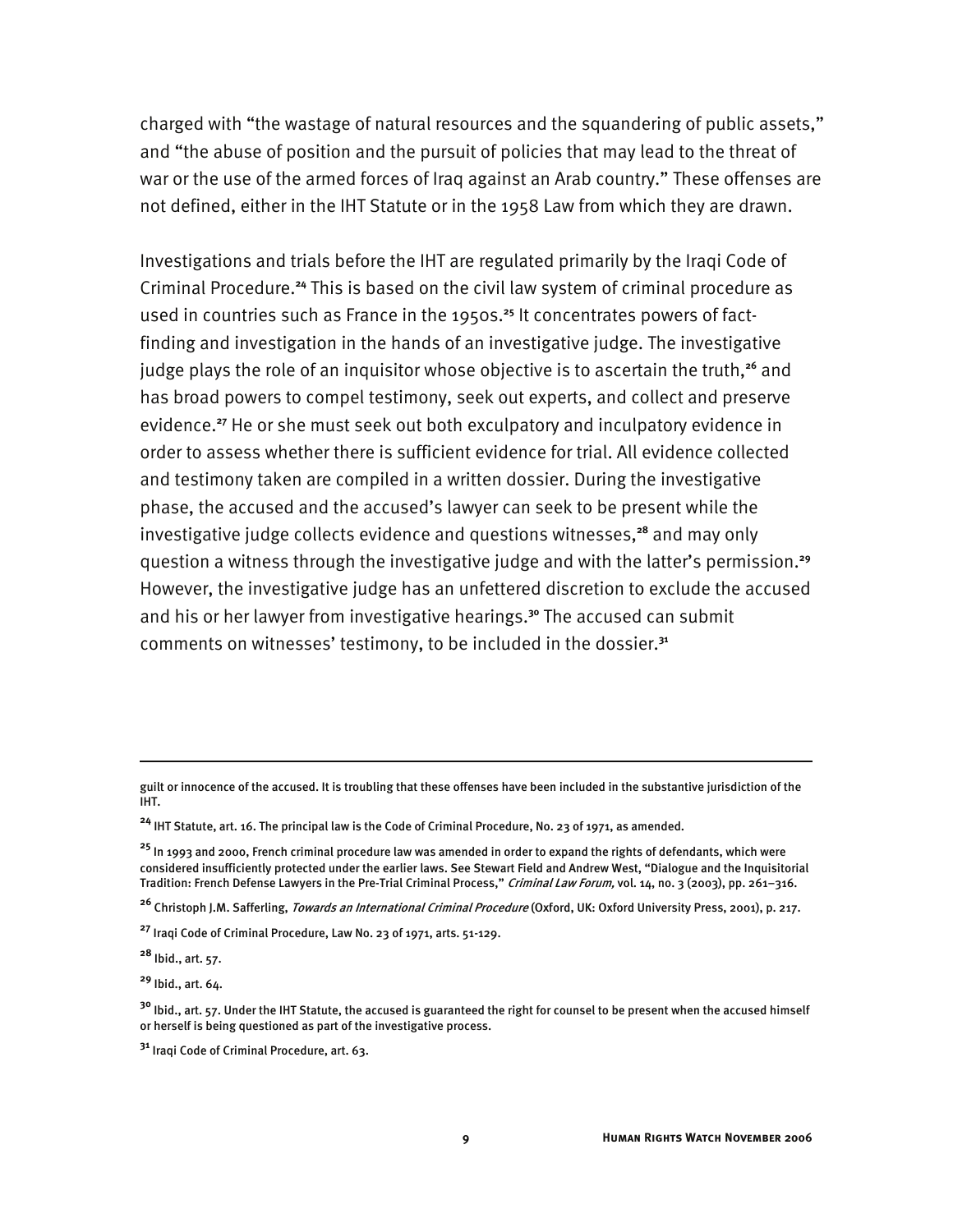charged with "the wastage of natural resources and the squandering of public assets," and "the abuse of position and the pursuit of policies that may lead to the threat of war or the use of the armed forces of Iraq against an Arab country." These offenses are not defined, either in the IHT Statute or in the 1958 Law from which they are drawn.

Investigations and trials before the IHT are regulated primarily by the Iraqi Code of Criminal Procedure.[24] This is based on the civil law system of criminal procedure as used in countries such as France in the 1950s.[25] It concentrates powers of fact-finding and investigation in the hands of an investigative judge. The investigative judge plays the role of an inquisitor whose objective is to ascertain the truth,[26] and has broad powers to compel testimony, seek out experts, and collect and preserve evidence.[27] He or she must seek out both exculpatory and inculpatory evidence in order to assess whether there is sufficient evidence for trial. All evidence collected and testimony taken are compiled in a written dossier. During the investigative phase, the accused and the accused's lawyer can seek to be present while the investigative judge collects evidence and questions witnesses,[28] and may only question a witness through the investigative judge and with the latter's permission.[29] However, the investigative judge has an unfettered discretion to exclude the accused and his or her lawyer from investigative hearings.[30] The accused can submit comments on witnesses' testimony, to be included in the dossier.[31]

---

guilt or innocence of the accused. It is troubling that these offenses have been included in the substantive jurisdiction of the IHT.

[24] IHT Statute, art. 16. The principal law is the Code of Criminal Procedure, No. 23 of 1971, as amended.

[25] In 1993 and 2000, French criminal procedure law was amended in order to expand the rights of defendants, which were considered insufficiently protected under the earlier laws. See Stewart Field and Andrew West, "Dialogue and the Inquisitorial Tradition: French Defense Lawyers in the Pre-Trial Criminal Process," *Criminal Law Forum,* vol. 14, no. 3 (2003), pp. 261–316.

[26] Christoph J.M. Safferling, *Towards an International Criminal Procedure* (Oxford, UK: Oxford University Press, 2001), p. 217.

[27] Iraqi Code of Criminal Procedure, Law No. 23 of 1971, arts. 51-129.

[28] Ibid., art. 57.

[29] Ibid., art. 64.

[30] Ibid., art. 57. Under the IHT Statute, the accused is guaranteed the right for counsel to be present when the accused himself or herself is being questioned as part of the investigative process.

[31] Iraqi Code of Criminal Procedure, art. 63.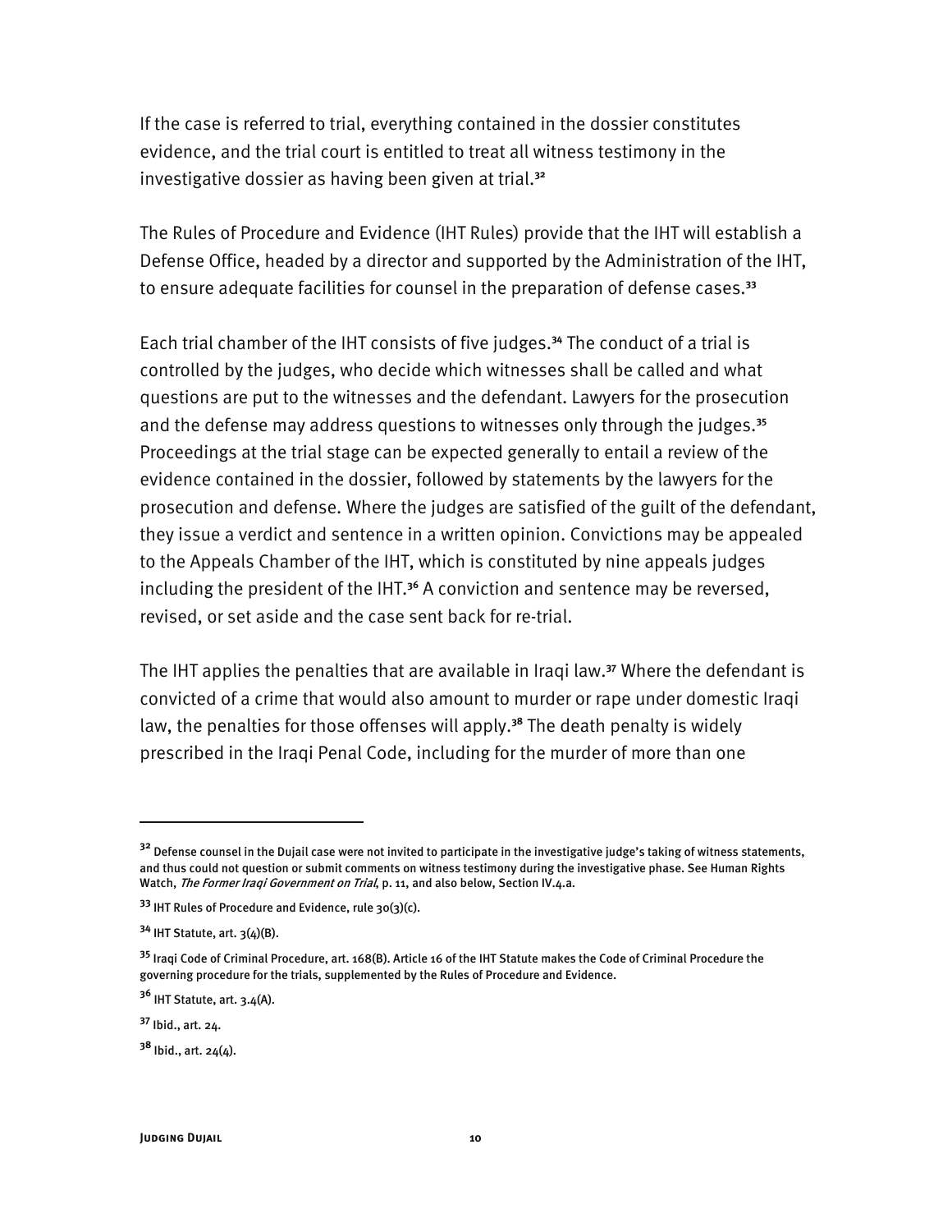If the case is referred to trial, everything contained in the dossier constitutes evidence, and the trial court is entitled to treat all witness testimony in the investigative dossier as having been given at trial.[32]

The Rules of Procedure and Evidence (IHT Rules) provide that the IHT will establish a Defense Office, headed by a director and supported by the Administration of the IHT, to ensure adequate facilities for counsel in the preparation of defense cases.[33]

Each trial chamber of the IHT consists of five judges.[34] The conduct of a trial is controlled by the judges, who decide which witnesses shall be called and what questions are put to the witnesses and the defendant. Lawyers for the prosecution and the defense may address questions to witnesses only through the judges.[35] Proceedings at the trial stage can be expected generally to entail a review of the evidence contained in the dossier, followed by statements by the lawyers for the prosecution and defense. Where the judges are satisfied of the guilt of the defendant, they issue a verdict and sentence in a written opinion. Convictions may be appealed to the Appeals Chamber of the IHT, which is constituted by nine appeals judges including the president of the IHT.[36] A conviction and sentence may be reversed, revised, or set aside and the case sent back for re-trial.

The IHT applies the penalties that are available in Iraqi law.[37] Where the defendant is convicted of a crime that would also amount to murder or rape under domestic Iraqi law, the penalties for those offenses will apply.[38] The death penalty is widely prescribed in the Iraqi Penal Code, including for the murder of more than one

---

[32] Defense counsel in the Dujail case were not invited to participate in the investigative judge's taking of witness statements, and thus could not question or submit comments on witness testimony during the investigative phase. See Human Rights Watch, *The Former Iraqi Government on Trial*, p. 11, and also below, Section IV.4.a.

[33] IHT Rules of Procedure and Evidence, rule 30(3)(c).

[34] IHT Statute, art. 3(4)(B).

[35] Iraqi Code of Criminal Procedure, art. 168(B). Article 16 of the IHT Statute makes the Code of Criminal Procedure the governing procedure for the trials, supplemented by the Rules of Procedure and Evidence.

[36] IHT Statute, art. 3.4(A).

[37] Ibid., art. 24.

[38] Ibid., art. 24(4).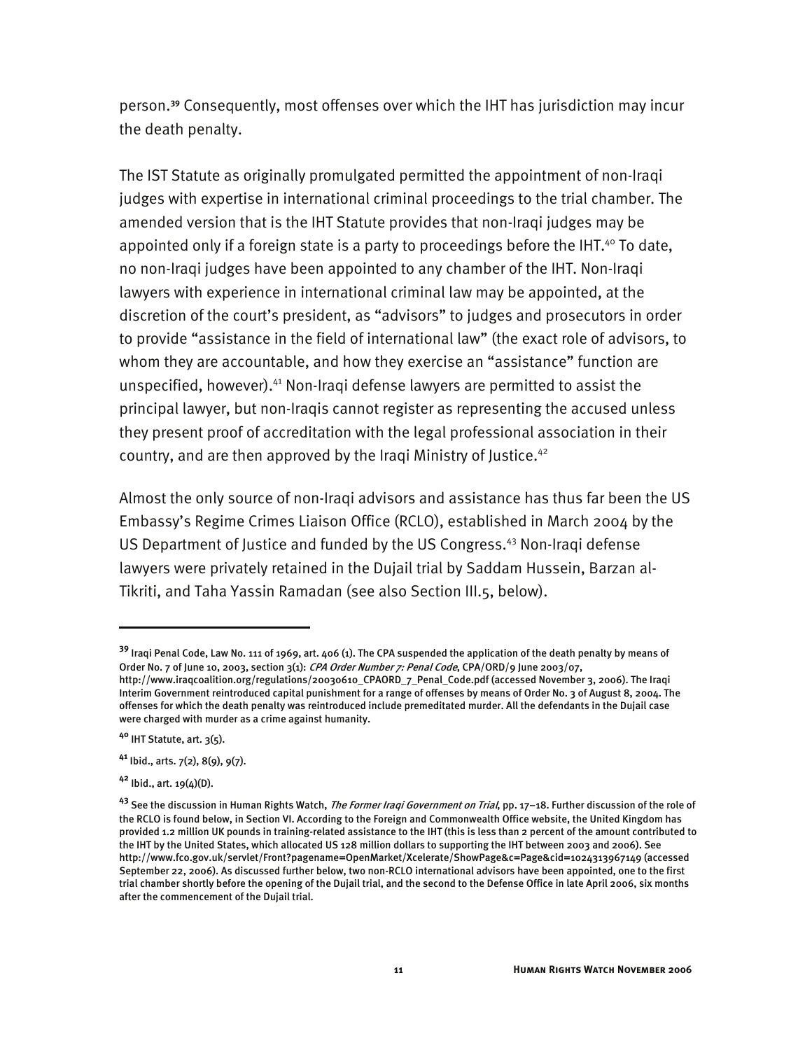person.[39] Consequently, most offenses over which the IHT has jurisdiction may incur the death penalty.

The IST Statute as originally promulgated permitted the appointment of non-Iraqi judges with expertise in international criminal proceedings to the trial chamber. The amended version that is the IHT Statute provides that non-Iraqi judges may be appointed only if a foreign state is a party to proceedings before the IHT.[40] To date, no non-Iraqi judges have been appointed to any chamber of the IHT. Non-Iraqi lawyers with experience in international criminal law may be appointed, at the discretion of the court's president, as "advisors" to judges and prosecutors in order to provide "assistance in the field of international law" (the exact role of advisors, to whom they are accountable, and how they exercise an "assistance" function are unspecified, however).[41] Non-Iraqi defense lawyers are permitted to assist the principal lawyer, but non-Iraqis cannot register as representing the accused unless they present proof of accreditation with the legal professional association in their country, and are then approved by the Iraqi Ministry of Justice.[42]

Almost the only source of non-Iraqi advisors and assistance has thus far been the US Embassy's Regime Crimes Liaison Office (RCLO), established in March 2004 by the US Department of Justice and funded by the US Congress.[43] Non-Iraqi defense lawyers were privately retained in the Dujail trial by Saddam Hussein, Barzan al-Tikriti, and Taha Yassin Ramadan (see also Section III.5, below).

---

[39] Iraqi Penal Code, Law No. 111 of 1969, art. 406 (1). The CPA suspended the application of the death penalty by means of Order No. 7 of June 10, 2003, section 3(1): *CPA Order Number 7: Penal Code*, CPA/ORD/9 June 2003/07, http://www.iraqcoalition.org/regulations/20030610_CPAORD_7_Penal_Code.pdf (accessed November 3, 2006). The Iraqi Interim Government reintroduced capital punishment for a range of offenses by means of Order No. 3 of August 8, 2004. The offenses for which the death penalty was reintroduced include premeditated murder. All the defendants in the Dujail case were charged with murder as a crime against humanity.

[40] IHT Statute, art. 3(5).

[41] Ibid., arts. 7(2), 8(9), 9(7).

[42] Ibid., art. 19(4)(D).

[43] See the discussion in Human Rights Watch, *The Former Iraqi Government on Trial*, pp. 17–18. Further discussion of the role of the RCLO is found below, in Section VI. According to the Foreign and Commonwealth Office website, the United Kingdom has provided 1.2 million UK pounds in training-related assistance to the IHT (this is less than 2 percent of the amount contributed to the IHT by the United States, which allocated US 128 million dollars to supporting the IHT between 2003 and 2006). See http://www.fco.gov.uk/servlet/Front?pagename=OpenMarket/Xcelerate/ShowPage&c=Page&cid=1024313967149 (accessed September 22, 2006). As discussed further below, two non-RCLO international advisors have been appointed, one to the first trial chamber shortly before the opening of the Dujail trial, and the second to the Defense Office in late April 2006, six months after the commencement of the Dujail trial.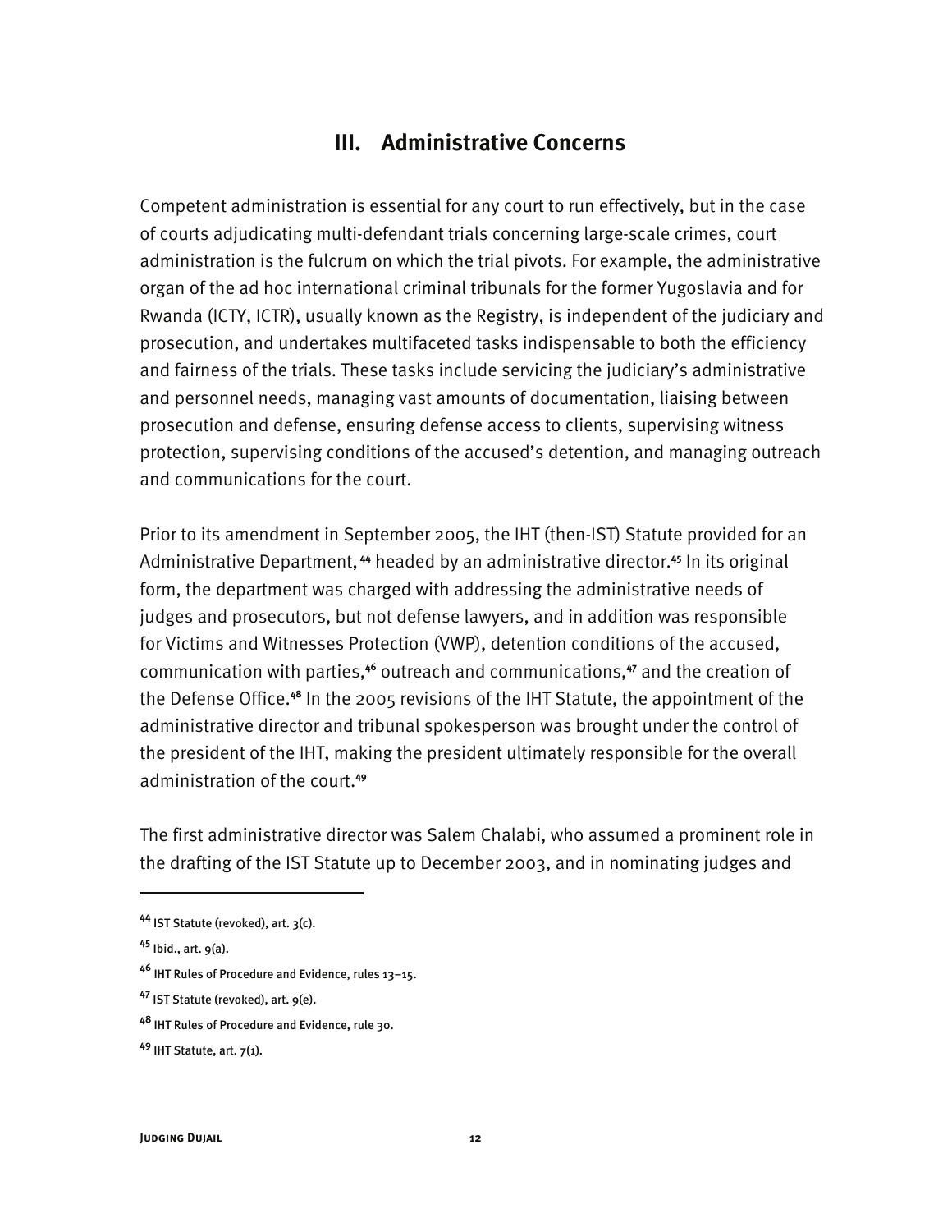## III. Administrative Concerns

Competent administration is essential for any court to run effectively, but in the case of courts adjudicating multi-defendant trials concerning large-scale crimes, court administration is the fulcrum on which the trial pivots. For example, the administrative organ of the ad hoc international criminal tribunals for the former Yugoslavia and for Rwanda (ICTY, ICTR), usually known as the Registry, is independent of the judiciary and prosecution, and undertakes multifaceted tasks indispensable to both the efficiency and fairness of the trials. These tasks include servicing the judiciary's administrative and personnel needs, managing vast amounts of documentation, liaising between prosecution and defense, ensuring defense access to clients, supervising witness protection, supervising conditions of the accused's detention, and managing outreach and communications for the court.

Prior to its amendment in September 2005, the IHT (then-IST) Statute provided for an Administrative Department,[44] headed by an administrative director.[45] In its original form, the department was charged with addressing the administrative needs of judges and prosecutors, but not defense lawyers, and in addition was responsible for Victims and Witnesses Protection (VWP), detention conditions of the accused, communication with parties,[46] outreach and communications,[47] and the creation of the Defense Office.[48] In the 2005 revisions of the IHT Statute, the appointment of the administrative director and tribunal spokesperson was brought under the control of the president of the IHT, making the president ultimately responsible for the overall administration of the court.[49]

The first administrative director was Salem Chalabi, who assumed a prominent role in the drafting of the IST Statute up to December 2003, and in nominating judges and

---

[44] IST Statute (revoked), art. 3(c).

[45] Ibid., art. 9(a).

[46] IHT Rules of Procedure and Evidence, rules 13–15.

[47] IST Statute (revoked), art. 9(e).

[48] IHT Rules of Procedure and Evidence, rule 30.

[49] IHT Statute, art. 7(1).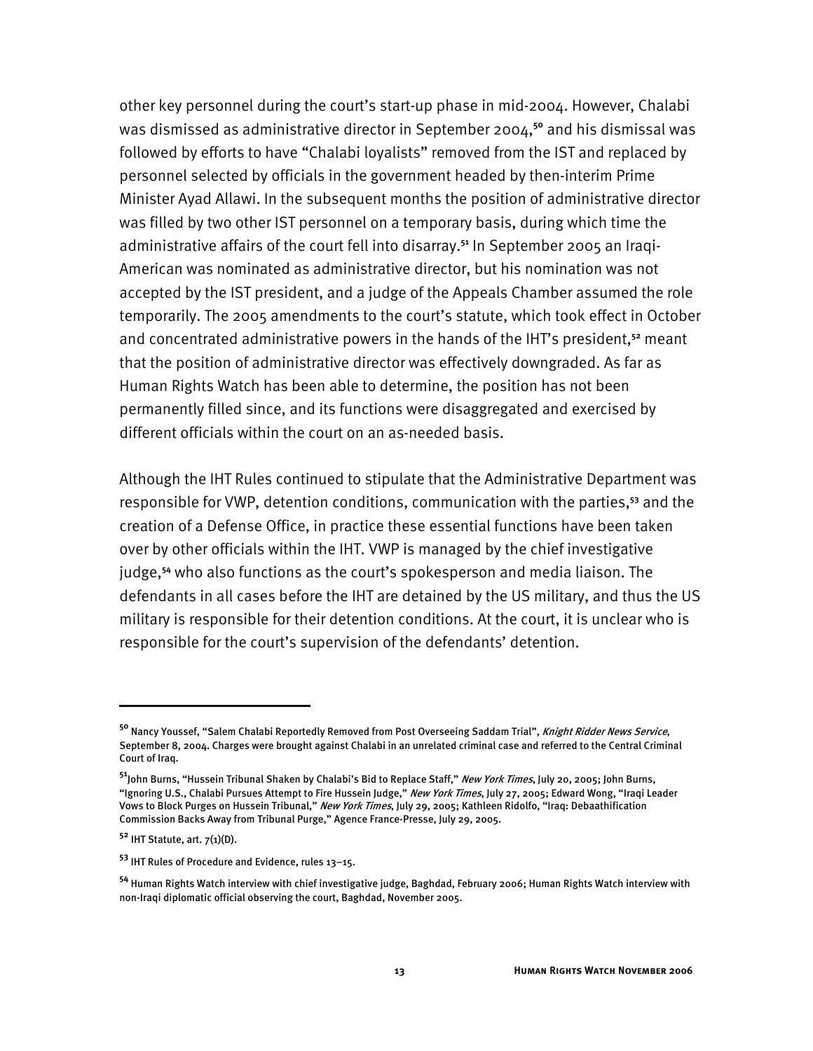other key personnel during the court's start-up phase in mid-2004. However, Chalabi was dismissed as administrative director in September 2004,[50] and his dismissal was followed by efforts to have "Chalabi loyalists" removed from the IST and replaced by personnel selected by officials in the government headed by then-interim Prime Minister Ayad Allawi. In the subsequent months the position of administrative director was filled by two other IST personnel on a temporary basis, during which time the administrative affairs of the court fell into disarray.[51] In September 2005 an Iraqi-American was nominated as administrative director, but his nomination was not accepted by the IST president, and a judge of the Appeals Chamber assumed the role temporarily. The 2005 amendments to the court's statute, which took effect in October and concentrated administrative powers in the hands of the IHT's president,[52] meant that the position of administrative director was effectively downgraded. As far as Human Rights Watch has been able to determine, the position has not been permanently filled since, and its functions were disaggregated and exercised by different officials within the court on an as-needed basis.

Although the IHT Rules continued to stipulate that the Administrative Department was responsible for VWP, detention conditions, communication with the parties,[53] and the creation of a Defense Office, in practice these essential functions have been taken over by other officials within the IHT. VWP is managed by the chief investigative judge,[54] who also functions as the court's spokesperson and media liaison. The defendants in all cases before the IHT are detained by the US military, and thus the US military is responsible for their detention conditions. At the court, it is unclear who is responsible for the court's supervision of the defendants' detention.

---

[50] Nancy Youssef, "Salem Chalabi Reportedly Removed from Post Overseeing Saddam Trial", *Knight Ridder News Service*, September 8, 2004. Charges were brought against Chalabi in an unrelated criminal case and referred to the Central Criminal Court of Iraq.

[51] John Burns, "Hussein Tribunal Shaken by Chalabi's Bid to Replace Staff," *New York Times*, July 20, 2005; John Burns, "Ignoring U.S., Chalabi Pursues Attempt to Fire Hussein Judge," *New York Times*, July 27, 2005; Edward Wong, "Iraqi Leader Vows to Block Purges on Hussein Tribunal," *New York Times*, July 29, 2005; Kathleen Ridolfo, "Iraq: Debaathification Commission Backs Away from Tribunal Purge," Agence France-Presse, July 29, 2005.

[52] IHT Statute, art. 7(1)(D).

[53] IHT Rules of Procedure and Evidence, rules 13–15.

[54] Human Rights Watch interview with chief investigative judge, Baghdad, February 2006; Human Rights Watch interview with non-Iraqi diplomatic official observing the court, Baghdad, November 2005.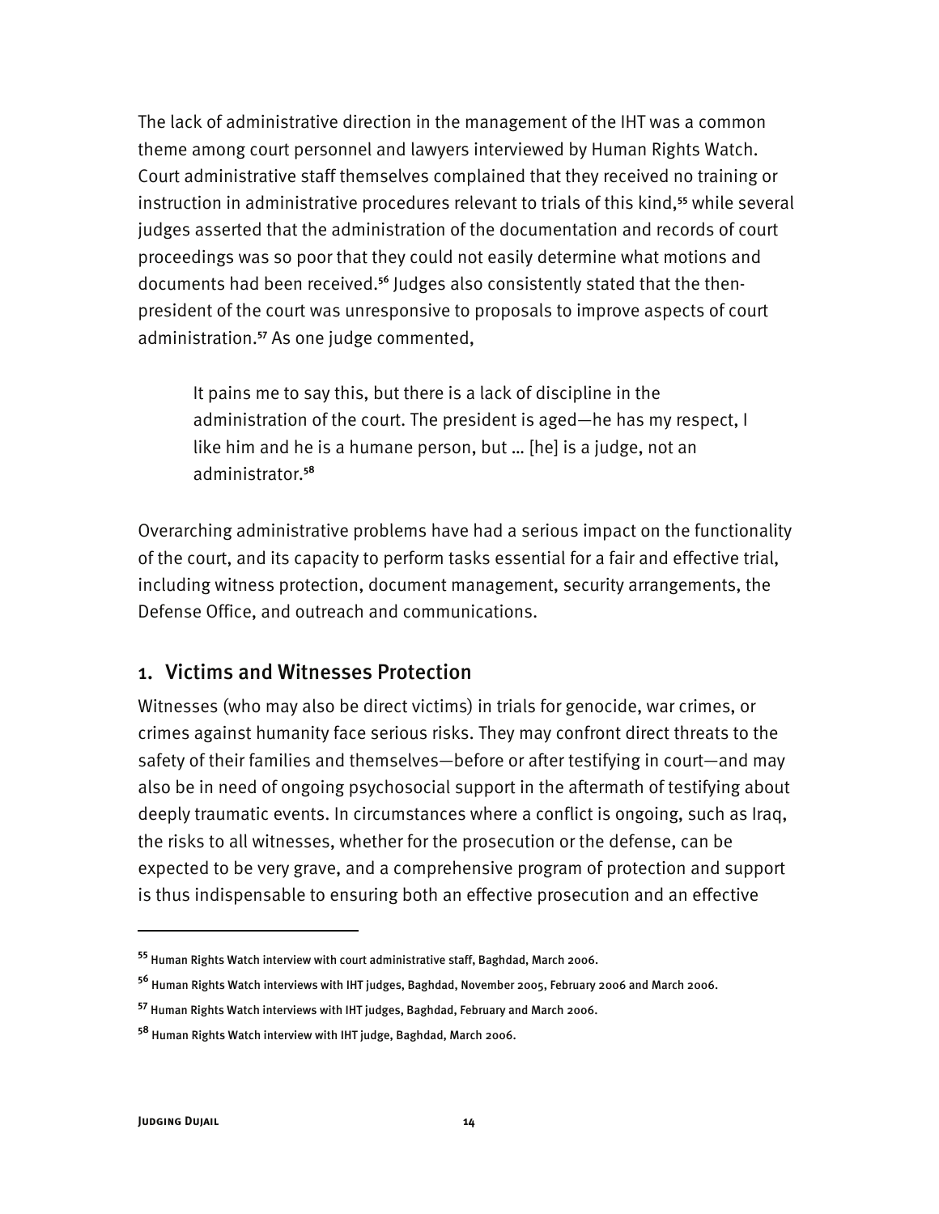The lack of administrative direction in the management of the IHT was a common theme among court personnel and lawyers interviewed by Human Rights Watch. Court administrative staff themselves complained that they received no training or instruction in administrative procedures relevant to trials of this kind,[55] while several judges asserted that the administration of the documentation and records of court proceedings was so poor that they could not easily determine what motions and documents had been received.[56] Judges also consistently stated that the then-president of the court was unresponsive to proposals to improve aspects of court administration.[57] As one judge commented,

> It pains me to say this, but there is a lack of discipline in the administration of the court. The president is aged—he has my respect, I like him and he is a humane person, but … [he] is a judge, not an administrator.[58]

Overarching administrative problems have had a serious impact on the functionality of the court, and its capacity to perform tasks essential for a fair and effective trial, including witness protection, document management, security arrangements, the Defense Office, and outreach and communications.

### 1. Victims and Witnesses Protection

Witnesses (who may also be direct victims) in trials for genocide, war crimes, or crimes against humanity face serious risks. They may confront direct threats to the safety of their families and themselves—before or after testifying in court—and may also be in need of ongoing psychosocial support in the aftermath of testifying about deeply traumatic events. In circumstances where a conflict is ongoing, such as Iraq, the risks to all witnesses, whether for the prosecution or the defense, can be expected to be very grave, and a comprehensive program of protection and support is thus indispensable to ensuring both an effective prosecution and an effective

---

[55] Human Rights Watch interview with court administrative staff, Baghdad, March 2006.

[56] Human Rights Watch interviews with IHT judges, Baghdad, November 2005, February 2006 and March 2006.

[57] Human Rights Watch interviews with IHT judges, Baghdad, February and March 2006.

[58] Human Rights Watch interview with IHT judge, Baghdad, March 2006.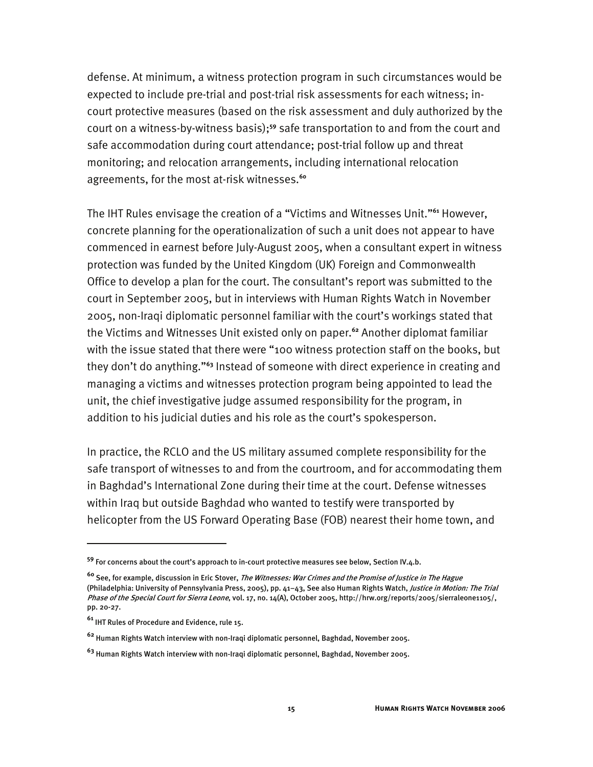defense. At minimum, a witness protection program in such circumstances would be expected to include pre-trial and post-trial risk assessments for each witness; in-court protective measures (based on the risk assessment and duly authorized by the court on a witness-by-witness basis);[59] safe transportation to and from the court and safe accommodation during court attendance; post-trial follow up and threat monitoring; and relocation arrangements, including international relocation agreements, for the most at-risk witnesses.[60]

The IHT Rules envisage the creation of a "Victims and Witnesses Unit."[61] However, concrete planning for the operationalization of such a unit does not appear to have commenced in earnest before July-August 2005, when a consultant expert in witness protection was funded by the United Kingdom (UK) Foreign and Commonwealth Office to develop a plan for the court. The consultant's report was submitted to the court in September 2005, but in interviews with Human Rights Watch in November 2005, non-Iraqi diplomatic personnel familiar with the court's workings stated that the Victims and Witnesses Unit existed only on paper.[62] Another diplomat familiar with the issue stated that there were "100 witness protection staff on the books, but they don't do anything."[63] Instead of someone with direct experience in creating and managing a victims and witnesses protection program being appointed to lead the unit, the chief investigative judge assumed responsibility for the program, in addition to his judicial duties and his role as the court's spokesperson.

In practice, the RCLO and the US military assumed complete responsibility for the safe transport of witnesses to and from the courtroom, and for accommodating them in Baghdad's International Zone during their time at the court. Defense witnesses within Iraq but outside Baghdad who wanted to testify were transported by helicopter from the US Forward Operating Base (FOB) nearest their home town, and

---

[59] For concerns about the court's approach to in-court protective measures see below, Section IV.4.b.

[60] See, for example, discussion in Eric Stover, *The Witnesses: War Crimes and the Promise of Justice in The Hague* (Philadelphia: University of Pennsylvania Press, 2005), pp. 41–43, See also Human Rights Watch, *Justice in Motion: The Trial Phase of the Special Court for Sierra Leone*, vol. 17, no. 14(A), October 2005, http://hrw.org/reports/2005/sierraleone1105/, pp. 20-27.

[61] IHT Rules of Procedure and Evidence, rule 15.

[62] Human Rights Watch interview with non-Iraqi diplomatic personnel, Baghdad, November 2005.

[63] Human Rights Watch interview with non-Iraqi diplomatic personnel, Baghdad, November 2005.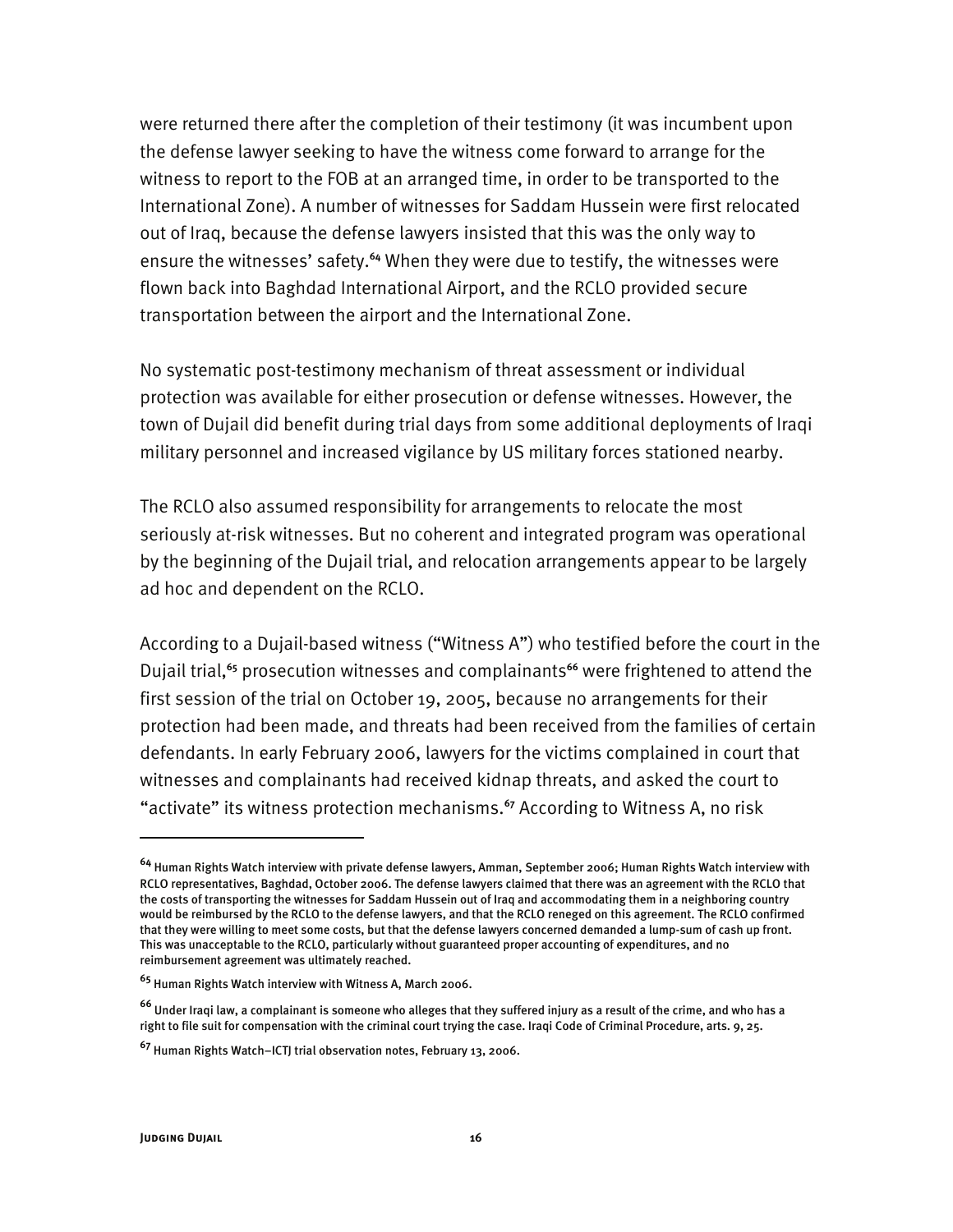were returned there after the completion of their testimony (it was incumbent upon the defense lawyer seeking to have the witness come forward to arrange for the witness to report to the FOB at an arranged time, in order to be transported to the International Zone). A number of witnesses for Saddam Hussein were first relocated out of Iraq, because the defense lawyers insisted that this was the only way to ensure the witnesses' safety.[64] When they were due to testify, the witnesses were flown back into Baghdad International Airport, and the RCLO provided secure transportation between the airport and the International Zone.

No systematic post-testimony mechanism of threat assessment or individual protection was available for either prosecution or defense witnesses. However, the town of Dujail did benefit during trial days from some additional deployments of Iraqi military personnel and increased vigilance by US military forces stationed nearby.

The RCLO also assumed responsibility for arrangements to relocate the most seriously at-risk witnesses. But no coherent and integrated program was operational by the beginning of the Dujail trial, and relocation arrangements appear to be largely ad hoc and dependent on the RCLO.

According to a Dujail-based witness ("Witness A") who testified before the court in the Dujail trial,[65] prosecution witnesses and complainants[66] were frightened to attend the first session of the trial on October 19, 2005, because no arrangements for their protection had been made, and threats had been received from the families of certain defendants. In early February 2006, lawyers for the victims complained in court that witnesses and complainants had received kidnap threats, and asked the court to "activate" its witness protection mechanisms.[67] According to Witness A, no risk

---

[64] Human Rights Watch interview with private defense lawyers, Amman, September 2006; Human Rights Watch interview with RCLO representatives, Baghdad, October 2006. The defense lawyers claimed that there was an agreement with the RCLO that the costs of transporting the witnesses for Saddam Hussein out of Iraq and accommodating them in a neighboring country would be reimbursed by the RCLO to the defense lawyers, and that the RCLO reneged on this agreement. The RCLO confirmed that they were willing to meet some costs, but that the defense lawyers concerned demanded a lump-sum of cash up front. This was unacceptable to the RCLO, particularly without guaranteed proper accounting of expenditures, and no reimbursement agreement was ultimately reached.

[65] Human Rights Watch interview with Witness A, March 2006.

[66] Under Iraqi law, a complainant is someone who alleges that they suffered injury as a result of the crime, and who has a right to file suit for compensation with the criminal court trying the case. Iraqi Code of Criminal Procedure, arts. 9, 25.

[67] Human Rights Watch–ICTJ trial observation notes, February 13, 2006.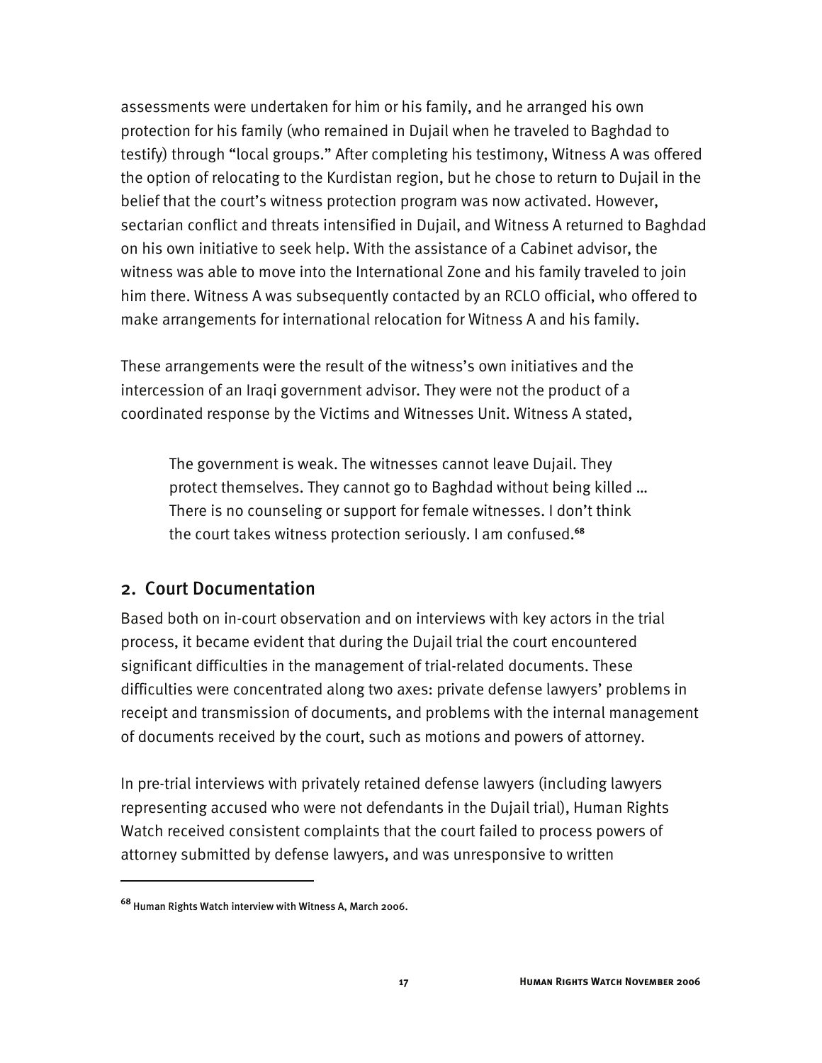assessments were undertaken for him or his family, and he arranged his own protection for his family (who remained in Dujail when he traveled to Baghdad to testify) through "local groups." After completing his testimony, Witness A was offered the option of relocating to the Kurdistan region, but he chose to return to Dujail in the belief that the court's witness protection program was now activated. However, sectarian conflict and threats intensified in Dujail, and Witness A returned to Baghdad on his own initiative to seek help. With the assistance of a Cabinet advisor, the witness was able to move into the International Zone and his family traveled to join him there. Witness A was subsequently contacted by an RCLO official, who offered to make arrangements for international relocation for Witness A and his family.

These arrangements were the result of the witness's own initiatives and the intercession of an Iraqi government advisor. They were not the product of a coordinated response by the Victims and Witnesses Unit. Witness A stated,

> The government is weak. The witnesses cannot leave Dujail. They protect themselves. They cannot go to Baghdad without being killed … There is no counseling or support for female witnesses. I don't think the court takes witness protection seriously. I am confused.[68]

## 2. Court Documentation

Based both on in-court observation and on interviews with key actors in the trial process, it became evident that during the Dujail trial the court encountered significant difficulties in the management of trial-related documents. These difficulties were concentrated along two axes: private defense lawyers' problems in receipt and transmission of documents, and problems with the internal management of documents received by the court, such as motions and powers of attorney.

In pre-trial interviews with privately retained defense lawyers (including lawyers representing accused who were not defendants in the Dujail trial), Human Rights Watch received consistent complaints that the court failed to process powers of attorney submitted by defense lawyers, and was unresponsive to written

---

[68] Human Rights Watch interview with Witness A, March 2006.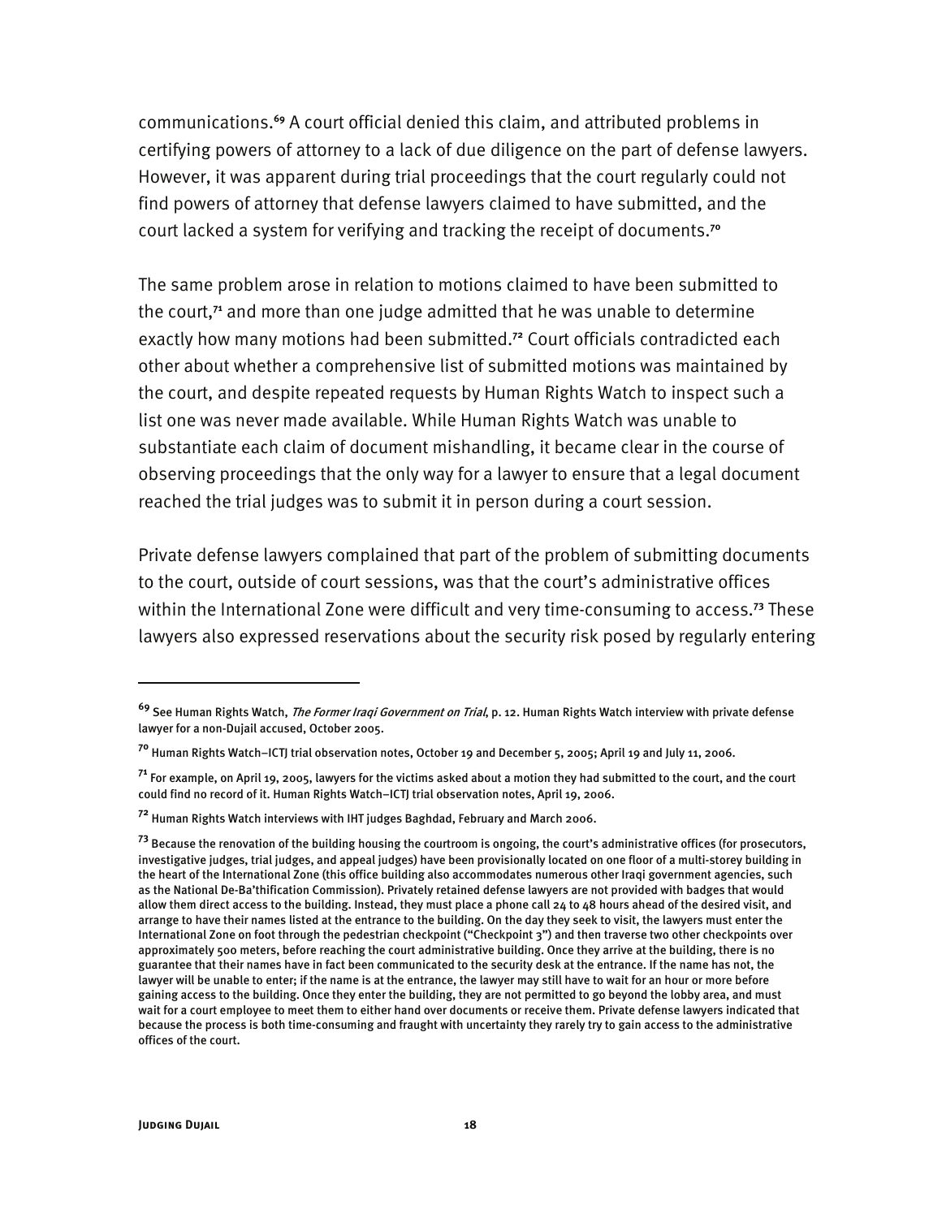communications.[69] A court official denied this claim, and attributed problems in certifying powers of attorney to a lack of due diligence on the part of defense lawyers. However, it was apparent during trial proceedings that the court regularly could not find powers of attorney that defense lawyers claimed to have submitted, and the court lacked a system for verifying and tracking the receipt of documents.[70]

The same problem arose in relation to motions claimed to have been submitted to the court,[71] and more than one judge admitted that he was unable to determine exactly how many motions had been submitted.[72] Court officials contradicted each other about whether a comprehensive list of submitted motions was maintained by the court, and despite repeated requests by Human Rights Watch to inspect such a list one was never made available. While Human Rights Watch was unable to substantiate each claim of document mishandling, it became clear in the course of observing proceedings that the only way for a lawyer to ensure that a legal document reached the trial judges was to submit it in person during a court session.

Private defense lawyers complained that part of the problem of submitting documents to the court, outside of court sessions, was that the court's administrative offices within the International Zone were difficult and very time-consuming to access.[73] These lawyers also expressed reservations about the security risk posed by regularly entering

---

[69] See Human Rights Watch, *The Former Iraqi Government on Trial*, p. 12. Human Rights Watch interview with private defense lawyer for a non-Dujail accused, October 2005.

[70] Human Rights Watch–ICTJ trial observation notes, October 19 and December 5, 2005; April 19 and July 11, 2006.

[71] For example, on April 19, 2005, lawyers for the victims asked about a motion they had submitted to the court, and the court could find no record of it. Human Rights Watch–ICTJ trial observation notes, April 19, 2006.

[72] Human Rights Watch interviews with IHT judges Baghdad, February and March 2006.

[73] Because the renovation of the building housing the courtroom is ongoing, the court's administrative offices (for prosecutors, investigative judges, trial judges, and appeal judges) have been provisionally located on one floor of a multi-storey building in the heart of the International Zone (this office building also accommodates numerous other Iraqi government agencies, such as the National De-Ba'thification Commission). Privately retained defense lawyers are not provided with badges that would allow them direct access to the building. Instead, they must place a phone call 24 to 48 hours ahead of the desired visit, and arrange to have their names listed at the entrance to the building. On the day they seek to visit, the lawyers must enter the International Zone on foot through the pedestrian checkpoint ("Checkpoint 3") and then traverse two other checkpoints over approximately 500 meters, before reaching the court administrative building. Once they arrive at the building, there is no guarantee that their names have in fact been communicated to the security desk at the entrance. If the name has not, the lawyer will be unable to enter; if the name is at the entrance, the lawyer may still have to wait for an hour or more before gaining access to the building. Once they enter the building, they are not permitted to go beyond the lobby area, and must wait for a court employee to meet them to either hand over documents or receive them. Private defense lawyers indicated that because the process is both time-consuming and fraught with uncertainty they rarely try to gain access to the administrative offices of the court.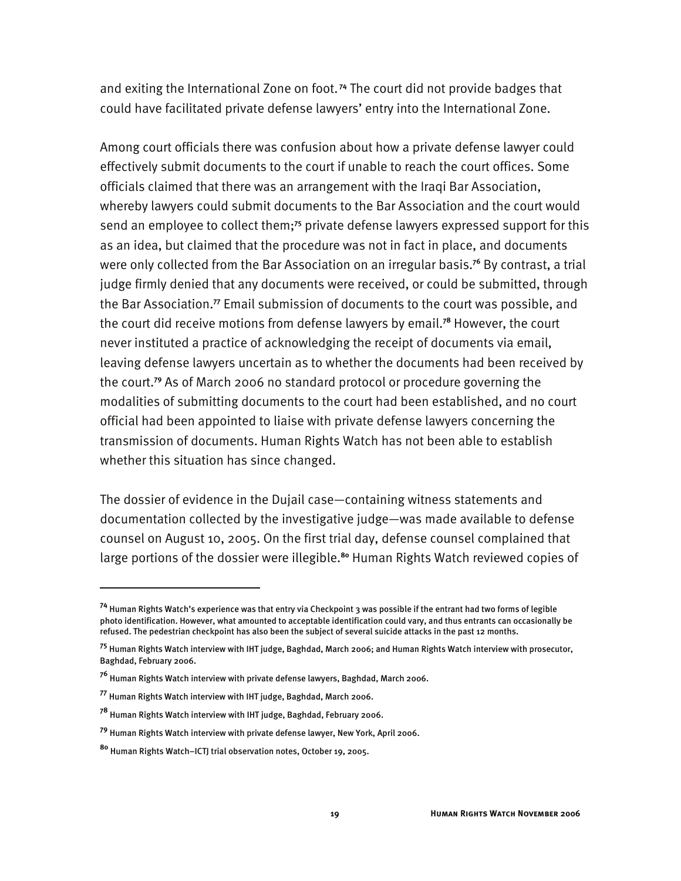and exiting the International Zone on foot.[74] The court did not provide badges that could have facilitated private defense lawyers' entry into the International Zone.

Among court officials there was confusion about how a private defense lawyer could effectively submit documents to the court if unable to reach the court offices. Some officials claimed that there was an arrangement with the Iraqi Bar Association, whereby lawyers could submit documents to the Bar Association and the court would send an employee to collect them;[75] private defense lawyers expressed support for this as an idea, but claimed that the procedure was not in fact in place, and documents were only collected from the Bar Association on an irregular basis.[76] By contrast, a trial judge firmly denied that any documents were received, or could be submitted, through the Bar Association.[77] Email submission of documents to the court was possible, and the court did receive motions from defense lawyers by email.[78] However, the court never instituted a practice of acknowledging the receipt of documents via email, leaving defense lawyers uncertain as to whether the documents had been received by the court.[79] As of March 2006 no standard protocol or procedure governing the modalities of submitting documents to the court had been established, and no court official had been appointed to liaise with private defense lawyers concerning the transmission of documents. Human Rights Watch has not been able to establish whether this situation has since changed.

The dossier of evidence in the Dujail case—containing witness statements and documentation collected by the investigative judge—was made available to defense counsel on August 10, 2005. On the first trial day, defense counsel complained that large portions of the dossier were illegible.[80] Human Rights Watch reviewed copies of

---

[74] Human Rights Watch's experience was that entry via Checkpoint 3 was possible if the entrant had two forms of legible photo identification. However, what amounted to acceptable identification could vary, and thus entrants can occasionally be refused. The pedestrian checkpoint has also been the subject of several suicide attacks in the past 12 months.

[75] Human Rights Watch interview with IHT judge, Baghdad, March 2006; and Human Rights Watch interview with prosecutor, Baghdad, February 2006.

[76] Human Rights Watch interview with private defense lawyers, Baghdad, March 2006.

[77] Human Rights Watch interview with IHT judge, Baghdad, March 2006.

[78] Human Rights Watch interview with IHT judge, Baghdad, February 2006.

[79] Human Rights Watch interview with private defense lawyer, New York, April 2006.

[80] Human Rights Watch–ICTJ trial observation notes, October 19, 2005.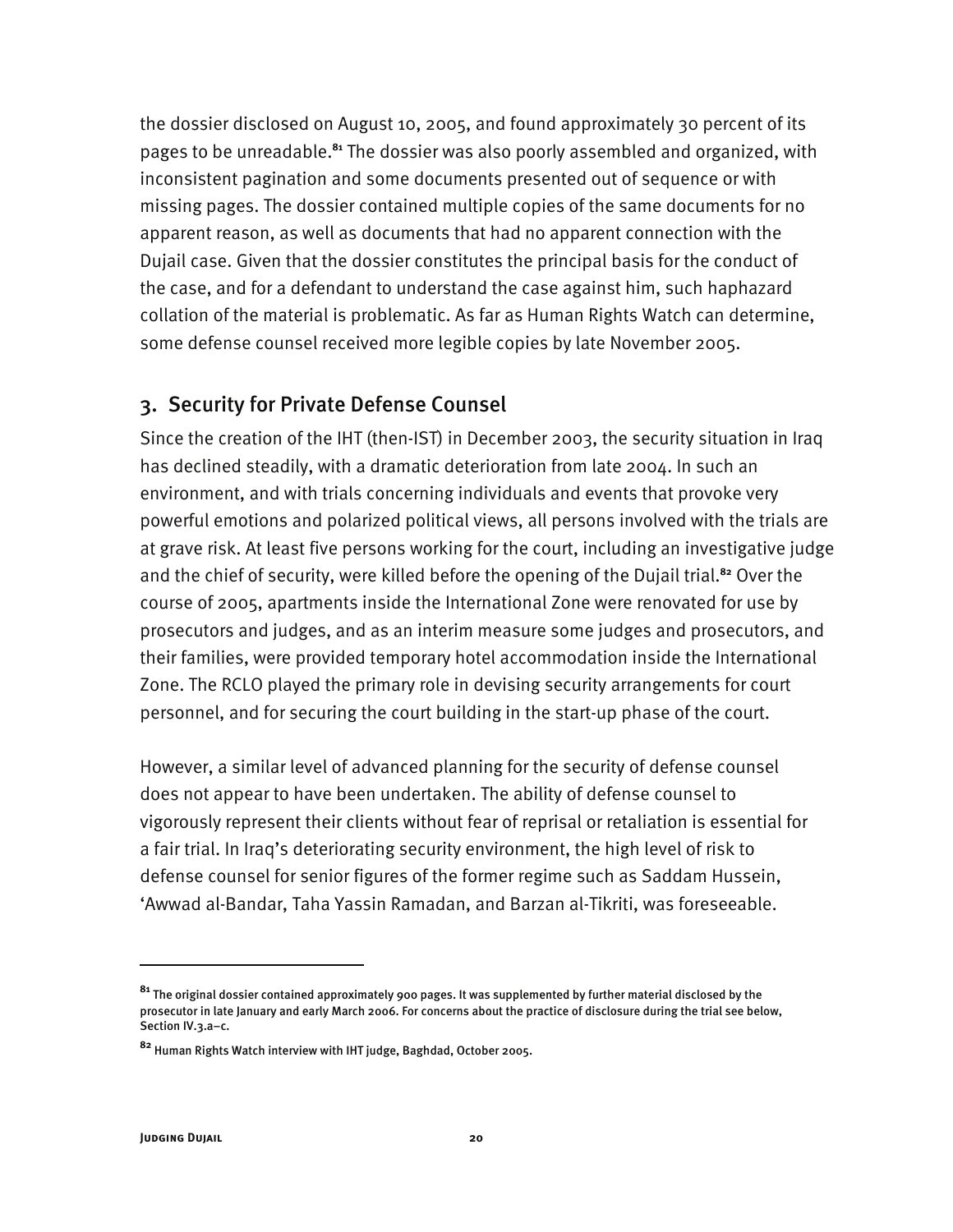the dossier disclosed on August 10, 2005, and found approximately 30 percent of its pages to be unreadable.[81] The dossier was also poorly assembled and organized, with inconsistent pagination and some documents presented out of sequence or with missing pages. The dossier contained multiple copies of the same documents for no apparent reason, as well as documents that had no apparent connection with the Dujail case. Given that the dossier constitutes the principal basis for the conduct of the case, and for a defendant to understand the case against him, such haphazard collation of the material is problematic. As far as Human Rights Watch can determine, some defense counsel received more legible copies by late November 2005.

## 3. Security for Private Defense Counsel

Since the creation of the IHT (then-IST) in December 2003, the security situation in Iraq has declined steadily, with a dramatic deterioration from late 2004. In such an environment, and with trials concerning individuals and events that provoke very powerful emotions and polarized political views, all persons involved with the trials are at grave risk. At least five persons working for the court, including an investigative judge and the chief of security, were killed before the opening of the Dujail trial.[82] Over the course of 2005, apartments inside the International Zone were renovated for use by prosecutors and judges, and as an interim measure some judges and prosecutors, and their families, were provided temporary hotel accommodation inside the International Zone. The RCLO played the primary role in devising security arrangements for court personnel, and for securing the court building in the start-up phase of the court.

However, a similar level of advanced planning for the security of defense counsel does not appear to have been undertaken. The ability of defense counsel to vigorously represent their clients without fear of reprisal or retaliation is essential for a fair trial. In Iraq's deteriorating security environment, the high level of risk to defense counsel for senior figures of the former regime such as Saddam Hussein, 'Awwad al-Bandar, Taha Yassin Ramadan, and Barzan al-Tikriti, was foreseeable.

---

[81] The original dossier contained approximately 900 pages. It was supplemented by further material disclosed by the prosecutor in late January and early March 2006. For concerns about the practice of disclosure during the trial see below, Section IV.3.a–c.

[82] Human Rights Watch interview with IHT judge, Baghdad, October 2005.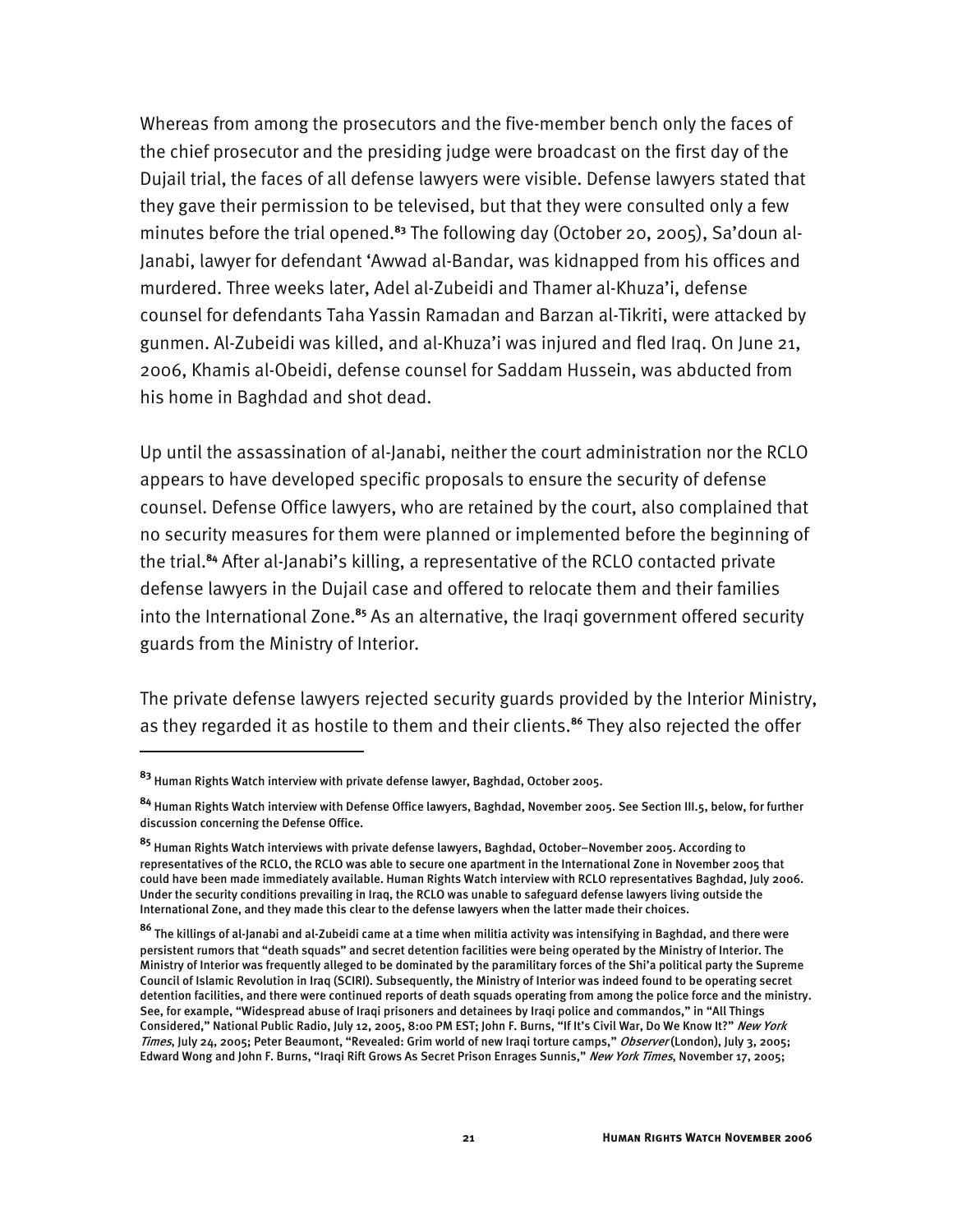Whereas from among the prosecutors and the five-member bench only the faces of the chief prosecutor and the presiding judge were broadcast on the first day of the Dujail trial, the faces of all defense lawyers were visible. Defense lawyers stated that they gave their permission to be televised, but that they were consulted only a few minutes before the trial opened.[83] The following day (October 20, 2005), Sa'doun al-Janabi, lawyer for defendant 'Awwad al-Bandar, was kidnapped from his offices and murdered. Three weeks later, Adel al-Zubeidi and Thamer al-Khuza'i, defense counsel for defendants Taha Yassin Ramadan and Barzan al-Tikriti, were attacked by gunmen. Al-Zubeidi was killed, and al-Khuza'i was injured and fled Iraq. On June 21, 2006, Khamis al-Obeidi, defense counsel for Saddam Hussein, was abducted from his home in Baghdad and shot dead.

Up until the assassination of al-Janabi, neither the court administration nor the RCLO appears to have developed specific proposals to ensure the security of defense counsel. Defense Office lawyers, who are retained by the court, also complained that no security measures for them were planned or implemented before the beginning of the trial.[84] After al-Janabi's killing, a representative of the RCLO contacted private defense lawyers in the Dujail case and offered to relocate them and their families into the International Zone.[85] As an alternative, the Iraqi government offered security guards from the Ministry of Interior.

The private defense lawyers rejected security guards provided by the Interior Ministry, as they regarded it as hostile to them and their clients.[86] They also rejected the offer

---

[83] Human Rights Watch interview with private defense lawyer, Baghdad, October 2005.

[84] Human Rights Watch interview with Defense Office lawyers, Baghdad, November 2005. See Section III.5, below, for further discussion concerning the Defense Office.

[85] Human Rights Watch interviews with private defense lawyers, Baghdad, October–November 2005. According to representatives of the RCLO, the RCLO was able to secure one apartment in the International Zone in November 2005 that could have been made immediately available. Human Rights Watch interview with RCLO representatives Baghdad, July 2006. Under the security conditions prevailing in Iraq, the RCLO was unable to safeguard defense lawyers living outside the International Zone, and they made this clear to the defense lawyers when the latter made their choices.

[86] The killings of al-Janabi and al-Zubeidi came at a time when militia activity was intensifying in Baghdad, and there were persistent rumors that "death squads" and secret detention facilities were being operated by the Ministry of Interior. The Ministry of Interior was frequently alleged to be dominated by the paramilitary forces of the Shi'a political party the Supreme Council of Islamic Revolution in Iraq (SCIRI). Subsequently, the Ministry of Interior was indeed found to be operating secret detention facilities, and there were continued reports of death squads operating from among the police force and the ministry. See, for example, "Widespread abuse of Iraqi prisoners and detainees by Iraqi police and commandos," in "All Things Considered," National Public Radio, July 12, 2005, 8:00 PM EST; John F. Burns, "If It's Civil War, Do We Know It?" *New York Times*, July 24, 2005; Peter Beaumont, "Revealed: Grim world of new Iraqi torture camps," *Observer* (London), July 3, 2005; Edward Wong and John F. Burns, "Iraqi Rift Grows As Secret Prison Enrages Sunnis," *New York Times*, November 17, 2005;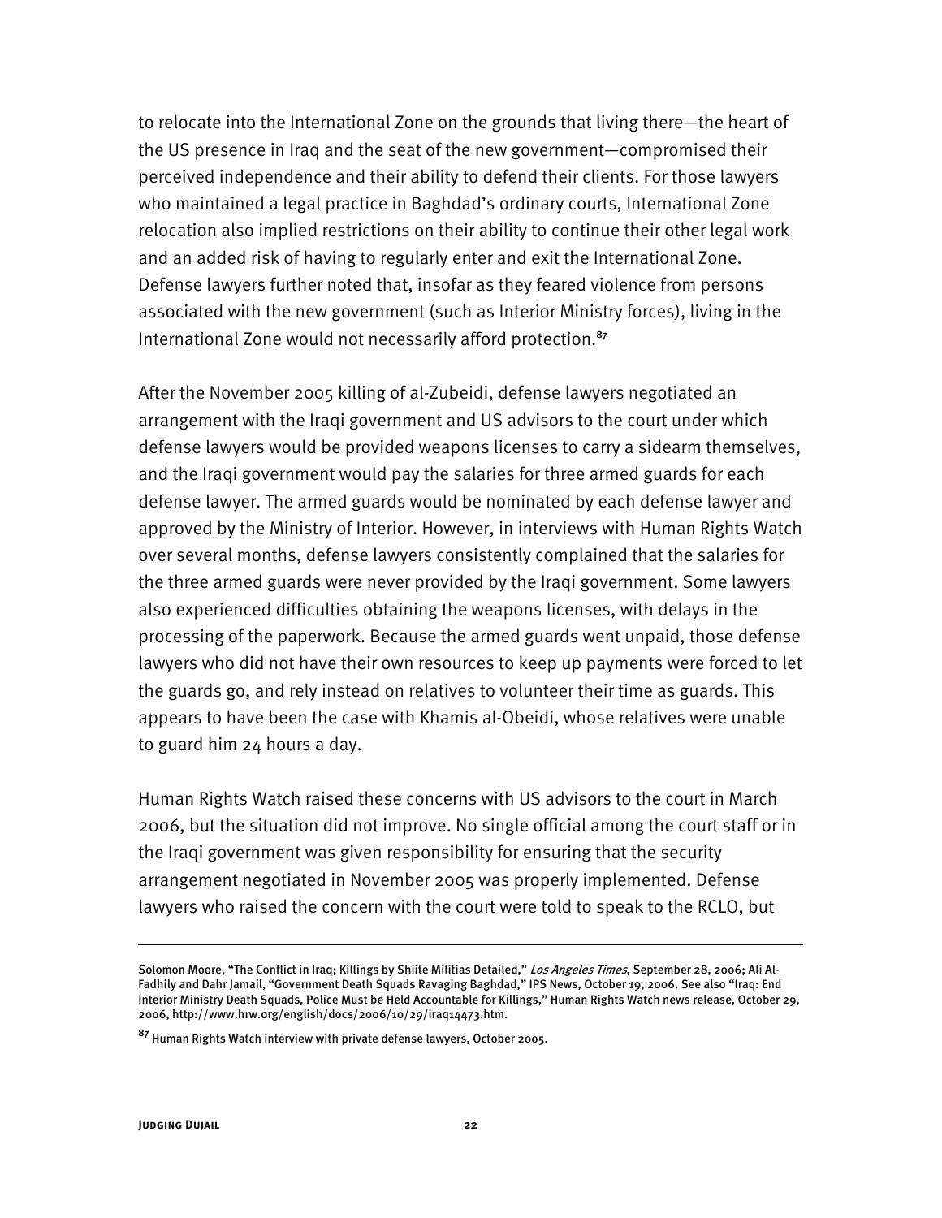to relocate into the International Zone on the grounds that living there—the heart of the US presence in Iraq and the seat of the new government—compromised their perceived independence and their ability to defend their clients. For those lawyers who maintained a legal practice in Baghdad's ordinary courts, International Zone relocation also implied restrictions on their ability to continue their other legal work and an added risk of having to regularly enter and exit the International Zone. Defense lawyers further noted that, insofar as they feared violence from persons associated with the new government (such as Interior Ministry forces), living in the International Zone would not necessarily afford protection.[87]

After the November 2005 killing of al-Zubeidi, defense lawyers negotiated an arrangement with the Iraqi government and US advisors to the court under which defense lawyers would be provided weapons licenses to carry a sidearm themselves, and the Iraqi government would pay the salaries for three armed guards for each defense lawyer. The armed guards would be nominated by each defense lawyer and approved by the Ministry of Interior. However, in interviews with Human Rights Watch over several months, defense lawyers consistently complained that the salaries for the three armed guards were never provided by the Iraqi government. Some lawyers also experienced difficulties obtaining the weapons licenses, with delays in the processing of the paperwork. Because the armed guards went unpaid, those defense lawyers who did not have their own resources to keep up payments were forced to let the guards go, and rely instead on relatives to volunteer their time as guards. This appears to have been the case with Khamis al-Obeidi, whose relatives were unable to guard him 24 hours a day.

Human Rights Watch raised these concerns with US advisors to the court in March 2006, but the situation did not improve. No single official among the court staff or in the Iraqi government was given responsibility for ensuring that the security arrangement negotiated in November 2005 was properly implemented. Defense lawyers who raised the concern with the court were told to speak to the RCLO, but

---

Solomon Moore, "The Conflict in Iraq; Killings by Shiite Militias Detailed," *Los Angeles Times*, September 28, 2006; Ali Al-Fadhily and Dahr Jamail, "Government Death Squads Ravaging Baghdad," IPS News, October 19, 2006. See also "Iraq: End Interior Ministry Death Squads, Police Must be Held Accountable for Killings," Human Rights Watch news release, October 29, 2006, http://www.hrw.org/english/docs/2006/10/29/iraq14473.htm.

[87] Human Rights Watch interview with private defense lawyers, October 2005.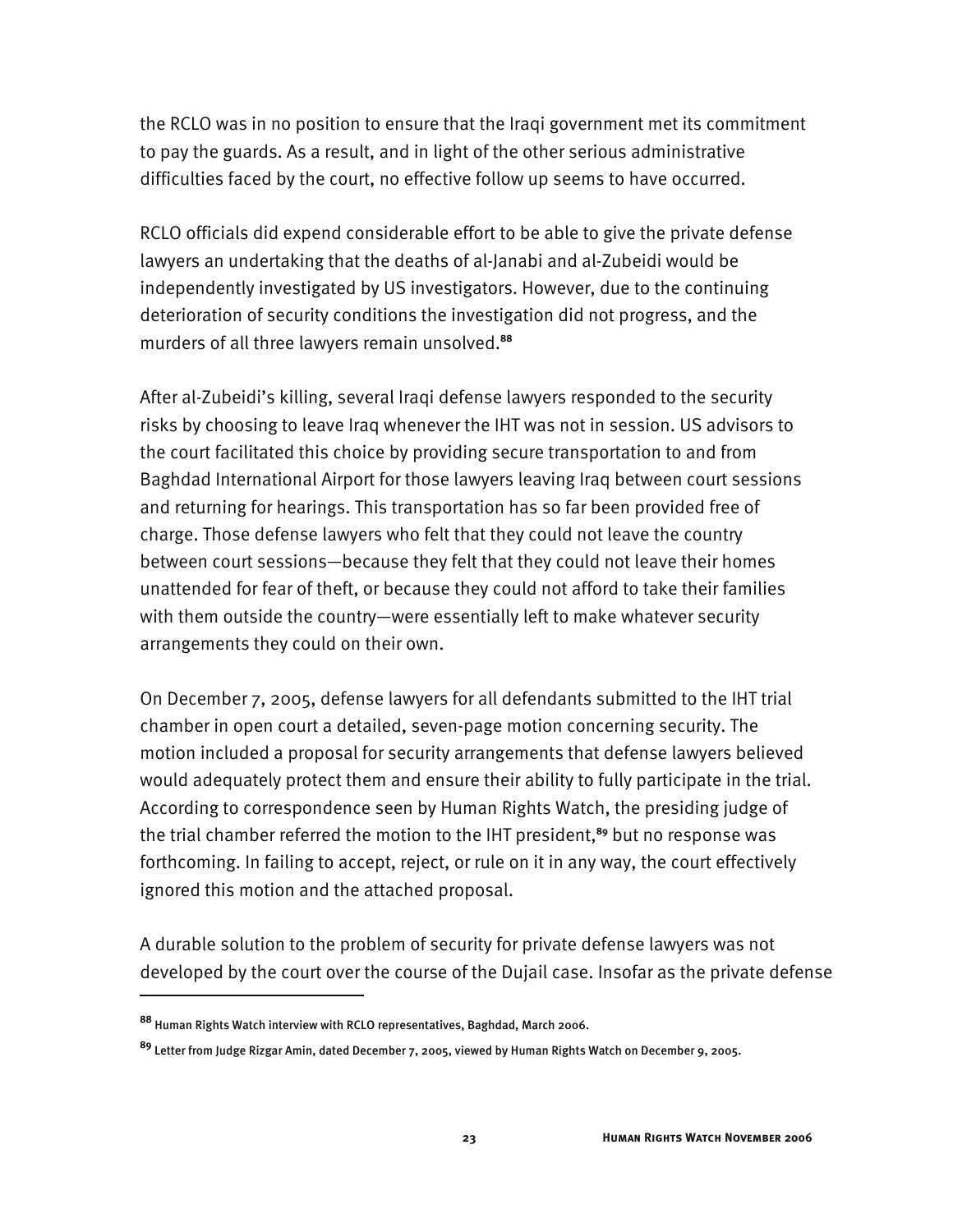the RCLO was in no position to ensure that the Iraqi government met its commitment to pay the guards. As a result, and in light of the other serious administrative difficulties faced by the court, no effective follow up seems to have occurred.

RCLO officials did expend considerable effort to be able to give the private defense lawyers an undertaking that the deaths of al-Janabi and al-Zubeidi would be independently investigated by US investigators. However, due to the continuing deterioration of security conditions the investigation did not progress, and the murders of all three lawyers remain unsolved.[88]

After al-Zubeidi's killing, several Iraqi defense lawyers responded to the security risks by choosing to leave Iraq whenever the IHT was not in session. US advisors to the court facilitated this choice by providing secure transportation to and from Baghdad International Airport for those lawyers leaving Iraq between court sessions and returning for hearings. This transportation has so far been provided free of charge. Those defense lawyers who felt that they could not leave the country between court sessions—because they felt that they could not leave their homes unattended for fear of theft, or because they could not afford to take their families with them outside the country—were essentially left to make whatever security arrangements they could on their own.

On December 7, 2005, defense lawyers for all defendants submitted to the IHT trial chamber in open court a detailed, seven-page motion concerning security. The motion included a proposal for security arrangements that defense lawyers believed would adequately protect them and ensure their ability to fully participate in the trial. According to correspondence seen by Human Rights Watch, the presiding judge of the trial chamber referred the motion to the IHT president,[89] but no response was forthcoming. In failing to accept, reject, or rule on it in any way, the court effectively ignored this motion and the attached proposal.

A durable solution to the problem of security for private defense lawyers was not developed by the court over the course of the Dujail case. Insofar as the private defense

---

[88] Human Rights Watch interview with RCLO representatives, Baghdad, March 2006.

[89] Letter from Judge Rizgar Amin, dated December 7, 2005, viewed by Human Rights Watch on December 9, 2005.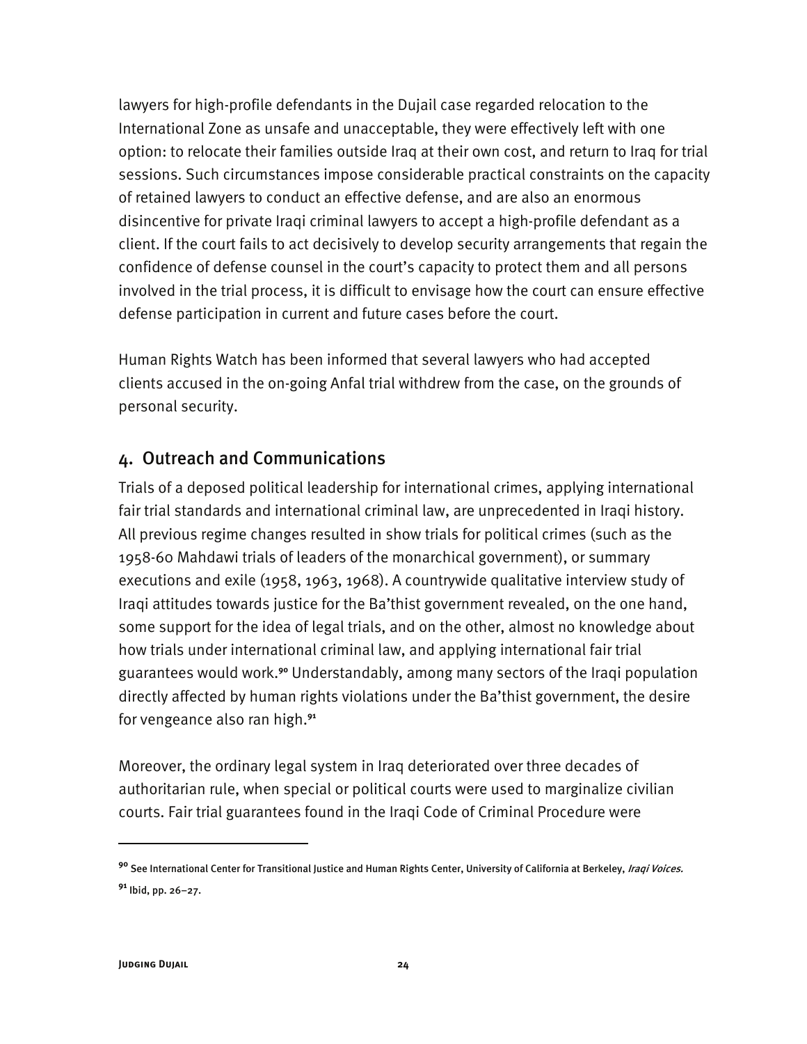lawyers for high-profile defendants in the Dujail case regarded relocation to the International Zone as unsafe and unacceptable, they were effectively left with one option: to relocate their families outside Iraq at their own cost, and return to Iraq for trial sessions. Such circumstances impose considerable practical constraints on the capacity of retained lawyers to conduct an effective defense, and are also an enormous disincentive for private Iraqi criminal lawyers to accept a high-profile defendant as a client. If the court fails to act decisively to develop security arrangements that regain the confidence of defense counsel in the court's capacity to protect them and all persons involved in the trial process, it is difficult to envisage how the court can ensure effective defense participation in current and future cases before the court.

Human Rights Watch has been informed that several lawyers who had accepted clients accused in the on-going Anfal trial withdrew from the case, on the grounds of personal security.

## 4. Outreach and Communications

Trials of a deposed political leadership for international crimes, applying international fair trial standards and international criminal law, are unprecedented in Iraqi history. All previous regime changes resulted in show trials for political crimes (such as the 1958-60 Mahdawi trials of leaders of the monarchical government), or summary executions and exile (1958, 1963, 1968). A countrywide qualitative interview study of Iraqi attitudes towards justice for the Ba'thist government revealed, on the one hand, some support for the idea of legal trials, and on the other, almost no knowledge about how trials under international criminal law, and applying international fair trial guarantees would work.[90] Understandably, among many sectors of the Iraqi population directly affected by human rights violations under the Ba'thist government, the desire for vengeance also ran high.[91]

Moreover, the ordinary legal system in Iraq deteriorated over three decades of authoritarian rule, when special or political courts were used to marginalize civilian courts. Fair trial guarantees found in the Iraqi Code of Criminal Procedure were

---

[90] See International Center for Transitional Justice and Human Rights Center, University of California at Berkeley, *Iraqi Voices.*

[91] Ibid, pp. 26–27.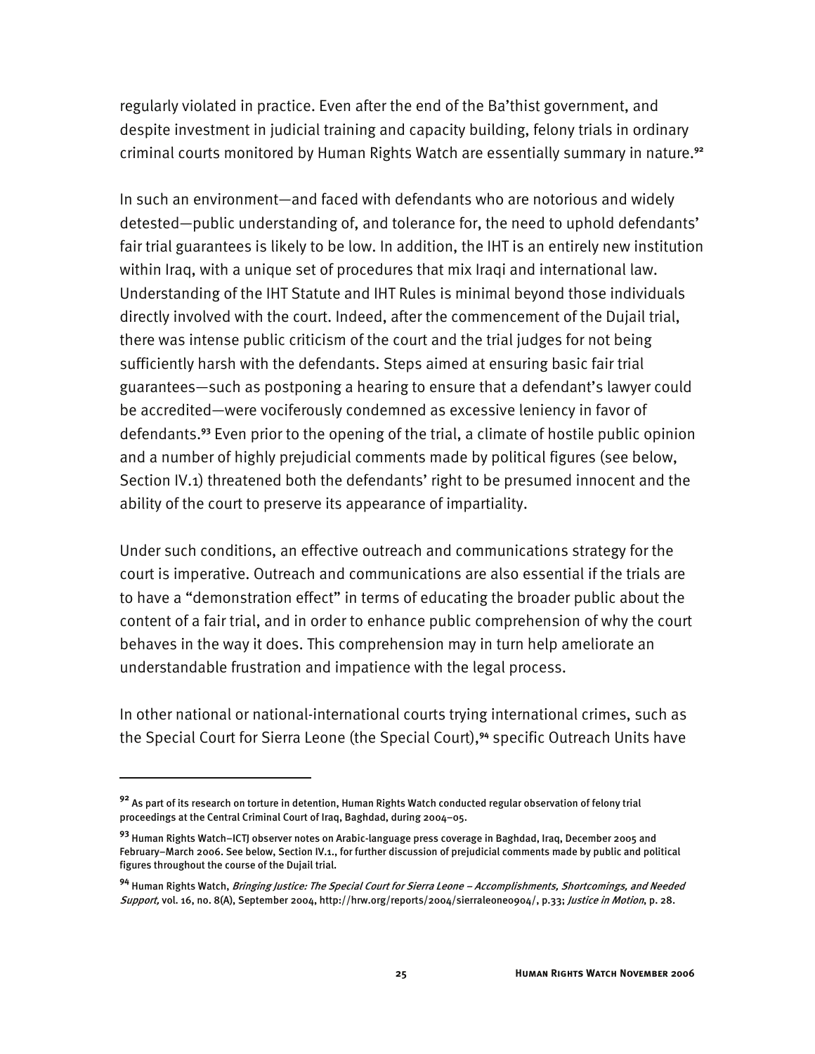regularly violated in practice. Even after the end of the Ba'thist government, and despite investment in judicial training and capacity building, felony trials in ordinary criminal courts monitored by Human Rights Watch are essentially summary in nature.[92]

In such an environment—and faced with defendants who are notorious and widely detested—public understanding of, and tolerance for, the need to uphold defendants' fair trial guarantees is likely to be low. In addition, the IHT is an entirely new institution within Iraq, with a unique set of procedures that mix Iraqi and international law. Understanding of the IHT Statute and IHT Rules is minimal beyond those individuals directly involved with the court. Indeed, after the commencement of the Dujail trial, there was intense public criticism of the court and the trial judges for not being sufficiently harsh with the defendants. Steps aimed at ensuring basic fair trial guarantees—such as postponing a hearing to ensure that a defendant's lawyer could be accredited—were vociferously condemned as excessive leniency in favor of defendants.[93] Even prior to the opening of the trial, a climate of hostile public opinion and a number of highly prejudicial comments made by political figures (see below, Section IV.1) threatened both the defendants' right to be presumed innocent and the ability of the court to preserve its appearance of impartiality.

Under such conditions, an effective outreach and communications strategy for the court is imperative. Outreach and communications are also essential if the trials are to have a "demonstration effect" in terms of educating the broader public about the content of a fair trial, and in order to enhance public comprehension of why the court behaves in the way it does. This comprehension may in turn help ameliorate an understandable frustration and impatience with the legal process.

In other national or national-international courts trying international crimes, such as the Special Court for Sierra Leone (the Special Court),[94] specific Outreach Units have

---

[92] As part of its research on torture in detention, Human Rights Watch conducted regular observation of felony trial proceedings at the Central Criminal Court of Iraq, Baghdad, during 2004–05.

[93] Human Rights Watch–ICTJ observer notes on Arabic-language press coverage in Baghdad, Iraq, December 2005 and February–March 2006. See below, Section IV.1., for further discussion of prejudicial comments made by public and political figures throughout the course of the Dujail trial.

[94] Human Rights Watch, *Bringing Justice: The Special Court for Sierra Leone – Accomplishments, Shortcomings, and Needed Support,* vol. 16, no. 8(A), September 2004, http://hrw.org/reports/2004/sierraleone0904/, p.33; *Justice in Motion*, p. 28.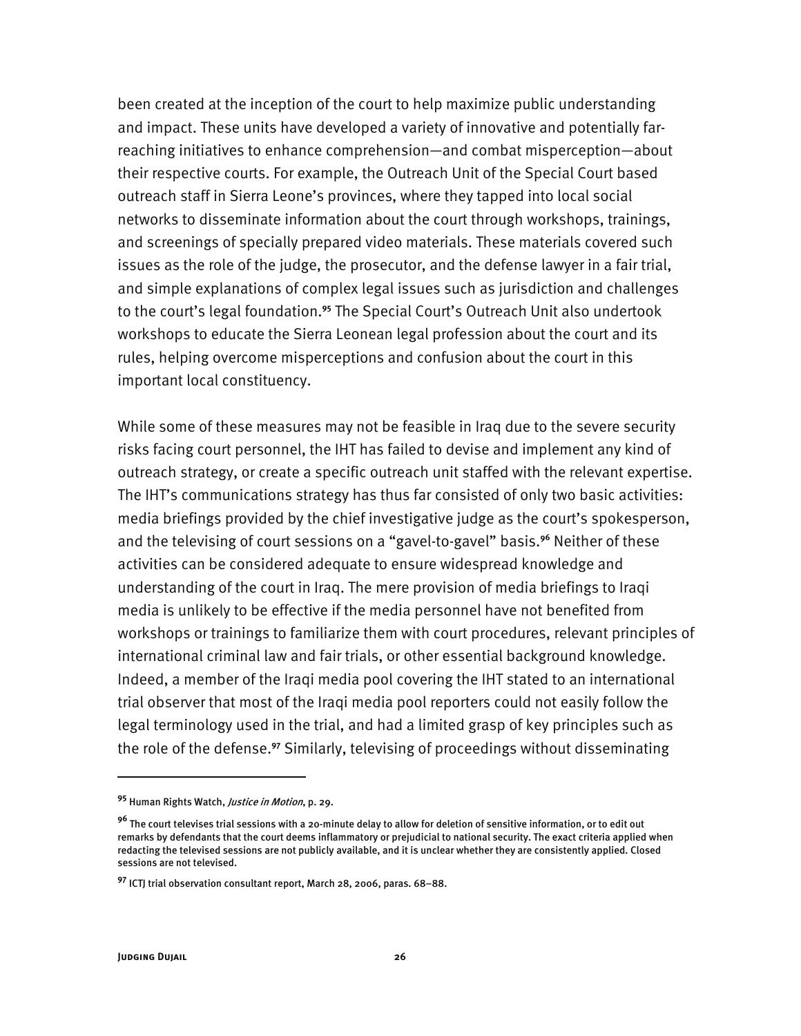been created at the inception of the court to help maximize public understanding and impact. These units have developed a variety of innovative and potentially far-reaching initiatives to enhance comprehension—and combat misperception—about their respective courts. For example, the Outreach Unit of the Special Court based outreach staff in Sierra Leone's provinces, where they tapped into local social networks to disseminate information about the court through workshops, trainings, and screenings of specially prepared video materials. These materials covered such issues as the role of the judge, the prosecutor, and the defense lawyer in a fair trial, and simple explanations of complex legal issues such as jurisdiction and challenges to the court's legal foundation.[95] The Special Court's Outreach Unit also undertook workshops to educate the Sierra Leonean legal profession about the court and its rules, helping overcome misperceptions and confusion about the court in this important local constituency.

While some of these measures may not be feasible in Iraq due to the severe security risks facing court personnel, the IHT has failed to devise and implement any kind of outreach strategy, or create a specific outreach unit staffed with the relevant expertise. The IHT's communications strategy has thus far consisted of only two basic activities: media briefings provided by the chief investigative judge as the court's spokesperson, and the televising of court sessions on a "gavel-to-gavel" basis.[96] Neither of these activities can be considered adequate to ensure widespread knowledge and understanding of the court in Iraq. The mere provision of media briefings to Iraqi media is unlikely to be effective if the media personnel have not benefited from workshops or trainings to familiarize them with court procedures, relevant principles of international criminal law and fair trials, or other essential background knowledge. Indeed, a member of the Iraqi media pool covering the IHT stated to an international trial observer that most of the Iraqi media pool reporters could not easily follow the legal terminology used in the trial, and had a limited grasp of key principles such as the role of the defense.[97] Similarly, televising of proceedings without disseminating

---

[95] Human Rights Watch, *Justice in Motion*, p. 29.

[96] The court televises trial sessions with a 20-minute delay to allow for deletion of sensitive information, or to edit out remarks by defendants that the court deems inflammatory or prejudicial to national security. The exact criteria applied when redacting the televised sessions are not publicly available, and it is unclear whether they are consistently applied. Closed sessions are not televised.

[97] ICTJ trial observation consultant report, March 28, 2006, paras. 68–88.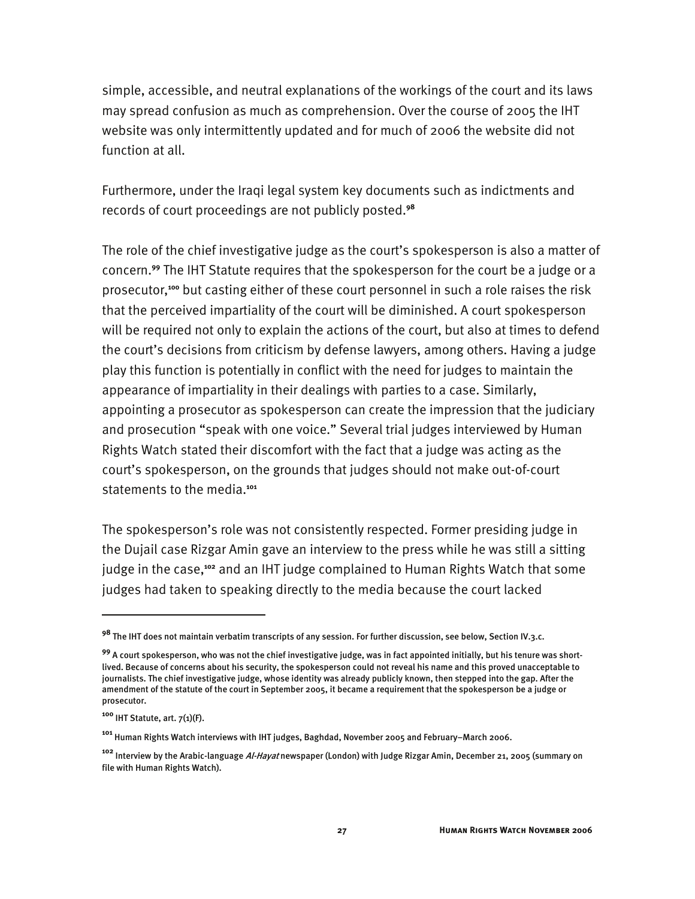simple, accessible, and neutral explanations of the workings of the court and its laws may spread confusion as much as comprehension. Over the course of 2005 the IHT website was only intermittently updated and for much of 2006 the website did not function at all.

Furthermore, under the Iraqi legal system key documents such as indictments and records of court proceedings are not publicly posted.[98]

The role of the chief investigative judge as the court's spokesperson is also a matter of concern.[99] The IHT Statute requires that the spokesperson for the court be a judge or a prosecutor,[100] but casting either of these court personnel in such a role raises the risk that the perceived impartiality of the court will be diminished. A court spokesperson will be required not only to explain the actions of the court, but also at times to defend the court's decisions from criticism by defense lawyers, among others. Having a judge play this function is potentially in conflict with the need for judges to maintain the appearance of impartiality in their dealings with parties to a case. Similarly, appointing a prosecutor as spokesperson can create the impression that the judiciary and prosecution "speak with one voice." Several trial judges interviewed by Human Rights Watch stated their discomfort with the fact that a judge was acting as the court's spokesperson, on the grounds that judges should not make out-of-court statements to the media.[101]

The spokesperson's role was not consistently respected. Former presiding judge in the Dujail case Rizgar Amin gave an interview to the press while he was still a sitting judge in the case,[102] and an IHT judge complained to Human Rights Watch that some judges had taken to speaking directly to the media because the court lacked

---

[98] The IHT does not maintain verbatim transcripts of any session. For further discussion, see below, Section IV.3.c.

[99] A court spokesperson, who was not the chief investigative judge, was in fact appointed initially, but his tenure was short-lived. Because of concerns about his security, the spokesperson could not reveal his name and this proved unacceptable to journalists. The chief investigative judge, whose identity was already publicly known, then stepped into the gap. After the amendment of the statute of the court in September 2005, it became a requirement that the spokesperson be a judge or prosecutor.

[100] IHT Statute, art. 7(1)(F).

[101] Human Rights Watch interviews with IHT judges, Baghdad, November 2005 and February–March 2006.

[102] Interview by the Arabic-language *Al-Hayat* newspaper (London) with Judge Rizgar Amin, December 21, 2005 (summary on file with Human Rights Watch).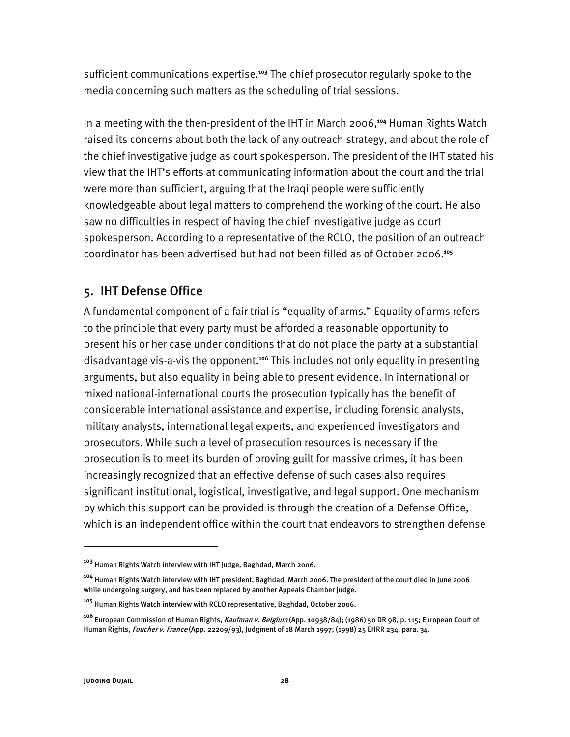sufficient communications expertise.[103] The chief prosecutor regularly spoke to the media concerning such matters as the scheduling of trial sessions.

In a meeting with the then-president of the IHT in March 2006,[104] Human Rights Watch raised its concerns about both the lack of any outreach strategy, and about the role of the chief investigative judge as court spokesperson. The president of the IHT stated his view that the IHT's efforts at communicating information about the court and the trial were more than sufficient, arguing that the Iraqi people were sufficiently knowledgeable about legal matters to comprehend the working of the court. He also saw no difficulties in respect of having the chief investigative judge as court spokesperson. According to a representative of the RCLO, the position of an outreach coordinator has been advertised but had not been filled as of October 2006.[105]

## 5. IHT Defense Office

A fundamental component of a fair trial is "equality of arms." Equality of arms refers to the principle that every party must be afforded a reasonable opportunity to present his or her case under conditions that do not place the party at a substantial disadvantage vis-a-vis the opponent.[106] This includes not only equality in presenting arguments, but also equality in being able to present evidence. In international or mixed national-international courts the prosecution typically has the benefit of considerable international assistance and expertise, including forensic analysts, military analysts, international legal experts, and experienced investigators and prosecutors. While such a level of prosecution resources is necessary if the prosecution is to meet its burden of proving guilt for massive crimes, it has been increasingly recognized that an effective defense of such cases also requires significant institutional, logistical, investigative, and legal support. One mechanism by which this support can be provided is through the creation of a Defense Office, which is an independent office within the court that endeavors to strengthen defense

---

[103] Human Rights Watch interview with IHT judge, Baghdad, March 2006.

[104] Human Rights Watch interview with IHT president, Baghdad, March 2006. The president of the court died in June 2006 while undergoing surgery, and has been replaced by another Appeals Chamber judge.

[105] Human Rights Watch interview with RCLO representative, Baghdad, October 2006.

[106] European Commission of Human Rights, *Kaufman v. Belgium* (App. 10938/84); (1986) 50 DR 98, p. 115; European Court of Human Rights, *Foucher v. France* (App. 22209/93), Judgment of 18 March 1997; (1998) 25 EHRR 234, para. 34.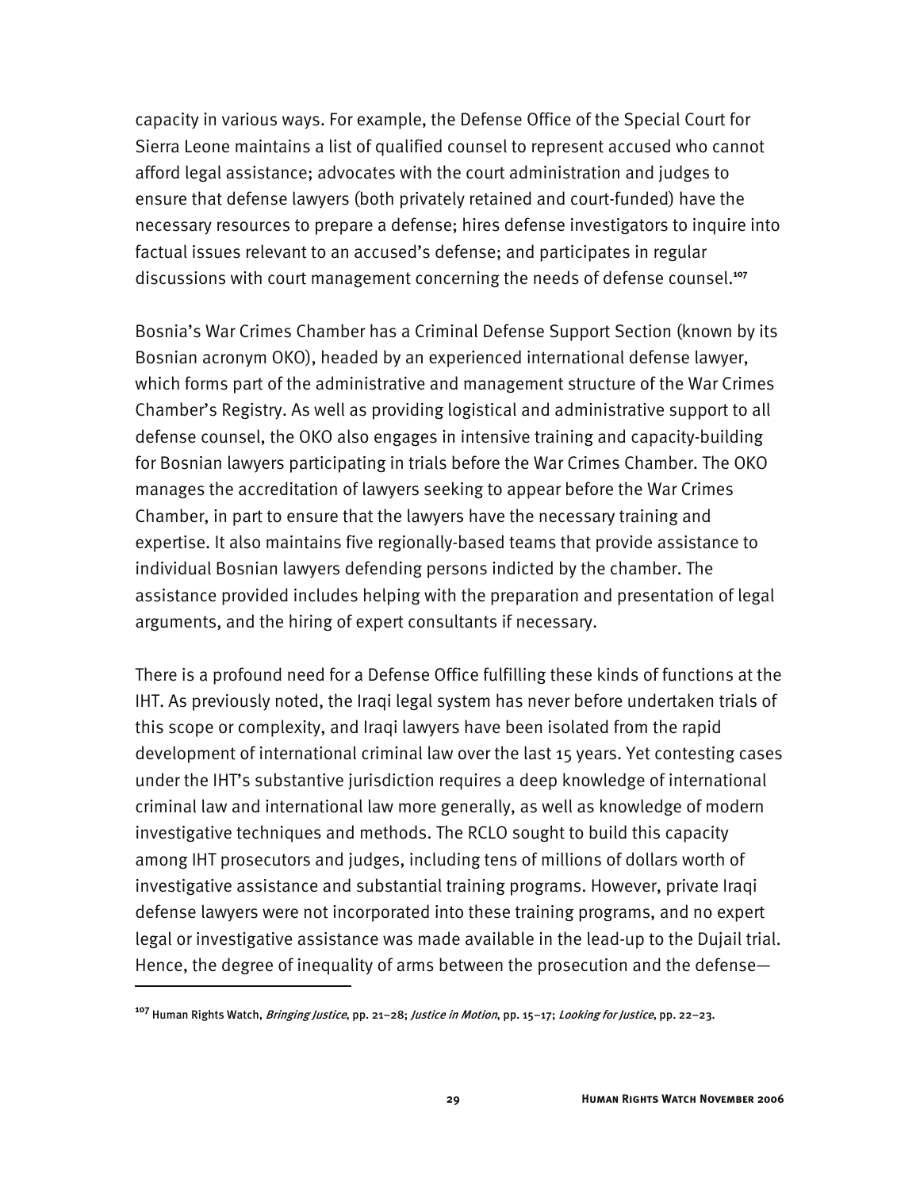capacity in various ways. For example, the Defense Office of the Special Court for Sierra Leone maintains a list of qualified counsel to represent accused who cannot afford legal assistance; advocates with the court administration and judges to ensure that defense lawyers (both privately retained and court-funded) have the necessary resources to prepare a defense; hires defense investigators to inquire into factual issues relevant to an accused's defense; and participates in regular discussions with court management concerning the needs of defense counsel.[107]

Bosnia's War Crimes Chamber has a Criminal Defense Support Section (known by its Bosnian acronym OKO), headed by an experienced international defense lawyer, which forms part of the administrative and management structure of the War Crimes Chamber's Registry. As well as providing logistical and administrative support to all defense counsel, the OKO also engages in intensive training and capacity-building for Bosnian lawyers participating in trials before the War Crimes Chamber. The OKO manages the accreditation of lawyers seeking to appear before the War Crimes Chamber, in part to ensure that the lawyers have the necessary training and expertise. It also maintains five regionally-based teams that provide assistance to individual Bosnian lawyers defending persons indicted by the chamber. The assistance provided includes helping with the preparation and presentation of legal arguments, and the hiring of expert consultants if necessary.

There is a profound need for a Defense Office fulfilling these kinds of functions at the IHT. As previously noted, the Iraqi legal system has never before undertaken trials of this scope or complexity, and Iraqi lawyers have been isolated from the rapid development of international criminal law over the last 15 years. Yet contesting cases under the IHT's substantive jurisdiction requires a deep knowledge of international criminal law and international law more generally, as well as knowledge of modern investigative techniques and methods. The RCLO sought to build this capacity among IHT prosecutors and judges, including tens of millions of dollars worth of investigative assistance and substantial training programs. However, private Iraqi defense lawyers were not incorporated into these training programs, and no expert legal or investigative assistance was made available in the lead-up to the Dujail trial. Hence, the degree of inequality of arms between the prosecution and the defense—

---

[107] Human Rights Watch, *Bringing Justice*, pp. 21–28; *Justice in Motion*, pp. 15–17; *Looking for Justice*, pp. 22–23.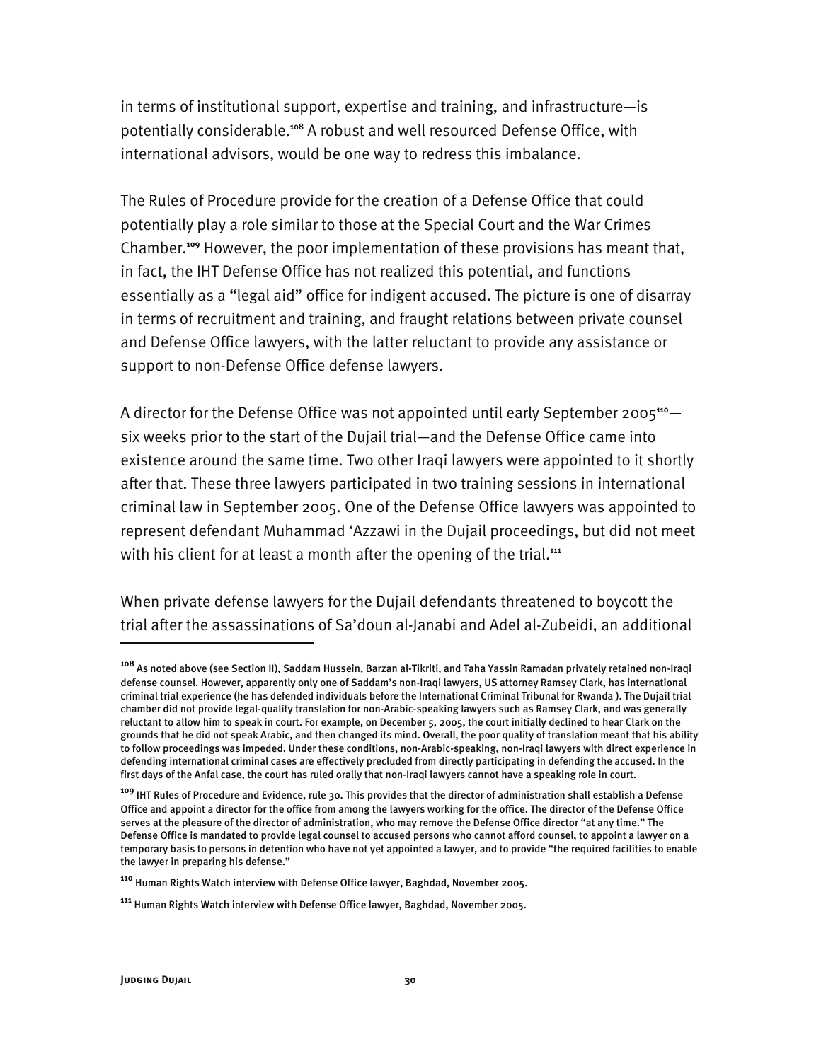in terms of institutional support, expertise and training, and infrastructure—is potentially considerable.[108] A robust and well resourced Defense Office, with international advisors, would be one way to redress this imbalance.

The Rules of Procedure provide for the creation of a Defense Office that could potentially play a role similar to those at the Special Court and the War Crimes Chamber.[109] However, the poor implementation of these provisions has meant that, in fact, the IHT Defense Office has not realized this potential, and functions essentially as a "legal aid" office for indigent accused. The picture is one of disarray in terms of recruitment and training, and fraught relations between private counsel and Defense Office lawyers, with the latter reluctant to provide any assistance or support to non-Defense Office defense lawyers.

A director for the Defense Office was not appointed until early September 2005[110]—six weeks prior to the start of the Dujail trial—and the Defense Office came into existence around the same time. Two other Iraqi lawyers were appointed to it shortly after that. These three lawyers participated in two training sessions in international criminal law in September 2005. One of the Defense Office lawyers was appointed to represent defendant Muhammad 'Azzawi in the Dujail proceedings, but did not meet with his client for at least a month after the opening of the trial.[111]

When private defense lawyers for the Dujail defendants threatened to boycott the trial after the assassinations of Sa'doun al-Janabi and Adel al-Zubeidi, an additional

---

[108] As noted above (see Section II), Saddam Hussein, Barzan al-Tikriti, and Taha Yassin Ramadan privately retained non-Iraqi defense counsel. However, apparently only one of Saddam's non-Iraqi lawyers, US attorney Ramsey Clark, has international criminal trial experience (he has defended individuals before the International Criminal Tribunal for Rwanda ). The Dujail trial chamber did not provide legal-quality translation for non-Arabic-speaking lawyers such as Ramsey Clark, and was generally reluctant to allow him to speak in court. For example, on December 5, 2005, the court initially declined to hear Clark on the grounds that he did not speak Arabic, and then changed its mind. Overall, the poor quality of translation meant that his ability to follow proceedings was impeded. Under these conditions, non-Arabic-speaking, non-Iraqi lawyers with direct experience in defending international criminal cases are effectively precluded from directly participating in defending the accused. In the first days of the Anfal case, the court has ruled orally that non-Iraqi lawyers cannot have a speaking role in court.

[109] IHT Rules of Procedure and Evidence, rule 30. This provides that the director of administration shall establish a Defense Office and appoint a director for the office from among the lawyers working for the office. The director of the Defense Office serves at the pleasure of the director of administration, who may remove the Defense Office director "at any time." The Defense Office is mandated to provide legal counsel to accused persons who cannot afford counsel, to appoint a lawyer on a temporary basis to persons in detention who have not yet appointed a lawyer, and to provide "the required facilities to enable the lawyer in preparing his defense."

[110] Human Rights Watch interview with Defense Office lawyer, Baghdad, November 2005.

[111] Human Rights Watch interview with Defense Office lawyer, Baghdad, November 2005.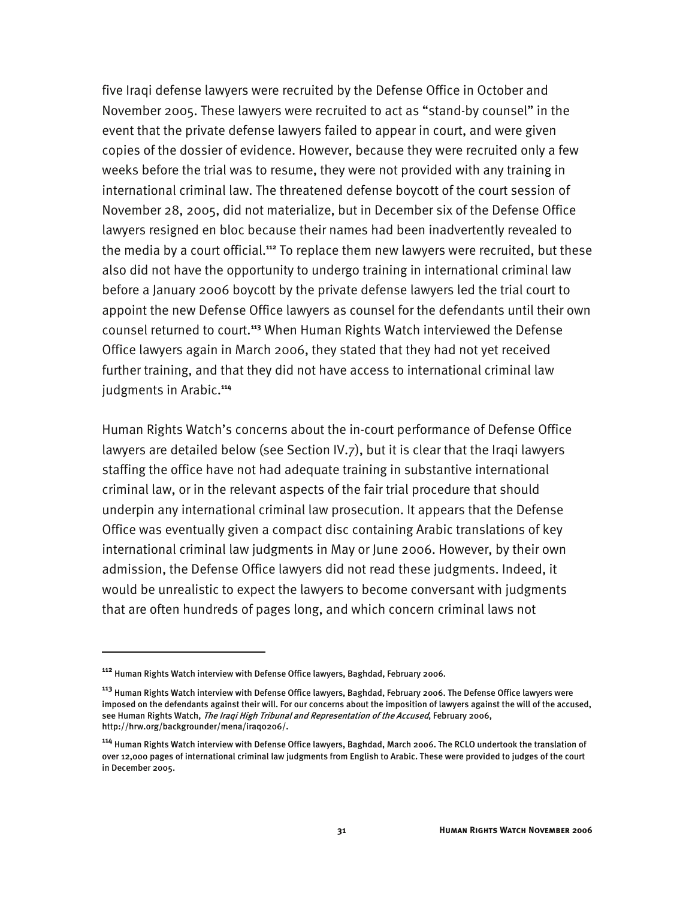five Iraqi defense lawyers were recruited by the Defense Office in October and November 2005. These lawyers were recruited to act as "stand-by counsel" in the event that the private defense lawyers failed to appear in court, and were given copies of the dossier of evidence. However, because they were recruited only a few weeks before the trial was to resume, they were not provided with any training in international criminal law. The threatened defense boycott of the court session of November 28, 2005, did not materialize, but in December six of the Defense Office lawyers resigned en bloc because their names had been inadvertently revealed to the media by a court official.[112] To replace them new lawyers were recruited, but these also did not have the opportunity to undergo training in international criminal law before a January 2006 boycott by the private defense lawyers led the trial court to appoint the new Defense Office lawyers as counsel for the defendants until their own counsel returned to court.[113] When Human Rights Watch interviewed the Defense Office lawyers again in March 2006, they stated that they had not yet received further training, and that they did not have access to international criminal law judgments in Arabic.[114]

Human Rights Watch's concerns about the in-court performance of Defense Office lawyers are detailed below (see Section IV.7), but it is clear that the Iraqi lawyers staffing the office have not had adequate training in substantive international criminal law, or in the relevant aspects of the fair trial procedure that should underpin any international criminal law prosecution. It appears that the Defense Office was eventually given a compact disc containing Arabic translations of key international criminal law judgments in May or June 2006. However, by their own admission, the Defense Office lawyers did not read these judgments. Indeed, it would be unrealistic to expect the lawyers to become conversant with judgments that are often hundreds of pages long, and which concern criminal laws not

---

[112] Human Rights Watch interview with Defense Office lawyers, Baghdad, February 2006.

[113] Human Rights Watch interview with Defense Office lawyers, Baghdad, February 2006. The Defense Office lawyers were imposed on the defendants against their will. For our concerns about the imposition of lawyers against the will of the accused, see Human Rights Watch, *The Iraqi High Tribunal and Representation of the Accused*, February 2006, http://hrw.org/backgrounder/mena/iraq0206/.

[114] Human Rights Watch interview with Defense Office lawyers, Baghdad, March 2006. The RCLO undertook the translation of over 12,000 pages of international criminal law judgments from English to Arabic. These were provided to judges of the court in December 2005.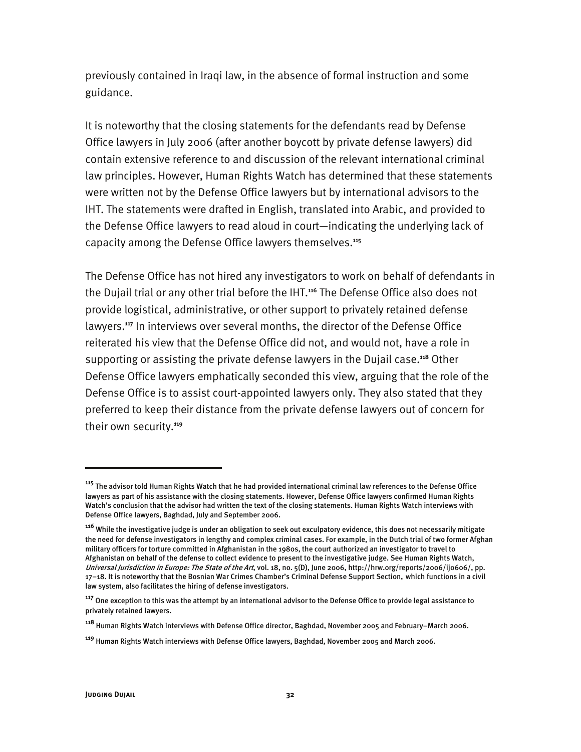previously contained in Iraqi law, in the absence of formal instruction and some guidance.

It is noteworthy that the closing statements for the defendants read by Defense Office lawyers in July 2006 (after another boycott by private defense lawyers) did contain extensive reference to and discussion of the relevant international criminal law principles. However, Human Rights Watch has determined that these statements were written not by the Defense Office lawyers but by international advisors to the IHT. The statements were drafted in English, translated into Arabic, and provided to the Defense Office lawyers to read aloud in court—indicating the underlying lack of capacity among the Defense Office lawyers themselves.[115]

The Defense Office has not hired any investigators to work on behalf of defendants in the Dujail trial or any other trial before the IHT.[116] The Defense Office also does not provide logistical, administrative, or other support to privately retained defense lawyers.[117] In interviews over several months, the director of the Defense Office reiterated his view that the Defense Office did not, and would not, have a role in supporting or assisting the private defense lawyers in the Dujail case.[118] Other Defense Office lawyers emphatically seconded this view, arguing that the role of the Defense Office is to assist court-appointed lawyers only. They also stated that they preferred to keep their distance from the private defense lawyers out of concern for their own security.[119]

---

[115] The advisor told Human Rights Watch that he had provided international criminal law references to the Defense Office lawyers as part of his assistance with the closing statements. However, Defense Office lawyers confirmed Human Rights Watch's conclusion that the advisor had written the text of the closing statements. Human Rights Watch interviews with Defense Office lawyers, Baghdad, July and September 2006.

[116] While the investigative judge is under an obligation to seek out exculpatory evidence, this does not necessarily mitigate the need for defense investigators in lengthy and complex criminal cases. For example, in the Dutch trial of two former Afghan military officers for torture committed in Afghanistan in the 1980s, the court authorized an investigator to travel to Afghanistan on behalf of the defense to collect evidence to present to the investigative judge. See Human Rights Watch, *Universal Jurisdiction in Europe: The State of the Art*, vol. 18, no. 5(D), June 2006, http://hrw.org/reports/2006/ij0606/, pp. 17–18. It is noteworthy that the Bosnian War Crimes Chamber's Criminal Defense Support Section, which functions in a civil law system, also facilitates the hiring of defense investigators.

[117] One exception to this was the attempt by an international advisor to the Defense Office to provide legal assistance to privately retained lawyers.

[118] Human Rights Watch interviews with Defense Office director, Baghdad, November 2005 and February–March 2006.

[119] Human Rights Watch interviews with Defense Office lawyers, Baghdad, November 2005 and March 2006.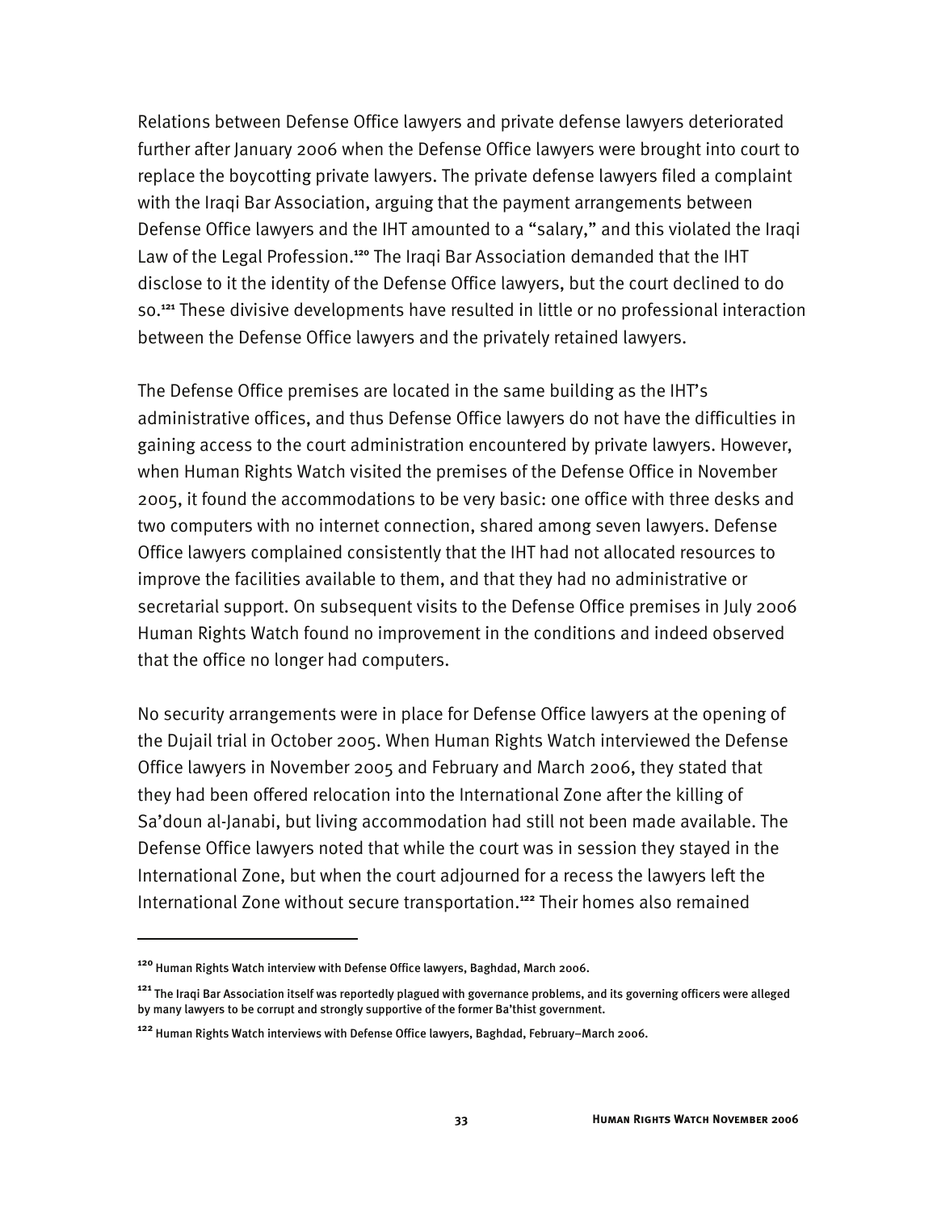Relations between Defense Office lawyers and private defense lawyers deteriorated further after January 2006 when the Defense Office lawyers were brought into court to replace the boycotting private lawyers. The private defense lawyers filed a complaint with the Iraqi Bar Association, arguing that the payment arrangements between Defense Office lawyers and the IHT amounted to a "salary," and this violated the Iraqi Law of the Legal Profession.[120] The Iraqi Bar Association demanded that the IHT disclose to it the identity of the Defense Office lawyers, but the court declined to do so.[121] These divisive developments have resulted in little or no professional interaction between the Defense Office lawyers and the privately retained lawyers.

The Defense Office premises are located in the same building as the IHT's administrative offices, and thus Defense Office lawyers do not have the difficulties in gaining access to the court administration encountered by private lawyers. However, when Human Rights Watch visited the premises of the Defense Office in November 2005, it found the accommodations to be very basic: one office with three desks and two computers with no internet connection, shared among seven lawyers. Defense Office lawyers complained consistently that the IHT had not allocated resources to improve the facilities available to them, and that they had no administrative or secretarial support. On subsequent visits to the Defense Office premises in July 2006 Human Rights Watch found no improvement in the conditions and indeed observed that the office no longer had computers.

No security arrangements were in place for Defense Office lawyers at the opening of the Dujail trial in October 2005. When Human Rights Watch interviewed the Defense Office lawyers in November 2005 and February and March 2006, they stated that they had been offered relocation into the International Zone after the killing of Sa'doun al-Janabi, but living accommodation had still not been made available. The Defense Office lawyers noted that while the court was in session they stayed in the International Zone, but when the court adjourned for a recess the lawyers left the International Zone without secure transportation.[122] Their homes also remained

---

[120] Human Rights Watch interview with Defense Office lawyers, Baghdad, March 2006.

[121] The Iraqi Bar Association itself was reportedly plagued with governance problems, and its governing officers were alleged by many lawyers to be corrupt and strongly supportive of the former Ba'thist government.

[122] Human Rights Watch interviews with Defense Office lawyers, Baghdad, February–March 2006.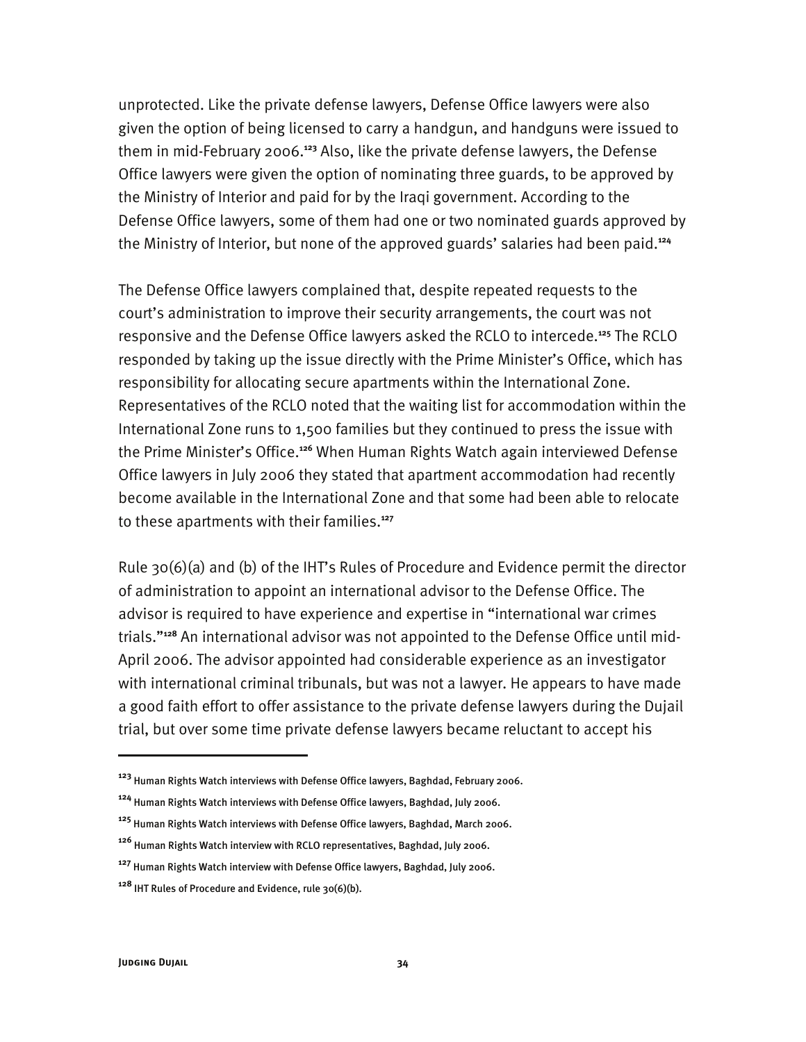unprotected. Like the private defense lawyers, Defense Office lawyers were also given the option of being licensed to carry a handgun, and handguns were issued to them in mid-February 2006.[123] Also, like the private defense lawyers, the Defense Office lawyers were given the option of nominating three guards, to be approved by the Ministry of Interior and paid for by the Iraqi government. According to the Defense Office lawyers, some of them had one or two nominated guards approved by the Ministry of Interior, but none of the approved guards' salaries had been paid.[124]

The Defense Office lawyers complained that, despite repeated requests to the court's administration to improve their security arrangements, the court was not responsive and the Defense Office lawyers asked the RCLO to intercede.[125] The RCLO responded by taking up the issue directly with the Prime Minister's Office, which has responsibility for allocating secure apartments within the International Zone. Representatives of the RCLO noted that the waiting list for accommodation within the International Zone runs to 1,500 families but they continued to press the issue with the Prime Minister's Office.[126] When Human Rights Watch again interviewed Defense Office lawyers in July 2006 they stated that apartment accommodation had recently become available in the International Zone and that some had been able to relocate to these apartments with their families.[127]

Rule 30(6)(a) and (b) of the IHT's Rules of Procedure and Evidence permit the director of administration to appoint an international advisor to the Defense Office. The advisor is required to have experience and expertise in "international war crimes trials."[128] An international advisor was not appointed to the Defense Office until mid-April 2006. The advisor appointed had considerable experience as an investigator with international criminal tribunals, but was not a lawyer. He appears to have made a good faith effort to offer assistance to the private defense lawyers during the Dujail trial, but over some time private defense lawyers became reluctant to accept his

---

[123] Human Rights Watch interviews with Defense Office lawyers, Baghdad, February 2006.

[124] Human Rights Watch interviews with Defense Office lawyers, Baghdad, July 2006.

[125] Human Rights Watch interviews with Defense Office lawyers, Baghdad, March 2006.

[126] Human Rights Watch interview with RCLO representatives, Baghdad, July 2006.

[127] Human Rights Watch interview with Defense Office lawyers, Baghdad, July 2006.

[128] IHT Rules of Procedure and Evidence, rule 30(6)(b).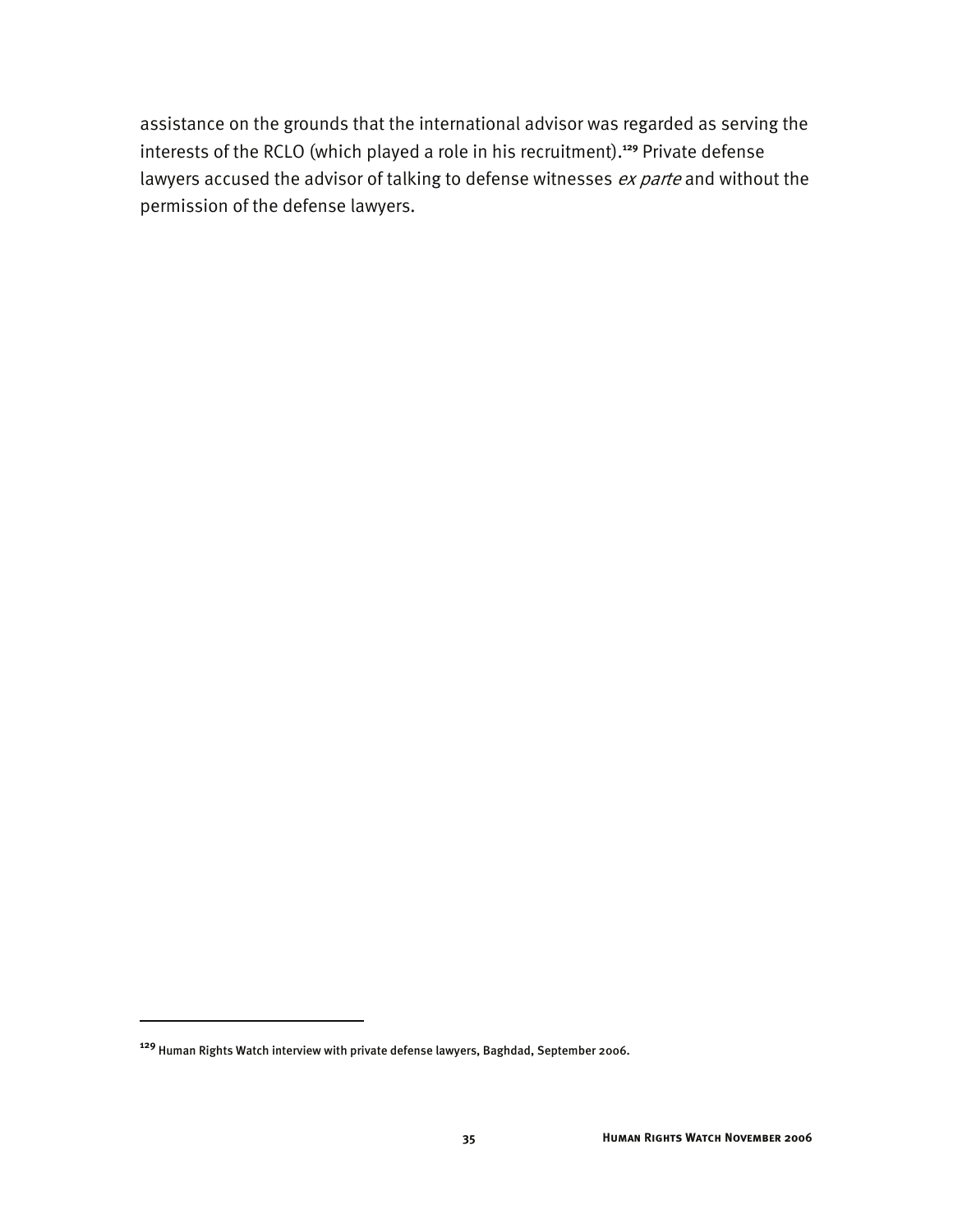assistance on the grounds that the international advisor was regarded as serving the interests of the RCLO (which played a role in his recruitment).[129] Private defense lawyers accused the advisor of talking to defense witnesses *ex parte* and without the permission of the defense lawyers.

---

[129] Human Rights Watch interview with private defense lawyers, Baghdad, September 2006.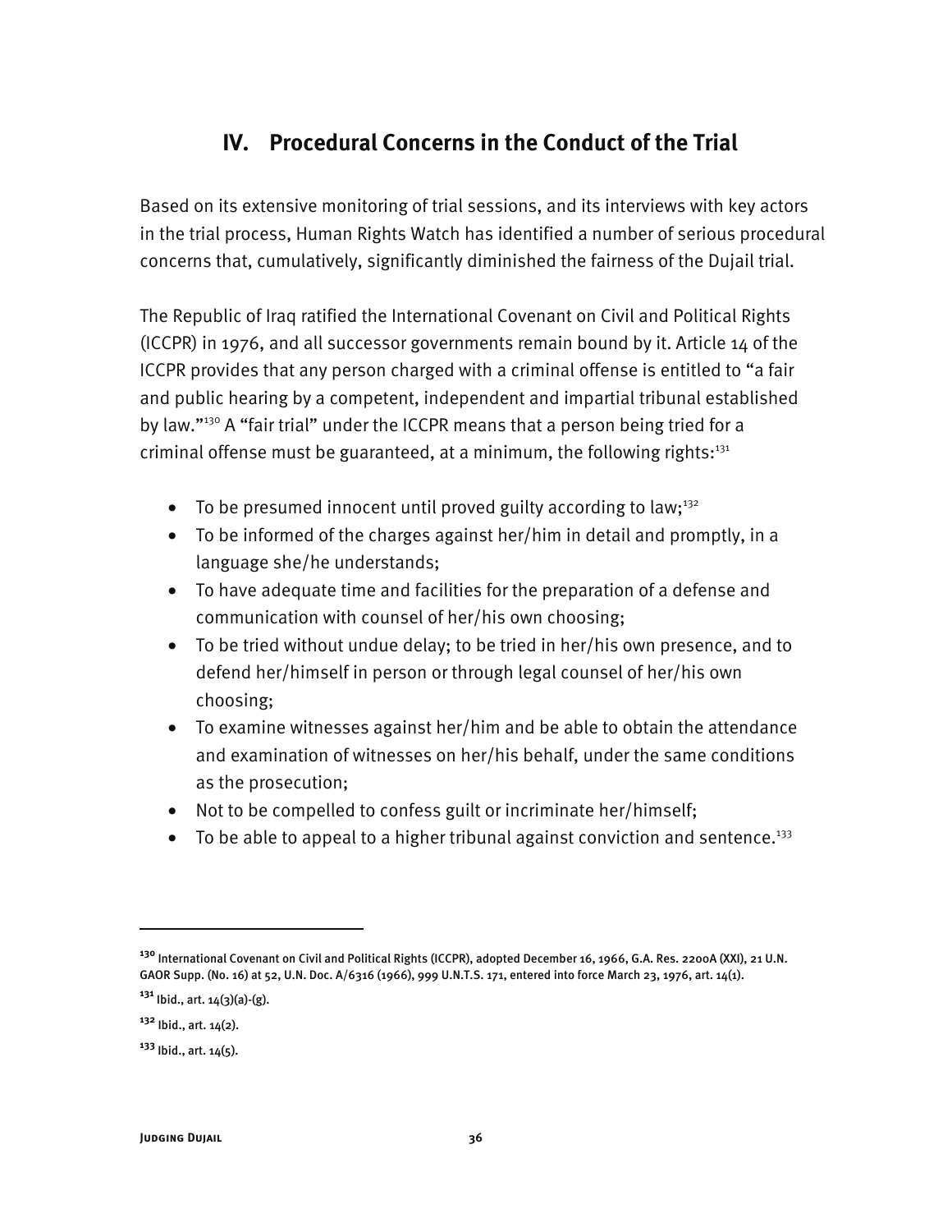## IV. Procedural Concerns in the Conduct of the Trial

Based on its extensive monitoring of trial sessions, and its interviews with key actors in the trial process, Human Rights Watch has identified a number of serious procedural concerns that, cumulatively, significantly diminished the fairness of the Dujail trial.

The Republic of Iraq ratified the International Covenant on Civil and Political Rights (ICCPR) in 1976, and all successor governments remain bound by it. Article 14 of the ICCPR provides that any person charged with a criminal offense is entitled to "a fair and public hearing by a competent, independent and impartial tribunal established by law."[130] A "fair trial" under the ICCPR means that a person being tried for a criminal offense must be guaranteed, at a minimum, the following rights:[131]

- To be presumed innocent until proved guilty according to law;[132]
- To be informed of the charges against her/him in detail and promptly, in a language she/he understands;
- To have adequate time and facilities for the preparation of a defense and communication with counsel of her/his own choosing;
- To be tried without undue delay; to be tried in her/his own presence, and to defend her/himself in person or through legal counsel of her/his own choosing;
- To examine witnesses against her/him and be able to obtain the attendance and examination of witnesses on her/his behalf, under the same conditions as the prosecution;
- Not to be compelled to confess guilt or incriminate her/himself;
- To be able to appeal to a higher tribunal against conviction and sentence.[133]

---

[130] International Covenant on Civil and Political Rights (ICCPR), adopted December 16, 1966, G.A. Res. 2200A (XXI), 21 U.N. GAOR Supp. (No. 16) at 52, U.N. Doc. A/6316 (1966), 999 U.N.T.S. 171, entered into force March 23, 1976, art. 14(1).

[131] Ibid., art. 14(3)(a)-(g).

[132] Ibid., art. 14(2).

[133] Ibid., art. 14(5).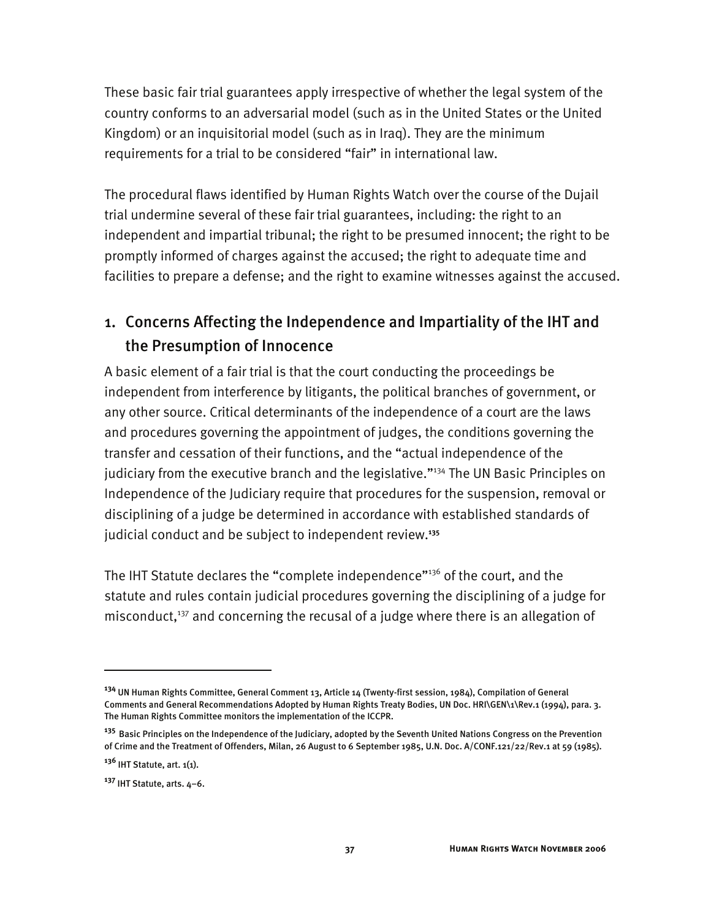These basic fair trial guarantees apply irrespective of whether the legal system of the country conforms to an adversarial model (such as in the United States or the United Kingdom) or an inquisitorial model (such as in Iraq). They are the minimum requirements for a trial to be considered "fair" in international law.

The procedural flaws identified by Human Rights Watch over the course of the Dujail trial undermine several of these fair trial guarantees, including: the right to an independent and impartial tribunal; the right to be presumed innocent; the right to be promptly informed of charges against the accused; the right to adequate time and facilities to prepare a defense; and the right to examine witnesses against the accused.

## 1. Concerns Affecting the Independence and Impartiality of the IHT and the Presumption of Innocence

A basic element of a fair trial is that the court conducting the proceedings be independent from interference by litigants, the political branches of government, or any other source. Critical determinants of the independence of a court are the laws and procedures governing the appointment of judges, the conditions governing the transfer and cessation of their functions, and the "actual independence of the judiciary from the executive branch and the legislative."[134] The UN Basic Principles on Independence of the Judiciary require that procedures for the suspension, removal or disciplining of a judge be determined in accordance with established standards of judicial conduct and be subject to independent review.[135]

The IHT Statute declares the "complete independence"[136] of the court, and the statute and rules contain judicial procedures governing the disciplining of a judge for misconduct,[137] and concerning the recusal of a judge where there is an allegation of

---

[134] UN Human Rights Committee, General Comment 13, Article 14 (Twenty-first session, 1984), Compilation of General Comments and General Recommendations Adopted by Human Rights Treaty Bodies, UN Doc. HRI\GEN\1\Rev.1 (1994), para. 3. The Human Rights Committee monitors the implementation of the ICCPR.

[135] Basic Principles on the Independence of the Judiciary, adopted by the Seventh United Nations Congress on the Prevention of Crime and the Treatment of Offenders, Milan, 26 August to 6 September 1985, U.N. Doc. A/CONF.121/22/Rev.1 at 59 (1985).

[136] IHT Statute, art. 1(1).

[137] IHT Statute, arts. 4–6.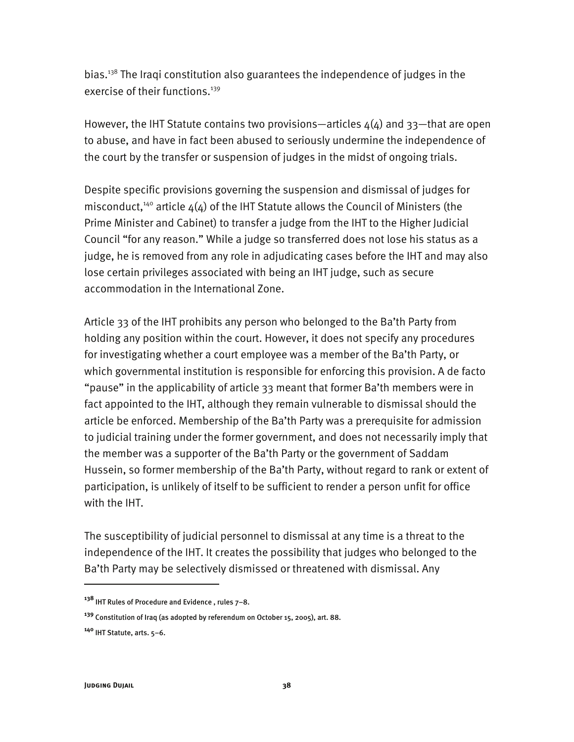bias.[138] The Iraqi constitution also guarantees the independence of judges in the exercise of their functions.[139]

However, the IHT Statute contains two provisions—articles 4(4) and 33—that are open to abuse, and have in fact been abused to seriously undermine the independence of the court by the transfer or suspension of judges in the midst of ongoing trials.

Despite specific provisions governing the suspension and dismissal of judges for misconduct,[140] article 4(4) of the IHT Statute allows the Council of Ministers (the Prime Minister and Cabinet) to transfer a judge from the IHT to the Higher Judicial Council "for any reason." While a judge so transferred does not lose his status as a judge, he is removed from any role in adjudicating cases before the IHT and may also lose certain privileges associated with being an IHT judge, such as secure accommodation in the International Zone.

Article 33 of the IHT prohibits any person who belonged to the Ba'th Party from holding any position within the court. However, it does not specify any procedures for investigating whether a court employee was a member of the Ba'th Party, or which governmental institution is responsible for enforcing this provision. A de facto "pause" in the applicability of article 33 meant that former Ba'th members were in fact appointed to the IHT, although they remain vulnerable to dismissal should the article be enforced. Membership of the Ba'th Party was a prerequisite for admission to judicial training under the former government, and does not necessarily imply that the member was a supporter of the Ba'th Party or the government of Saddam Hussein, so former membership of the Ba'th Party, without regard to rank or extent of participation, is unlikely of itself to be sufficient to render a person unfit for office with the IHT.

The susceptibility of judicial personnel to dismissal at any time is a threat to the independence of the IHT. It creates the possibility that judges who belonged to the Ba'th Party may be selectively dismissed or threatened with dismissal. Any

---

[138] IHT Rules of Procedure and Evidence , rules 7–8.

[139] Constitution of Iraq (as adopted by referendum on October 15, 2005), art. 88.

[140] IHT Statute, arts. 5–6.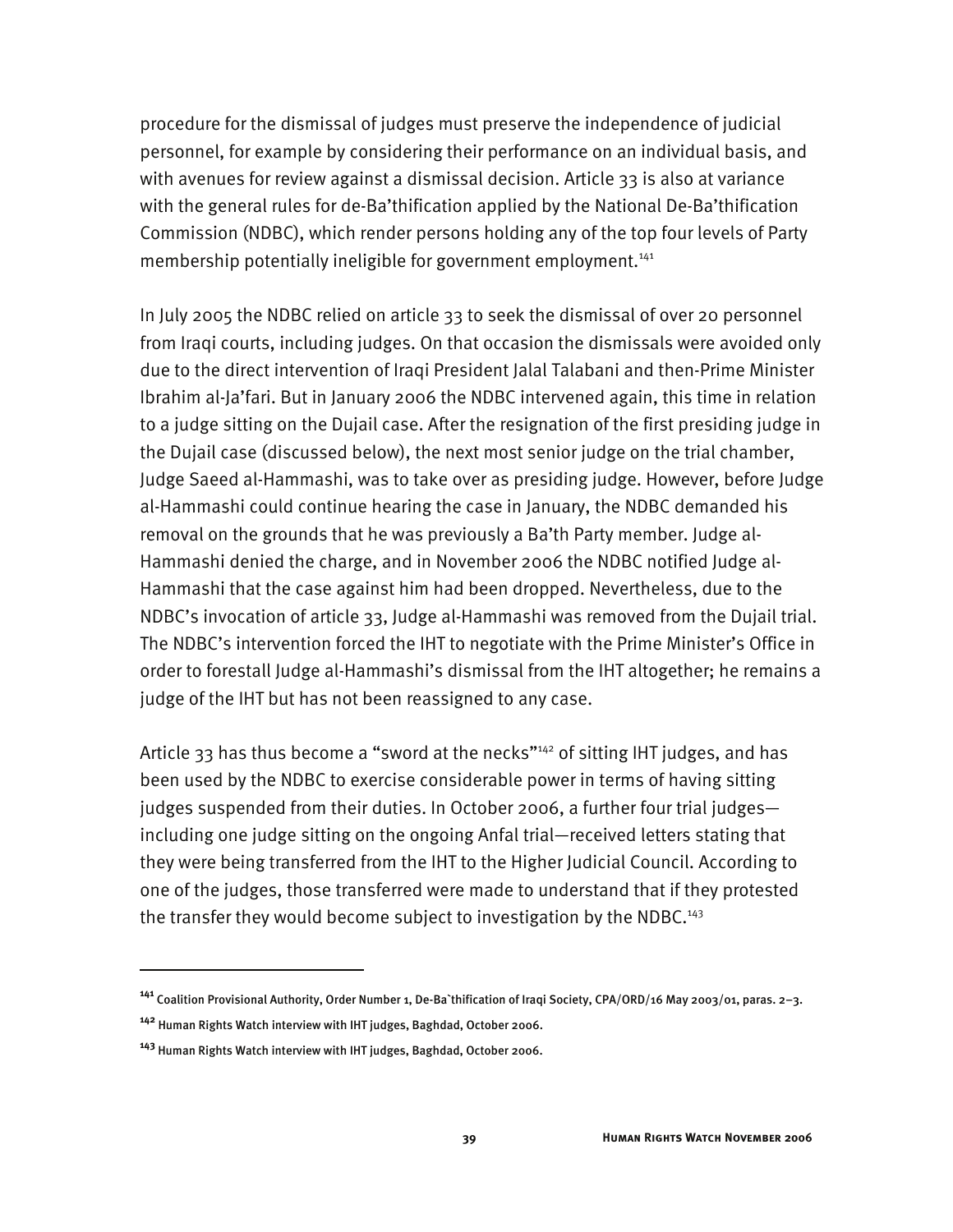procedure for the dismissal of judges must preserve the independence of judicial personnel, for example by considering their performance on an individual basis, and with avenues for review against a dismissal decision. Article 33 is also at variance with the general rules for de-Ba'thification applied by the National De-Ba'thification Commission (NDBC), which render persons holding any of the top four levels of Party membership potentially ineligible for government employment.[141]

In July 2005 the NDBC relied on article 33 to seek the dismissal of over 20 personnel from Iraqi courts, including judges. On that occasion the dismissals were avoided only due to the direct intervention of Iraqi President Jalal Talabani and then-Prime Minister Ibrahim al-Ja'fari. But in January 2006 the NDBC intervened again, this time in relation to a judge sitting on the Dujail case. After the resignation of the first presiding judge in the Dujail case (discussed below), the next most senior judge on the trial chamber, Judge Saeed al-Hammashi, was to take over as presiding judge. However, before Judge al-Hammashi could continue hearing the case in January, the NDBC demanded his removal on the grounds that he was previously a Ba'th Party member. Judge al-Hammashi denied the charge, and in November 2006 the NDBC notified Judge al-Hammashi that the case against him had been dropped. Nevertheless, due to the NDBC's invocation of article 33, Judge al-Hammashi was removed from the Dujail trial. The NDBC's intervention forced the IHT to negotiate with the Prime Minister's Office in order to forestall Judge al-Hammashi's dismissal from the IHT altogether; he remains a judge of the IHT but has not been reassigned to any case.

Article 33 has thus become a "sword at the necks"[142] of sitting IHT judges, and has been used by the NDBC to exercise considerable power in terms of having sitting judges suspended from their duties. In October 2006, a further four trial judges—including one judge sitting on the ongoing Anfal trial—received letters stating that they were being transferred from the IHT to the Higher Judicial Council. According to one of the judges, those transferred were made to understand that if they protested the transfer they would become subject to investigation by the NDBC.[143]

---

[141] Coalition Provisional Authority, Order Number 1, De-Ba`thification of Iraqi Society, CPA/ORD/16 May 2003/01, paras. 2–3.

[142] Human Rights Watch interview with IHT judges, Baghdad, October 2006.

[143] Human Rights Watch interview with IHT judges, Baghdad, October 2006.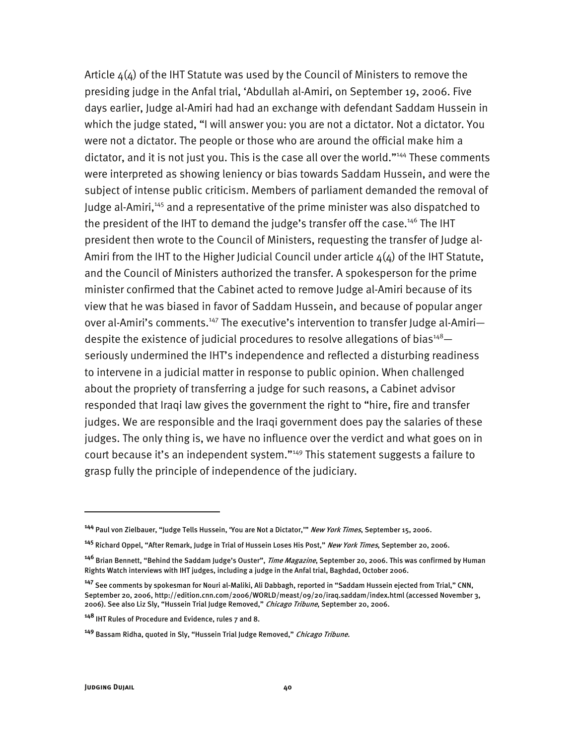Article 4(4) of the IHT Statute was used by the Council of Ministers to remove the presiding judge in the Anfal trial, 'Abdullah al-Amiri, on September 19, 2006. Five days earlier, Judge al-Amiri had had an exchange with defendant Saddam Hussein in which the judge stated, "I will answer you: you are not a dictator. Not a dictator. You were not a dictator. The people or those who are around the official make him a dictator, and it is not just you. This is the case all over the world."[144] These comments were interpreted as showing leniency or bias towards Saddam Hussein, and were the subject of intense public criticism. Members of parliament demanded the removal of Judge al-Amiri,[145] and a representative of the prime minister was also dispatched to the president of the IHT to demand the judge's transfer off the case.[146] The IHT president then wrote to the Council of Ministers, requesting the transfer of Judge al-Amiri from the IHT to the Higher Judicial Council under article 4(4) of the IHT Statute, and the Council of Ministers authorized the transfer. A spokesperson for the prime minister confirmed that the Cabinet acted to remove Judge al-Amiri because of its view that he was biased in favor of Saddam Hussein, and because of popular anger over al-Amiri's comments.[147] The executive's intervention to transfer Judge al-Amiri—despite the existence of judicial procedures to resolve allegations of bias[148]—seriously undermined the IHT's independence and reflected a disturbing readiness to intervene in a judicial matter in response to public opinion. When challenged about the propriety of transferring a judge for such reasons, a Cabinet advisor responded that Iraqi law gives the government the right to "hire, fire and transfer judges. We are responsible and the Iraqi government does pay the salaries of these judges. The only thing is, we have no influence over the verdict and what goes on in court because it's an independent system."[149] This statement suggests a failure to grasp fully the principle of independence of the judiciary.

---

[144] Paul von Zielbauer, "Judge Tells Hussein, 'You are Not a Dictator,'" *New York Times*, September 15, 2006.

[145] Richard Oppel, "After Remark, Judge in Trial of Hussein Loses His Post," *New York Times*, September 20, 2006.

[146] Brian Bennett, "Behind the Saddam Judge's Ouster", *Time Magazine*, September 20, 2006. This was confirmed by Human Rights Watch interviews with IHT judges, including a judge in the Anfal trial, Baghdad, October 2006.

[147] See comments by spokesman for Nouri al-Maliki, Ali Dabbagh, reported in "Saddam Hussein ejected from Trial," CNN, September 20, 2006, http://edition.cnn.com/2006/WORLD/meast/09/20/iraq.saddam/index.html (accessed November 3, 2006). See also Liz Sly, "Hussein Trial Judge Removed," *Chicago Tribune*, September 20, 2006.

[148] IHT Rules of Procedure and Evidence, rules 7 and 8.

[149] Bassam Ridha, quoted in Sly, "Hussein Trial Judge Removed," *Chicago Tribune.*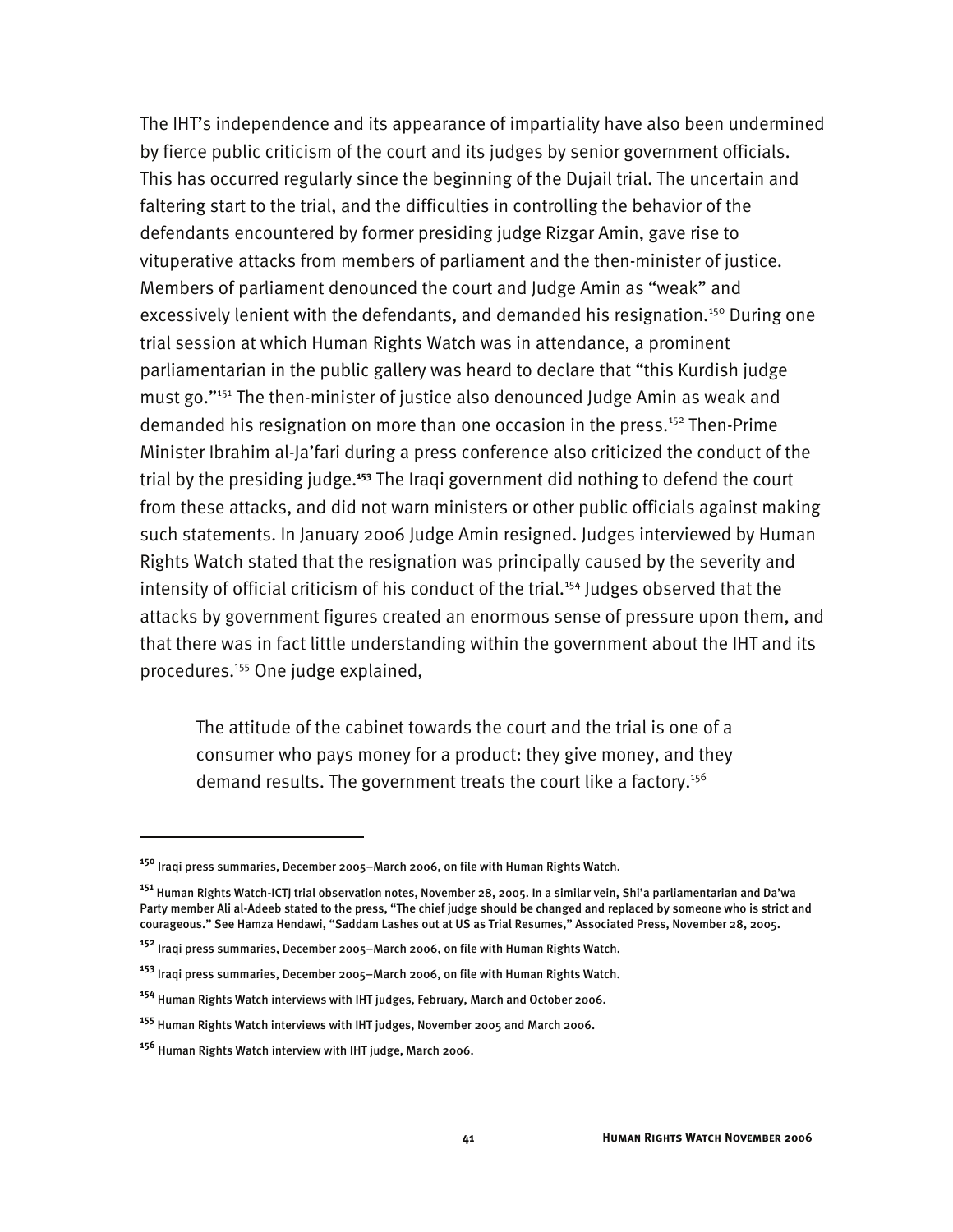The IHT's independence and its appearance of impartiality have also been undermined by fierce public criticism of the court and its judges by senior government officials. This has occurred regularly since the beginning of the Dujail trial. The uncertain and faltering start to the trial, and the difficulties in controlling the behavior of the defendants encountered by former presiding judge Rizgar Amin, gave rise to vituperative attacks from members of parliament and the then-minister of justice. Members of parliament denounced the court and Judge Amin as "weak" and excessively lenient with the defendants, and demanded his resignation.[150] During one trial session at which Human Rights Watch was in attendance, a prominent parliamentarian in the public gallery was heard to declare that "this Kurdish judge must go."[151] The then-minister of justice also denounced Judge Amin as weak and demanded his resignation on more than one occasion in the press.[152] Then-Prime Minister Ibrahim al-Ja'fari during a press conference also criticized the conduct of the trial by the presiding judge.[153] The Iraqi government did nothing to defend the court from these attacks, and did not warn ministers or other public officials against making such statements. In January 2006 Judge Amin resigned. Judges interviewed by Human Rights Watch stated that the resignation was principally caused by the severity and intensity of official criticism of his conduct of the trial.[154] Judges observed that the attacks by government figures created an enormous sense of pressure upon them, and that there was in fact little understanding within the government about the IHT and its procedures.[155] One judge explained,

> The attitude of the cabinet towards the court and the trial is one of a consumer who pays money for a product: they give money, and they demand results. The government treats the court like a factory.[156]

---

[150] Iraqi press summaries, December 2005–March 2006, on file with Human Rights Watch.

[151] Human Rights Watch-ICTJ trial observation notes, November 28, 2005. In a similar vein, Shi'a parliamentarian and Da'wa Party member Ali al-Adeeb stated to the press, "The chief judge should be changed and replaced by someone who is strict and courageous." See Hamza Hendawi, "Saddam Lashes out at US as Trial Resumes," Associated Press, November 28, 2005.

[152] Iraqi press summaries, December 2005–March 2006, on file with Human Rights Watch.

[153] Iraqi press summaries, December 2005–March 2006, on file with Human Rights Watch.

[154] Human Rights Watch interviews with IHT judges, February, March and October 2006.

[155] Human Rights Watch interviews with IHT judges, November 2005 and March 2006.

[156] Human Rights Watch interview with IHT judge, March 2006.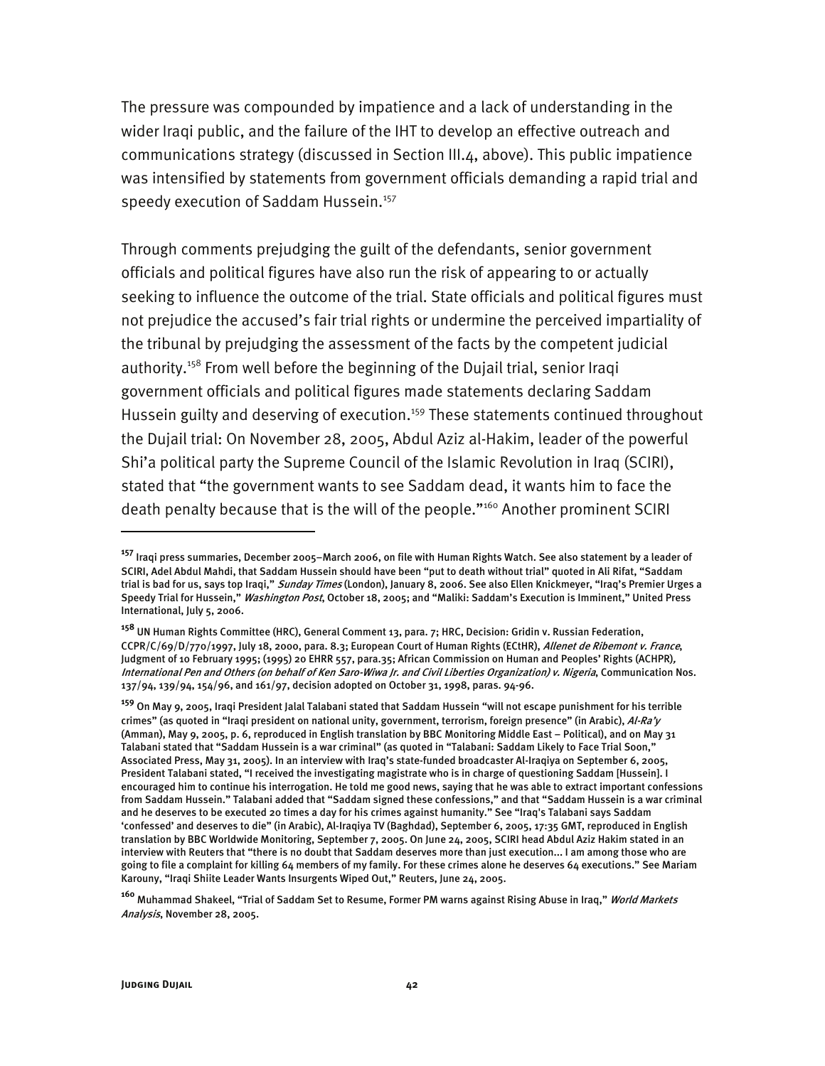The pressure was compounded by impatience and a lack of understanding in the wider Iraqi public, and the failure of the IHT to develop an effective outreach and communications strategy (discussed in Section III.4, above). This public impatience was intensified by statements from government officials demanding a rapid trial and speedy execution of Saddam Hussein.[157]

Through comments prejudging the guilt of the defendants, senior government officials and political figures have also run the risk of appearing to or actually seeking to influence the outcome of the trial. State officials and political figures must not prejudice the accused's fair trial rights or undermine the perceived impartiality of the tribunal by prejudging the assessment of the facts by the competent judicial authority.[158] From well before the beginning of the Dujail trial, senior Iraqi government officials and political figures made statements declaring Saddam Hussein guilty and deserving of execution.[159] These statements continued throughout the Dujail trial: On November 28, 2005, Abdul Aziz al-Hakim, leader of the powerful Shi'a political party the Supreme Council of the Islamic Revolution in Iraq (SCIRI), stated that "the government wants to see Saddam dead, it wants him to face the death penalty because that is the will of the people."[160] Another prominent SCIRI

---

[157] Iraqi press summaries, December 2005–March 2006, on file with Human Rights Watch. See also statement by a leader of SCIRI, Adel Abdul Mahdi, that Saddam Hussein should have been "put to death without trial" quoted in Ali Rifat, "Saddam trial is bad for us, says top Iraqi," *Sunday Times* (London), January 8, 2006. See also Ellen Knickmeyer, "Iraq's Premier Urges a Speedy Trial for Hussein," *Washington Post*, October 18, 2005; and "Maliki: Saddam's Execution is Imminent," United Press International, July 5, 2006.

[158] UN Human Rights Committee (HRC), General Comment 13, para. 7; HRC, Decision: Gridin v. Russian Federation, CCPR/C/69/D/770/1997, July 18, 2000, para. 8.3; European Court of Human Rights (ECtHR), *Allenet de Ribemont v. France*, Judgment of 10 February 1995; (1995) 20 EHRR 557, para.35; African Commission on Human and Peoples' Rights (ACHPR), *International Pen and Others (on behalf of Ken Saro-Wiwa Jr. and Civil Liberties Organization) v. Nigeria*, Communication Nos. 137/94, 139/94, 154/96, and 161/97, decision adopted on October 31, 1998, paras. 94-96.

[159] On May 9, 2005, Iraqi President Jalal Talabani stated that Saddam Hussein "will not escape punishment for his terrible crimes" (as quoted in "Iraqi president on national unity, government, terrorism, foreign presence" (in Arabic), *Al-Ra'y* (Amman), May 9, 2005, p. 6, reproduced in English translation by BBC Monitoring Middle East – Political), and on May 31 Talabani stated that "Saddam Hussein is a war criminal" (as quoted in "Talabani: Saddam Likely to Face Trial Soon," Associated Press, May 31, 2005). In an interview with Iraq's state-funded broadcaster Al-Iraqiya on September 6, 2005, President Talabani stated, "I received the investigating magistrate who is in charge of questioning Saddam [Hussein]. I encouraged him to continue his interrogation. He told me good news, saying that he was able to extract important confessions from Saddam Hussein." Talabani added that "Saddam signed these confessions," and that "Saddam Hussein is a war criminal and he deserves to be executed 20 times a day for his crimes against humanity." See "Iraq's Talabani says Saddam 'confessed' and deserves to die" (in Arabic), Al-Iraqiya TV (Baghdad), September 6, 2005, 17:35 GMT, reproduced in English translation by BBC Worldwide Monitoring, September 7, 2005. On June 24, 2005, SCIRI head Abdul Aziz Hakim stated in an interview with Reuters that "there is no doubt that Saddam deserves more than just execution... I am among those who are going to file a complaint for killing 64 members of my family. For these crimes alone he deserves 64 executions." See Mariam Karouny, "Iraqi Shiite Leader Wants Insurgents Wiped Out," Reuters, June 24, 2005.

[160] Muhammad Shakeel, "Trial of Saddam Set to Resume, Former PM warns against Rising Abuse in Iraq," *World Markets Analysis*, November 28, 2005.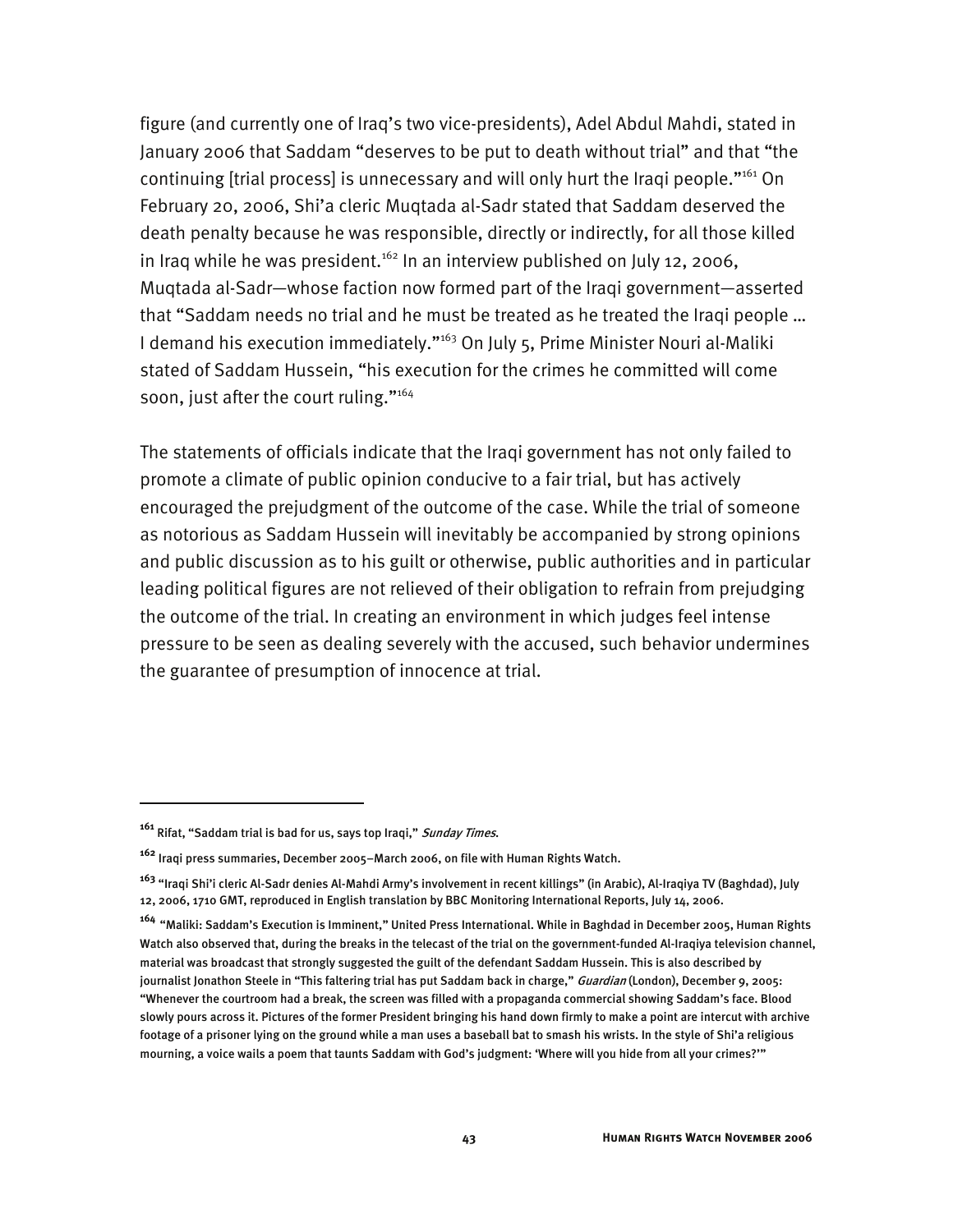figure (and currently one of Iraq's two vice-presidents), Adel Abdul Mahdi, stated in January 2006 that Saddam "deserves to be put to death without trial" and that "the continuing [trial process] is unnecessary and will only hurt the Iraqi people."[161] On February 20, 2006, Shi'a cleric Muqtada al-Sadr stated that Saddam deserved the death penalty because he was responsible, directly or indirectly, for all those killed in Iraq while he was president.[162] In an interview published on July 12, 2006, Muqtada al-Sadr—whose faction now formed part of the Iraqi government—asserted that "Saddam needs no trial and he must be treated as he treated the Iraqi people … I demand his execution immediately."[163] On July 5, Prime Minister Nouri al-Maliki stated of Saddam Hussein, "his execution for the crimes he committed will come soon, just after the court ruling."[164]

The statements of officials indicate that the Iraqi government has not only failed to promote a climate of public opinion conducive to a fair trial, but has actively encouraged the prejudgment of the outcome of the case. While the trial of someone as notorious as Saddam Hussein will inevitably be accompanied by strong opinions and public discussion as to his guilt or otherwise, public authorities and in particular leading political figures are not relieved of their obligation to refrain from prejudging the outcome of the trial. In creating an environment in which judges feel intense pressure to be seen as dealing severely with the accused, such behavior undermines the guarantee of presumption of innocence at trial.

---

[161] Rifat, "Saddam trial is bad for us, says top Iraqi," *Sunday Times*.

[162] Iraqi press summaries, December 2005–March 2006, on file with Human Rights Watch.

[163] "Iraqi Shi'i cleric Al-Sadr denies Al-Mahdi Army's involvement in recent killings" (in Arabic), Al-Iraqiya TV (Baghdad), July 12, 2006, 1710 GMT, reproduced in English translation by BBC Monitoring International Reports, July 14, 2006.

[164] "Maliki: Saddam's Execution is Imminent," United Press International. While in Baghdad in December 2005, Human Rights Watch also observed that, during the breaks in the telecast of the trial on the government-funded Al-Iraqiya television channel, material was broadcast that strongly suggested the guilt of the defendant Saddam Hussein. This is also described by journalist Jonathon Steele in "This faltering trial has put Saddam back in charge," *Guardian* (London), December 9, 2005: "Whenever the courtroom had a break, the screen was filled with a propaganda commercial showing Saddam's face. Blood slowly pours across it. Pictures of the former President bringing his hand down firmly to make a point are intercut with archive footage of a prisoner lying on the ground while a man uses a baseball bat to smash his wrists. In the style of Shi'a religious mourning, a voice wails a poem that taunts Saddam with God's judgment: 'Where will you hide from all your crimes?'"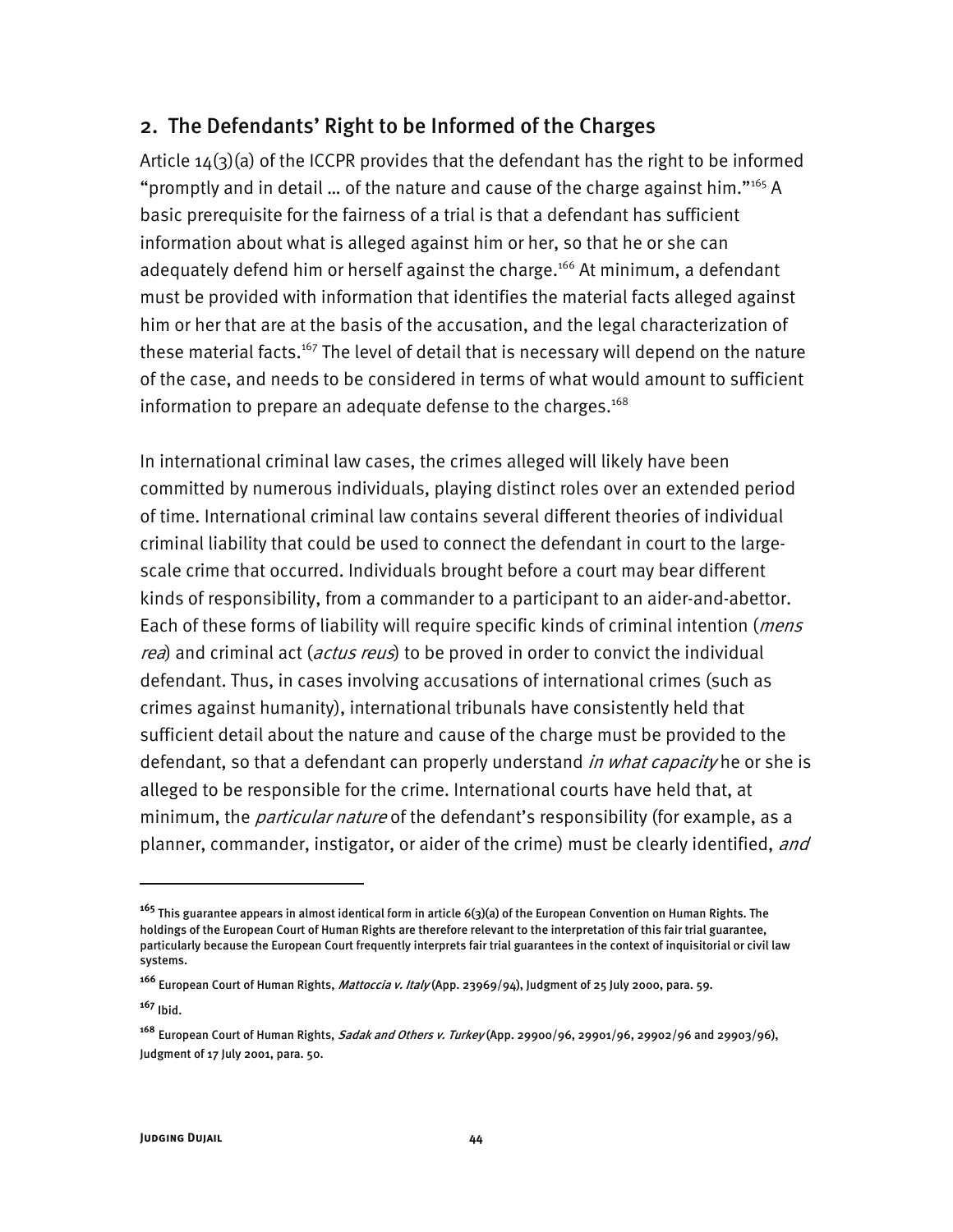## 2. The Defendants' Right to be Informed of the Charges

Article 14(3)(a) of the ICCPR provides that the defendant has the right to be informed "promptly and in detail … of the nature and cause of the charge against him."[165] A basic prerequisite for the fairness of a trial is that a defendant has sufficient information about what is alleged against him or her, so that he or she can adequately defend him or herself against the charge.[166] At minimum, a defendant must be provided with information that identifies the material facts alleged against him or her that are at the basis of the accusation, and the legal characterization of these material facts.[167] The level of detail that is necessary will depend on the nature of the case, and needs to be considered in terms of what would amount to sufficient information to prepare an adequate defense to the charges.[168]

In international criminal law cases, the crimes alleged will likely have been committed by numerous individuals, playing distinct roles over an extended period of time. International criminal law contains several different theories of individual criminal liability that could be used to connect the defendant in court to the large-scale crime that occurred. Individuals brought before a court may bear different kinds of responsibility, from a commander to a participant to an aider-and-abettor. Each of these forms of liability will require specific kinds of criminal intention (*mens rea*) and criminal act (*actus reus*) to be proved in order to convict the individual defendant. Thus, in cases involving accusations of international crimes (such as crimes against humanity), international tribunals have consistently held that sufficient detail about the nature and cause of the charge must be provided to the defendant, so that a defendant can properly understand *in what capacity* he or she is alleged to be responsible for the crime. International courts have held that, at minimum, the *particular nature* of the defendant's responsibility (for example, as a planner, commander, instigator, or aider of the crime) must be clearly identified, *and*

---

[165] This guarantee appears in almost identical form in article 6(3)(a) of the European Convention on Human Rights. The holdings of the European Court of Human Rights are therefore relevant to the interpretation of this fair trial guarantee, particularly because the European Court frequently interprets fair trial guarantees in the context of inquisitorial or civil law systems.

[166] European Court of Human Rights, *Mattoccia v. Italy* (App. 23969/94), Judgment of 25 July 2000, para. 59.

[167] Ibid.

[168] European Court of Human Rights, *Sadak and Others v. Turkey* (App. 29900/96, 29901/96, 29902/96 and 29903/96), Judgment of 17 July 2001, para. 50.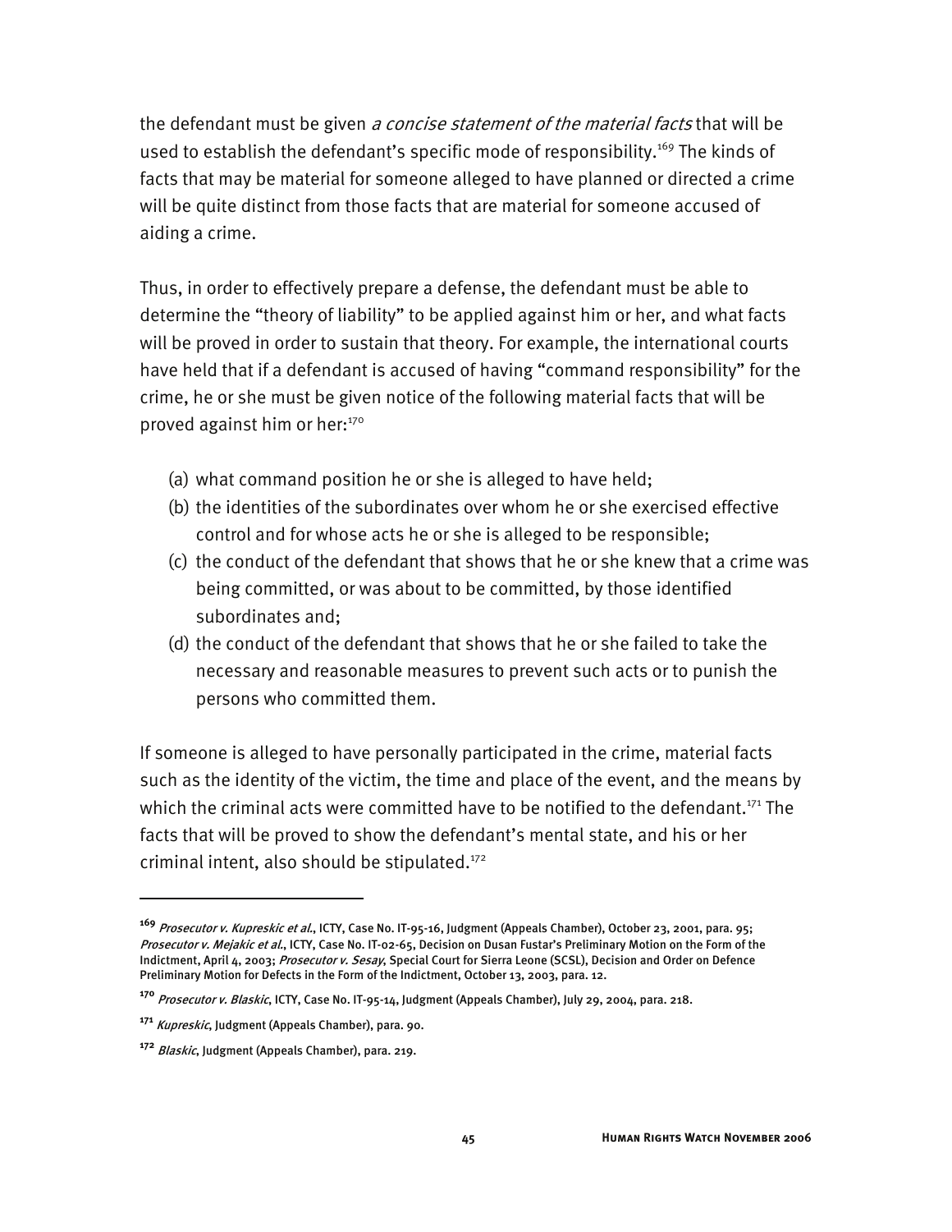the defendant must be given *a concise statement of the material facts* that will be used to establish the defendant's specific mode of responsibility.[169] The kinds of facts that may be material for someone alleged to have planned or directed a crime will be quite distinct from those facts that are material for someone accused of aiding a crime.

Thus, in order to effectively prepare a defense, the defendant must be able to determine the "theory of liability" to be applied against him or her, and what facts will be proved in order to sustain that theory. For example, the international courts have held that if a defendant is accused of having "command responsibility" for the crime, he or she must be given notice of the following material facts that will be proved against him or her:[170]

(a) what command position he or she is alleged to have held;
(b) the identities of the subordinates over whom he or she exercised effective control and for whose acts he or she is alleged to be responsible;
(c) the conduct of the defendant that shows that he or she knew that a crime was being committed, or was about to be committed, by those identified subordinates and;
(d) the conduct of the defendant that shows that he or she failed to take the necessary and reasonable measures to prevent such acts or to punish the persons who committed them.

If someone is alleged to have personally participated in the crime, material facts such as the identity of the victim, the time and place of the event, and the means by which the criminal acts were committed have to be notified to the defendant.[171] The facts that will be proved to show the defendant's mental state, and his or her criminal intent, also should be stipulated.[172]

---

[169] *Prosecutor v. Kupreskic et al.*, ICTY, Case No. IT-95-16, Judgment (Appeals Chamber), October 23, 2001, para. 95; *Prosecutor v. Mejakic et al.*, ICTY, Case No. IT-02-65, Decision on Dusan Fustar's Preliminary Motion on the Form of the Indictment, April 4, 2003; *Prosecutor v. Sesay*, Special Court for Sierra Leone (SCSL), Decision and Order on Defence Preliminary Motion for Defects in the Form of the Indictment, October 13, 2003, para. 12.

[170] *Prosecutor v. Blaskic*, ICTY, Case No. IT-95-14, Judgment (Appeals Chamber), July 29, 2004, para. 218.

[171] *Kupreskic*, Judgment (Appeals Chamber), para. 90.

[172] *Blaskic*, Judgment (Appeals Chamber), para. 219.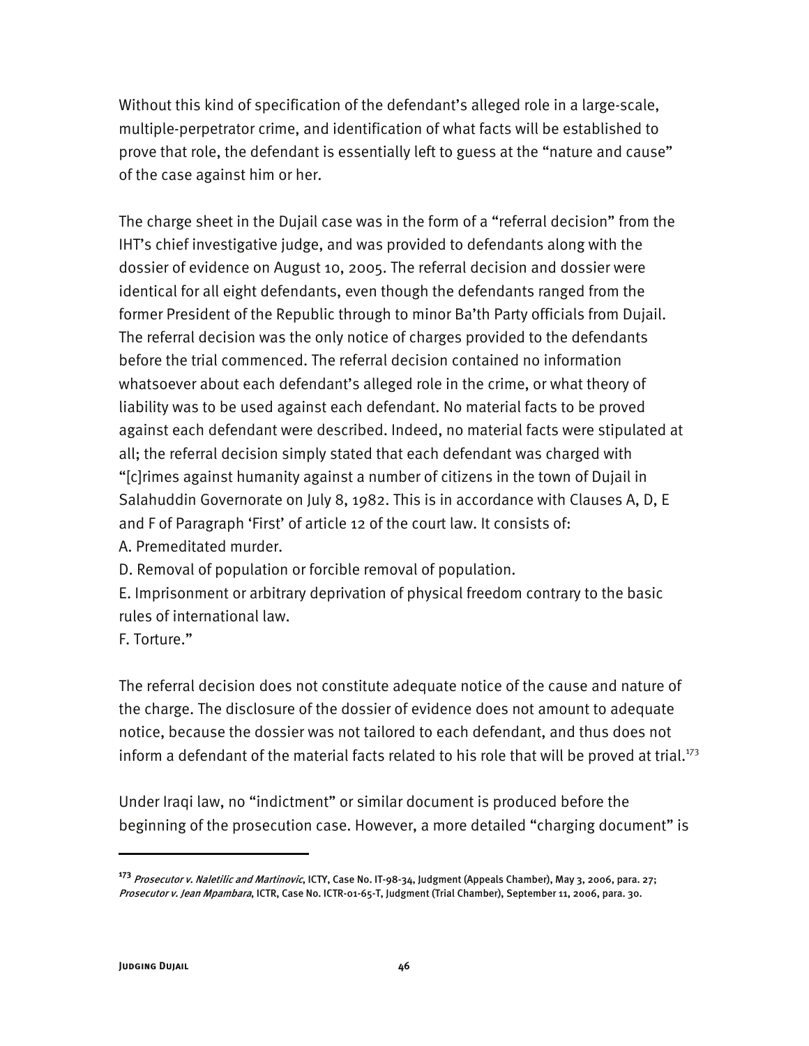Without this kind of specification of the defendant's alleged role in a large-scale, multiple-perpetrator crime, and identification of what facts will be established to prove that role, the defendant is essentially left to guess at the "nature and cause" of the case against him or her.

The charge sheet in the Dujail case was in the form of a "referral decision" from the IHT's chief investigative judge, and was provided to defendants along with the dossier of evidence on August 10, 2005. The referral decision and dossier were identical for all eight defendants, even though the defendants ranged from the former President of the Republic through to minor Ba'th Party officials from Dujail. The referral decision was the only notice of charges provided to the defendants before the trial commenced. The referral decision contained no information whatsoever about each defendant's alleged role in the crime, or what theory of liability was to be used against each defendant. No material facts to be proved against each defendant were described. Indeed, no material facts were stipulated at all; the referral decision simply stated that each defendant was charged with "[c]rimes against humanity against a number of citizens in the town of Dujail in Salahuddin Governorate on July 8, 1982. This is in accordance with Clauses A, D, E and F of Paragraph 'First' of article 12 of the court law. It consists of:

A. Premeditated murder.

D. Removal of population or forcible removal of population.

E. Imprisonment or arbitrary deprivation of physical freedom contrary to the basic rules of international law.

F. Torture."

The referral decision does not constitute adequate notice of the cause and nature of the charge. The disclosure of the dossier of evidence does not amount to adequate notice, because the dossier was not tailored to each defendant, and thus does not inform a defendant of the material facts related to his role that will be proved at trial.[173]

Under Iraqi law, no "indictment" or similar document is produced before the beginning of the prosecution case. However, a more detailed "charging document" is

---

[173] *Prosecutor v. Naletilic and Martinovic*, ICTY, Case No. IT-98-34, Judgment (Appeals Chamber), May 3, 2006, para. 27; *Prosecutor v. Jean Mpambara*, ICTR, Case No. ICTR-01-65-T, Judgment (Trial Chamber), September 11, 2006, para. 30.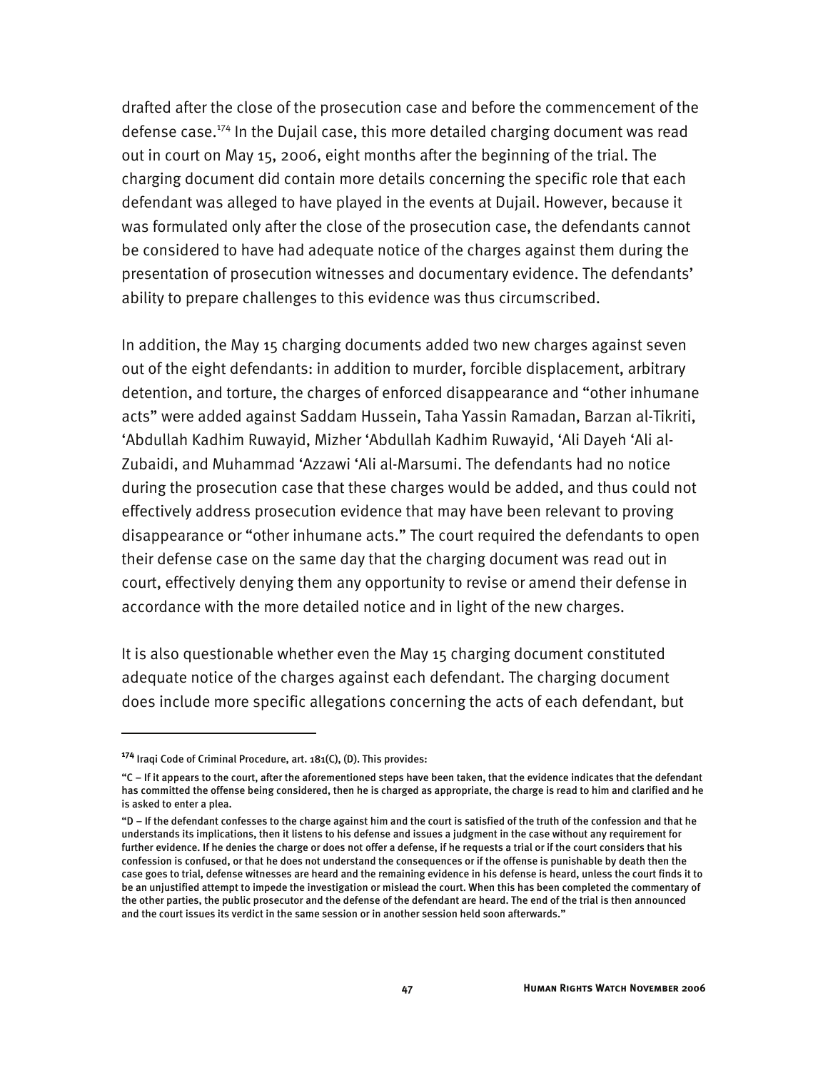drafted after the close of the prosecution case and before the commencement of the defense case.[174] In the Dujail case, this more detailed charging document was read out in court on May 15, 2006, eight months after the beginning of the trial. The charging document did contain more details concerning the specific role that each defendant was alleged to have played in the events at Dujail. However, because it was formulated only after the close of the prosecution case, the defendants cannot be considered to have had adequate notice of the charges against them during the presentation of prosecution witnesses and documentary evidence. The defendants' ability to prepare challenges to this evidence was thus circumscribed.

In addition, the May 15 charging documents added two new charges against seven out of the eight defendants: in addition to murder, forcible displacement, arbitrary detention, and torture, the charges of enforced disappearance and "other inhumane acts" were added against Saddam Hussein, Taha Yassin Ramadan, Barzan al-Tikriti, 'Abdullah Kadhim Ruwayid, Mizher 'Abdullah Kadhim Ruwayid, 'Ali Dayeh 'Ali al-Zubaidi, and Muhammad 'Azzawi 'Ali al-Marsumi. The defendants had no notice during the prosecution case that these charges would be added, and thus could not effectively address prosecution evidence that may have been relevant to proving disappearance or "other inhumane acts." The court required the defendants to open their defense case on the same day that the charging document was read out in court, effectively denying them any opportunity to revise or amend their defense in accordance with the more detailed notice and in light of the new charges.

It is also questionable whether even the May 15 charging document constituted adequate notice of the charges against each defendant. The charging document does include more specific allegations concerning the acts of each defendant, but

---

[174] Iraqi Code of Criminal Procedure, art. 181(C), (D). This provides:

"C – If it appears to the court, after the aforementioned steps have been taken, that the evidence indicates that the defendant has committed the offense being considered, then he is charged as appropriate, the charge is read to him and clarified and he is asked to enter a plea.

"D – If the defendant confesses to the charge against him and the court is satisfied of the truth of the confession and that he understands its implications, then it listens to his defense and issues a judgment in the case without any requirement for further evidence. If he denies the charge or does not offer a defense, if he requests a trial or if the court considers that his confession is confused, or that he does not understand the consequences or if the offense is punishable by death then the case goes to trial, defense witnesses are heard and the remaining evidence in his defense is heard, unless the court finds it to be an unjustified attempt to impede the investigation or mislead the court. When this has been completed the commentary of the other parties, the public prosecutor and the defense of the defendant are heard. The end of the trial is then announced and the court issues its verdict in the same session or in another session held soon afterwards."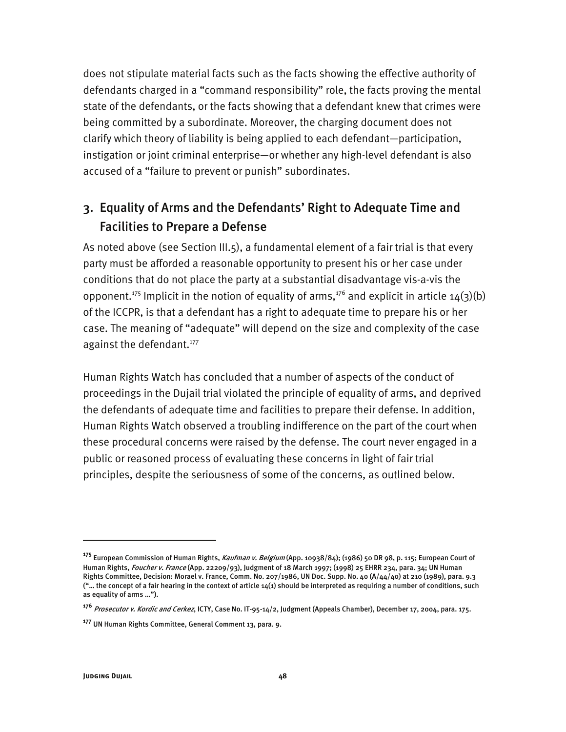does not stipulate material facts such as the facts showing the effective authority of defendants charged in a "command responsibility" role, the facts proving the mental state of the defendants, or the facts showing that a defendant knew that crimes were being committed by a subordinate. Moreover, the charging document does not clarify which theory of liability is being applied to each defendant—participation, instigation or joint criminal enterprise—or whether any high-level defendant is also accused of a "failure to prevent or punish" subordinates.

## 3. Equality of Arms and the Defendants' Right to Adequate Time and Facilities to Prepare a Defense

As noted above (see Section III.5), a fundamental element of a fair trial is that every party must be afforded a reasonable opportunity to present his or her case under conditions that do not place the party at a substantial disadvantage vis-a-vis the opponent.[175] Implicit in the notion of equality of arms,[176] and explicit in article 14(3)(b) of the ICCPR, is that a defendant has a right to adequate time to prepare his or her case. The meaning of "adequate" will depend on the size and complexity of the case against the defendant.[177]

Human Rights Watch has concluded that a number of aspects of the conduct of proceedings in the Dujail trial violated the principle of equality of arms, and deprived the defendants of adequate time and facilities to prepare their defense. In addition, Human Rights Watch observed a troubling indifference on the part of the court when these procedural concerns were raised by the defense. The court never engaged in a public or reasoned process of evaluating these concerns in light of fair trial principles, despite the seriousness of some of the concerns, as outlined below.

---

[175] European Commission of Human Rights, *Kaufman v. Belgium* (App. 10938/84); (1986) 50 DR 98, p. 115; European Court of Human Rights, *Foucher v. France* (App. 22209/93), Judgment of 18 March 1997; (1998) 25 EHRR 234, para. 34; UN Human Rights Committee, Decision: Morael v. France, Comm. No. 207/1986, UN Doc. Supp. No. 40 (A/44/40) at 210 (1989), para. 9.3 ("… the concept of a fair hearing in the context of article 14(1) should be interpreted as requiring a number of conditions, such as equality of arms …").

[176] *Prosecutor v. Kordic and Cerkez*, ICTY, Case No. IT-95-14/2, Judgment (Appeals Chamber), December 17, 2004, para. 175.

[177] UN Human Rights Committee, General Comment 13, para. 9.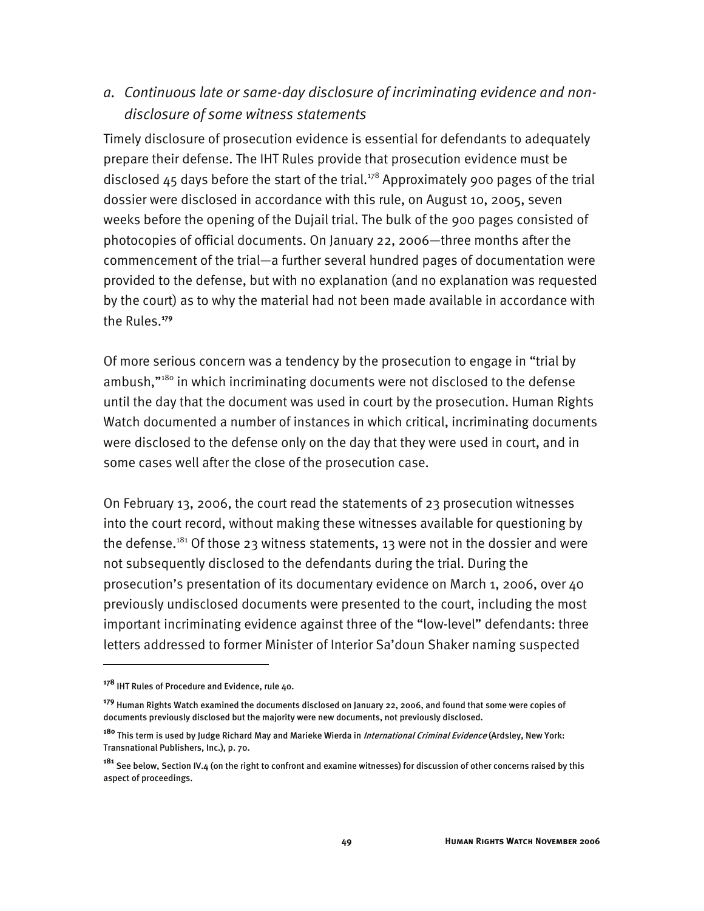### *a. Continuous late or same-day disclosure of incriminating evidence and non-disclosure of some witness statements*

Timely disclosure of prosecution evidence is essential for defendants to adequately prepare their defense. The IHT Rules provide that prosecution evidence must be disclosed 45 days before the start of the trial.[178] Approximately 900 pages of the trial dossier were disclosed in accordance with this rule, on August 10, 2005, seven weeks before the opening of the Dujail trial. The bulk of the 900 pages consisted of photocopies of official documents. On January 22, 2006—three months after the commencement of the trial—a further several hundred pages of documentation were provided to the defense, but with no explanation (and no explanation was requested by the court) as to why the material had not been made available in accordance with the Rules.[179]

Of more serious concern was a tendency by the prosecution to engage in "trial by ambush,"[180] in which incriminating documents were not disclosed to the defense until the day that the document was used in court by the prosecution. Human Rights Watch documented a number of instances in which critical, incriminating documents were disclosed to the defense only on the day that they were used in court, and in some cases well after the close of the prosecution case.

On February 13, 2006, the court read the statements of 23 prosecution witnesses into the court record, without making these witnesses available for questioning by the defense.[181] Of those 23 witness statements, 13 were not in the dossier and were not subsequently disclosed to the defendants during the trial. During the prosecution's presentation of its documentary evidence on March 1, 2006, over 40 previously undisclosed documents were presented to the court, including the most important incriminating evidence against three of the "low-level" defendants: three letters addressed to former Minister of Interior Sa'doun Shaker naming suspected

---

[178] IHT Rules of Procedure and Evidence, rule 40.

[179] Human Rights Watch examined the documents disclosed on January 22, 2006, and found that some were copies of documents previously disclosed but the majority were new documents, not previously disclosed.

[180] This term is used by Judge Richard May and Marieke Wierda in *International Criminal Evidence* (Ardsley, New York: Transnational Publishers, Inc.), p. 70.

[181] See below, Section IV.4 (on the right to confront and examine witnesses) for discussion of other concerns raised by this aspect of proceedings.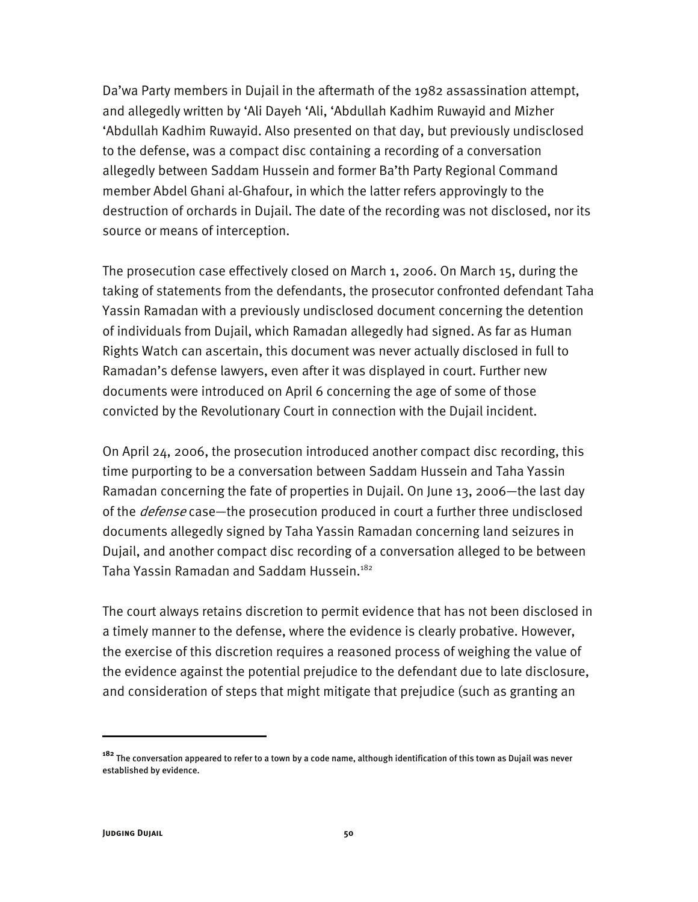Da'wa Party members in Dujail in the aftermath of the 1982 assassination attempt, and allegedly written by 'Ali Dayeh 'Ali, 'Abdullah Kadhim Ruwayid and Mizher 'Abdullah Kadhim Ruwayid. Also presented on that day, but previously undisclosed to the defense, was a compact disc containing a recording of a conversation allegedly between Saddam Hussein and former Ba'th Party Regional Command member Abdel Ghani al-Ghafour, in which the latter refers approvingly to the destruction of orchards in Dujail. The date of the recording was not disclosed, nor its source or means of interception.

The prosecution case effectively closed on March 1, 2006. On March 15, during the taking of statements from the defendants, the prosecutor confronted defendant Taha Yassin Ramadan with a previously undisclosed document concerning the detention of individuals from Dujail, which Ramadan allegedly had signed. As far as Human Rights Watch can ascertain, this document was never actually disclosed in full to Ramadan's defense lawyers, even after it was displayed in court. Further new documents were introduced on April 6 concerning the age of some of those convicted by the Revolutionary Court in connection with the Dujail incident.

On April 24, 2006, the prosecution introduced another compact disc recording, this time purporting to be a conversation between Saddam Hussein and Taha Yassin Ramadan concerning the fate of properties in Dujail. On June 13, 2006—the last day of the *defense* case—the prosecution produced in court a further three undisclosed documents allegedly signed by Taha Yassin Ramadan concerning land seizures in Dujail, and another compact disc recording of a conversation alleged to be between Taha Yassin Ramadan and Saddam Hussein.[182]

The court always retains discretion to permit evidence that has not been disclosed in a timely manner to the defense, where the evidence is clearly probative. However, the exercise of this discretion requires a reasoned process of weighing the value of the evidence against the potential prejudice to the defendant due to late disclosure, and consideration of steps that might mitigate that prejudice (such as granting an

---

[182] The conversation appeared to refer to a town by a code name, although identification of this town as Dujail was never established by evidence.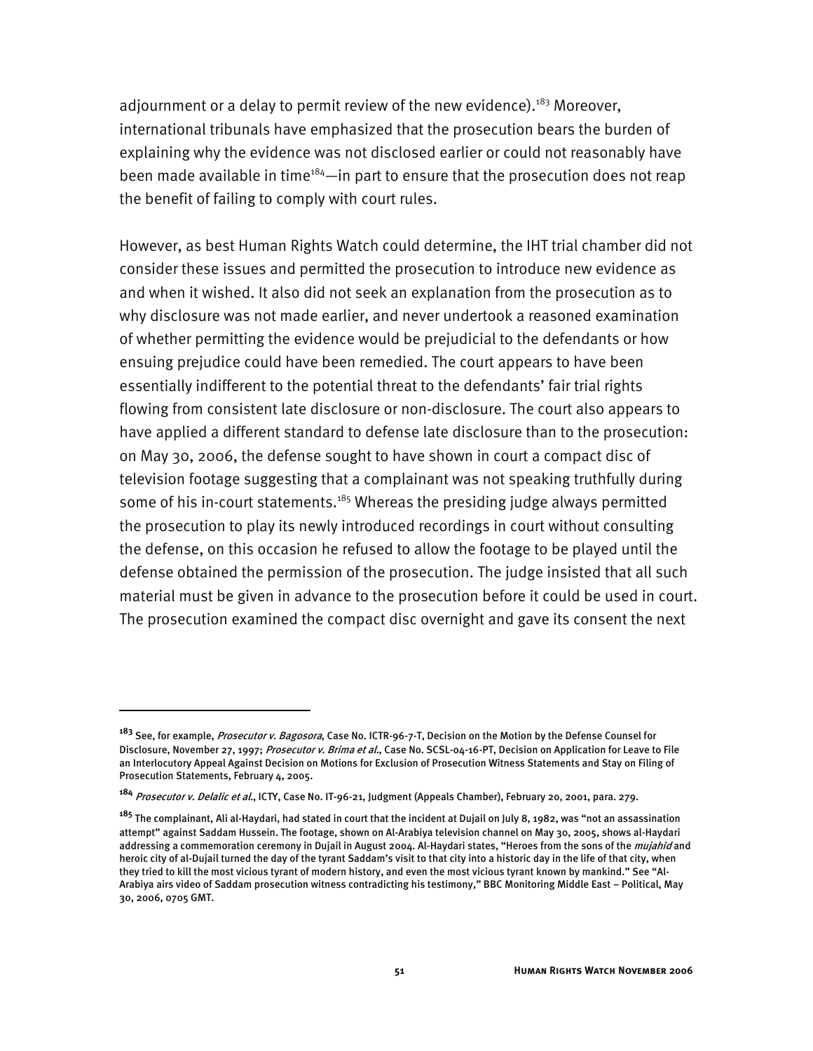adjournment or a delay to permit review of the new evidence).[183] Moreover, international tribunals have emphasized that the prosecution bears the burden of explaining why the evidence was not disclosed earlier or could not reasonably have been made available in time[184]—in part to ensure that the prosecution does not reap the benefit of failing to comply with court rules.

However, as best Human Rights Watch could determine, the IHT trial chamber did not consider these issues and permitted the prosecution to introduce new evidence as and when it wished. It also did not seek an explanation from the prosecution as to why disclosure was not made earlier, and never undertook a reasoned examination of whether permitting the evidence would be prejudicial to the defendants or how ensuing prejudice could have been remedied. The court appears to have been essentially indifferent to the potential threat to the defendants' fair trial rights flowing from consistent late disclosure or non-disclosure. The court also appears to have applied a different standard to defense late disclosure than to the prosecution: on May 30, 2006, the defense sought to have shown in court a compact disc of television footage suggesting that a complainant was not speaking truthfully during some of his in-court statements.[185] Whereas the presiding judge always permitted the prosecution to play its newly introduced recordings in court without consulting the defense, on this occasion he refused to allow the footage to be played until the defense obtained the permission of the prosecution. The judge insisted that all such material must be given in advance to the prosecution before it could be used in court. The prosecution examined the compact disc overnight and gave its consent the next

---

[183] See, for example, *Prosecutor v. Bagosora*, Case No. ICTR-96-7-T, Decision on the Motion by the Defense Counsel for Disclosure, November 27, 1997; *Prosecutor v. Brima et al.*, Case No. SCSL-04-16-PT, Decision on Application for Leave to File an Interlocutory Appeal Against Decision on Motions for Exclusion of Prosecution Witness Statements and Stay on Filing of Prosecution Statements, February 4, 2005.

[184] *Prosecutor v. Delalic et al.*, ICTY, Case No. IT-96-21, Judgment (Appeals Chamber), February 20, 2001, para. 279.

[185] The complainant, Ali al-Haydari, had stated in court that the incident at Dujail on July 8, 1982, was "not an assassination attempt" against Saddam Hussein. The footage, shown on Al-Arabiya television channel on May 30, 2005, shows al-Haydari addressing a commemoration ceremony in Dujail in August 2004. Al-Haydari states, "Heroes from the sons of the *mujahid* and heroic city of al-Dujail turned the day of the tyrant Saddam's visit to that city into a historic day in the life of that city, when they tried to kill the most vicious tyrant of modern history, and even the most vicious tyrant known by mankind." See "Al-Arabiya airs video of Saddam prosecution witness contradicting his testimony," BBC Monitoring Middle East – Political, May 30, 2006, 0705 GMT.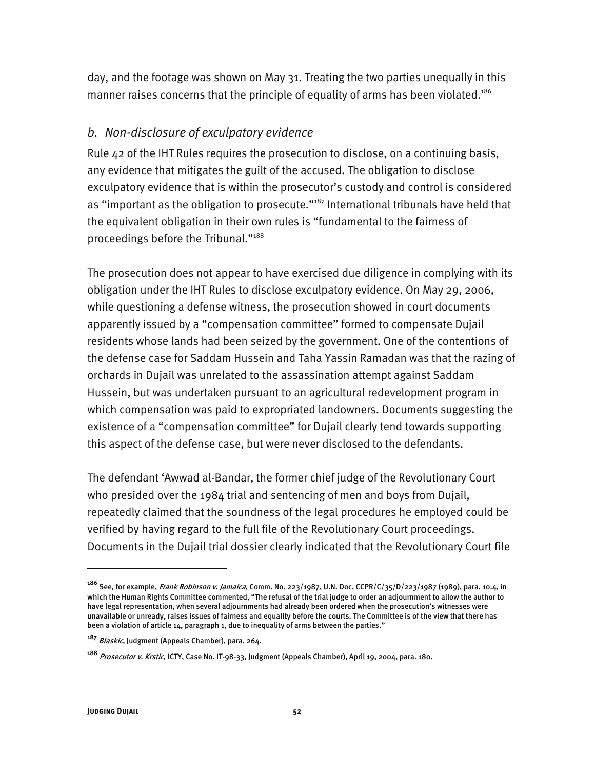day, and the footage was shown on May 31. Treating the two parties unequally in this manner raises concerns that the principle of equality of arms has been violated.[186]

### *b. Non-disclosure of exculpatory evidence*

Rule 42 of the IHT Rules requires the prosecution to disclose, on a continuing basis, any evidence that mitigates the guilt of the accused. The obligation to disclose exculpatory evidence that is within the prosecutor's custody and control is considered as "important as the obligation to prosecute."[187] International tribunals have held that the equivalent obligation in their own rules is "fundamental to the fairness of proceedings before the Tribunal."[188]

The prosecution does not appear to have exercised due diligence in complying with its obligation under the IHT Rules to disclose exculpatory evidence. On May 29, 2006, while questioning a defense witness, the prosecution showed in court documents apparently issued by a "compensation committee" formed to compensate Dujail residents whose lands had been seized by the government. One of the contentions of the defense case for Saddam Hussein and Taha Yassin Ramadan was that the razing of orchards in Dujail was unrelated to the assassination attempt against Saddam Hussein, but was undertaken pursuant to an agricultural redevelopment program in which compensation was paid to expropriated landowners. Documents suggesting the existence of a "compensation committee" for Dujail clearly tend towards supporting this aspect of the defense case, but were never disclosed to the defendants.

The defendant 'Awwad al-Bandar, the former chief judge of the Revolutionary Court who presided over the 1984 trial and sentencing of men and boys from Dujail, repeatedly claimed that the soundness of the legal procedures he employed could be verified by having regard to the full file of the Revolutionary Court proceedings. Documents in the Dujail trial dossier clearly indicated that the Revolutionary Court file

---

[186] See, for example, *Frank Robinson v. Jamaica*, Comm. No. 223/1987, U.N. Doc. CCPR/C/35/D/223/1987 (1989), para. 10.4, in which the Human Rights Committee commented, "The refusal of the trial judge to order an adjournment to allow the author to have legal representation, when several adjournments had already been ordered when the prosecution's witnesses were unavailable or unready, raises issues of fairness and equality before the courts. The Committee is of the view that there has been a violation of article 14, paragraph 1, due to inequality of arms between the parties."

[187] *Blaskic*, Judgment (Appeals Chamber), para. 264.

[188] *Prosecutor v. Krstic*, ICTY, Case No. IT-98-33, Judgment (Appeals Chamber), April 19, 2004, para. 180.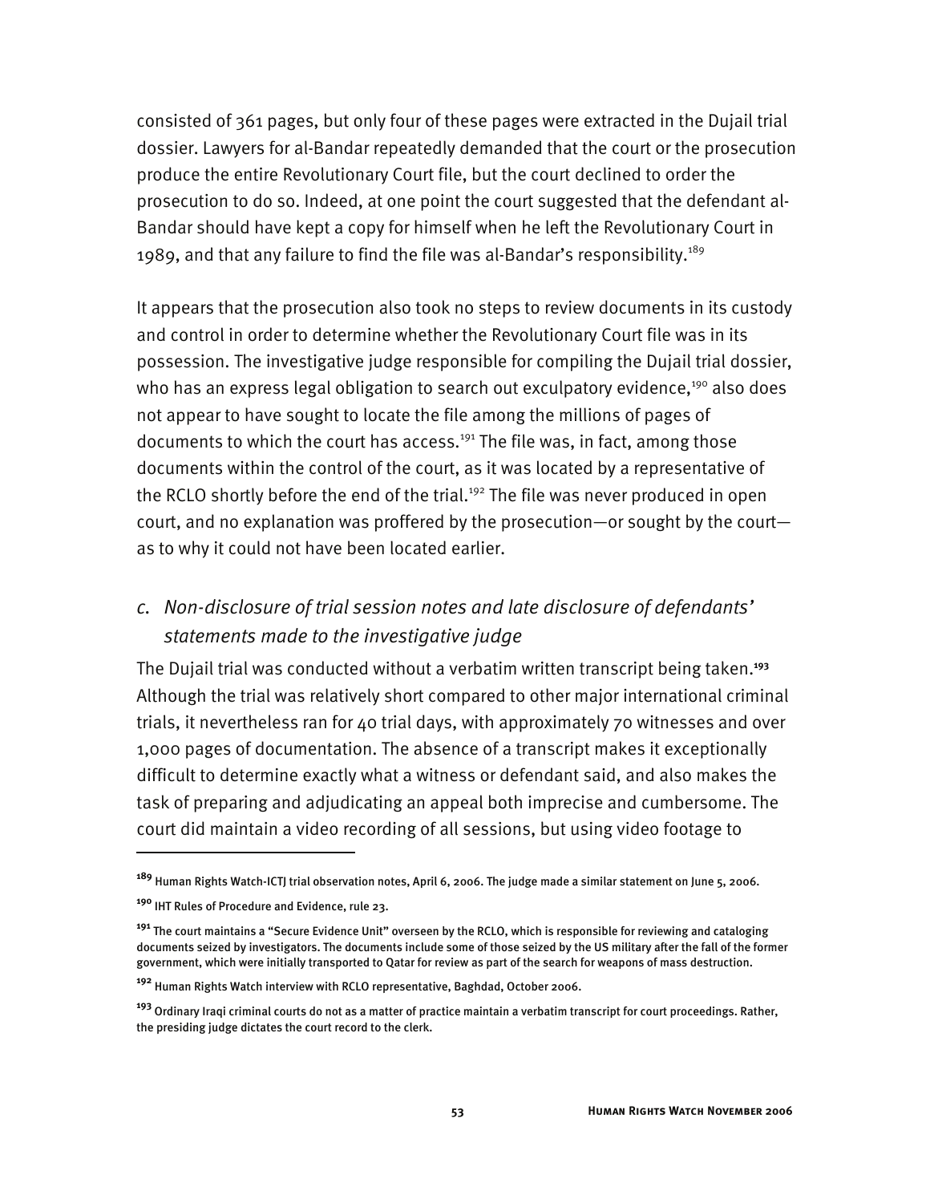consisted of 361 pages, but only four of these pages were extracted in the Dujail trial dossier. Lawyers for al-Bandar repeatedly demanded that the court or the prosecution produce the entire Revolutionary Court file, but the court declined to order the prosecution to do so. Indeed, at one point the court suggested that the defendant al-Bandar should have kept a copy for himself when he left the Revolutionary Court in 1989, and that any failure to find the file was al-Bandar's responsibility.[189]

It appears that the prosecution also took no steps to review documents in its custody and control in order to determine whether the Revolutionary Court file was in its possession. The investigative judge responsible for compiling the Dujail trial dossier, who has an express legal obligation to search out exculpatory evidence,[190] also does not appear to have sought to locate the file among the millions of pages of documents to which the court has access.[191] The file was, in fact, among those documents within the control of the court, as it was located by a representative of the RCLO shortly before the end of the trial.[192] The file was never produced in open court, and no explanation was proffered by the prosecution—or sought by the court—as to why it could not have been located earlier.

### *c. Non-disclosure of trial session notes and late disclosure of defendants' statements made to the investigative judge*

The Dujail trial was conducted without a verbatim written transcript being taken.[193] Although the trial was relatively short compared to other major international criminal trials, it nevertheless ran for 40 trial days, with approximately 70 witnesses and over 1,000 pages of documentation. The absence of a transcript makes it exceptionally difficult to determine exactly what a witness or defendant said, and also makes the task of preparing and adjudicating an appeal both imprecise and cumbersome. The court did maintain a video recording of all sessions, but using video footage to

---

[189] Human Rights Watch-ICTJ trial observation notes, April 6, 2006. The judge made a similar statement on June 5, 2006.

[190] IHT Rules of Procedure and Evidence, rule 23.

[191] The court maintains a "Secure Evidence Unit" overseen by the RCLO, which is responsible for reviewing and cataloging documents seized by investigators. The documents include some of those seized by the US military after the fall of the former government, which were initially transported to Qatar for review as part of the search for weapons of mass destruction.

[192] Human Rights Watch interview with RCLO representative, Baghdad, October 2006.

[193] Ordinary Iraqi criminal courts do not as a matter of practice maintain a verbatim transcript for court proceedings. Rather, the presiding judge dictates the court record to the clerk.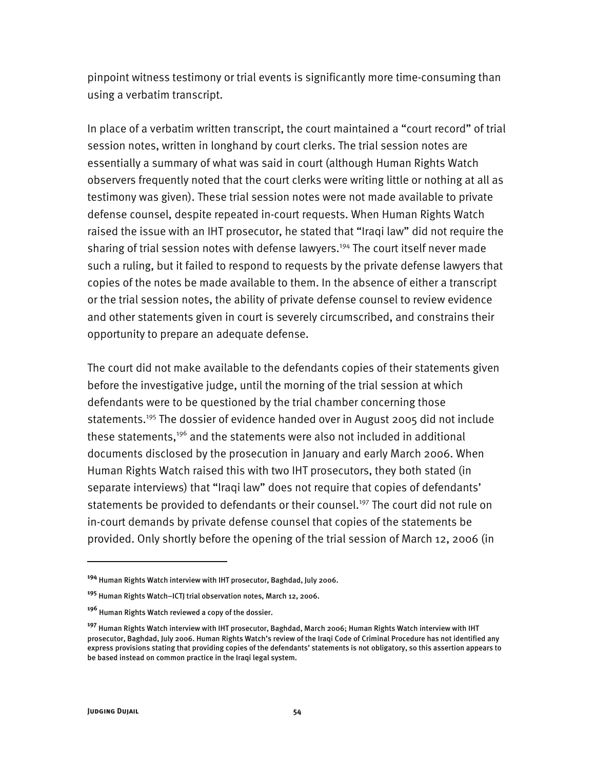pinpoint witness testimony or trial events is significantly more time-consuming than using a verbatim transcript.

In place of a verbatim written transcript, the court maintained a "court record" of trial session notes, written in longhand by court clerks. The trial session notes are essentially a summary of what was said in court (although Human Rights Watch observers frequently noted that the court clerks were writing little or nothing at all as testimony was given). These trial session notes were not made available to private defense counsel, despite repeated in-court requests. When Human Rights Watch raised the issue with an IHT prosecutor, he stated that "Iraqi law" did not require the sharing of trial session notes with defense lawyers.[194] The court itself never made such a ruling, but it failed to respond to requests by the private defense lawyers that copies of the notes be made available to them. In the absence of either a transcript or the trial session notes, the ability of private defense counsel to review evidence and other statements given in court is severely circumscribed, and constrains their opportunity to prepare an adequate defense.

The court did not make available to the defendants copies of their statements given before the investigative judge, until the morning of the trial session at which defendants were to be questioned by the trial chamber concerning those statements.[195] The dossier of evidence handed over in August 2005 did not include these statements,[196] and the statements were also not included in additional documents disclosed by the prosecution in January and early March 2006. When Human Rights Watch raised this with two IHT prosecutors, they both stated (in separate interviews) that "Iraqi law" does not require that copies of defendants' statements be provided to defendants or their counsel.[197] The court did not rule on in-court demands by private defense counsel that copies of the statements be provided. Only shortly before the opening of the trial session of March 12, 2006 (in

---

[194] Human Rights Watch interview with IHT prosecutor, Baghdad, July 2006.

[195] Human Rights Watch–ICTJ trial observation notes, March 12, 2006.

[196] Human Rights Watch reviewed a copy of the dossier.

[197] Human Rights Watch interview with IHT prosecutor, Baghdad, March 2006; Human Rights Watch interview with IHT prosecutor, Baghdad, July 2006. Human Rights Watch's review of the Iraqi Code of Criminal Procedure has not identified any express provisions stating that providing copies of the defendants' statements is not obligatory, so this assertion appears to be based instead on common practice in the Iraqi legal system.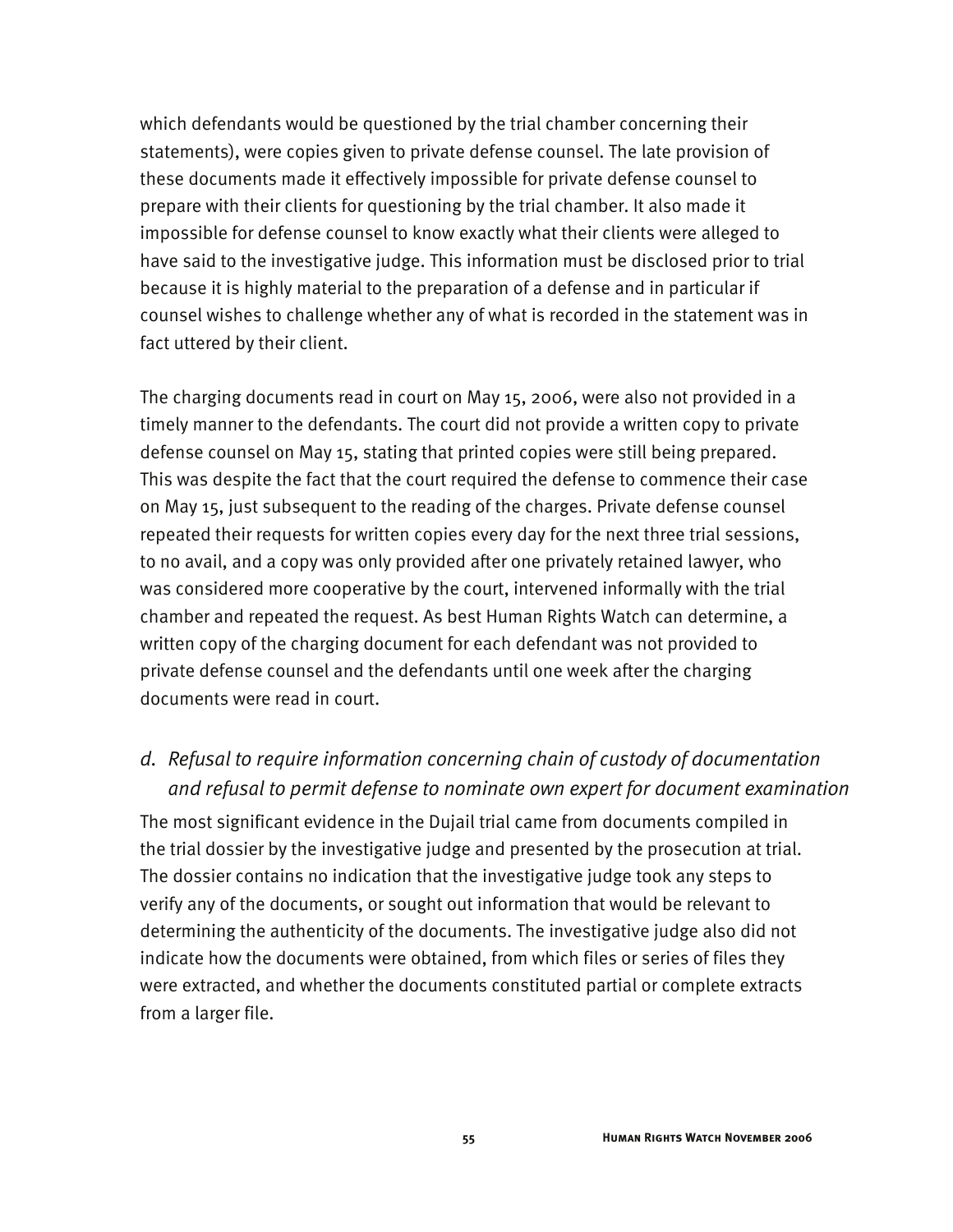which defendants would be questioned by the trial chamber concerning their statements), were copies given to private defense counsel. The late provision of these documents made it effectively impossible for private defense counsel to prepare with their clients for questioning by the trial chamber. It also made it impossible for defense counsel to know exactly what their clients were alleged to have said to the investigative judge. This information must be disclosed prior to trial because it is highly material to the preparation of a defense and in particular if counsel wishes to challenge whether any of what is recorded in the statement was in fact uttered by their client.

The charging documents read in court on May 15, 2006, were also not provided in a timely manner to the defendants. The court did not provide a written copy to private defense counsel on May 15, stating that printed copies were still being prepared. This was despite the fact that the court required the defense to commence their case on May 15, just subsequent to the reading of the charges. Private defense counsel repeated their requests for written copies every day for the next three trial sessions, to no avail, and a copy was only provided after one privately retained lawyer, who was considered more cooperative by the court, intervened informally with the trial chamber and repeated the request. As best Human Rights Watch can determine, a written copy of the charging document for each defendant was not provided to private defense counsel and the defendants until one week after the charging documents were read in court.

### *d. Refusal to require information concerning chain of custody of documentation and refusal to permit defense to nominate own expert for document examination*

The most significant evidence in the Dujail trial came from documents compiled in the trial dossier by the investigative judge and presented by the prosecution at trial. The dossier contains no indication that the investigative judge took any steps to verify any of the documents, or sought out information that would be relevant to determining the authenticity of the documents. The investigative judge also did not indicate how the documents were obtained, from which files or series of files they were extracted, and whether the documents constituted partial or complete extracts from a larger file.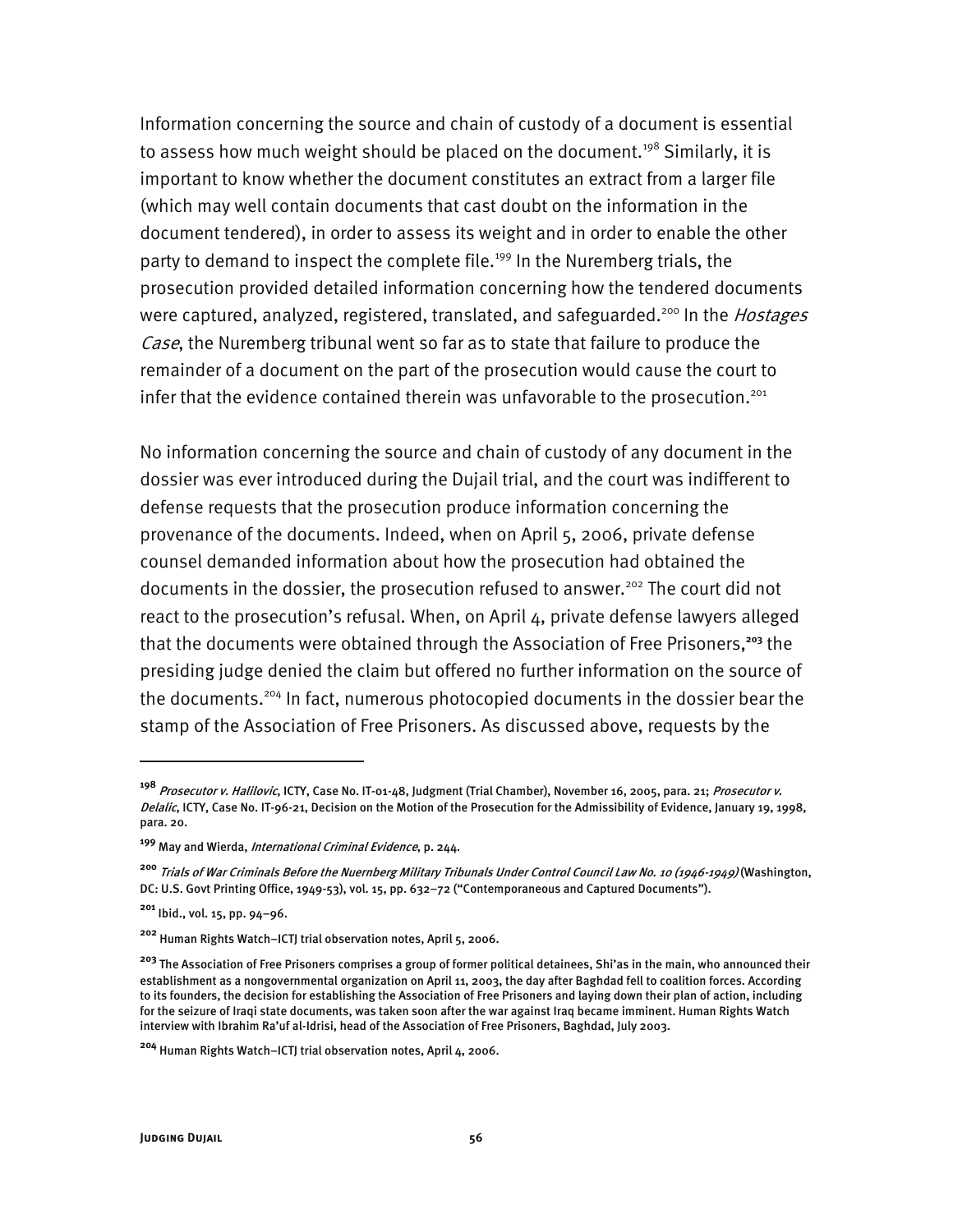Information concerning the source and chain of custody of a document is essential to assess how much weight should be placed on the document.[198] Similarly, it is important to know whether the document constitutes an extract from a larger file (which may well contain documents that cast doubt on the information in the document tendered), in order to assess its weight and in order to enable the other party to demand to inspect the complete file.[199] In the Nuremberg trials, the prosecution provided detailed information concerning how the tendered documents were captured, analyzed, registered, translated, and safeguarded.[200] In the *Hostages Case*, the Nuremberg tribunal went so far as to state that failure to produce the remainder of a document on the part of the prosecution would cause the court to infer that the evidence contained therein was unfavorable to the prosecution.[201]

No information concerning the source and chain of custody of any document in the dossier was ever introduced during the Dujail trial, and the court was indifferent to defense requests that the prosecution produce information concerning the provenance of the documents. Indeed, when on April 5, 2006, private defense counsel demanded information about how the prosecution had obtained the documents in the dossier, the prosecution refused to answer.[202] The court did not react to the prosecution's refusal. When, on April 4, private defense lawyers alleged that the documents were obtained through the Association of Free Prisoners,[203] the presiding judge denied the claim but offered no further information on the source of the documents.[204] In fact, numerous photocopied documents in the dossier bear the stamp of the Association of Free Prisoners. As discussed above, requests by the

---

[198] *Prosecutor v. Halilovic*, ICTY, Case No. IT-01-48, Judgment (Trial Chamber), November 16, 2005, para. 21; *Prosecutor v. Delalic*, ICTY, Case No. IT-96-21, Decision on the Motion of the Prosecution for the Admissibility of Evidence, January 19, 1998, para. 20.

[199] May and Wierda, *International Criminal Evidence*, p. 244.

[200] *Trials of War Criminals Before the Nuernberg Military Tribunals Under Control Council Law No. 10 (1946-1949)* (Washington, DC: U.S. Govt Printing Office, 1949-53), vol. 15, pp. 632–72 ("Contemporaneous and Captured Documents").

[201] Ibid., vol. 15, pp. 94–96.

[202] Human Rights Watch–ICTJ trial observation notes, April 5, 2006.

[203] The Association of Free Prisoners comprises a group of former political detainees, Shi'as in the main, who announced their establishment as a nongovernmental organization on April 11, 2003, the day after Baghdad fell to coalition forces. According to its founders, the decision for establishing the Association of Free Prisoners and laying down their plan of action, including for the seizure of Iraqi state documents, was taken soon after the war against Iraq became imminent. Human Rights Watch interview with Ibrahim Ra'uf al-Idrisi, head of the Association of Free Prisoners, Baghdad, July 2003.

[204] Human Rights Watch–ICTJ trial observation notes, April 4, 2006.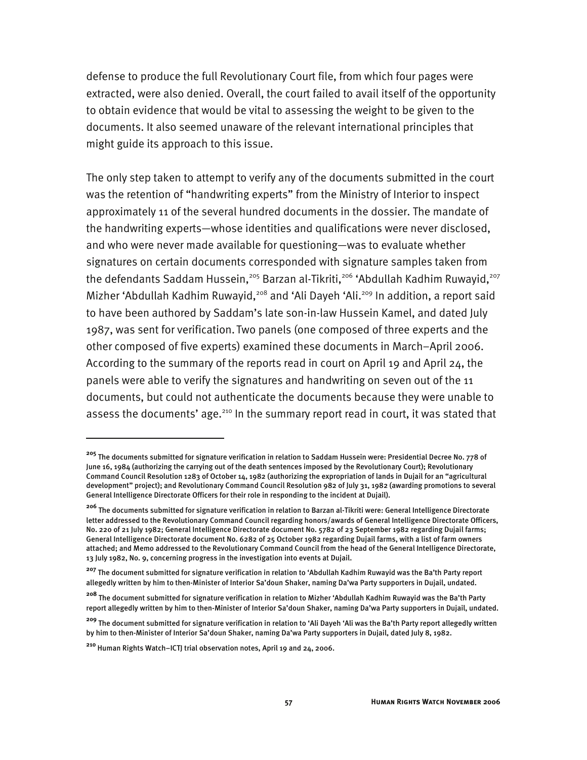defense to produce the full Revolutionary Court file, from which four pages were extracted, were also denied. Overall, the court failed to avail itself of the opportunity to obtain evidence that would be vital to assessing the weight to be given to the documents. It also seemed unaware of the relevant international principles that might guide its approach to this issue.

The only step taken to attempt to verify any of the documents submitted in the court was the retention of "handwriting experts" from the Ministry of Interior to inspect approximately 11 of the several hundred documents in the dossier. The mandate of the handwriting experts—whose identities and qualifications were never disclosed, and who were never made available for questioning—was to evaluate whether signatures on certain documents corresponded with signature samples taken from the defendants Saddam Hussein,[205] Barzan al-Tikriti,[206] 'Abdullah Kadhim Ruwayid,[207] Mizher 'Abdullah Kadhim Ruwayid,[208] and 'Ali Dayeh 'Ali.[209] In addition, a report said to have been authored by Saddam's late son-in-law Hussein Kamel, and dated July 1987, was sent for verification. Two panels (one composed of three experts and the other composed of five experts) examined these documents in March–April 2006. According to the summary of the reports read in court on April 19 and April 24, the panels were able to verify the signatures and handwriting on seven out of the 11 documents, but could not authenticate the documents because they were unable to assess the documents' age.[210] In the summary report read in court, it was stated that

---

[205] The documents submitted for signature verification in relation to Saddam Hussein were: Presidential Decree No. 778 of June 16, 1984 (authorizing the carrying out of the death sentences imposed by the Revolutionary Court); Revolutionary Command Council Resolution 1283 of October 14, 1982 (authorizing the expropriation of lands in Dujail for an "agricultural development" project); and Revolutionary Command Council Resolution 982 of July 31, 1982 (awarding promotions to several General Intelligence Directorate Officers for their role in responding to the incident at Dujail).

[206] The documents submitted for signature verification in relation to Barzan al-Tikriti were: General Intelligence Directorate letter addressed to the Revolutionary Command Council regarding honors/awards of General Intelligence Directorate Officers, No. 220 of 21 July 1982; General Intelligence Directorate document No. 5782 of 23 September 1982 regarding Dujail farms; General Intelligence Directorate document No. 6282 of 25 October 1982 regarding Dujail farms, with a list of farm owners attached; and Memo addressed to the Revolutionary Command Council from the head of the General Intelligence Directorate, 13 July 1982, No. 9, concerning progress in the investigation into events at Dujail.

[207] The document submitted for signature verification in relation to 'Abdullah Kadhim Ruwayid was the Ba'th Party report allegedly written by him to then-Minister of Interior Sa'doun Shaker, naming Da'wa Party supporters in Dujail, undated.

[208] The document submitted for signature verification in relation to Mizher 'Abdullah Kadhim Ruwayid was the Ba'th Party report allegedly written by him to then-Minister of Interior Sa'doun Shaker, naming Da'wa Party supporters in Dujail, undated.

[209] The document submitted for signature verification in relation to 'Ali Dayeh 'Ali was the Ba'th Party report allegedly written by him to then-Minister of Interior Sa'doun Shaker, naming Da'wa Party supporters in Dujail, dated July 8, 1982.

[210] Human Rights Watch–ICTJ trial observation notes, April 19 and 24, 2006.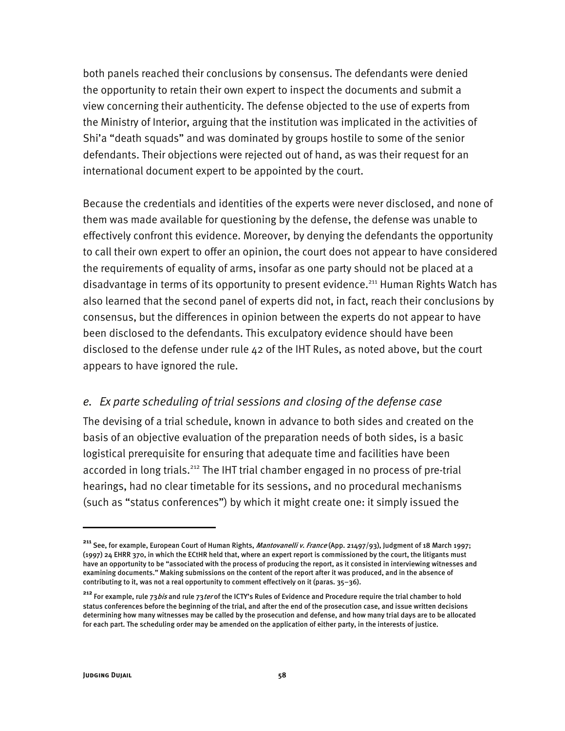both panels reached their conclusions by consensus. The defendants were denied the opportunity to retain their own expert to inspect the documents and submit a view concerning their authenticity. The defense objected to the use of experts from the Ministry of Interior, arguing that the institution was implicated in the activities of Shi'a "death squads" and was dominated by groups hostile to some of the senior defendants. Their objections were rejected out of hand, as was their request for an international document expert to be appointed by the court.

Because the credentials and identities of the experts were never disclosed, and none of them was made available for questioning by the defense, the defense was unable to effectively confront this evidence. Moreover, by denying the defendants the opportunity to call their own expert to offer an opinion, the court does not appear to have considered the requirements of equality of arms, insofar as one party should not be placed at a disadvantage in terms of its opportunity to present evidence.[211] Human Rights Watch has also learned that the second panel of experts did not, in fact, reach their conclusions by consensus, but the differences in opinion between the experts do not appear to have been disclosed to the defendants. This exculpatory evidence should have been disclosed to the defense under rule 42 of the IHT Rules, as noted above, but the court appears to have ignored the rule.

### *e. Ex parte scheduling of trial sessions and closing of the defense case*

The devising of a trial schedule, known in advance to both sides and created on the basis of an objective evaluation of the preparation needs of both sides, is a basic logistical prerequisite for ensuring that adequate time and facilities have been accorded in long trials.[212] The IHT trial chamber engaged in no process of pre-trial hearings, had no clear timetable for its sessions, and no procedural mechanisms (such as "status conferences") by which it might create one: it simply issued the

---

[211] See, for example, European Court of Human Rights, *Mantovanelli v. France* (App. 21497/93), Judgment of 18 March 1997; (1997) 24 EHRR 370, in which the ECtHR held that, where an expert report is commissioned by the court, the litigants must have an opportunity to be "associated with the process of producing the report, as it consisted in interviewing witnesses and examining documents." Making submissions on the content of the report after it was produced, and in the absence of contributing to it, was not a real opportunity to comment effectively on it (paras. 35–36).

[212] For example, rule 73*bis* and rule 73*ter* of the ICTY's Rules of Evidence and Procedure require the trial chamber to hold status conferences before the beginning of the trial, and after the end of the prosecution case, and issue written decisions determining how many witnesses may be called by the prosecution and defense, and how many trial days are to be allocated for each part. The scheduling order may be amended on the application of either party, in the interests of justice.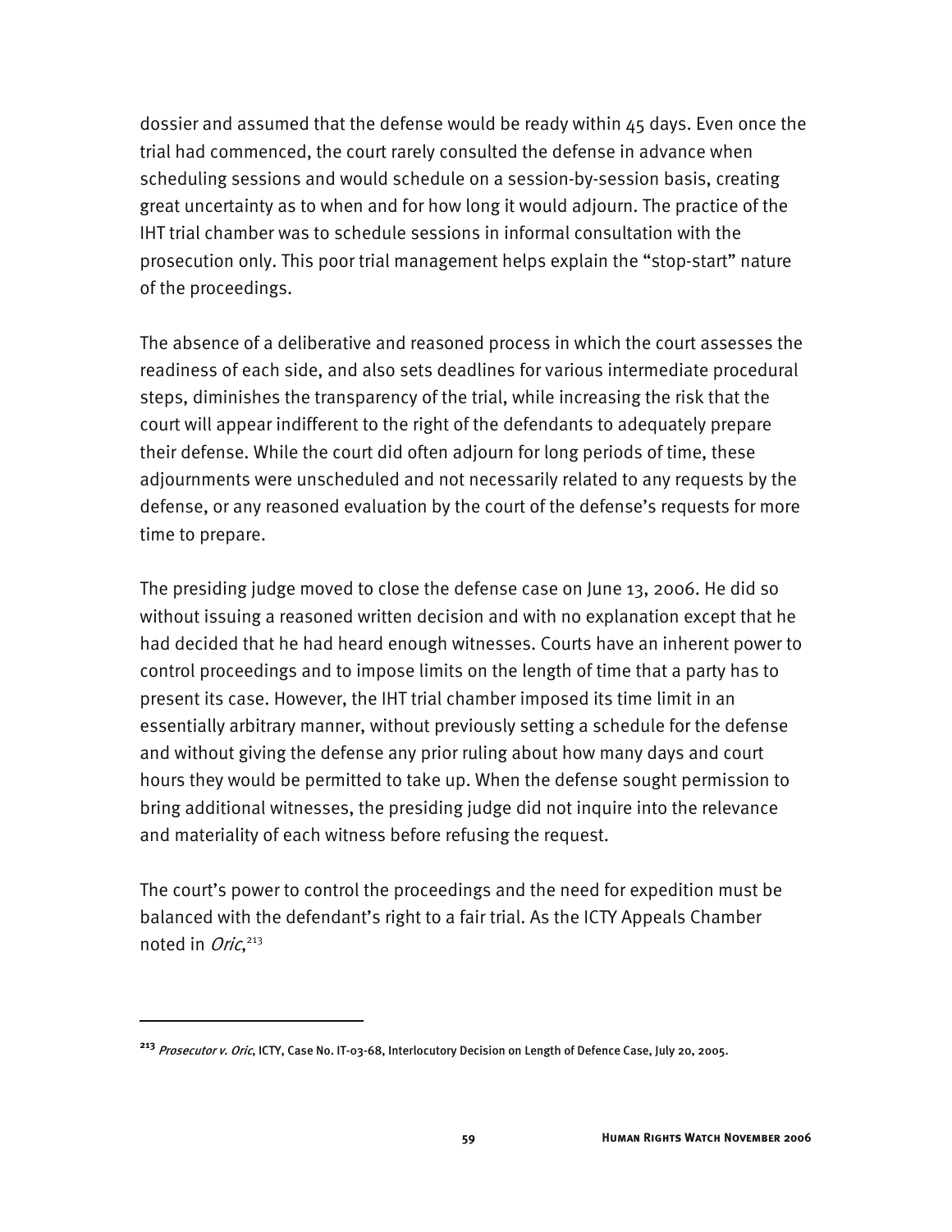dossier and assumed that the defense would be ready within 45 days. Even once the trial had commenced, the court rarely consulted the defense in advance when scheduling sessions and would schedule on a session-by-session basis, creating great uncertainty as to when and for how long it would adjourn. The practice of the IHT trial chamber was to schedule sessions in informal consultation with the prosecution only. This poor trial management helps explain the "stop-start" nature of the proceedings.

The absence of a deliberative and reasoned process in which the court assesses the readiness of each side, and also sets deadlines for various intermediate procedural steps, diminishes the transparency of the trial, while increasing the risk that the court will appear indifferent to the right of the defendants to adequately prepare their defense. While the court did often adjourn for long periods of time, these adjournments were unscheduled and not necessarily related to any requests by the defense, or any reasoned evaluation by the court of the defense's requests for more time to prepare.

The presiding judge moved to close the defense case on June 13, 2006. He did so without issuing a reasoned written decision and with no explanation except that he had decided that he had heard enough witnesses. Courts have an inherent power to control proceedings and to impose limits on the length of time that a party has to present its case. However, the IHT trial chamber imposed its time limit in an essentially arbitrary manner, without previously setting a schedule for the defense and without giving the defense any prior ruling about how many days and court hours they would be permitted to take up. When the defense sought permission to bring additional witnesses, the presiding judge did not inquire into the relevance and materiality of each witness before refusing the request.

The court's power to control the proceedings and the need for expedition must be balanced with the defendant's right to a fair trial. As the ICTY Appeals Chamber noted in *Oric*,[213]

---

[213] *Prosecutor v. Oric*, ICTY, Case No. IT-03-68, Interlocutory Decision on Length of Defence Case, July 20, 2005.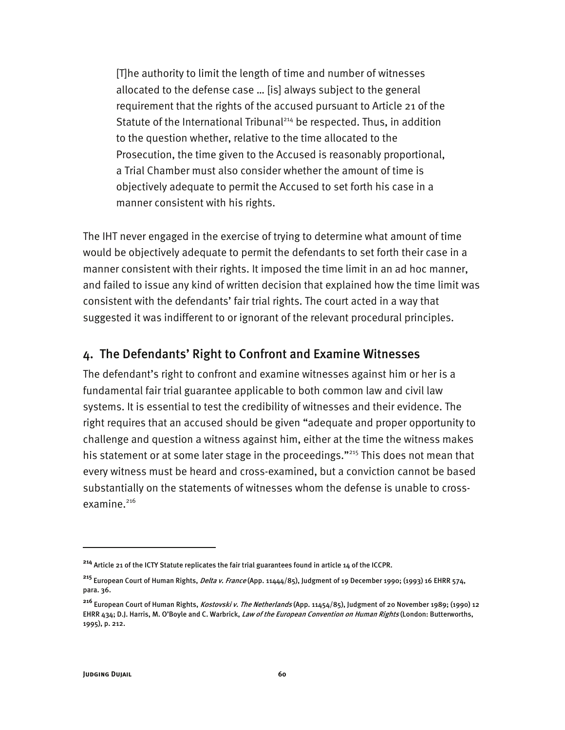> [T]he authority to limit the length of time and number of witnesses allocated to the defense case … [is] always subject to the general requirement that the rights of the accused pursuant to Article 21 of the Statute of the International Tribunal[214] be respected. Thus, in addition to the question whether, relative to the time allocated to the Prosecution, the time given to the Accused is reasonably proportional, a Trial Chamber must also consider whether the amount of time is objectively adequate to permit the Accused to set forth his case in a manner consistent with his rights.

The IHT never engaged in the exercise of trying to determine what amount of time would be objectively adequate to permit the defendants to set forth their case in a manner consistent with their rights. It imposed the time limit in an ad hoc manner, and failed to issue any kind of written decision that explained how the time limit was consistent with the defendants' fair trial rights. The court acted in a way that suggested it was indifferent to or ignorant of the relevant procedural principles.

## 4. The Defendants' Right to Confront and Examine Witnesses

The defendant's right to confront and examine witnesses against him or her is a fundamental fair trial guarantee applicable to both common law and civil law systems. It is essential to test the credibility of witnesses and their evidence. The right requires that an accused should be given "adequate and proper opportunity to challenge and question a witness against him, either at the time the witness makes his statement or at some later stage in the proceedings."[215] This does not mean that every witness must be heard and cross-examined, but a conviction cannot be based substantially on the statements of witnesses whom the defense is unable to cross-examine.[216]

---

[214] Article 21 of the ICTY Statute replicates the fair trial guarantees found in article 14 of the ICCPR.

[215] European Court of Human Rights, *Delta v. France* (App. 11444/85), Judgment of 19 December 1990; (1993) 16 EHRR 574, para. 36.

[216] European Court of Human Rights, *Kostovski v. The Netherlands* (App. 11454/85), Judgment of 20 November 1989; (1990) 12 EHRR 434; D.J. Harris, M. O'Boyle and C. Warbrick, *Law of the European Convention on Human Rights* (London: Butterworths, 1995), p. 212.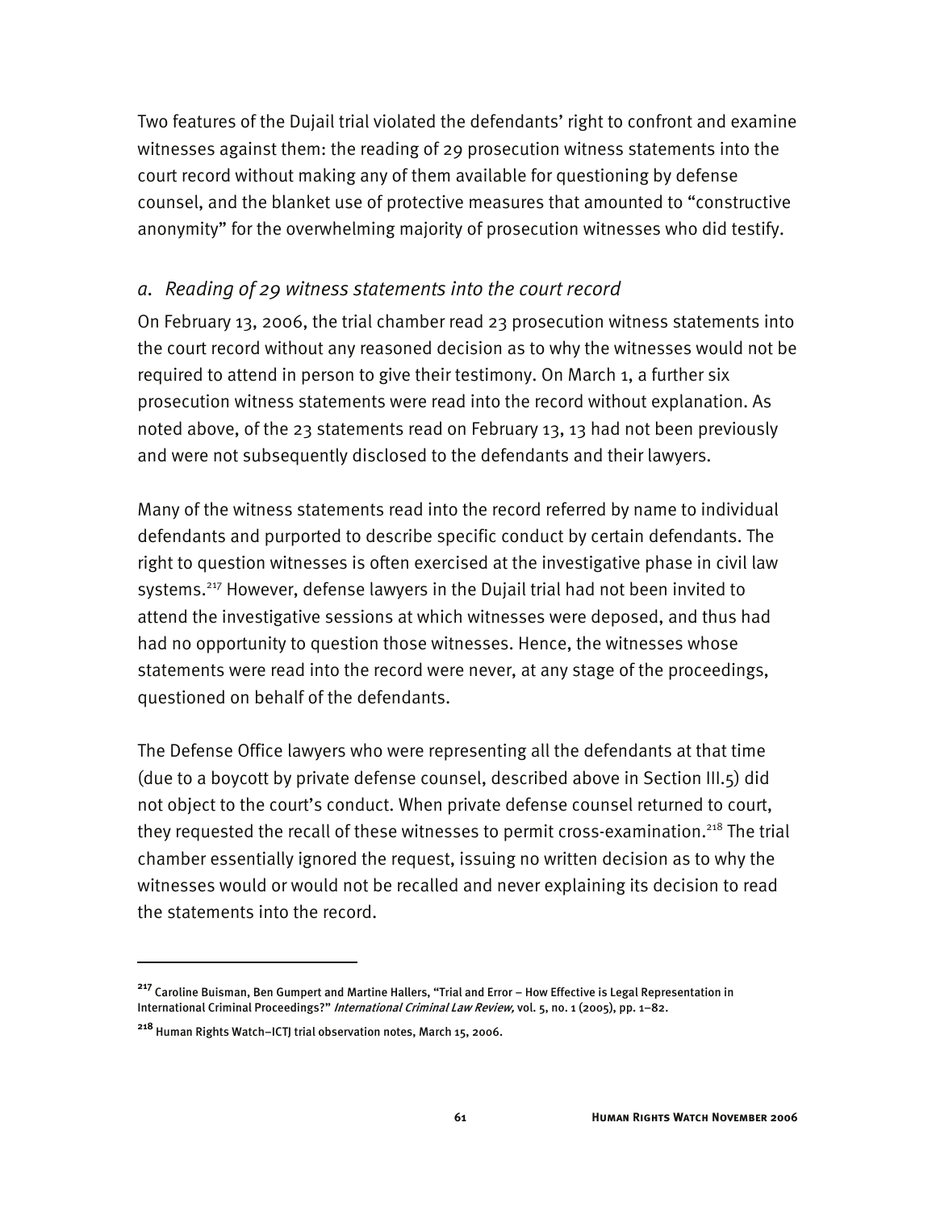Two features of the Dujail trial violated the defendants' right to confront and examine witnesses against them: the reading of 29 prosecution witness statements into the court record without making any of them available for questioning by defense counsel, and the blanket use of protective measures that amounted to "constructive anonymity" for the overwhelming majority of prosecution witnesses who did testify.

### *a. Reading of 29 witness statements into the court record*

On February 13, 2006, the trial chamber read 23 prosecution witness statements into the court record without any reasoned decision as to why the witnesses would not be required to attend in person to give their testimony. On March 1, a further six prosecution witness statements were read into the record without explanation. As noted above, of the 23 statements read on February 13, 13 had not been previously and were not subsequently disclosed to the defendants and their lawyers.

Many of the witness statements read into the record referred by name to individual defendants and purported to describe specific conduct by certain defendants. The right to question witnesses is often exercised at the investigative phase in civil law systems.[217] However, defense lawyers in the Dujail trial had not been invited to attend the investigative sessions at which witnesses were deposed, and thus had had no opportunity to question those witnesses. Hence, the witnesses whose statements were read into the record were never, at any stage of the proceedings, questioned on behalf of the defendants.

The Defense Office lawyers who were representing all the defendants at that time (due to a boycott by private defense counsel, described above in Section III.5) did not object to the court's conduct. When private defense counsel returned to court, they requested the recall of these witnesses to permit cross-examination.[218] The trial chamber essentially ignored the request, issuing no written decision as to why the witnesses would or would not be recalled and never explaining its decision to read the statements into the record.

---

[217] Caroline Buisman, Ben Gumpert and Martine Hallers, "Trial and Error – How Effective is Legal Representation in International Criminal Proceedings?" *International Criminal Law Review,* vol. 5, no. 1 (2005), pp. 1–82.

[218] Human Rights Watch–ICTJ trial observation notes, March 15, 2006.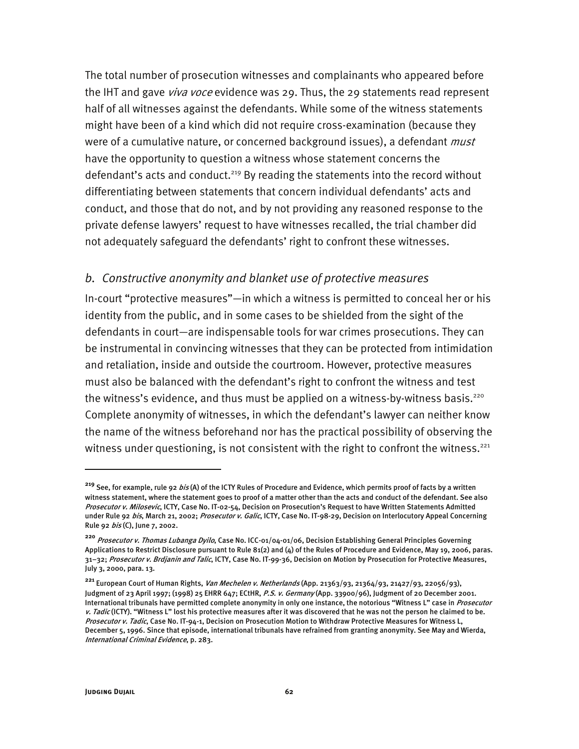The total number of prosecution witnesses and complainants who appeared before the IHT and gave *viva voce* evidence was 29. Thus, the 29 statements read represent half of all witnesses against the defendants. While some of the witness statements might have been of a kind which did not require cross-examination (because they were of a cumulative nature, or concerned background issues), a defendant *must* have the opportunity to question a witness whose statement concerns the defendant's acts and conduct.[219] By reading the statements into the record without differentiating between statements that concern individual defendants' acts and conduct, and those that do not, and by not providing any reasoned response to the private defense lawyers' request to have witnesses recalled, the trial chamber did not adequately safeguard the defendants' right to confront these witnesses.

### *b. Constructive anonymity and blanket use of protective measures*

In-court "protective measures"—in which a witness is permitted to conceal her or his identity from the public, and in some cases to be shielded from the sight of the defendants in court—are indispensable tools for war crimes prosecutions. They can be instrumental in convincing witnesses that they can be protected from intimidation and retaliation, inside and outside the courtroom. However, protective measures must also be balanced with the defendant's right to confront the witness and test the witness's evidence, and thus must be applied on a witness-by-witness basis.[220] Complete anonymity of witnesses, in which the defendant's lawyer can neither know the name of the witness beforehand nor has the practical possibility of observing the witness under questioning, is not consistent with the right to confront the witness.[221]

---

[219] See, for example, rule 92 *bis* (A) of the ICTY Rules of Procedure and Evidence, which permits proof of facts by a written witness statement, where the statement goes to proof of a matter other than the acts and conduct of the defendant. See also *Prosecutor v. Milosevic*, ICTY, Case No. IT-02-54, Decision on Prosecution's Request to have Written Statements Admitted under Rule 92 *bis*, March 21, 2002; *Prosecutor v. Galic*, ICTY, Case No. IT-98-29, Decision on Interlocutory Appeal Concerning Rule 92 *bis* (C), June 7, 2002.

[220] *Prosecutor v. Thomas Lubanga Dyilo*, Case No. ICC-01/04-01/06, Decision Establishing General Principles Governing Applications to Restrict Disclosure pursuant to Rule 81(2) and (4) of the Rules of Procedure and Evidence, May 19, 2006, paras. 31–32; *Prosecutor v. Brdjanin and Talic*, ICTY, Case No. IT-99-36, Decision on Motion by Prosecution for Protective Measures, July 3, 2000, para. 13.

[221] European Court of Human Rights, *Van Mechelen v. Netherlands* (App. 21363/93, 21364/93, 21427/93, 22056/93), Judgment of 23 April 1997; (1998) 25 EHRR 647; ECtHR, *P.S. v. Germany* (App. 33900/96), Judgment of 20 December 2001. International tribunals have permitted complete anonymity in only one instance, the notorious "Witness L" case in *Prosecutor v. Tadic* (ICTY). "Witness L" lost his protective measures after it was discovered that he was not the person he claimed to be. *Prosecutor v. Tadic*, Case No. IT-94-1, Decision on Prosecution Motion to Withdraw Protective Measures for Witness L, December 5, 1996. Since that episode, international tribunals have refrained from granting anonymity. See May and Wierda, *International Criminal Evidence*, p. 283.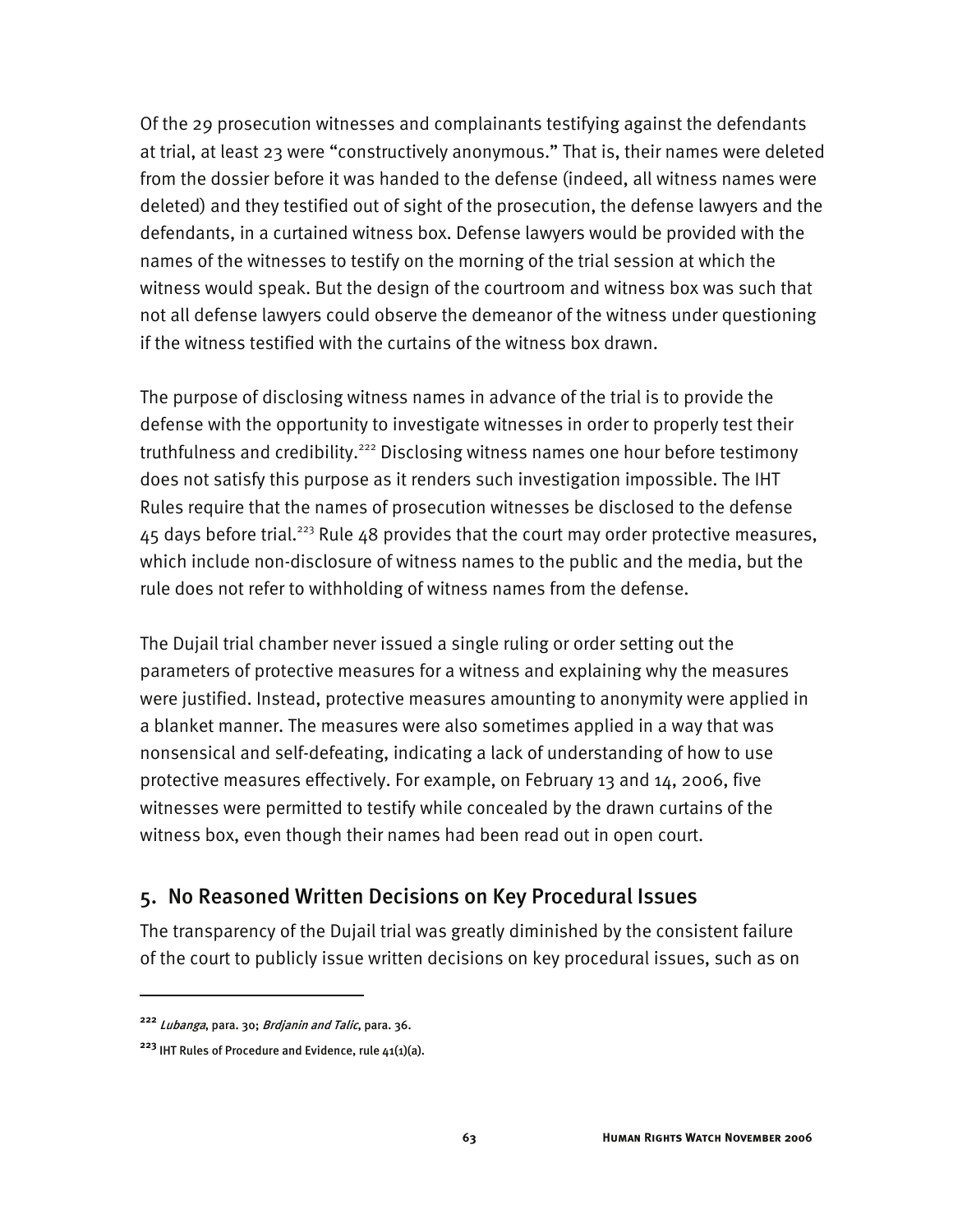Of the 29 prosecution witnesses and complainants testifying against the defendants at trial, at least 23 were "constructively anonymous." That is, their names were deleted from the dossier before it was handed to the defense (indeed, all witness names were deleted) and they testified out of sight of the prosecution, the defense lawyers and the defendants, in a curtained witness box. Defense lawyers would be provided with the names of the witnesses to testify on the morning of the trial session at which the witness would speak. But the design of the courtroom and witness box was such that not all defense lawyers could observe the demeanor of the witness under questioning if the witness testified with the curtains of the witness box drawn.

The purpose of disclosing witness names in advance of the trial is to provide the defense with the opportunity to investigate witnesses in order to properly test their truthfulness and credibility.[222] Disclosing witness names one hour before testimony does not satisfy this purpose as it renders such investigation impossible. The IHT Rules require that the names of prosecution witnesses be disclosed to the defense 45 days before trial.[223] Rule 48 provides that the court may order protective measures, which include non-disclosure of witness names to the public and the media, but the rule does not refer to withholding of witness names from the defense.

The Dujail trial chamber never issued a single ruling or order setting out the parameters of protective measures for a witness and explaining why the measures were justified. Instead, protective measures amounting to anonymity were applied in a blanket manner. The measures were also sometimes applied in a way that was nonsensical and self-defeating, indicating a lack of understanding of how to use protective measures effectively. For example, on February 13 and 14, 2006, five witnesses were permitted to testify while concealed by the drawn curtains of the witness box, even though their names had been read out in open court.

## 5. No Reasoned Written Decisions on Key Procedural Issues

The transparency of the Dujail trial was greatly diminished by the consistent failure of the court to publicly issue written decisions on key procedural issues, such as on

---

[222] *Lubanga*, para. 30; *Brdjanin and Talic*, para. 36.

[223] IHT Rules of Procedure and Evidence, rule 41(1)(a).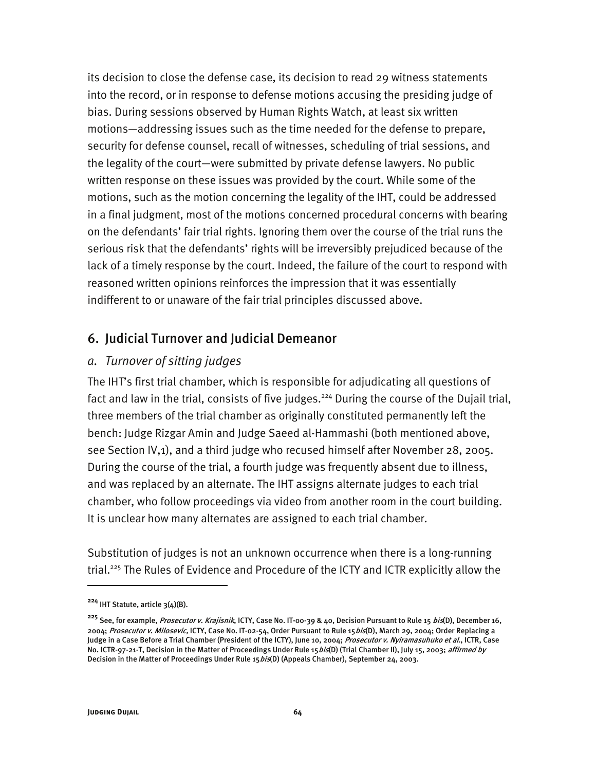its decision to close the defense case, its decision to read 29 witness statements into the record, or in response to defense motions accusing the presiding judge of bias. During sessions observed by Human Rights Watch, at least six written motions—addressing issues such as the time needed for the defense to prepare, security for defense counsel, recall of witnesses, scheduling of trial sessions, and the legality of the court—were submitted by private defense lawyers. No public written response on these issues was provided by the court. While some of the motions, such as the motion concerning the legality of the IHT, could be addressed in a final judgment, most of the motions concerned procedural concerns with bearing on the defendants' fair trial rights. Ignoring them over the course of the trial runs the serious risk that the defendants' rights will be irreversibly prejudiced because of the lack of a timely response by the court. Indeed, the failure of the court to respond with reasoned written opinions reinforces the impression that it was essentially indifferent to or unaware of the fair trial principles discussed above.

## 6. Judicial Turnover and Judicial Demeanor

### *a. Turnover of sitting judges*

The IHT's first trial chamber, which is responsible for adjudicating all questions of fact and law in the trial, consists of five judges.[224] During the course of the Dujail trial, three members of the trial chamber as originally constituted permanently left the bench: Judge Rizgar Amin and Judge Saeed al-Hammashi (both mentioned above, see Section IV,1), and a third judge who recused himself after November 28, 2005. During the course of the trial, a fourth judge was frequently absent due to illness, and was replaced by an alternate. The IHT assigns alternate judges to each trial chamber, who follow proceedings via video from another room in the court building. It is unclear how many alternates are assigned to each trial chamber.

Substitution of judges is not an unknown occurrence when there is a long-running trial.[225] The Rules of Evidence and Procedure of the ICTY and ICTR explicitly allow the

---

[224] IHT Statute, article 3(4)(B).

[225] See, for example, *Prosecutor v. Krajisnik*, ICTY, Case No. IT-00-39 & 40, Decision Pursuant to Rule 15 *bis*(D), December 16, 2004; *Prosecutor v. Milosevic*, ICTY, Case No. IT-02-54, Order Pursuant to Rule 15*bis*(D), March 29, 2004; Order Replacing a Judge in a Case Before a Trial Chamber (President of the ICTY), June 10, 2004; *Prosecutor v. Nyiramasuhuko et al.*, ICTR, Case No. ICTR-97-21-T, Decision in the Matter of Proceedings Under Rule 15*bis*(D) (Trial Chamber II), July 15, 2003; *affirmed by* Decision in the Matter of Proceedings Under Rule 15*bis*(D) (Appeals Chamber), September 24, 2003.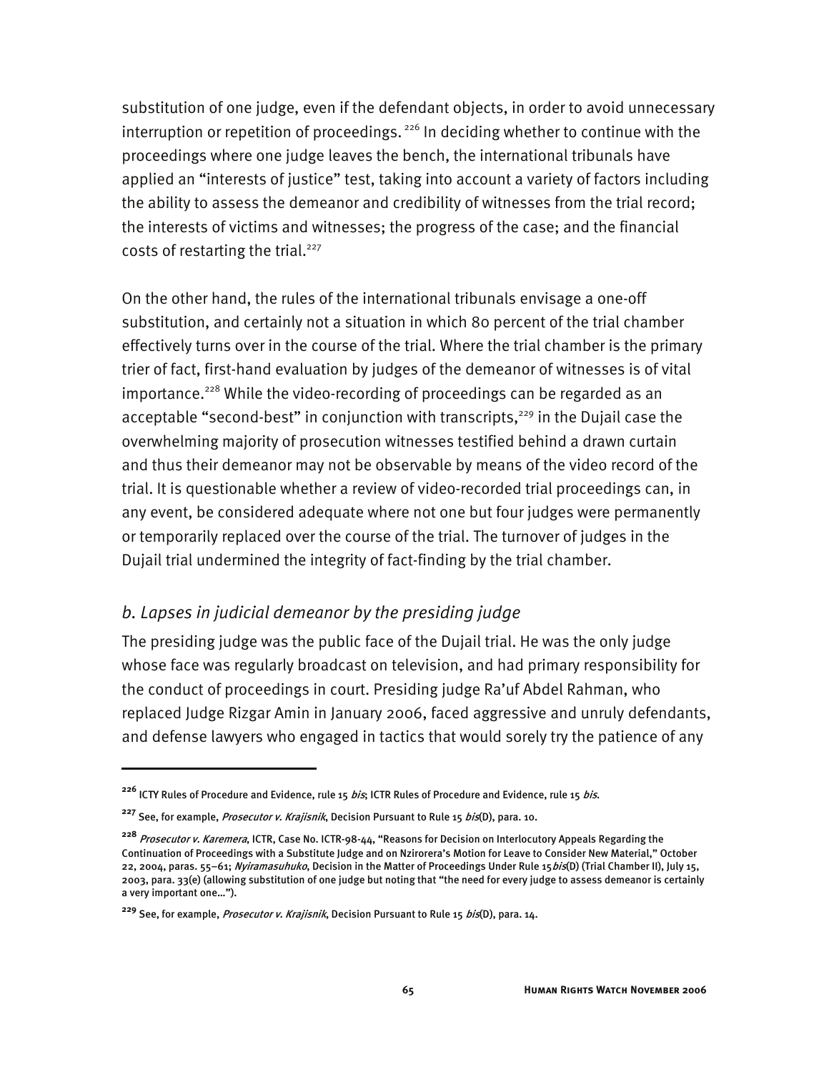substitution of one judge, even if the defendant objects, in order to avoid unnecessary interruption or repetition of proceedings.[226] In deciding whether to continue with the proceedings where one judge leaves the bench, the international tribunals have applied an "interests of justice" test, taking into account a variety of factors including the ability to assess the demeanor and credibility of witnesses from the trial record; the interests of victims and witnesses; the progress of the case; and the financial costs of restarting the trial.[227]

On the other hand, the rules of the international tribunals envisage a one-off substitution, and certainly not a situation in which 80 percent of the trial chamber effectively turns over in the course of the trial. Where the trial chamber is the primary trier of fact, first-hand evaluation by judges of the demeanor of witnesses is of vital importance.[228] While the video-recording of proceedings can be regarded as an acceptable "second-best" in conjunction with transcripts,[229] in the Dujail case the overwhelming majority of prosecution witnesses testified behind a drawn curtain and thus their demeanor may not be observable by means of the video record of the trial. It is questionable whether a review of video-recorded trial proceedings can, in any event, be considered adequate where not one but four judges were permanently or temporarily replaced over the course of the trial. The turnover of judges in the Dujail trial undermined the integrity of fact-finding by the trial chamber.

### *b. Lapses in judicial demeanor by the presiding judge*

The presiding judge was the public face of the Dujail trial. He was the only judge whose face was regularly broadcast on television, and had primary responsibility for the conduct of proceedings in court. Presiding judge Ra'uf Abdel Rahman, who replaced Judge Rizgar Amin in January 2006, faced aggressive and unruly defendants, and defense lawyers who engaged in tactics that would sorely try the patience of any

---

[226] ICTY Rules of Procedure and Evidence, rule 15 *bis*; ICTR Rules of Procedure and Evidence, rule 15 *bis*.

[227] See, for example, *Prosecutor v. Krajisnik*, Decision Pursuant to Rule 15 *bis*(D), para. 10.

[228] *Prosecutor v. Karemera*, ICTR, Case No. ICTR-98-44, "Reasons for Decision on Interlocutory Appeals Regarding the Continuation of Proceedings with a Substitute Judge and on Nzirorera's Motion for Leave to Consider New Material," October 22, 2004, paras. 55–61; *Nyiramasuhuko*, Decision in the Matter of Proceedings Under Rule 15*bis*(D) (Trial Chamber II), July 15, 2003, para. 33(e) (allowing substitution of one judge but noting that "the need for every judge to assess demeanor is certainly a very important one…").

[229] See, for example, *Prosecutor v. Krajisnik*, Decision Pursuant to Rule 15 *bis*(D), para. 14.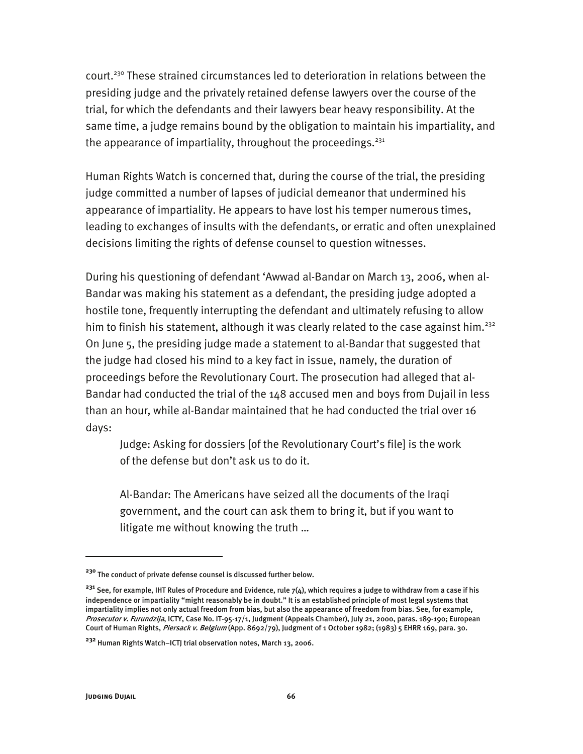court.[230] These strained circumstances led to deterioration in relations between the presiding judge and the privately retained defense lawyers over the course of the trial, for which the defendants and their lawyers bear heavy responsibility. At the same time, a judge remains bound by the obligation to maintain his impartiality, and the appearance of impartiality, throughout the proceedings.[231]

Human Rights Watch is concerned that, during the course of the trial, the presiding judge committed a number of lapses of judicial demeanor that undermined his appearance of impartiality. He appears to have lost his temper numerous times, leading to exchanges of insults with the defendants, or erratic and often unexplained decisions limiting the rights of defense counsel to question witnesses.

During his questioning of defendant 'Awwad al-Bandar on March 13, 2006, when al-Bandar was making his statement as a defendant, the presiding judge adopted a hostile tone, frequently interrupting the defendant and ultimately refusing to allow him to finish his statement, although it was clearly related to the case against him.[232] On June 5, the presiding judge made a statement to al-Bandar that suggested that the judge had closed his mind to a key fact in issue, namely, the duration of proceedings before the Revolutionary Court. The prosecution had alleged that al-Bandar had conducted the trial of the 148 accused men and boys from Dujail in less than an hour, while al-Bandar maintained that he had conducted the trial over 16 days:

> Judge: Asking for dossiers [of the Revolutionary Court's file] is the work of the defense but don't ask us to do it.
>
> Al-Bandar: The Americans have seized all the documents of the Iraqi government, and the court can ask them to bring it, but if you want to litigate me without knowing the truth …

---

[230] The conduct of private defense counsel is discussed further below.

[231] See, for example, IHT Rules of Procedure and Evidence, rule 7(4), which requires a judge to withdraw from a case if his independence or impartiality "might reasonably be in doubt." It is an established principle of most legal systems that impartiality implies not only actual freedom from bias, but also the appearance of freedom from bias. See, for example, *Prosecutor v. Furundzija*, ICTY, Case No. IT-95-17/1, Judgment (Appeals Chamber), July 21, 2000, paras. 189-190; European Court of Human Rights, *Piersack v. Belgium* (App. 8692/79), Judgment of 1 October 1982; (1983) 5 EHRR 169, para. 30.

[232] Human Rights Watch–ICTJ trial observation notes, March 13, 2006.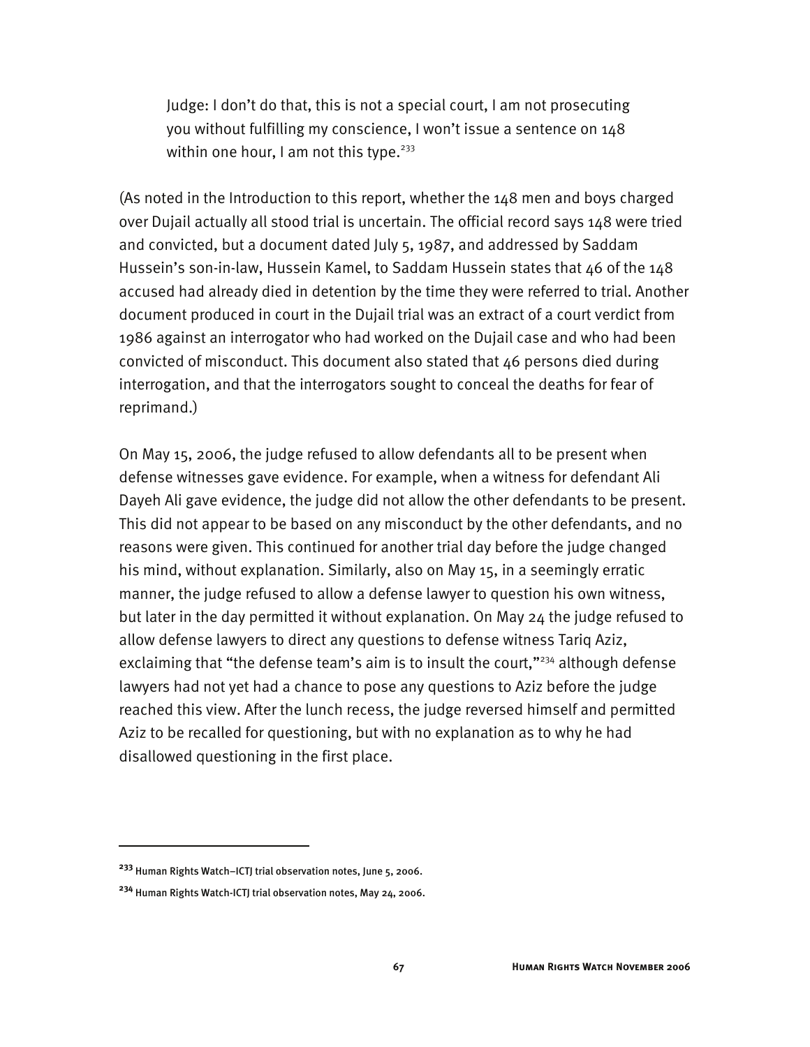> Judge: I don't do that, this is not a special court, I am not prosecuting you without fulfilling my conscience, I won't issue a sentence on 148 within one hour, I am not this type.[233]

(As noted in the Introduction to this report, whether the 148 men and boys charged over Dujail actually all stood trial is uncertain. The official record says 148 were tried and convicted, but a document dated July 5, 1987, and addressed by Saddam Hussein's son-in-law, Hussein Kamel, to Saddam Hussein states that 46 of the 148 accused had already died in detention by the time they were referred to trial. Another document produced in court in the Dujail trial was an extract of a court verdict from 1986 against an interrogator who had worked on the Dujail case and who had been convicted of misconduct. This document also stated that 46 persons died during interrogation, and that the interrogators sought to conceal the deaths for fear of reprimand.)

On May 15, 2006, the judge refused to allow defendants all to be present when defense witnesses gave evidence. For example, when a witness for defendant Ali Dayeh Ali gave evidence, the judge did not allow the other defendants to be present. This did not appear to be based on any misconduct by the other defendants, and no reasons were given. This continued for another trial day before the judge changed his mind, without explanation. Similarly, also on May 15, in a seemingly erratic manner, the judge refused to allow a defense lawyer to question his own witness, but later in the day permitted it without explanation. On May 24 the judge refused to allow defense lawyers to direct any questions to defense witness Tariq Aziz, exclaiming that "the defense team's aim is to insult the court,"[234] although defense lawyers had not yet had a chance to pose any questions to Aziz before the judge reached this view. After the lunch recess, the judge reversed himself and permitted Aziz to be recalled for questioning, but with no explanation as to why he had disallowed questioning in the first place.

---

[233] Human Rights Watch–ICTJ trial observation notes, June 5, 2006.

[234] Human Rights Watch-ICTJ trial observation notes, May 24, 2006.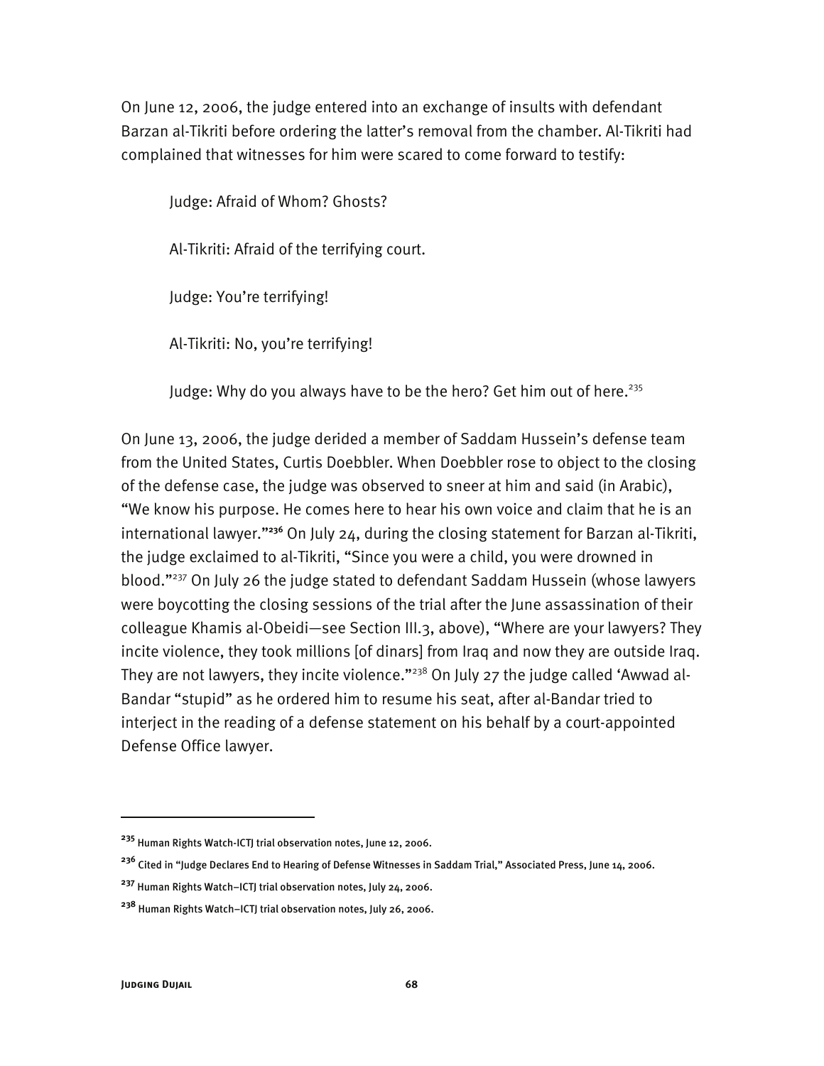On June 12, 2006, the judge entered into an exchange of insults with defendant Barzan al-Tikriti before ordering the latter's removal from the chamber. Al-Tikriti had complained that witnesses for him were scared to come forward to testify:

> Judge: Afraid of Whom? Ghosts?
>
> Al-Tikriti: Afraid of the terrifying court.
>
> Judge: You're terrifying!
>
> Al-Tikriti: No, you're terrifying!
>
> Judge: Why do you always have to be the hero? Get him out of here.[235]

On June 13, 2006, the judge derided a member of Saddam Hussein's defense team from the United States, Curtis Doebbler. When Doebbler rose to object to the closing of the defense case, the judge was observed to sneer at him and said (in Arabic), "We know his purpose. He comes here to hear his own voice and claim that he is an international lawyer."[236] On July 24, during the closing statement for Barzan al-Tikriti, the judge exclaimed to al-Tikriti, "Since you were a child, you were drowned in blood."[237] On July 26 the judge stated to defendant Saddam Hussein (whose lawyers were boycotting the closing sessions of the trial after the June assassination of their colleague Khamis al-Obeidi—see Section III.3, above), "Where are your lawyers? They incite violence, they took millions [of dinars] from Iraq and now they are outside Iraq. They are not lawyers, they incite violence."[238] On July 27 the judge called 'Awwad al-Bandar "stupid" as he ordered him to resume his seat, after al-Bandar tried to interject in the reading of a defense statement on his behalf by a court-appointed Defense Office lawyer.

---

[235] Human Rights Watch-ICTJ trial observation notes, June 12, 2006.

[236] Cited in "Judge Declares End to Hearing of Defense Witnesses in Saddam Trial," Associated Press, June 14, 2006.

[237] Human Rights Watch–ICTJ trial observation notes, July 24, 2006.

[238] Human Rights Watch–ICTJ trial observation notes, July 26, 2006.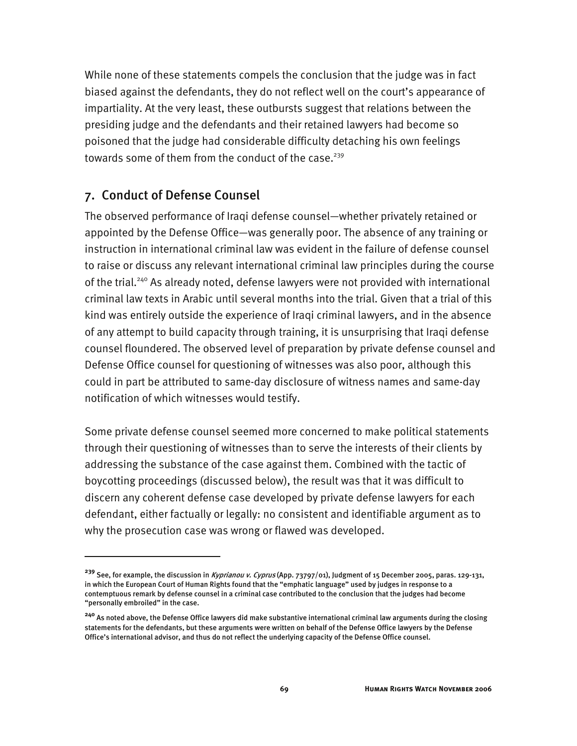While none of these statements compels the conclusion that the judge was in fact biased against the defendants, they do not reflect well on the court's appearance of impartiality. At the very least, these outbursts suggest that relations between the presiding judge and the defendants and their retained lawyers had become so poisoned that the judge had considerable difficulty detaching his own feelings towards some of them from the conduct of the case.[239]

## 7. Conduct of Defense Counsel

The observed performance of Iraqi defense counsel—whether privately retained or appointed by the Defense Office—was generally poor. The absence of any training or instruction in international criminal law was evident in the failure of defense counsel to raise or discuss any relevant international criminal law principles during the course of the trial.[240] As already noted, defense lawyers were not provided with international criminal law texts in Arabic until several months into the trial. Given that a trial of this kind was entirely outside the experience of Iraqi criminal lawyers, and in the absence of any attempt to build capacity through training, it is unsurprising that Iraqi defense counsel floundered. The observed level of preparation by private defense counsel and Defense Office counsel for questioning of witnesses was also poor, although this could in part be attributed to same-day disclosure of witness names and same-day notification of which witnesses would testify.

Some private defense counsel seemed more concerned to make political statements through their questioning of witnesses than to serve the interests of their clients by addressing the substance of the case against them. Combined with the tactic of boycotting proceedings (discussed below), the result was that it was difficult to discern any coherent defense case developed by private defense lawyers for each defendant, either factually or legally: no consistent and identifiable argument as to why the prosecution case was wrong or flawed was developed.

---

[239] See, for example, the discussion in *Kyprianou v. Cyprus* (App. 73797/01), Judgment of 15 December 2005, paras. 129-131, in which the European Court of Human Rights found that the "emphatic language" used by judges in response to a contemptuous remark by defense counsel in a criminal case contributed to the conclusion that the judges had become "personally embroiled" in the case.

[240] As noted above, the Defense Office lawyers did make substantive international criminal law arguments during the closing statements for the defendants, but these arguments were written on behalf of the Defense Office lawyers by the Defense Office's international advisor, and thus do not reflect the underlying capacity of the Defense Office counsel.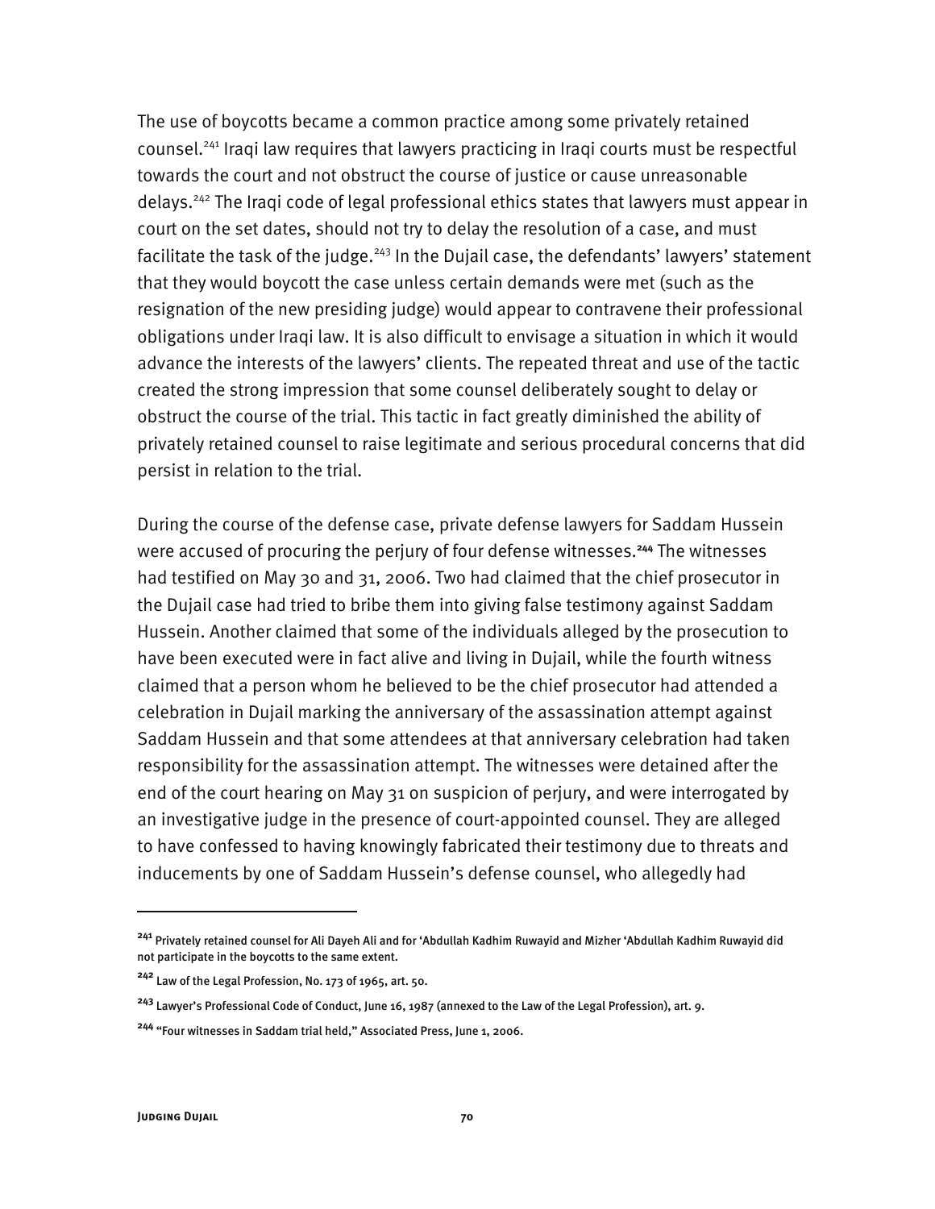The use of boycotts became a common practice among some privately retained counsel.[241] Iraqi law requires that lawyers practicing in Iraqi courts must be respectful towards the court and not obstruct the course of justice or cause unreasonable delays.[242] The Iraqi code of legal professional ethics states that lawyers must appear in court on the set dates, should not try to delay the resolution of a case, and must facilitate the task of the judge.[243] In the Dujail case, the defendants' lawyers' statement that they would boycott the case unless certain demands were met (such as the resignation of the new presiding judge) would appear to contravene their professional obligations under Iraqi law. It is also difficult to envisage a situation in which it would advance the interests of the lawyers' clients. The repeated threat and use of the tactic created the strong impression that some counsel deliberately sought to delay or obstruct the course of the trial. This tactic in fact greatly diminished the ability of privately retained counsel to raise legitimate and serious procedural concerns that did persist in relation to the trial.

During the course of the defense case, private defense lawyers for Saddam Hussein were accused of procuring the perjury of four defense witnesses.[244] The witnesses had testified on May 30 and 31, 2006. Two had claimed that the chief prosecutor in the Dujail case had tried to bribe them into giving false testimony against Saddam Hussein. Another claimed that some of the individuals alleged by the prosecution to have been executed were in fact alive and living in Dujail, while the fourth witness claimed that a person whom he believed to be the chief prosecutor had attended a celebration in Dujail marking the anniversary of the assassination attempt against Saddam Hussein and that some attendees at that anniversary celebration had taken responsibility for the assassination attempt. The witnesses were detained after the end of the court hearing on May 31 on suspicion of perjury, and were interrogated by an investigative judge in the presence of court-appointed counsel. They are alleged to have confessed to having knowingly fabricated their testimony due to threats and inducements by one of Saddam Hussein's defense counsel, who allegedly had

---

[241] Privately retained counsel for Ali Dayeh Ali and for 'Abdullah Kadhim Ruwayid and Mizher 'Abdullah Kadhim Ruwayid did not participate in the boycotts to the same extent.

[242] Law of the Legal Profession, No. 173 of 1965, art. 50.

[243] Lawyer's Professional Code of Conduct, June 16, 1987 (annexed to the Law of the Legal Profession), art. 9.

[244] "Four witnesses in Saddam trial held," Associated Press, June 1, 2006.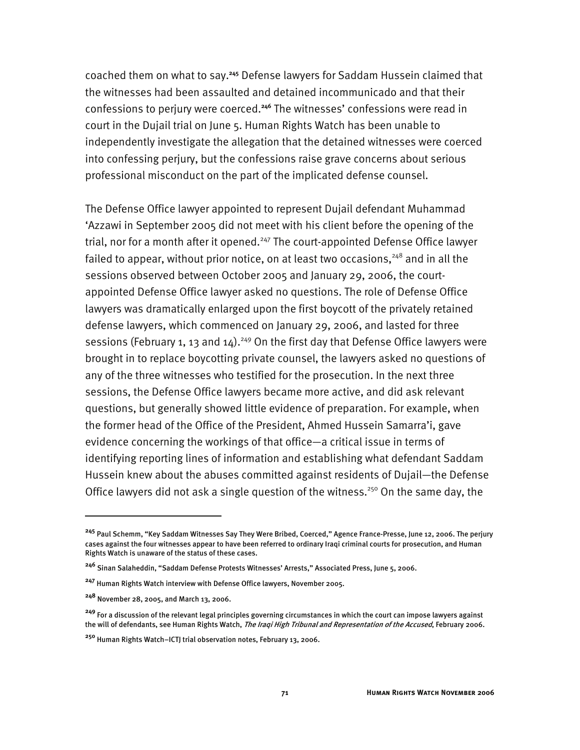coached them on what to say.[245] Defense lawyers for Saddam Hussein claimed that the witnesses had been assaulted and detained incommunicado and that their confessions to perjury were coerced.[246] The witnesses' confessions were read in court in the Dujail trial on June 5. Human Rights Watch has been unable to independently investigate the allegation that the detained witnesses were coerced into confessing perjury, but the confessions raise grave concerns about serious professional misconduct on the part of the implicated defense counsel.

The Defense Office lawyer appointed to represent Dujail defendant Muhammad 'Azzawi in September 2005 did not meet with his client before the opening of the trial, nor for a month after it opened.[247] The court-appointed Defense Office lawyer failed to appear, without prior notice, on at least two occasions,[248] and in all the sessions observed between October 2005 and January 29, 2006, the court-appointed Defense Office lawyer asked no questions. The role of Defense Office lawyers was dramatically enlarged upon the first boycott of the privately retained defense lawyers, which commenced on January 29, 2006, and lasted for three sessions (February 1, 13 and 14).[249] On the first day that Defense Office lawyers were brought in to replace boycotting private counsel, the lawyers asked no questions of any of the three witnesses who testified for the prosecution. In the next three sessions, the Defense Office lawyers became more active, and did ask relevant questions, but generally showed little evidence of preparation. For example, when the former head of the Office of the President, Ahmed Hussein Samarra'i, gave evidence concerning the workings of that office—a critical issue in terms of identifying reporting lines of information and establishing what defendant Saddam Hussein knew about the abuses committed against residents of Dujail—the Defense Office lawyers did not ask a single question of the witness.[250] On the same day, the

---

[245] Paul Schemm, "Key Saddam Witnesses Say They Were Bribed, Coerced," Agence France-Presse, June 12, 2006. The perjury cases against the four witnesses appear to have been referred to ordinary Iraqi criminal courts for prosecution, and Human Rights Watch is unaware of the status of these cases.

[246] Sinan Salaheddin, "Saddam Defense Protests Witnesses' Arrests," Associated Press, June 5, 2006.

[247] Human Rights Watch interview with Defense Office lawyers, November 2005.

[248] November 28, 2005, and March 13, 2006.

[249] For a discussion of the relevant legal principles governing circumstances in which the court can impose lawyers against the will of defendants, see Human Rights Watch, *The Iraqi High Tribunal and Representation of the Accused*, February 2006.

[250] Human Rights Watch–ICTJ trial observation notes, February 13, 2006.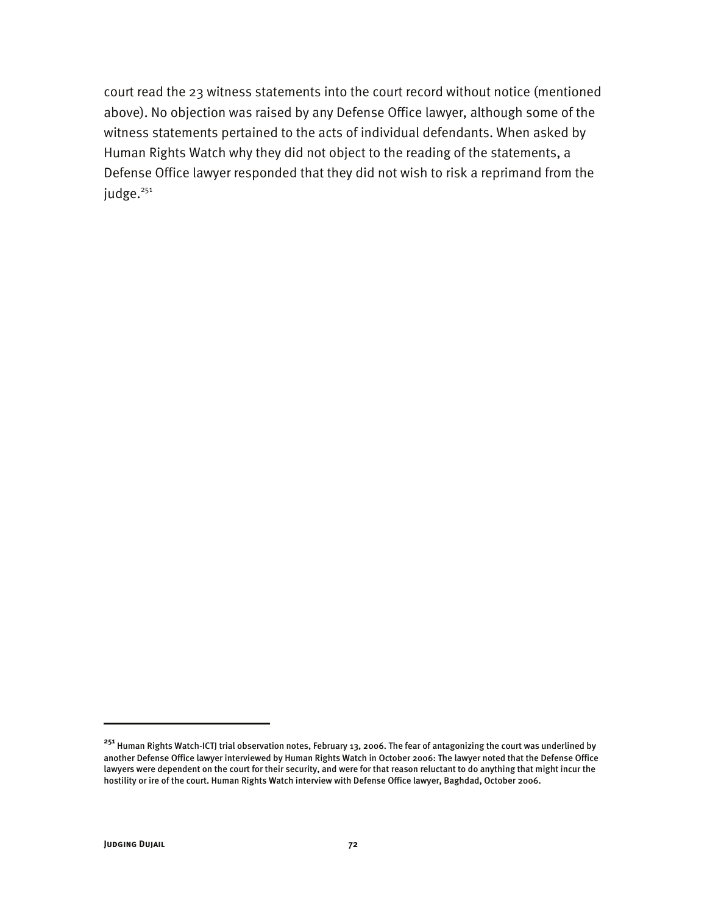court read the 23 witness statements into the court record without notice (mentioned above). No objection was raised by any Defense Office lawyer, although some of the witness statements pertained to the acts of individual defendants. When asked by Human Rights Watch why they did not object to the reading of the statements, a Defense Office lawyer responded that they did not wish to risk a reprimand from the judge.[251]

---

[251] Human Rights Watch-ICTJ trial observation notes, February 13, 2006. The fear of antagonizing the court was underlined by another Defense Office lawyer interviewed by Human Rights Watch in October 2006: The lawyer noted that the Defense Office lawyers were dependent on the court for their security, and were for that reason reluctant to do anything that might incur the hostility or ire of the court. Human Rights Watch interview with Defense Office lawyer, Baghdad, October 2006.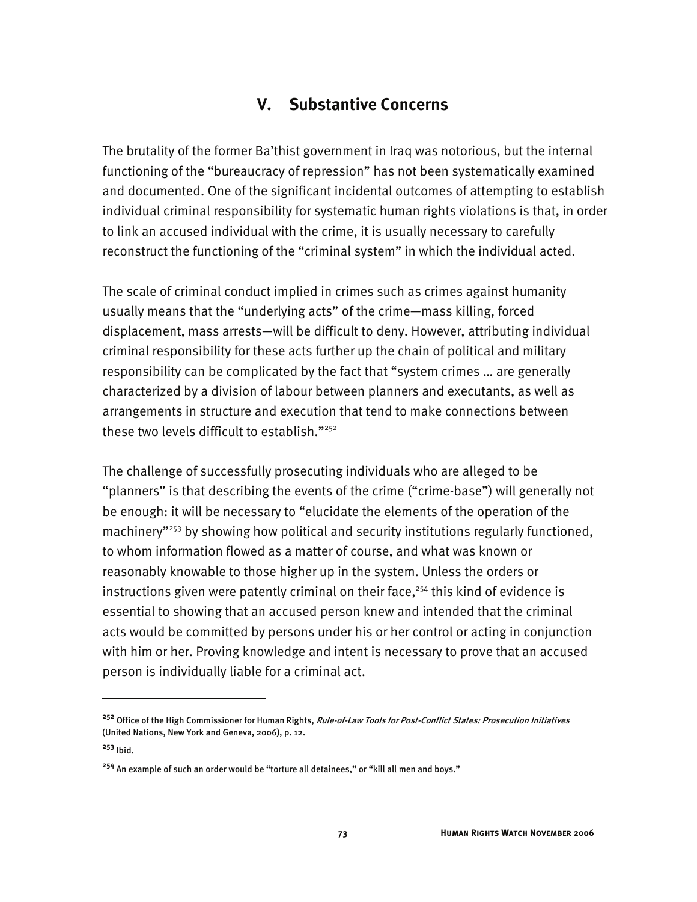## V. Substantive Concerns

The brutality of the former Ba'thist government in Iraq was notorious, but the internal functioning of the "bureaucracy of repression" has not been systematically examined and documented. One of the significant incidental outcomes of attempting to establish individual criminal responsibility for systematic human rights violations is that, in order to link an accused individual with the crime, it is usually necessary to carefully reconstruct the functioning of the "criminal system" in which the individual acted.

The scale of criminal conduct implied in crimes such as crimes against humanity usually means that the "underlying acts" of the crime—mass killing, forced displacement, mass arrests—will be difficult to deny. However, attributing individual criminal responsibility for these acts further up the chain of political and military responsibility can be complicated by the fact that "system crimes … are generally characterized by a division of labour between planners and executants, as well as arrangements in structure and execution that tend to make connections between these two levels difficult to establish."[252]

The challenge of successfully prosecuting individuals who are alleged to be "planners" is that describing the events of the crime ("crime-base") will generally not be enough: it will be necessary to "elucidate the elements of the operation of the machinery"[253] by showing how political and security institutions regularly functioned, to whom information flowed as a matter of course, and what was known or reasonably knowable to those higher up in the system. Unless the orders or instructions given were patently criminal on their face,[254] this kind of evidence is essential to showing that an accused person knew and intended that the criminal acts would be committed by persons under his or her control or acting in conjunction with him or her. Proving knowledge and intent is necessary to prove that an accused person is individually liable for a criminal act.

---

[252] Office of the High Commissioner for Human Rights, *Rule-of-Law Tools for Post-Conflict States: Prosecution Initiatives* (United Nations, New York and Geneva, 2006), p. 12.

[253] Ibid.

[254] An example of such an order would be "torture all detainees," or "kill all men and boys."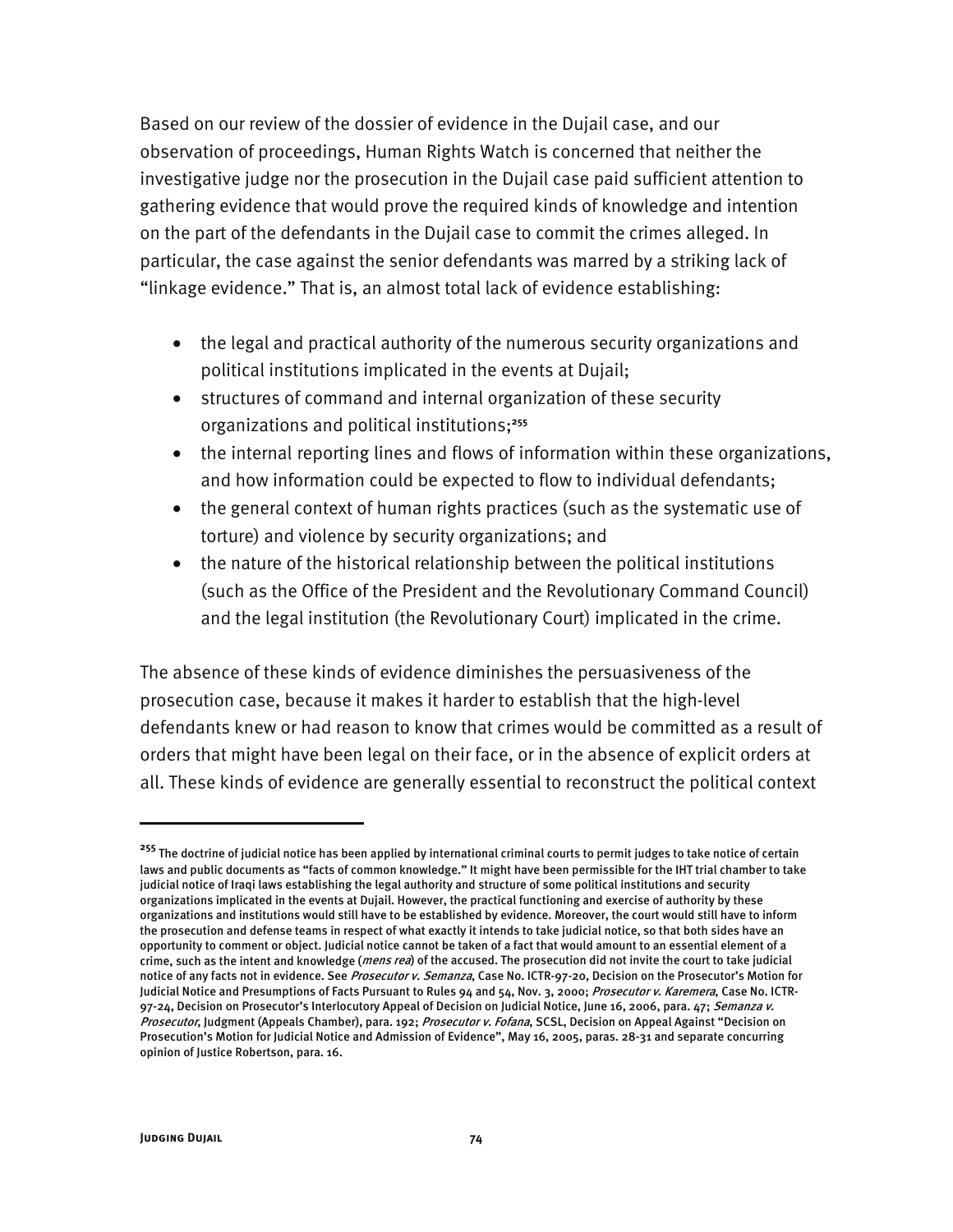Based on our review of the dossier of evidence in the Dujail case, and our observation of proceedings, Human Rights Watch is concerned that neither the investigative judge nor the prosecution in the Dujail case paid sufficient attention to gathering evidence that would prove the required kinds of knowledge and intention on the part of the defendants in the Dujail case to commit the crimes alleged. In particular, the case against the senior defendants was marred by a striking lack of "linkage evidence." That is, an almost total lack of evidence establishing:

- the legal and practical authority of the numerous security organizations and political institutions implicated in the events at Dujail;
- structures of command and internal organization of these security organizations and political institutions;[255]
- the internal reporting lines and flows of information within these organizations, and how information could be expected to flow to individual defendants;
- the general context of human rights practices (such as the systematic use of torture) and violence by security organizations; and
- the nature of the historical relationship between the political institutions (such as the Office of the President and the Revolutionary Command Council) and the legal institution (the Revolutionary Court) implicated in the crime.

The absence of these kinds of evidence diminishes the persuasiveness of the prosecution case, because it makes it harder to establish that the high-level defendants knew or had reason to know that crimes would be committed as a result of orders that might have been legal on their face, or in the absence of explicit orders at all. These kinds of evidence are generally essential to reconstruct the political context

---

[255] The doctrine of judicial notice has been applied by international criminal courts to permit judges to take notice of certain laws and public documents as "facts of common knowledge." It might have been permissible for the IHT trial chamber to take judicial notice of Iraqi laws establishing the legal authority and structure of some political institutions and security organizations implicated in the events at Dujail. However, the practical functioning and exercise of authority by these organizations and institutions would still have to be established by evidence. Moreover, the court would still have to inform the prosecution and defense teams in respect of what exactly it intends to take judicial notice, so that both sides have an opportunity to comment or object. Judicial notice cannot be taken of a fact that would amount to an essential element of a crime, such as the intent and knowledge (*mens rea*) of the accused. The prosecution did not invite the court to take judicial notice of any facts not in evidence. See *Prosecutor v. Semanza*, Case No. ICTR-97-20, Decision on the Prosecutor's Motion for Judicial Notice and Presumptions of Facts Pursuant to Rules 94 and 54, Nov. 3, 2000; *Prosecutor v. Karemera*, Case No. ICTR-97-24, Decision on Prosecutor's Interlocutory Appeal of Decision on Judicial Notice, June 16, 2006, para. 47; *Semanza v. Prosecutor*, Judgment (Appeals Chamber), para. 192; *Prosecutor v. Fofana*, SCSL, Decision on Appeal Against "Decision on Prosecution's Motion for Judicial Notice and Admission of Evidence", May 16, 2005, paras. 28-31 and separate concurring opinion of Justice Robertson, para. 16.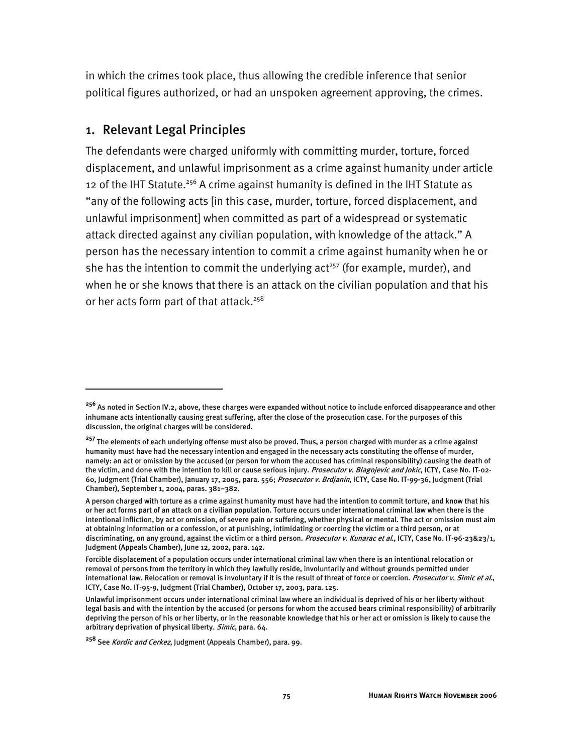in which the crimes took place, thus allowing the credible inference that senior political figures authorized, or had an unspoken agreement approving, the crimes.

## 1. Relevant Legal Principles

The defendants were charged uniformly with committing murder, torture, forced displacement, and unlawful imprisonment as a crime against humanity under article 12 of the IHT Statute.[256] A crime against humanity is defined in the IHT Statute as "any of the following acts [in this case, murder, torture, forced displacement, and unlawful imprisonment] when committed as part of a widespread or systematic attack directed against any civilian population, with knowledge of the attack." A person has the necessary intention to commit a crime against humanity when he or she has the intention to commit the underlying act[257] (for example, murder), and when he or she knows that there is an attack on the civilian population and that his or her acts form part of that attack.[258]

---

[256] As noted in Section IV.2, above, these charges were expanded without notice to include enforced disappearance and other inhumane acts intentionally causing great suffering, after the close of the prosecution case. For the purposes of this discussion, the original charges will be considered.

[257] The elements of each underlying offense must also be proved. Thus, a person charged with murder as a crime against humanity must have had the necessary intention and engaged in the necessary acts constituting the offense of murder, namely: an act or omission by the accused (or person for whom the accused has criminal responsibility) causing the death of the victim, and done with the intention to kill or cause serious injury. *Prosecutor v. Blagojevic and Jokic*, ICTY, Case No. IT-02-60, Judgment (Trial Chamber), January 17, 2005, para. 556; *Prosecutor v. Brdjanin*, ICTY, Case No. IT-99-36, Judgment (Trial Chamber), September 1, 2004, paras. 381–382.

A person charged with torture as a crime against humanity must have had the intention to commit torture, and know that his or her act forms part of an attack on a civilian population. Torture occurs under international criminal law when there is the intentional infliction, by act or omission, of severe pain or suffering, whether physical or mental. The act or omission must aim at obtaining information or a confession, or at punishing, intimidating or coercing the victim or a third person, or at discriminating, on any ground, against the victim or a third person. *Prosecutor v. Kunarac et al.*, ICTY, Case No. IT-96-23&23/1, Judgment (Appeals Chamber), June 12, 2002, para. 142.

Forcible displacement of a population occurs under international criminal law when there is an intentional relocation or removal of persons from the territory in which they lawfully reside, involuntarily and without grounds permitted under international law. Relocation or removal is involuntary if it is the result of threat of force or coercion. *Prosecutor v. Simic et al.*, ICTY, Case No. IT-95-9, Judgment (Trial Chamber), October 17, 2003, para. 125.

Unlawful imprisonment occurs under international criminal law where an individual is deprived of his or her liberty without legal basis and with the intention by the accused (or persons for whom the accused bears criminal responsibility) of arbitrarily depriving the person of his or her liberty, or in the reasonable knowledge that his or her act or omission is likely to cause the arbitrary deprivation of physical liberty. *Simic*, para. 64.

[258] See *Kordic and Cerkez*, Judgment (Appeals Chamber), para. 99.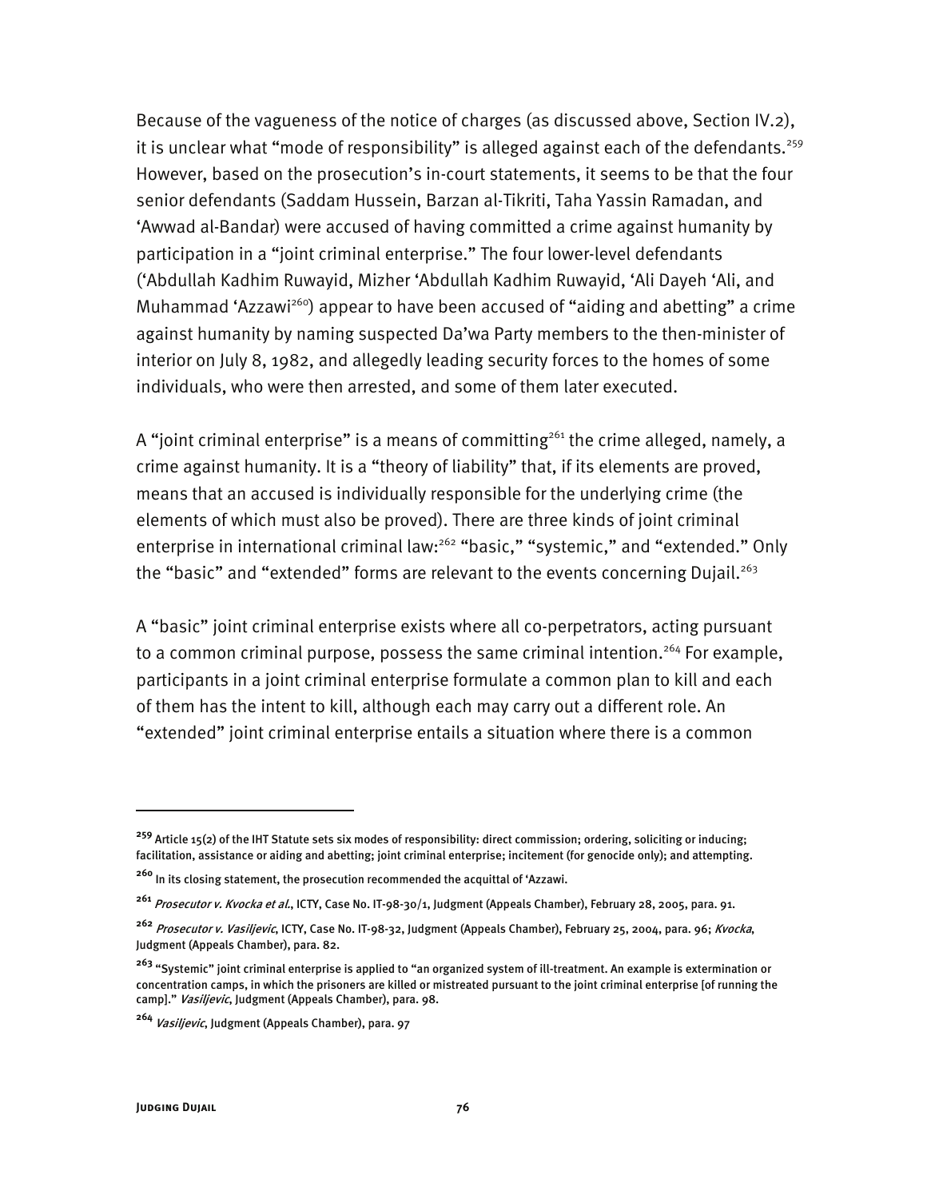Because of the vagueness of the notice of charges (as discussed above, Section IV.2), it is unclear what "mode of responsibility" is alleged against each of the defendants.[259] However, based on the prosecution's in-court statements, it seems to be that the four senior defendants (Saddam Hussein, Barzan al-Tikriti, Taha Yassin Ramadan, and 'Awwad al-Bandar) were accused of having committed a crime against humanity by participation in a "joint criminal enterprise." The four lower-level defendants ('Abdullah Kadhim Ruwayid, Mizher 'Abdullah Kadhim Ruwayid, 'Ali Dayeh 'Ali, and Muhammad 'Azzawi[260]) appear to have been accused of "aiding and abetting" a crime against humanity by naming suspected Da'wa Party members to the then-minister of interior on July 8, 1982, and allegedly leading security forces to the homes of some individuals, who were then arrested, and some of them later executed.

A "joint criminal enterprise" is a means of committing[261] the crime alleged, namely, a crime against humanity. It is a "theory of liability" that, if its elements are proved, means that an accused is individually responsible for the underlying crime (the elements of which must also be proved). There are three kinds of joint criminal enterprise in international criminal law:[262] "basic," "systemic," and "extended." Only the "basic" and "extended" forms are relevant to the events concerning Dujail.[263]

A "basic" joint criminal enterprise exists where all co-perpetrators, acting pursuant to a common criminal purpose, possess the same criminal intention.[264] For example, participants in a joint criminal enterprise formulate a common plan to kill and each of them has the intent to kill, although each may carry out a different role. An "extended" joint criminal enterprise entails a situation where there is a common

---

[259] Article 15(2) of the IHT Statute sets six modes of responsibility: direct commission; ordering, soliciting or inducing; facilitation, assistance or aiding and abetting; joint criminal enterprise; incitement (for genocide only); and attempting.

[260] In its closing statement, the prosecution recommended the acquittal of 'Azzawi.

[261] *Prosecutor v. Kvocka et al.*, ICTY, Case No. IT-98-30/1, Judgment (Appeals Chamber), February 28, 2005, para. 91.

[262] *Prosecutor v. Vasiljevic*, ICTY, Case No. IT-98-32, Judgment (Appeals Chamber), February 25, 2004, para. 96; *Kvocka*, Judgment (Appeals Chamber), para. 82.

[263] "Systemic" joint criminal enterprise is applied to "an organized system of ill-treatment. An example is extermination or concentration camps, in which the prisoners are killed or mistreated pursuant to the joint criminal enterprise [of running the camp]." *Vasiljevic*, Judgment (Appeals Chamber), para. 98.

[264] *Vasiljevic*, Judgment (Appeals Chamber), para. 97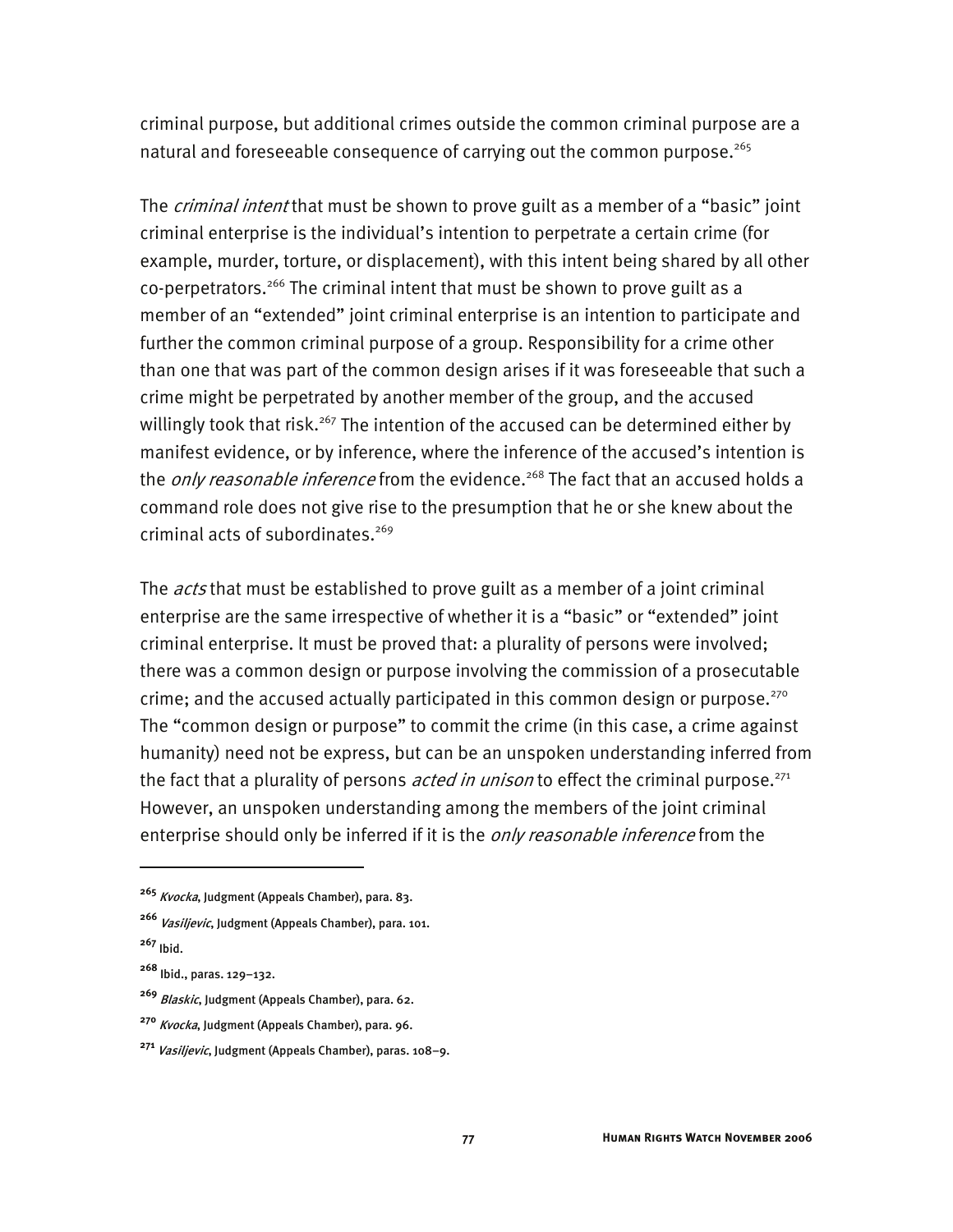criminal purpose, but additional crimes outside the common criminal purpose are a natural and foreseeable consequence of carrying out the common purpose.[265]

The *criminal intent* that must be shown to prove guilt as a member of a "basic" joint criminal enterprise is the individual's intention to perpetrate a certain crime (for example, murder, torture, or displacement), with this intent being shared by all other co-perpetrators.[266] The criminal intent that must be shown to prove guilt as a member of an "extended" joint criminal enterprise is an intention to participate and further the common criminal purpose of a group. Responsibility for a crime other than one that was part of the common design arises if it was foreseeable that such a crime might be perpetrated by another member of the group, and the accused willingly took that risk.[267] The intention of the accused can be determined either by manifest evidence, or by inference, where the inference of the accused's intention is the *only reasonable inference* from the evidence.[268] The fact that an accused holds a command role does not give rise to the presumption that he or she knew about the criminal acts of subordinates.[269]

The *acts* that must be established to prove guilt as a member of a joint criminal enterprise are the same irrespective of whether it is a "basic" or "extended" joint criminal enterprise. It must be proved that: a plurality of persons were involved; there was a common design or purpose involving the commission of a prosecutable crime; and the accused actually participated in this common design or purpose.[270] The "common design or purpose" to commit the crime (in this case, a crime against humanity) need not be express, but can be an unspoken understanding inferred from the fact that a plurality of persons *acted in unison* to effect the criminal purpose.[271] However, an unspoken understanding among the members of the joint criminal enterprise should only be inferred if it is the *only reasonable inference* from the

---

[265] *Kvocka*, Judgment (Appeals Chamber), para. 83.

[266] *Vasiljevic*, Judgment (Appeals Chamber), para. 101.

[267] Ibid.

[268] Ibid., paras. 129–132.

[269] *Blaskic*, Judgment (Appeals Chamber), para. 62.

[270] *Kvocka*, Judgment (Appeals Chamber), para. 96.

[271] *Vasiljevic*, Judgment (Appeals Chamber), paras. 108–9.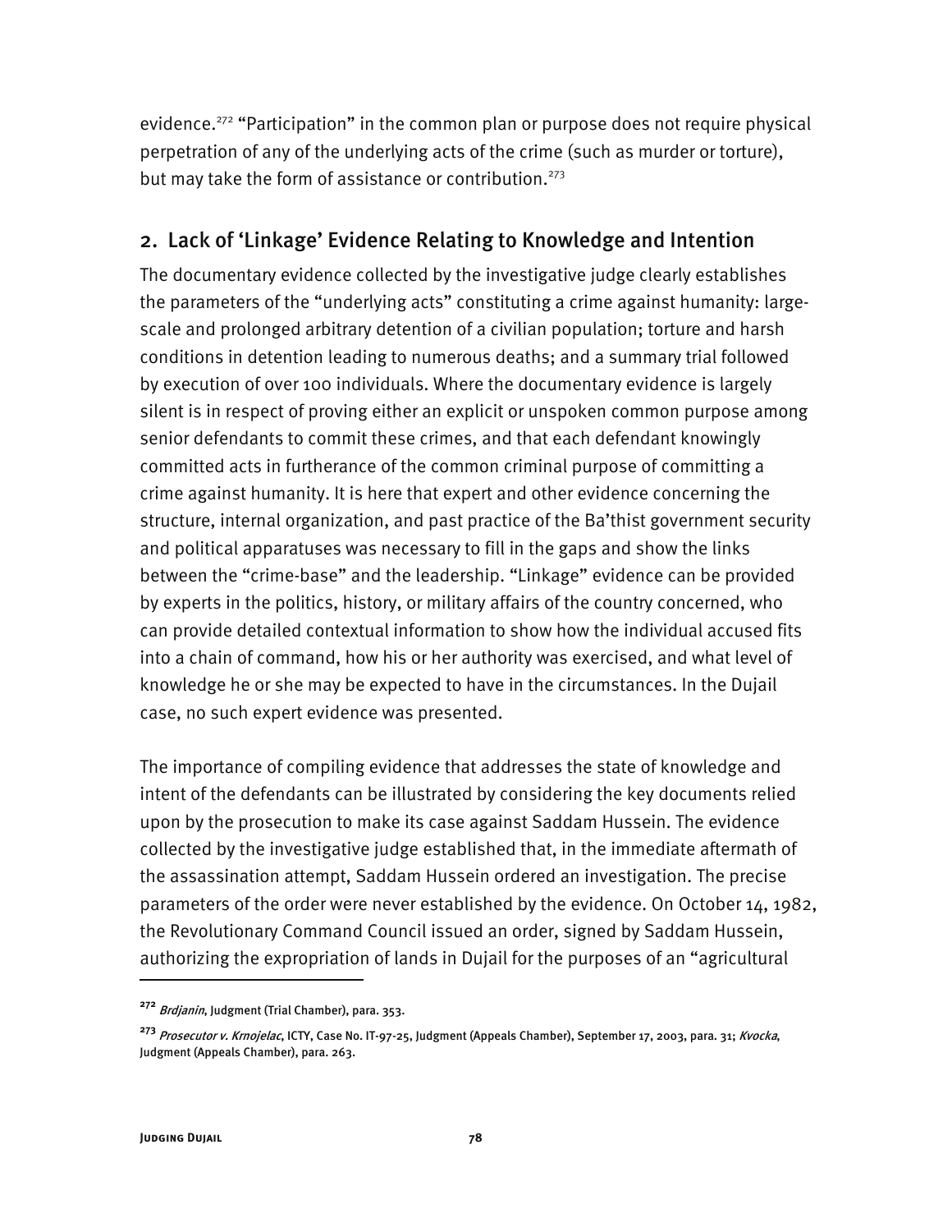evidence.[272] "Participation" in the common plan or purpose does not require physical perpetration of any of the underlying acts of the crime (such as murder or torture), but may take the form of assistance or contribution.[273]

## 2. Lack of 'Linkage' Evidence Relating to Knowledge and Intention

The documentary evidence collected by the investigative judge clearly establishes the parameters of the "underlying acts" constituting a crime against humanity: large-scale and prolonged arbitrary detention of a civilian population; torture and harsh conditions in detention leading to numerous deaths; and a summary trial followed by execution of over 100 individuals. Where the documentary evidence is largely silent is in respect of proving either an explicit or unspoken common purpose among senior defendants to commit these crimes, and that each defendant knowingly committed acts in furtherance of the common criminal purpose of committing a crime against humanity. It is here that expert and other evidence concerning the structure, internal organization, and past practice of the Ba'thist government security and political apparatuses was necessary to fill in the gaps and show the links between the "crime-base" and the leadership. "Linkage" evidence can be provided by experts in the politics, history, or military affairs of the country concerned, who can provide detailed contextual information to show how the individual accused fits into a chain of command, how his or her authority was exercised, and what level of knowledge he or she may be expected to have in the circumstances. In the Dujail case, no such expert evidence was presented.

The importance of compiling evidence that addresses the state of knowledge and intent of the defendants can be illustrated by considering the key documents relied upon by the prosecution to make its case against Saddam Hussein. The evidence collected by the investigative judge established that, in the immediate aftermath of the assassination attempt, Saddam Hussein ordered an investigation. The precise parameters of the order were never established by the evidence. On October 14, 1982, the Revolutionary Command Council issued an order, signed by Saddam Hussein, authorizing the expropriation of lands in Dujail for the purposes of an "agricultural

---

[272] *Brdjanin*, Judgment (Trial Chamber), para. 353.

[273] *Prosecutor v. Krnojelac*, ICTY, Case No. IT-97-25, Judgment (Appeals Chamber), September 17, 2003, para. 31; *Kvocka*, Judgment (Appeals Chamber), para. 263.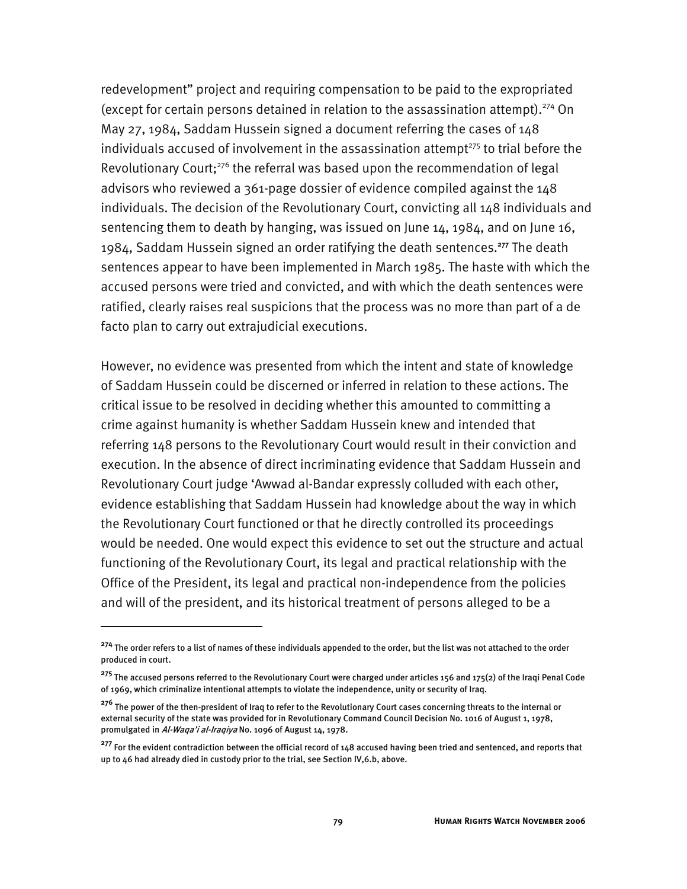redevelopment" project and requiring compensation to be paid to the expropriated (except for certain persons detained in relation to the assassination attempt).[274] On May 27, 1984, Saddam Hussein signed a document referring the cases of 148 individuals accused of involvement in the assassination attempt[275] to trial before the Revolutionary Court;[276] the referral was based upon the recommendation of legal advisors who reviewed a 361-page dossier of evidence compiled against the 148 individuals. The decision of the Revolutionary Court, convicting all 148 individuals and sentencing them to death by hanging, was issued on June 14, 1984, and on June 16, 1984, Saddam Hussein signed an order ratifying the death sentences.[277] The death sentences appear to have been implemented in March 1985. The haste with which the accused persons were tried and convicted, and with which the death sentences were ratified, clearly raises real suspicions that the process was no more than part of a de facto plan to carry out extrajudicial executions.

However, no evidence was presented from which the intent and state of knowledge of Saddam Hussein could be discerned or inferred in relation to these actions. The critical issue to be resolved in deciding whether this amounted to committing a crime against humanity is whether Saddam Hussein knew and intended that referring 148 persons to the Revolutionary Court would result in their conviction and execution. In the absence of direct incriminating evidence that Saddam Hussein and Revolutionary Court judge 'Awwad al-Bandar expressly colluded with each other, evidence establishing that Saddam Hussein had knowledge about the way in which the Revolutionary Court functioned or that he directly controlled its proceedings would be needed. One would expect this evidence to set out the structure and actual functioning of the Revolutionary Court, its legal and practical relationship with the Office of the President, its legal and practical non-independence from the policies and will of the president, and its historical treatment of persons alleged to be a

---

[274] The order refers to a list of names of these individuals appended to the order, but the list was not attached to the order produced in court.

[275] The accused persons referred to the Revolutionary Court were charged under articles 156 and 175(2) of the Iraqi Penal Code of 1969, which criminalize intentional attempts to violate the independence, unity or security of Iraq.

[276] The power of the then-president of Iraq to refer to the Revolutionary Court cases concerning threats to the internal or external security of the state was provided for in Revolutionary Command Council Decision No. 1016 of August 1, 1978, promulgated in *Al-Waqa'i al-Iraqiya* No. 1096 of August 14, 1978.

[277] For the evident contradiction between the official record of 148 accused having been tried and sentenced, and reports that up to 46 had already died in custody prior to the trial, see Section IV,6.b, above.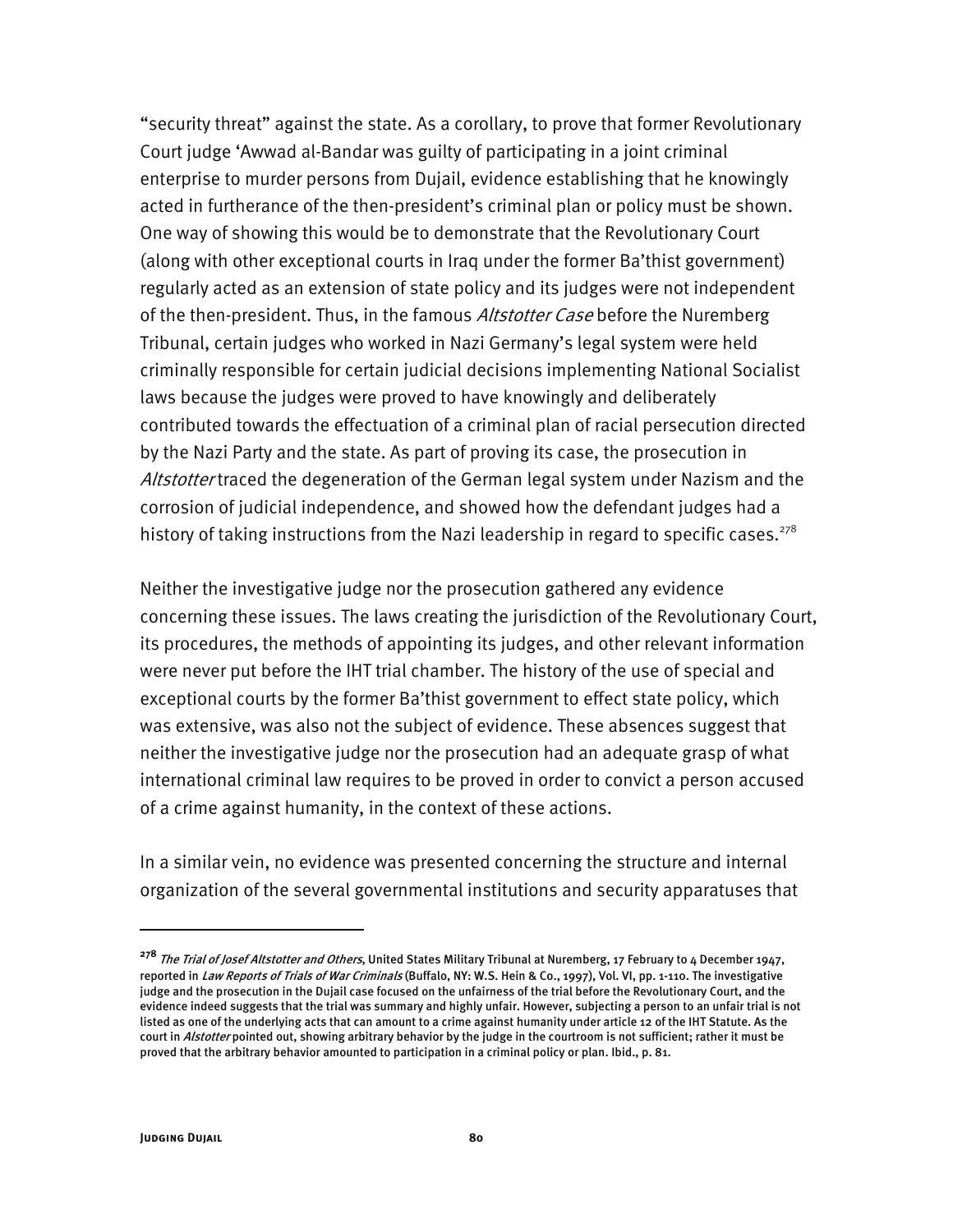"security threat" against the state. As a corollary, to prove that former Revolutionary Court judge 'Awwad al-Bandar was guilty of participating in a joint criminal enterprise to murder persons from Dujail, evidence establishing that he knowingly acted in furtherance of the then-president's criminal plan or policy must be shown. One way of showing this would be to demonstrate that the Revolutionary Court (along with other exceptional courts in Iraq under the former Ba'thist government) regularly acted as an extension of state policy and its judges were not independent of the then-president. Thus, in the famous *Altstotter Case* before the Nuremberg Tribunal, certain judges who worked in Nazi Germany's legal system were held criminally responsible for certain judicial decisions implementing National Socialist laws because the judges were proved to have knowingly and deliberately contributed towards the effectuation of a criminal plan of racial persecution directed by the Nazi Party and the state. As part of proving its case, the prosecution in *Altstotter* traced the degeneration of the German legal system under Nazism and the corrosion of judicial independence, and showed how the defendant judges had a history of taking instructions from the Nazi leadership in regard to specific cases.[278]

Neither the investigative judge nor the prosecution gathered any evidence concerning these issues. The laws creating the jurisdiction of the Revolutionary Court, its procedures, the methods of appointing its judges, and other relevant information were never put before the IHT trial chamber. The history of the use of special and exceptional courts by the former Ba'thist government to effect state policy, which was extensive, was also not the subject of evidence. These absences suggest that neither the investigative judge nor the prosecution had an adequate grasp of what international criminal law requires to be proved in order to convict a person accused of a crime against humanity, in the context of these actions.

In a similar vein, no evidence was presented concerning the structure and internal organization of the several governmental institutions and security apparatuses that

---

[278] *The Trial of Josef Altstotter and Others*, United States Military Tribunal at Nuremberg, 17 February to 4 December 1947, reported in *Law Reports of Trials of War Criminals* (Buffalo, NY: W.S. Hein & Co., 1997), Vol. VI, pp. 1-110. The investigative judge and the prosecution in the Dujail case focused on the unfairness of the trial before the Revolutionary Court, and the evidence indeed suggests that the trial was summary and highly unfair. However, subjecting a person to an unfair trial is not listed as one of the underlying acts that can amount to a crime against humanity under article 12 of the IHT Statute. As the court in *Alstotter* pointed out, showing arbitrary behavior by the judge in the courtroom is not sufficient; rather it must be proved that the arbitrary behavior amounted to participation in a criminal policy or plan. Ibid., p. 81.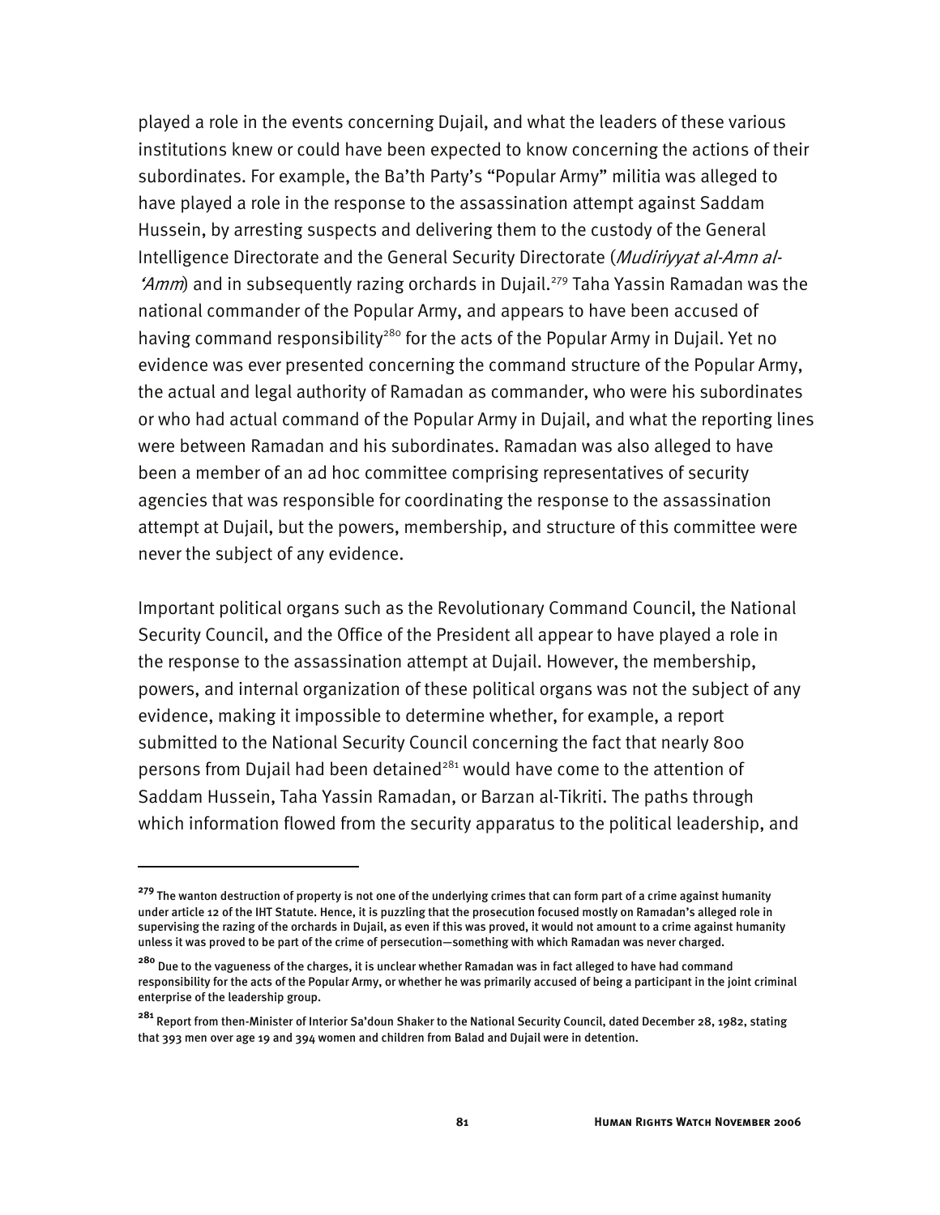played a role in the events concerning Dujail, and what the leaders of these various institutions knew or could have been expected to know concerning the actions of their subordinates. For example, the Ba'th Party's "Popular Army" militia was alleged to have played a role in the response to the assassination attempt against Saddam Hussein, by arresting suspects and delivering them to the custody of the General Intelligence Directorate and the General Security Directorate (*Mudiriyyat al-Amn al-'Amm*) and in subsequently razing orchards in Dujail.[279] Taha Yassin Ramadan was the national commander of the Popular Army, and appears to have been accused of having command responsibility[280] for the acts of the Popular Army in Dujail. Yet no evidence was ever presented concerning the command structure of the Popular Army, the actual and legal authority of Ramadan as commander, who were his subordinates or who had actual command of the Popular Army in Dujail, and what the reporting lines were between Ramadan and his subordinates. Ramadan was also alleged to have been a member of an ad hoc committee comprising representatives of security agencies that was responsible for coordinating the response to the assassination attempt at Dujail, but the powers, membership, and structure of this committee were never the subject of any evidence.

Important political organs such as the Revolutionary Command Council, the National Security Council, and the Office of the President all appear to have played a role in the response to the assassination attempt at Dujail. However, the membership, powers, and internal organization of these political organs was not the subject of any evidence, making it impossible to determine whether, for example, a report submitted to the National Security Council concerning the fact that nearly 800 persons from Dujail had been detained[281] would have come to the attention of Saddam Hussein, Taha Yassin Ramadan, or Barzan al-Tikriti. The paths through which information flowed from the security apparatus to the political leadership, and

---

[279] The wanton destruction of property is not one of the underlying crimes that can form part of a crime against humanity under article 12 of the IHT Statute. Hence, it is puzzling that the prosecution focused mostly on Ramadan's alleged role in supervising the razing of the orchards in Dujail, as even if this was proved, it would not amount to a crime against humanity unless it was proved to be part of the crime of persecution—something with which Ramadan was never charged.

[280] Due to the vagueness of the charges, it is unclear whether Ramadan was in fact alleged to have had command responsibility for the acts of the Popular Army, or whether he was primarily accused of being a participant in the joint criminal enterprise of the leadership group.

[281] Report from then-Minister of Interior Sa'doun Shaker to the National Security Council, dated December 28, 1982, stating that 393 men over age 19 and 394 women and children from Balad and Dujail were in detention.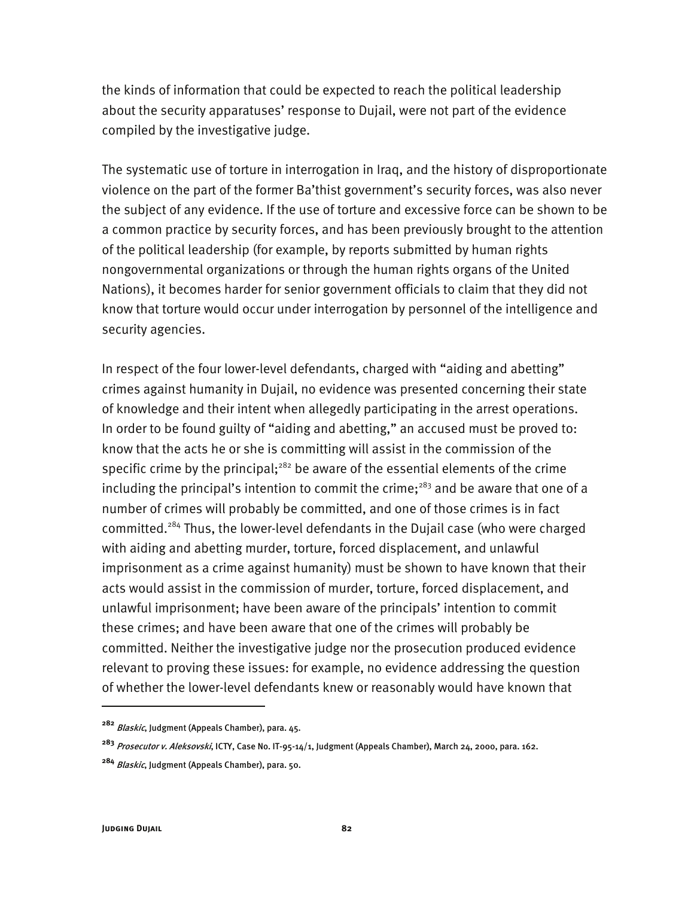the kinds of information that could be expected to reach the political leadership about the security apparatuses' response to Dujail, were not part of the evidence compiled by the investigative judge.

The systematic use of torture in interrogation in Iraq, and the history of disproportionate violence on the part of the former Ba'thist government's security forces, was also never the subject of any evidence. If the use of torture and excessive force can be shown to be a common practice by security forces, and has been previously brought to the attention of the political leadership (for example, by reports submitted by human rights nongovernmental organizations or through the human rights organs of the United Nations), it becomes harder for senior government officials to claim that they did not know that torture would occur under interrogation by personnel of the intelligence and security agencies.

In respect of the four lower-level defendants, charged with "aiding and abetting" crimes against humanity in Dujail, no evidence was presented concerning their state of knowledge and their intent when allegedly participating in the arrest operations. In order to be found guilty of "aiding and abetting," an accused must be proved to: know that the acts he or she is committing will assist in the commission of the specific crime by the principal;[282] be aware of the essential elements of the crime including the principal's intention to commit the crime;[283] and be aware that one of a number of crimes will probably be committed, and one of those crimes is in fact committed.[284] Thus, the lower-level defendants in the Dujail case (who were charged with aiding and abetting murder, torture, forced displacement, and unlawful imprisonment as a crime against humanity) must be shown to have known that their acts would assist in the commission of murder, torture, forced displacement, and unlawful imprisonment; have been aware of the principals' intention to commit these crimes; and have been aware that one of the crimes will probably be committed. Neither the investigative judge nor the prosecution produced evidence relevant to proving these issues: for example, no evidence addressing the question of whether the lower-level defendants knew or reasonably would have known that

---

[282] *Blaskic*, Judgment (Appeals Chamber), para. 45.

[283] *Prosecutor v. Aleksovski*, ICTY, Case No. IT-95-14/1, Judgment (Appeals Chamber), March 24, 2000, para. 162.

[284] *Blaskic*, Judgment (Appeals Chamber), para. 50.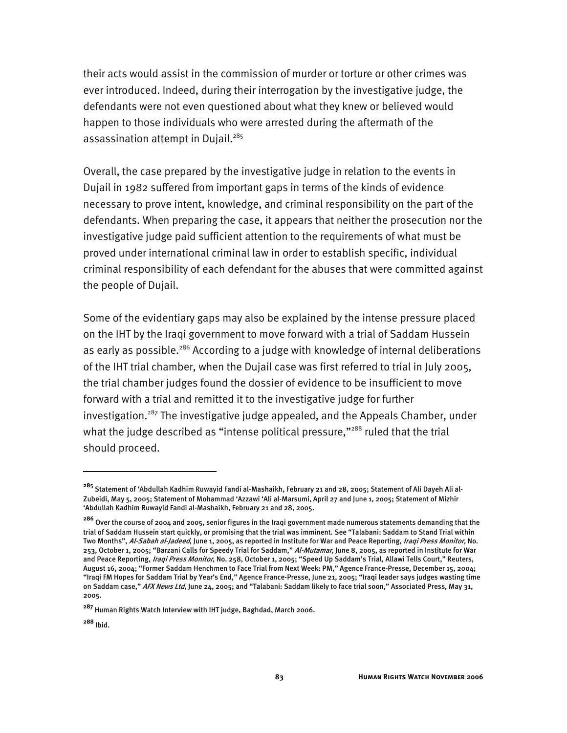their acts would assist in the commission of murder or torture or other crimes was ever introduced. Indeed, during their interrogation by the investigative judge, the defendants were not even questioned about what they knew or believed would happen to those individuals who were arrested during the aftermath of the assassination attempt in Dujail.[285]

Overall, the case prepared by the investigative judge in relation to the events in Dujail in 1982 suffered from important gaps in terms of the kinds of evidence necessary to prove intent, knowledge, and criminal responsibility on the part of the defendants. When preparing the case, it appears that neither the prosecution nor the investigative judge paid sufficient attention to the requirements of what must be proved under international criminal law in order to establish specific, individual criminal responsibility of each defendant for the abuses that were committed against the people of Dujail.

Some of the evidentiary gaps may also be explained by the intense pressure placed on the IHT by the Iraqi government to move forward with a trial of Saddam Hussein as early as possible.[286] According to a judge with knowledge of internal deliberations of the IHT trial chamber, when the Dujail case was first referred to trial in July 2005, the trial chamber judges found the dossier of evidence to be insufficient to move forward with a trial and remitted it to the investigative judge for further investigation.[287] The investigative judge appealed, and the Appeals Chamber, under what the judge described as "intense political pressure,"[288] ruled that the trial should proceed.

---

[285] Statement of 'Abdullah Kadhim Ruwayid Fandi al-Mashaikh, February 21 and 28, 2005; Statement of Ali Dayeh Ali al-Zubeidi, May 5, 2005; Statement of Mohammad 'Azzawi 'Ali al-Marsumi, April 27 and June 1, 2005; Statement of Mizhir 'Abdullah Kadhim Ruwayid Fandi al-Mashaikh, February 21 and 28, 2005.

[286] Over the course of 2004 and 2005, senior figures in the Iraqi government made numerous statements demanding that the trial of Saddam Hussein start quickly, or promising that the trial was imminent. See "Talabani: Saddam to Stand Trial within Two Months", *Al-Sabah al-Jadeed*, June 1, 2005, as reported in Institute for War and Peace Reporting, *Iraqi Press Monitor,* No. 253, October 1, 2005; "Barzani Calls for Speedy Trial for Saddam," *Al-Mutamar*, June 8, 2005, as reported in Institute for War and Peace Reporting, *Iraqi Press Monitor*, No. 258, October 1, 2005; "Speed Up Saddam's Trial, Allawi Tells Court," Reuters, August 16, 2004; "Former Saddam Henchmen to Face Trial from Next Week: PM," Agence France-Presse, December 15, 2004; "Iraqi FM Hopes for Saddam Trial by Year's End," Agence France-Presse, June 21, 2005; "Iraqi leader says judges wasting time on Saddam case," *AFX News Ltd*, June 24, 2005; and "Talabani: Saddam likely to face trial soon," Associated Press, May 31, 2005.

[287] Human Rights Watch Interview with IHT judge, Baghdad, March 2006.

[288] Ibid.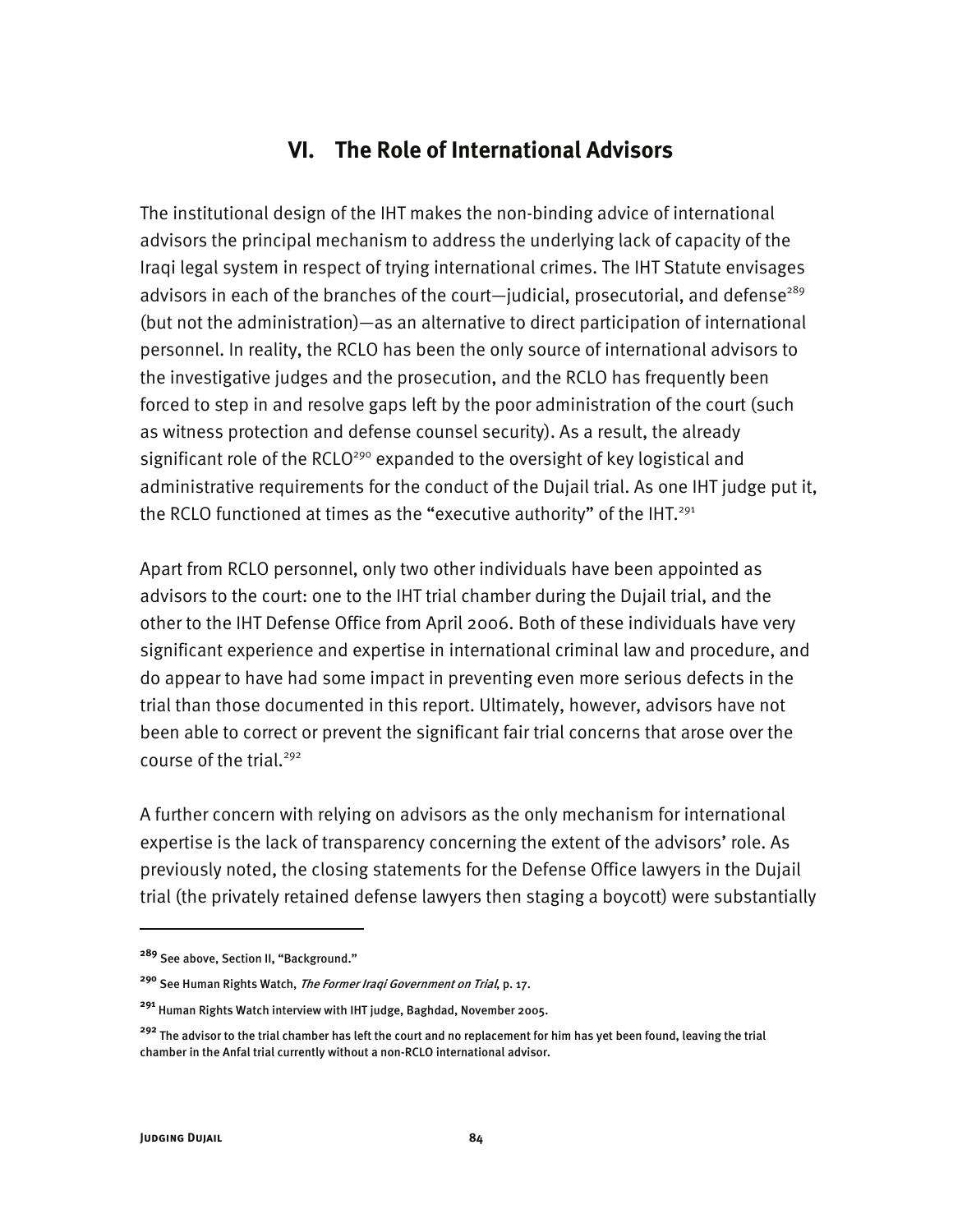## VI. The Role of International Advisors

The institutional design of the IHT makes the non-binding advice of international advisors the principal mechanism to address the underlying lack of capacity of the Iraqi legal system in respect of trying international crimes. The IHT Statute envisages advisors in each of the branches of the court—judicial, prosecutorial, and defense[289] (but not the administration)—as an alternative to direct participation of international personnel. In reality, the RCLO has been the only source of international advisors to the investigative judges and the prosecution, and the RCLO has frequently been forced to step in and resolve gaps left by the poor administration of the court (such as witness protection and defense counsel security). As a result, the already significant role of the RCLO[290] expanded to the oversight of key logistical and administrative requirements for the conduct of the Dujail trial. As one IHT judge put it, the RCLO functioned at times as the "executive authority" of the IHT.[291]

Apart from RCLO personnel, only two other individuals have been appointed as advisors to the court: one to the IHT trial chamber during the Dujail trial, and the other to the IHT Defense Office from April 2006. Both of these individuals have very significant experience and expertise in international criminal law and procedure, and do appear to have had some impact in preventing even more serious defects in the trial than those documented in this report. Ultimately, however, advisors have not been able to correct or prevent the significant fair trial concerns that arose over the course of the trial.[292]

A further concern with relying on advisors as the only mechanism for international expertise is the lack of transparency concerning the extent of the advisors' role. As previously noted, the closing statements for the Defense Office lawyers in the Dujail trial (the privately retained defense lawyers then staging a boycott) were substantially

---

[289] See above, Section II, "Background."

[290] See Human Rights Watch, *The Former Iraqi Government on Trial*, p. 17.

[291] Human Rights Watch interview with IHT judge, Baghdad, November 2005.

[292] The advisor to the trial chamber has left the court and no replacement for him has yet been found, leaving the trial chamber in the Anfal trial currently without a non-RCLO international advisor.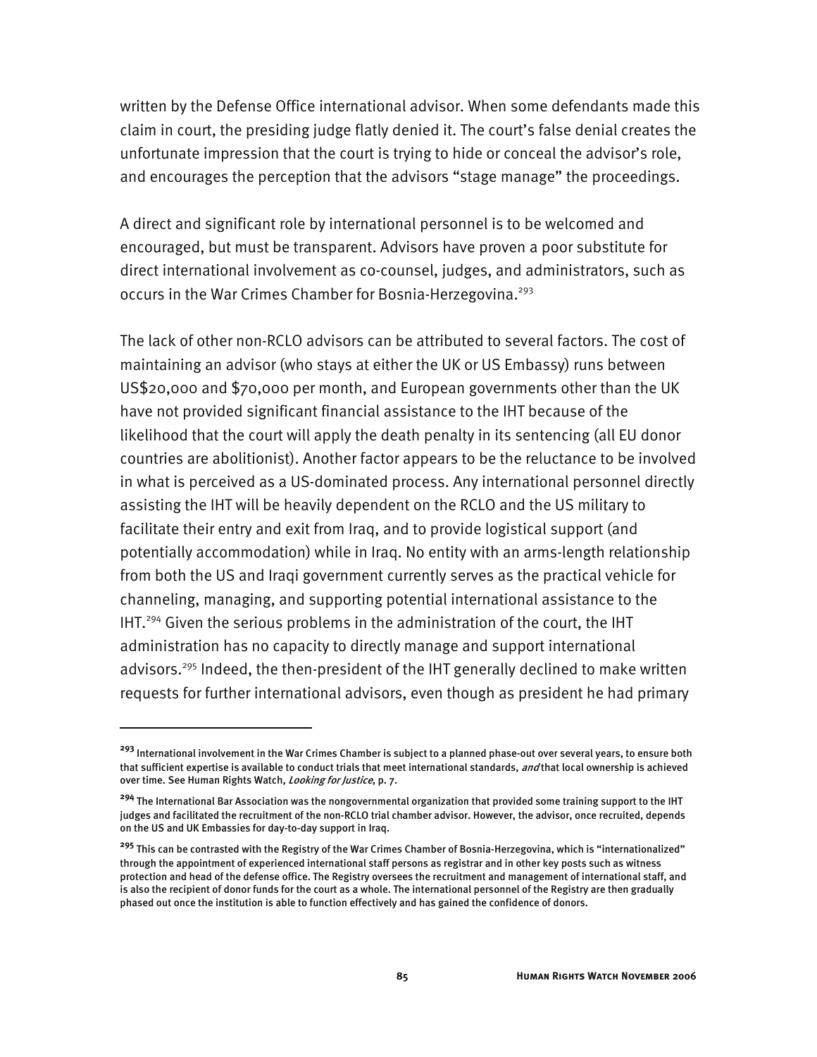written by the Defense Office international advisor. When some defendants made this claim in court, the presiding judge flatly denied it. The court's false denial creates the unfortunate impression that the court is trying to hide or conceal the advisor's role, and encourages the perception that the advisors "stage manage" the proceedings.

A direct and significant role by international personnel is to be welcomed and encouraged, but must be transparent. Advisors have proven a poor substitute for direct international involvement as co-counsel, judges, and administrators, such as occurs in the War Crimes Chamber for Bosnia-Herzegovina.[293]

The lack of other non-RCLO advisors can be attributed to several factors. The cost of maintaining an advisor (who stays at either the UK or US Embassy) runs between US$20,000 and $70,000 per month, and European governments other than the UK have not provided significant financial assistance to the IHT because of the likelihood that the court will apply the death penalty in its sentencing (all EU donor countries are abolitionist). Another factor appears to be the reluctance to be involved in what is perceived as a US-dominated process. Any international personnel directly assisting the IHT will be heavily dependent on the RCLO and the US military to facilitate their entry and exit from Iraq, and to provide logistical support (and potentially accommodation) while in Iraq. No entity with an arms-length relationship from both the US and Iraqi government currently serves as the practical vehicle for channeling, managing, and supporting potential international assistance to the IHT.[294] Given the serious problems in the administration of the court, the IHT administration has no capacity to directly manage and support international advisors.[295] Indeed, the then-president of the IHT generally declined to make written requests for further international advisors, even though as president he had primary

---

[293] International involvement in the War Crimes Chamber is subject to a planned phase-out over several years, to ensure both that sufficient expertise is available to conduct trials that meet international standards, *and* that local ownership is achieved over time. See Human Rights Watch, *Looking for Justice*, p. 7.

[294] The International Bar Association was the nongovernmental organization that provided some training support to the IHT judges and facilitated the recruitment of the non-RCLO trial chamber advisor. However, the advisor, once recruited, depends on the US and UK Embassies for day-to-day support in Iraq.

[295] This can be contrasted with the Registry of the War Crimes Chamber of Bosnia-Herzegovina, which is "internationalized" through the appointment of experienced international staff persons as registrar and in other key posts such as witness protection and head of the defense office. The Registry oversees the recruitment and management of international staff, and is also the recipient of donor funds for the court as a whole. The international personnel of the Registry are then gradually phased out once the institution is able to function effectively and has gained the confidence of donors.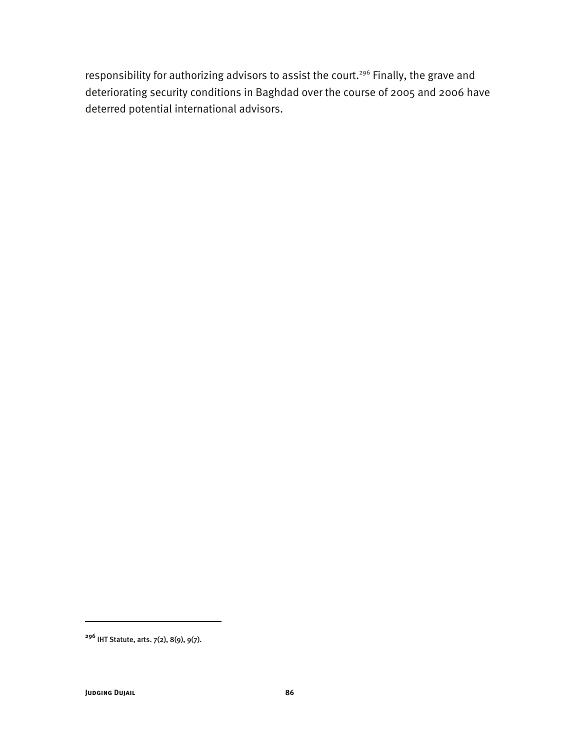responsibility for authorizing advisors to assist the court.[296] Finally, the grave and deteriorating security conditions in Baghdad over the course of 2005 and 2006 have deterred potential international advisors.

---

[296] IHT Statute, arts. 7(2), 8(9), 9(7).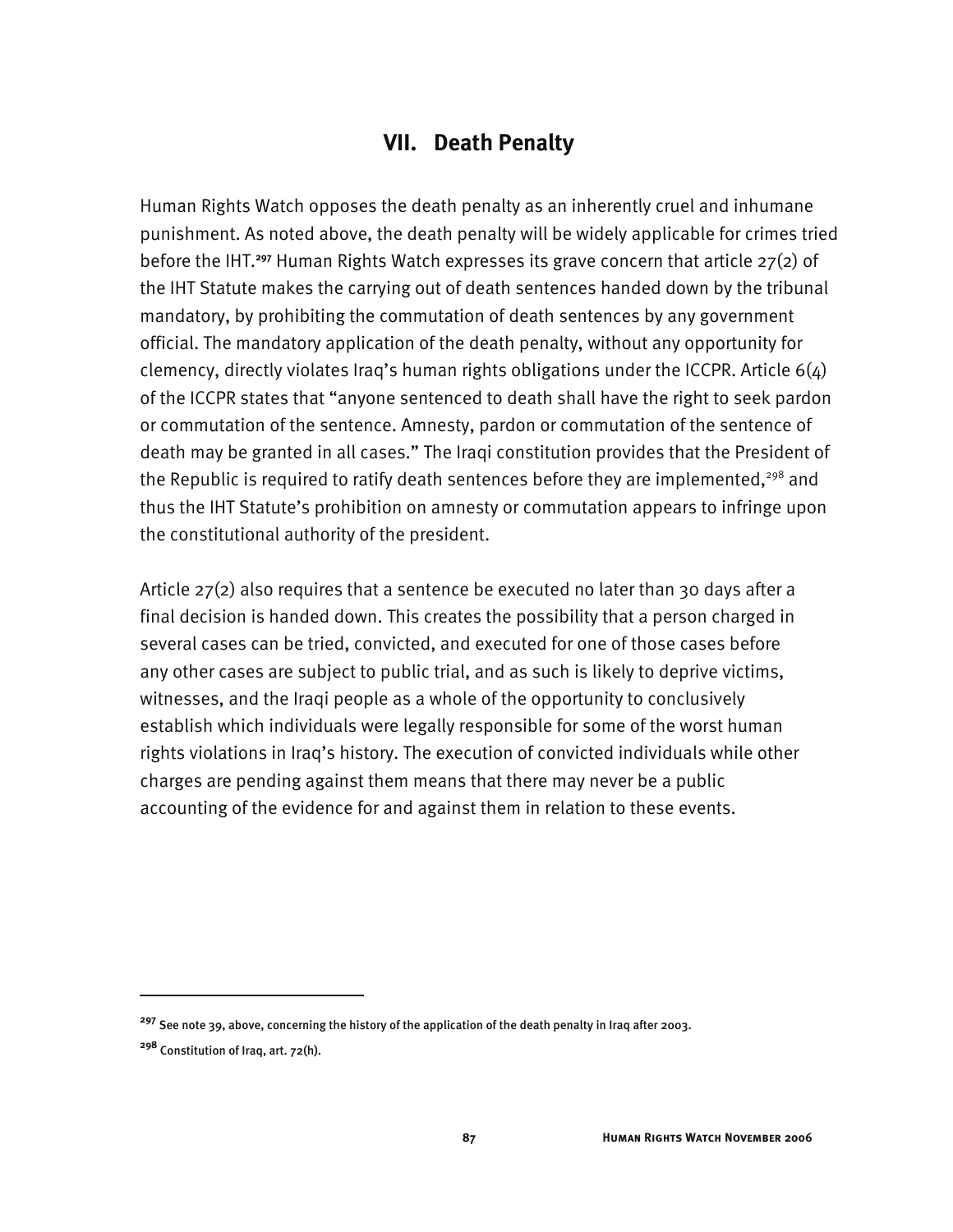## VII. Death Penalty

Human Rights Watch opposes the death penalty as an inherently cruel and inhumane punishment. As noted above, the death penalty will be widely applicable for crimes tried before the IHT.[297] Human Rights Watch expresses its grave concern that article 27(2) of the IHT Statute makes the carrying out of death sentences handed down by the tribunal mandatory, by prohibiting the commutation of death sentences by any government official. The mandatory application of the death penalty, without any opportunity for clemency, directly violates Iraq's human rights obligations under the ICCPR. Article 6(4) of the ICCPR states that "anyone sentenced to death shall have the right to seek pardon or commutation of the sentence. Amnesty, pardon or commutation of the sentence of death may be granted in all cases." The Iraqi constitution provides that the President of the Republic is required to ratify death sentences before they are implemented,[298] and thus the IHT Statute's prohibition on amnesty or commutation appears to infringe upon the constitutional authority of the president.

Article 27(2) also requires that a sentence be executed no later than 30 days after a final decision is handed down. This creates the possibility that a person charged in several cases can be tried, convicted, and executed for one of those cases before any other cases are subject to public trial, and as such is likely to deprive victims, witnesses, and the Iraqi people as a whole of the opportunity to conclusively establish which individuals were legally responsible for some of the worst human rights violations in Iraq's history. The execution of convicted individuals while other charges are pending against them means that there may never be a public accounting of the evidence for and against them in relation to these events.

---

[297] See note 39, above, concerning the history of the application of the death penalty in Iraq after 2003.

[298] Constitution of Iraq, art. 72(h).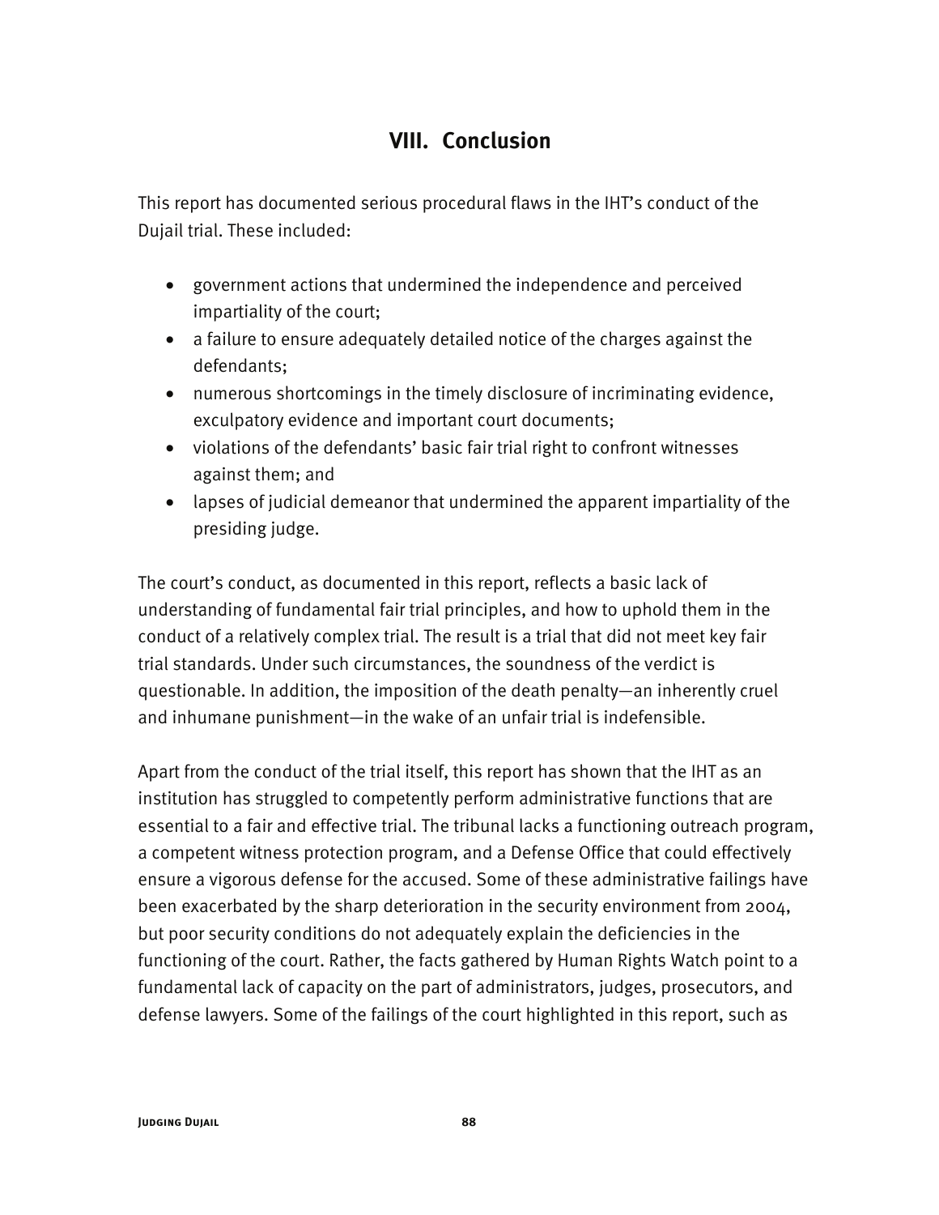## VIII. Conclusion

This report has documented serious procedural flaws in the IHT's conduct of the Dujail trial. These included:

- government actions that undermined the independence and perceived impartiality of the court;
- a failure to ensure adequately detailed notice of the charges against the defendants;
- numerous shortcomings in the timely disclosure of incriminating evidence, exculpatory evidence and important court documents;
- violations of the defendants' basic fair trial right to confront witnesses against them; and
- lapses of judicial demeanor that undermined the apparent impartiality of the presiding judge.

The court's conduct, as documented in this report, reflects a basic lack of understanding of fundamental fair trial principles, and how to uphold them in the conduct of a relatively complex trial. The result is a trial that did not meet key fair trial standards. Under such circumstances, the soundness of the verdict is questionable. In addition, the imposition of the death penalty—an inherently cruel and inhumane punishment—in the wake of an unfair trial is indefensible.

Apart from the conduct of the trial itself, this report has shown that the IHT as an institution has struggled to competently perform administrative functions that are essential to a fair and effective trial. The tribunal lacks a functioning outreach program, a competent witness protection program, and a Defense Office that could effectively ensure a vigorous defense for the accused. Some of these administrative failings have been exacerbated by the sharp deterioration in the security environment from 2004, but poor security conditions do not adequately explain the deficiencies in the functioning of the court. Rather, the facts gathered by Human Rights Watch point to a fundamental lack of capacity on the part of administrators, judges, prosecutors, and defense lawyers. Some of the failings of the court highlighted in this report, such as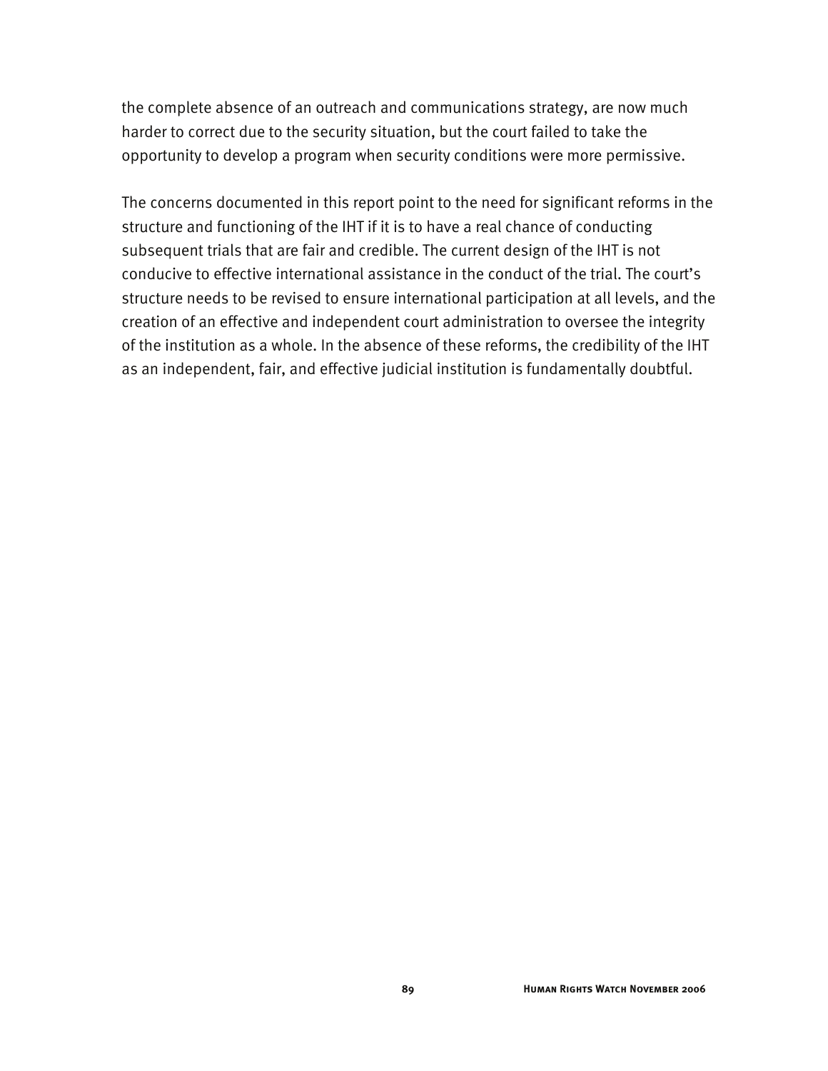the complete absence of an outreach and communications strategy, are now much harder to correct due to the security situation, but the court failed to take the opportunity to develop a program when security conditions were more permissive.

The concerns documented in this report point to the need for significant reforms in the structure and functioning of the IHT if it is to have a real chance of conducting subsequent trials that are fair and credible. The current design of the IHT is not conducive to effective international assistance in the conduct of the trial. The court's structure needs to be revised to ensure international participation at all levels, and the creation of an effective and independent court administration to oversee the integrity of the institution as a whole. In the absence of these reforms, the credibility of the IHT as an independent, fair, and effective judicial institution is fundamentally doubtful.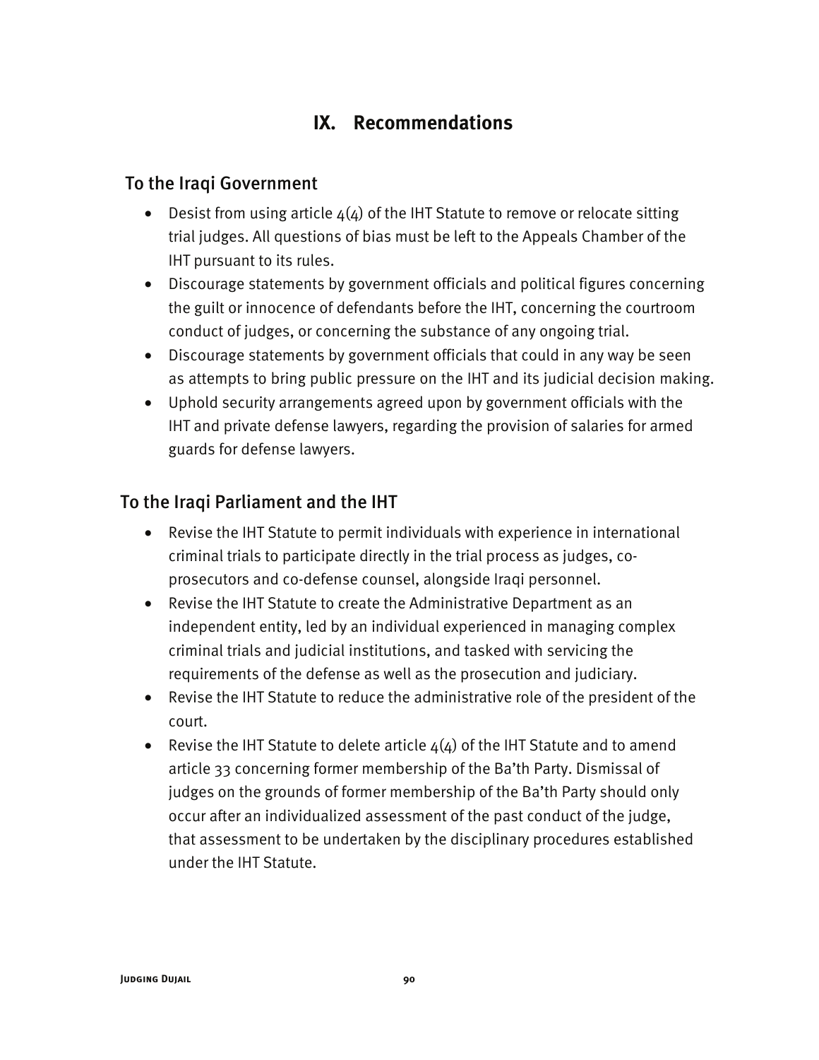# IX. Recommendations

## To the Iraqi Government

- Desist from using article 4(4) of the IHT Statute to remove or relocate sitting trial judges. All questions of bias must be left to the Appeals Chamber of the IHT pursuant to its rules.
- Discourage statements by government officials and political figures concerning the guilt or innocence of defendants before the IHT, concerning the courtroom conduct of judges, or concerning the substance of any ongoing trial.
- Discourage statements by government officials that could in any way be seen as attempts to bring public pressure on the IHT and its judicial decision making.
- Uphold security arrangements agreed upon by government officials with the IHT and private defense lawyers, regarding the provision of salaries for armed guards for defense lawyers.

## To the Iraqi Parliament and the IHT

- Revise the IHT Statute to permit individuals with experience in international criminal trials to participate directly in the trial process as judges, co-prosecutors and co-defense counsel, alongside Iraqi personnel.
- Revise the IHT Statute to create the Administrative Department as an independent entity, led by an individual experienced in managing complex criminal trials and judicial institutions, and tasked with servicing the requirements of the defense as well as the prosecution and judiciary.
- Revise the IHT Statute to reduce the administrative role of the president of the court.
- Revise the IHT Statute to delete article 4(4) of the IHT Statute and to amend article 33 concerning former membership of the Ba'th Party. Dismissal of judges on the grounds of former membership of the Ba'th Party should only occur after an individualized assessment of the past conduct of the judge, that assessment to be undertaken by the disciplinary procedures established under the IHT Statute.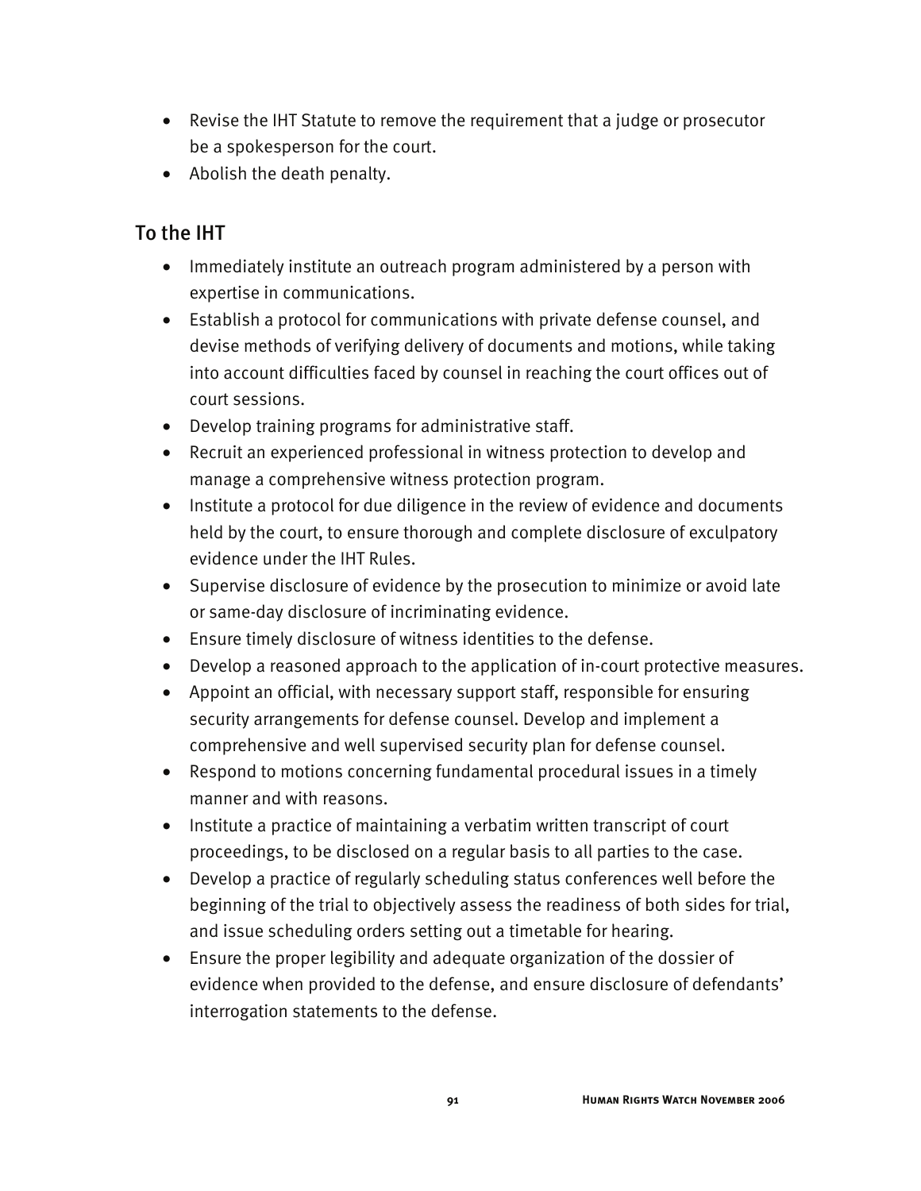- Revise the IHT Statute to remove the requirement that a judge or prosecutor be a spokesperson for the court.
- Abolish the death penalty.

## To the IHT

- Immediately institute an outreach program administered by a person with expertise in communications.
- Establish a protocol for communications with private defense counsel, and devise methods of verifying delivery of documents and motions, while taking into account difficulties faced by counsel in reaching the court offices out of court sessions.
- Develop training programs for administrative staff.
- Recruit an experienced professional in witness protection to develop and manage a comprehensive witness protection program.
- Institute a protocol for due diligence in the review of evidence and documents held by the court, to ensure thorough and complete disclosure of exculpatory evidence under the IHT Rules.
- Supervise disclosure of evidence by the prosecution to minimize or avoid late or same-day disclosure of incriminating evidence.
- Ensure timely disclosure of witness identities to the defense.
- Develop a reasoned approach to the application of in-court protective measures.
- Appoint an official, with necessary support staff, responsible for ensuring security arrangements for defense counsel. Develop and implement a comprehensive and well supervised security plan for defense counsel.
- Respond to motions concerning fundamental procedural issues in a timely manner and with reasons.
- Institute a practice of maintaining a verbatim written transcript of court proceedings, to be disclosed on a regular basis to all parties to the case.
- Develop a practice of regularly scheduling status conferences well before the beginning of the trial to objectively assess the readiness of both sides for trial, and issue scheduling orders setting out a timetable for hearing.
- Ensure the proper legibility and adequate organization of the dossier of evidence when provided to the defense, and ensure disclosure of defendants' interrogation statements to the defense.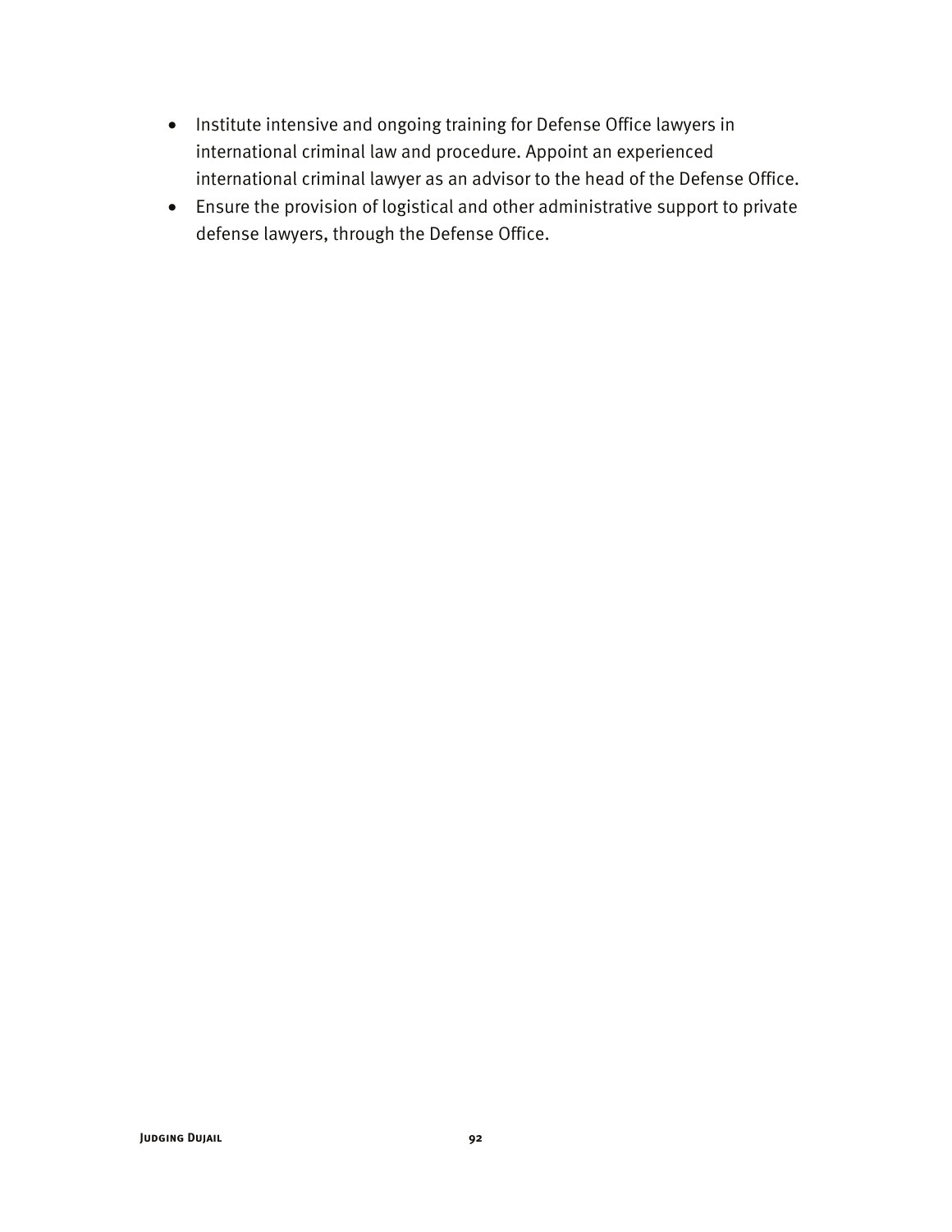- Institute intensive and ongoing training for Defense Office lawyers in international criminal law and procedure. Appoint an experienced international criminal lawyer as an advisor to the head of the Defense Office.
- Ensure the provision of logistical and other administrative support to private defense lawyers, through the Defense Office.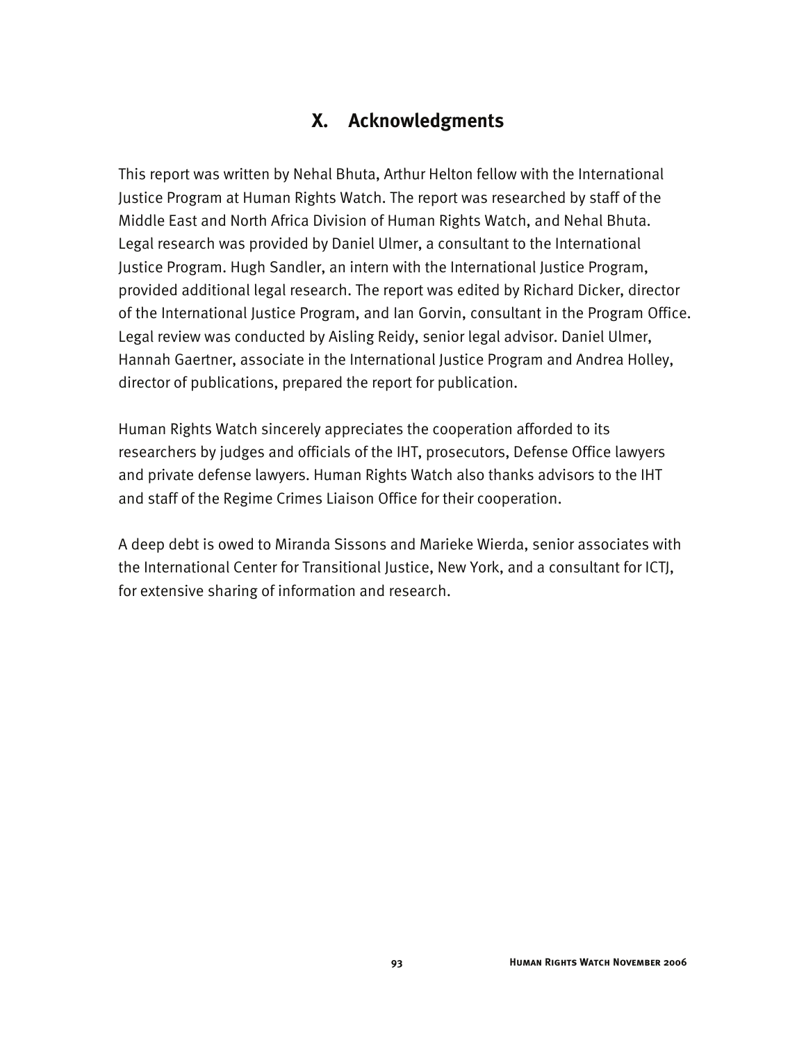## X. Acknowledgments

This report was written by Nehal Bhuta, Arthur Helton fellow with the International Justice Program at Human Rights Watch. The report was researched by staff of the Middle East and North Africa Division of Human Rights Watch, and Nehal Bhuta. Legal research was provided by Daniel Ulmer, a consultant to the International Justice Program. Hugh Sandler, an intern with the International Justice Program, provided additional legal research. The report was edited by Richard Dicker, director of the International Justice Program, and Ian Gorvin, consultant in the Program Office. Legal review was conducted by Aisling Reidy, senior legal advisor. Daniel Ulmer, Hannah Gaertner, associate in the International Justice Program and Andrea Holley, director of publications, prepared the report for publication.

Human Rights Watch sincerely appreciates the cooperation afforded to its researchers by judges and officials of the IHT, prosecutors, Defense Office lawyers and private defense lawyers. Human Rights Watch also thanks advisors to the IHT and staff of the Regime Crimes Liaison Office for their cooperation.

A deep debt is owed to Miranda Sissons and Marieke Wierda, senior associates with the International Center for Transitional Justice, New York, and a consultant for ICTJ, for extensive sharing of information and research.